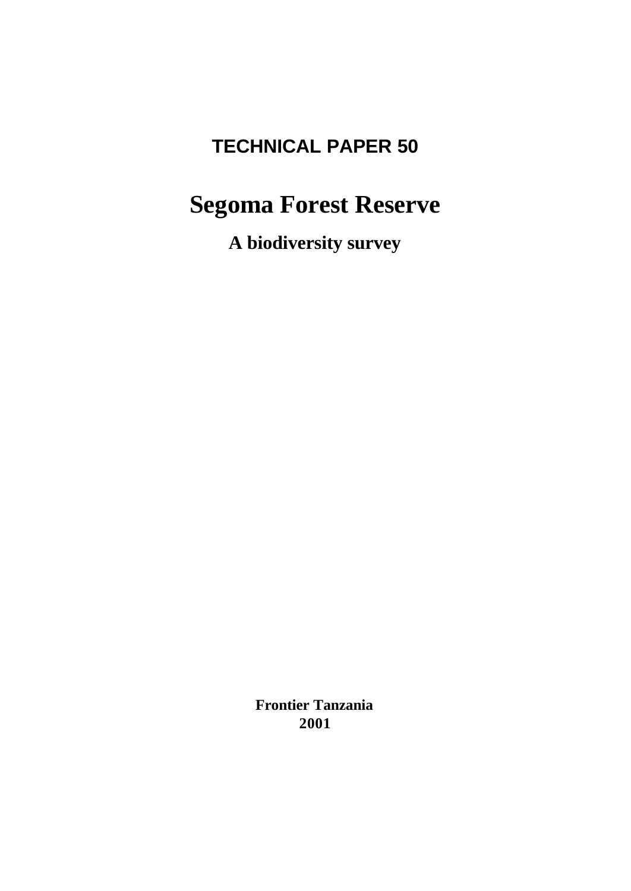**TECHNICAL PAPER 50**

# Segoma Forest Reserve

## A biodiversity survey

**Frontier Tanzania**
**2001**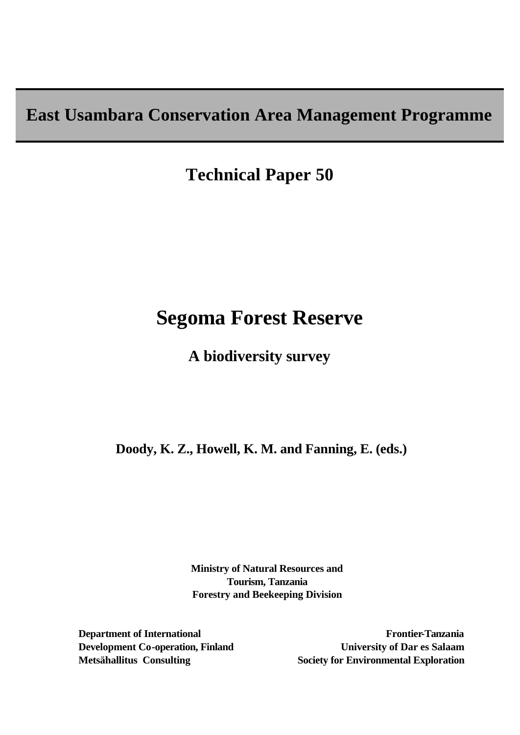# East Usambara Conservation Area Management Programme

## Technical Paper 50

# Segoma Forest Reserve

## A biodiversity survey

**Doody, K. Z., Howell, K. M. and Fanning, E. (eds.)**

**Ministry of Natural Resources and Tourism, Tanzania**
**Forestry and Beekeeping Division**

**Department of International Development Co-operation, Finland**
**Metsähallitus Consulting**

**Frontier-Tanzania**
**University of Dar es Salaam**
**Society for Environmental Exploration**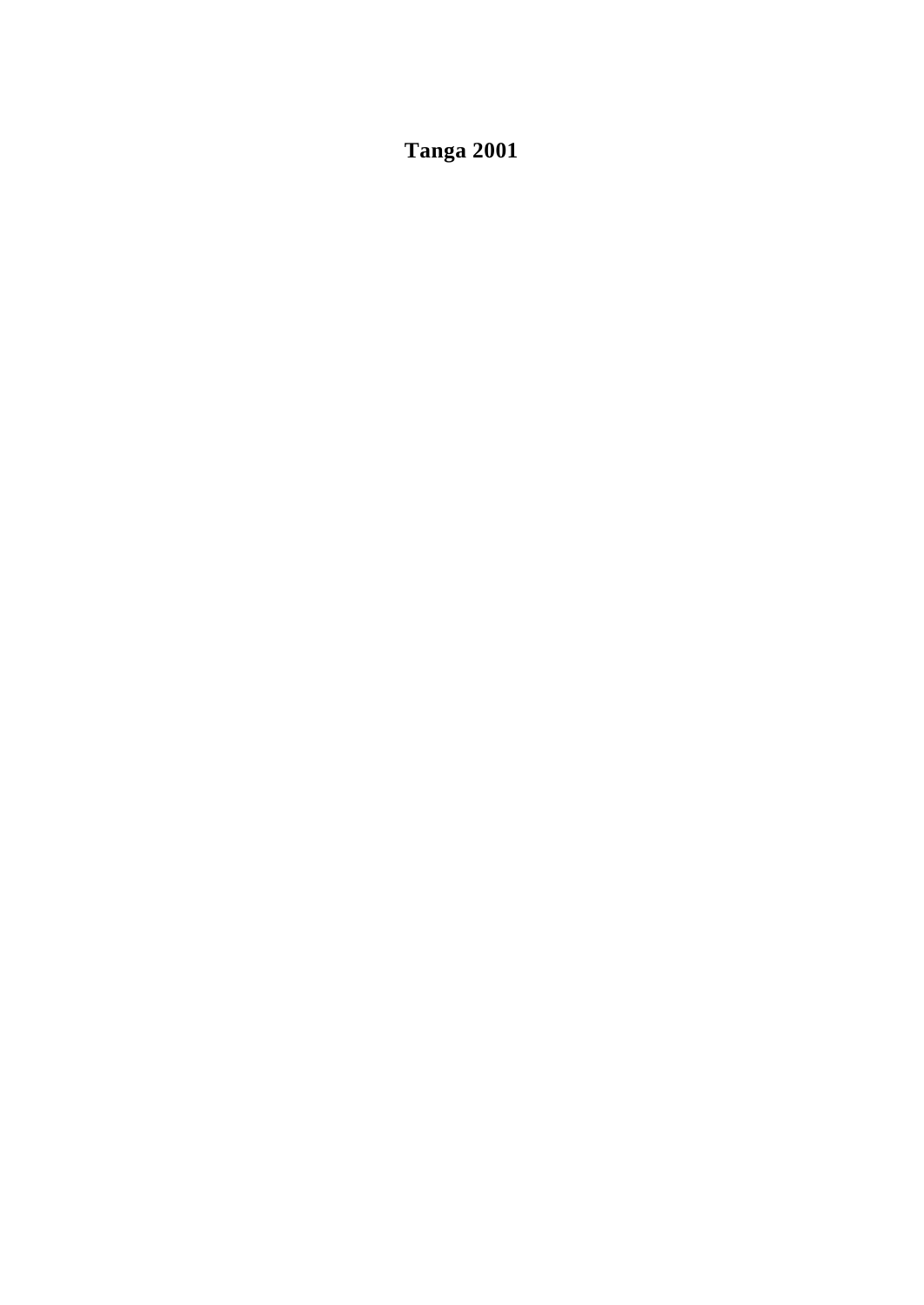**Tanga 2001**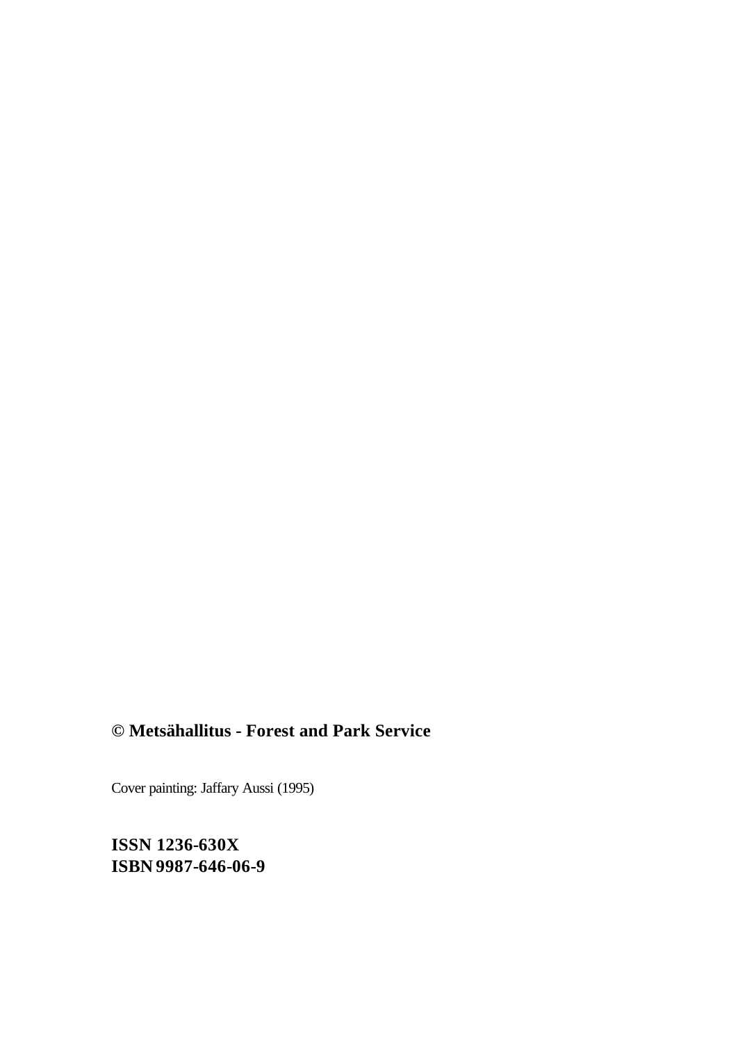**© Metsähallitus - Forest and Park Service**

Cover painting: Jaffary Aussi (1995)

**ISSN 1236-630X**
**ISBN 9987-646-06-9**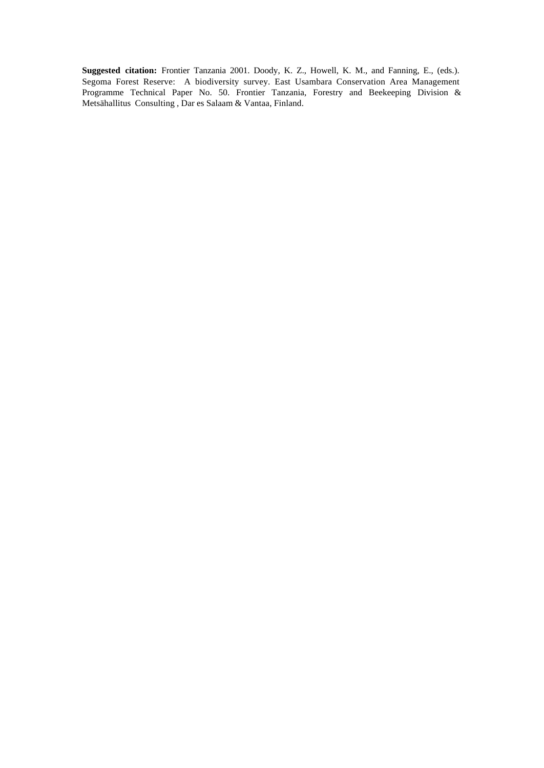**Suggested citation:** Frontier Tanzania 2001. Doody, K. Z., Howell, K. M., and Fanning, E., (eds.). Segoma Forest Reserve: A biodiversity survey. East Usambara Conservation Area Management Programme Technical Paper No. 50. Frontier Tanzania, Forestry and Beekeeping Division & Metsähallitus Consulting , Dar es Salaam & Vantaa, Finland.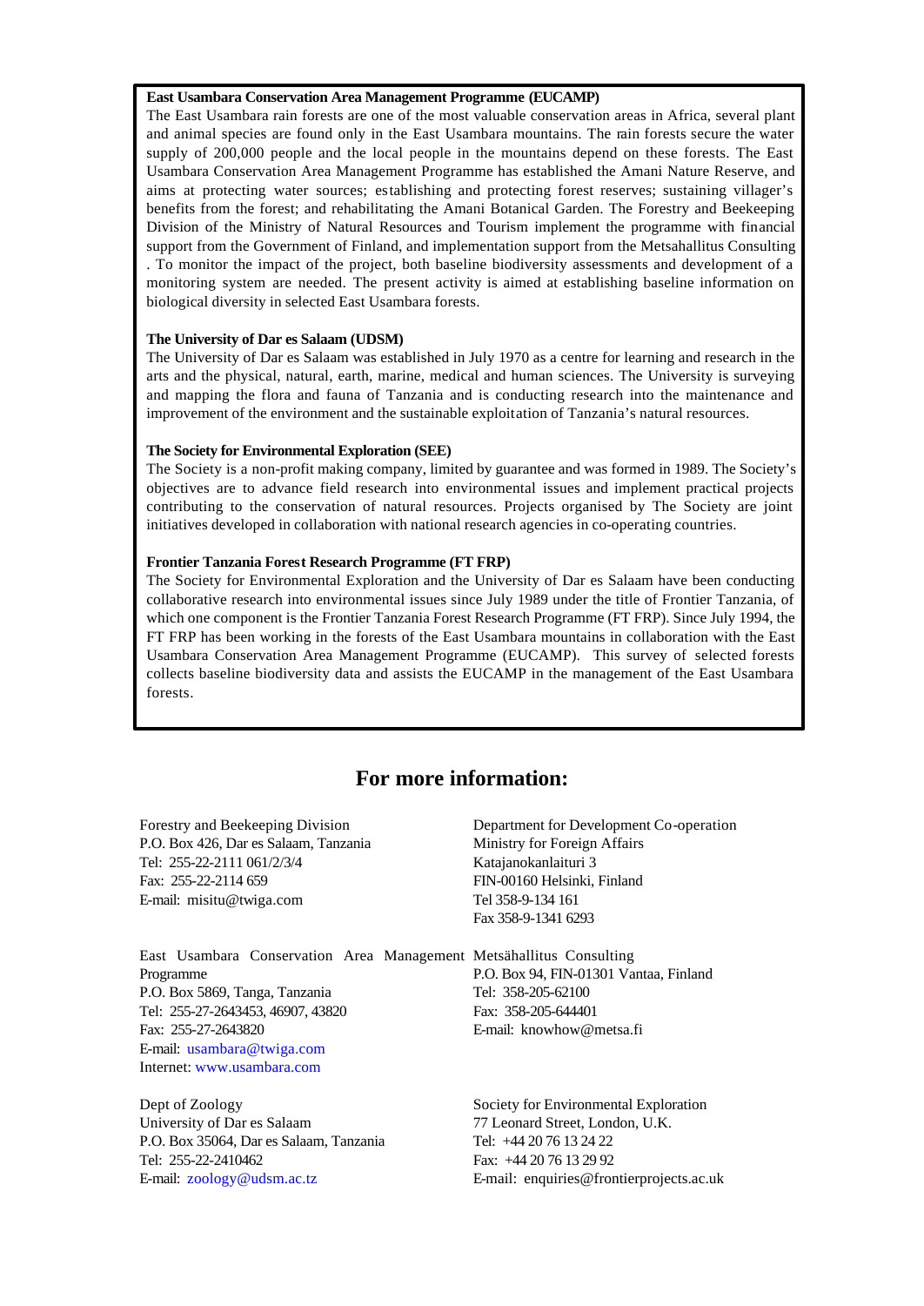**East Usambara Conservation Area Management Programme (EUCAMP)**
The East Usambara rain forests are one of the most valuable conservation areas in Africa, several plant and animal species are found only in the East Usambara mountains. The rain forests secure the water supply of 200,000 people and the local people in the mountains depend on these forests. The East Usambara Conservation Area Management Programme has established the Amani Nature Reserve, and aims at protecting water sources; establishing and protecting forest reserves; sustaining villager's benefits from the forest; and rehabilitating the Amani Botanical Garden. The Forestry and Beekeeping Division of the Ministry of Natural Resources and Tourism implement the programme with financial support from the Government of Finland, and implementation support from the Metsahallitus Consulting . To monitor the impact of the project, both baseline biodiversity assessments and development of a monitoring system are needed. The present activity is aimed at establishing baseline information on biological diversity in selected East Usambara forests.

**The University of Dar es Salaam (UDSM)**
The University of Dar es Salaam was established in July 1970 as a centre for learning and research in the arts and the physical, natural, earth, marine, medical and human sciences. The University is surveying and mapping the flora and fauna of Tanzania and is conducting research into the maintenance and improvement of the environment and the sustainable exploitation of Tanzania's natural resources.

**The Society for Environmental Exploration (SEE)**
The Society is a non-profit making company, limited by guarantee and was formed in 1989. The Society's objectives are to advance field research into environmental issues and implement practical projects contributing to the conservation of natural resources. Projects organised by The Society are joint initiatives developed in collaboration with national research agencies in co-operating countries.

**Frontier Tanzania Forest Research Programme (FT FRP)**
The Society for Environmental Exploration and the University of Dar es Salaam have been conducting collaborative research into environmental issues since July 1989 under the title of Frontier Tanzania, of which one component is the Frontier Tanzania Forest Research Programme (FT FRP). Since July 1994, the FT FRP has been working in the forests of the East Usambara mountains in collaboration with the East Usambara Conservation Area Management Programme (EUCAMP). This survey of selected forests collects baseline biodiversity data and assists the EUCAMP in the management of the East Usambara forests.

## For more information:

Forestry and Beekeeping Division
P.O. Box 426, Dar es Salaam, Tanzania
Tel: 255-22-2111 061/2/3/4
Fax: 255-22-2114 659
E-mail: misitu@twiga.com

Department for Development Co-operation
Ministry for Foreign Affairs
Katajanokanlaituri 3
FIN-00160 Helsinki, Finland
Tel 358-9-134 161
Fax 358-9-1341 6293

East Usambara Conservation Area Management Programme
P.O. Box 5869, Tanga, Tanzania
Tel: 255-27-2643453, 46907, 43820
Fax: 255-27-2643820
E-mail: usambara@twiga.com
Internet: www.usambara.com

Metsähallitus Consulting
P.O. Box 94, FIN-01301 Vantaa, Finland
Tel: 358-205-62100
Fax: 358-205-644401
E-mail: knowhow@metsa.fi

Dept of Zoology
University of Dar es Salaam
P.O. Box 35064, Dar es Salaam, Tanzania
Tel: 255-22-2410462
E-mail: zoology@udsm.ac.tz

Society for Environmental Exploration
77 Leonard Street, London, U.K.
Tel: +44 20 76 13 24 22
Fax: +44 20 76 13 29 92
E-mail: enquiries@frontierprojects.ac.uk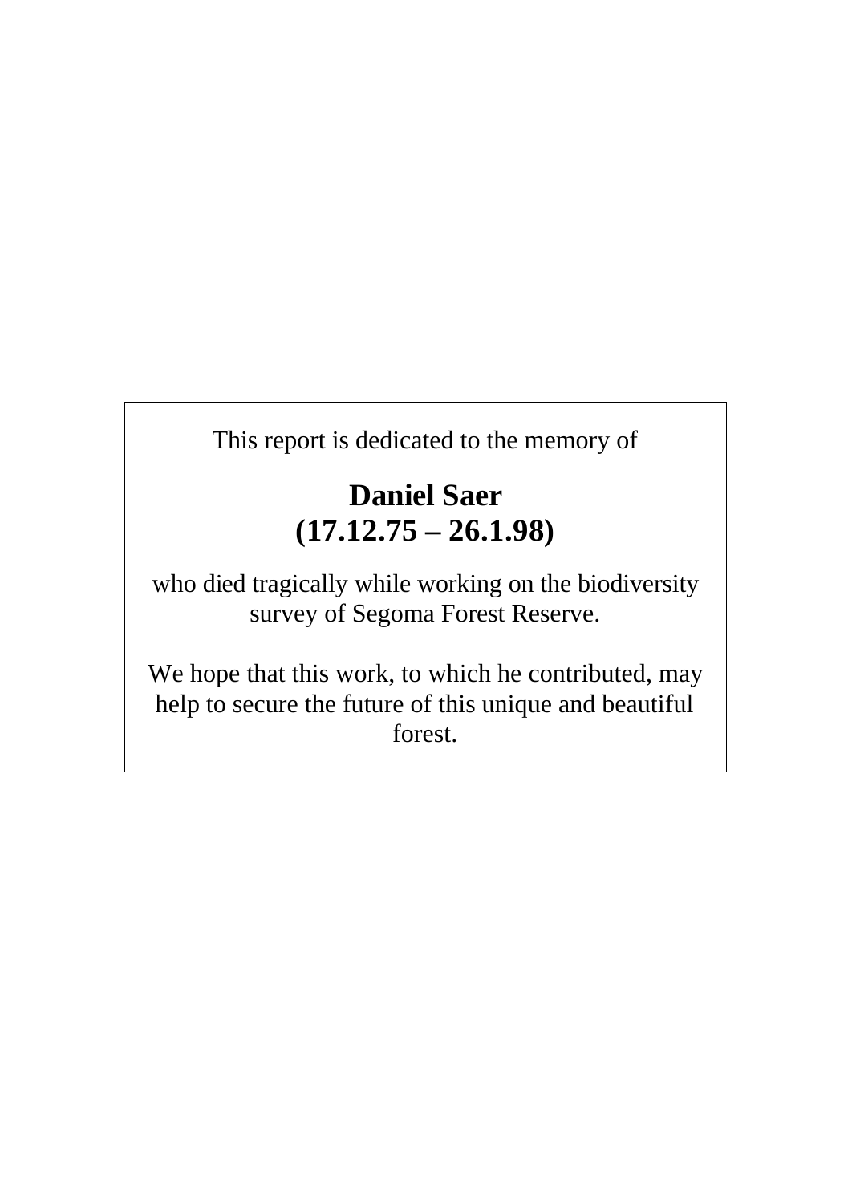This report is dedicated to the memory of

**Daniel Saer**
**(17.12.75 – 26.1.98)**

who died tragically while working on the biodiversity survey of Segoma Forest Reserve.

We hope that this work, to which he contributed, may help to secure the future of this unique and beautiful forest.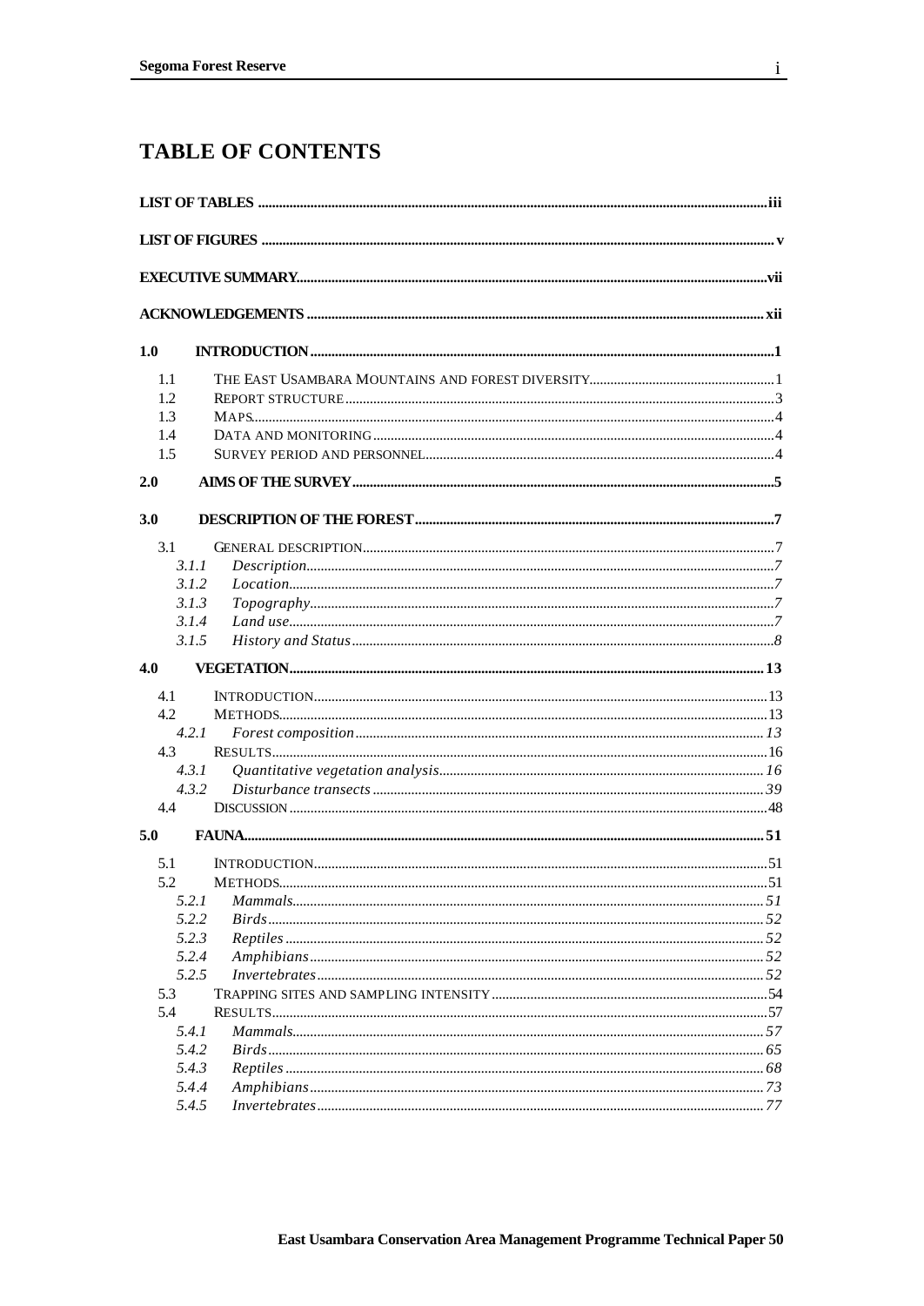# TABLE OF CONTENTS

**LIST OF TABLES** ..... iii

**LIST OF FIGURES** ..... v

**EXECUTIVE SUMMARY** ..... vii

**ACKNOWLEDGEMENTS** ..... xii

**1.0 INTRODUCTION** ..... 1

- 1.1 THE EAST USAMBARA MOUNTAINS AND FOREST DIVERSITY ..... 1
- 1.2 REPORT STRUCTURE ..... 3
- 1.3 MAPS ..... 4
- 1.4 DATA AND MONITORING ..... 4
- 1.5 SURVEY PERIOD AND PERSONNEL ..... 4

**2.0 AIMS OF THE SURVEY** ..... 5

**3.0 DESCRIPTION OF THE FOREST** ..... 7

- 3.1 GENERAL DESCRIPTION ..... 7
  - *3.1.1 Description* ..... 7
  - *3.1.2 Location* ..... 7
  - *3.1.3 Topography* ..... 7
  - *3.1.4 Land use* ..... 7
  - *3.1.5 History and Status* ..... 8

**4.0 VEGETATION** ..... 13

- 4.1 INTRODUCTION ..... 13
- 4.2 METHODS ..... 13
  - *4.2.1 Forest composition* ..... 13
- 4.3 RESULTS ..... 16
  - *4.3.1 Quantitative vegetation analysis* ..... 16
  - *4.3.2 Disturbance transects* ..... 39
- 4.4 DISCUSSION ..... 48

**5.0 FAUNA** ..... 51

- 5.1 INTRODUCTION ..... 51
- 5.2 METHODS ..... 51
  - *5.2.1 Mammals* ..... 51
  - *5.2.2 Birds* ..... 52
  - *5.2.3 Reptiles* ..... 52
  - *5.2.4 Amphibians* ..... 52
  - *5.2.5 Invertebrates* ..... 52
- 5.3 TRAPPING SITES AND SAMPLING INTENSITY ..... 54
- 5.4 RESULTS ..... 57
  - *5.4.1 Mammals* ..... 57
  - *5.4.2 Birds* ..... 65
  - *5.4.3 Reptiles* ..... 68
  - *5.4.4 Amphibians* ..... 73
  - *5.4.5 Invertebrates* ..... 77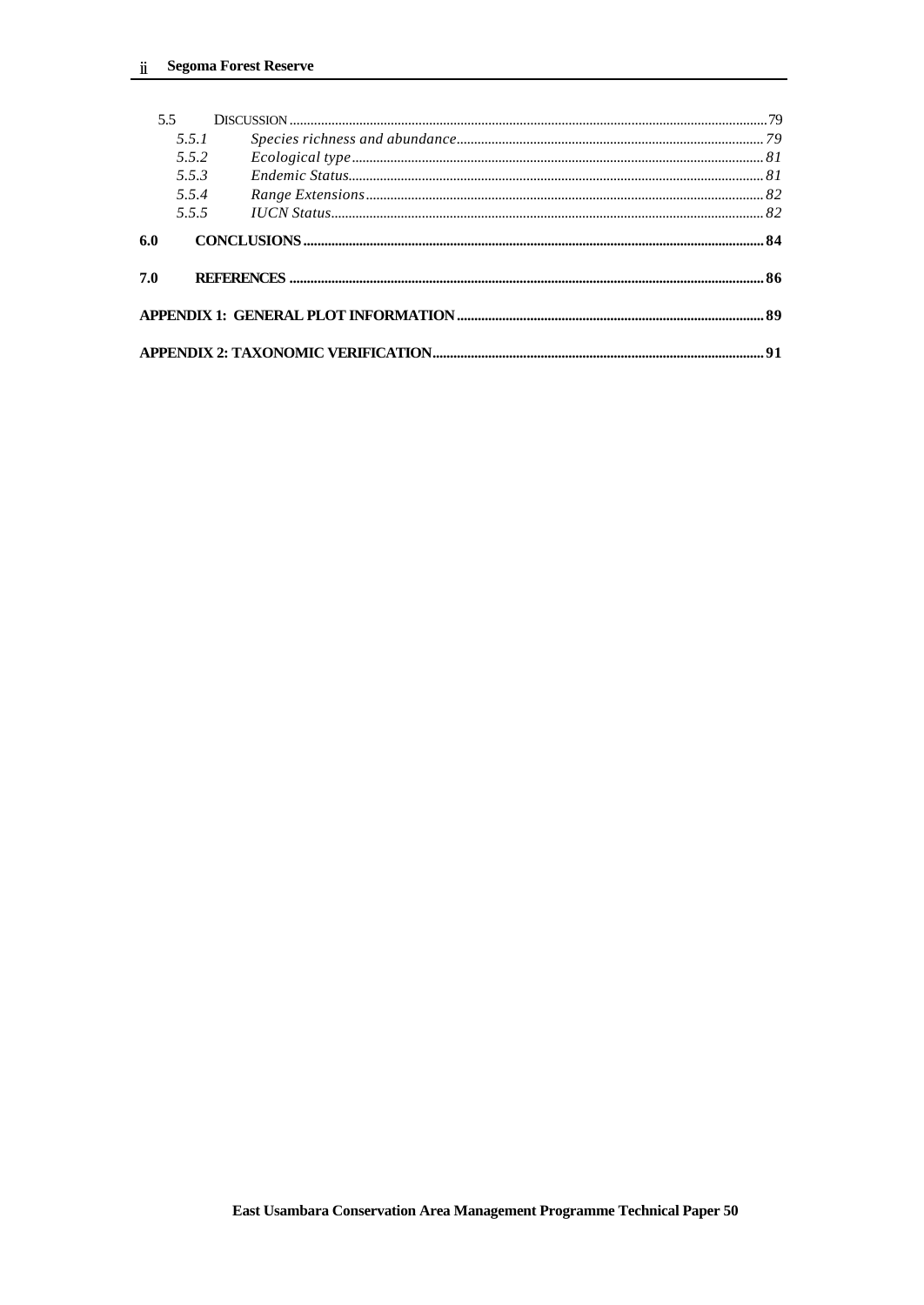5.5 DISCUSSION ..... 79

*5.5.1 Species richness and abundance* ..... *79*

*5.5.2 Ecological type* ..... *81*

*5.5.3 Endemic Status* ..... *81*

*5.5.4 Range Extensions* ..... *82*

*5.5.5 IUCN Status* ..... *82*

**6.0 CONCLUSIONS ..... 84**

**7.0 REFERENCES ..... 86**

**APPENDIX 1: GENERAL PLOT INFORMATION ..... 89**

**APPENDIX 2: TAXONOMIC VERIFICATION ..... 91**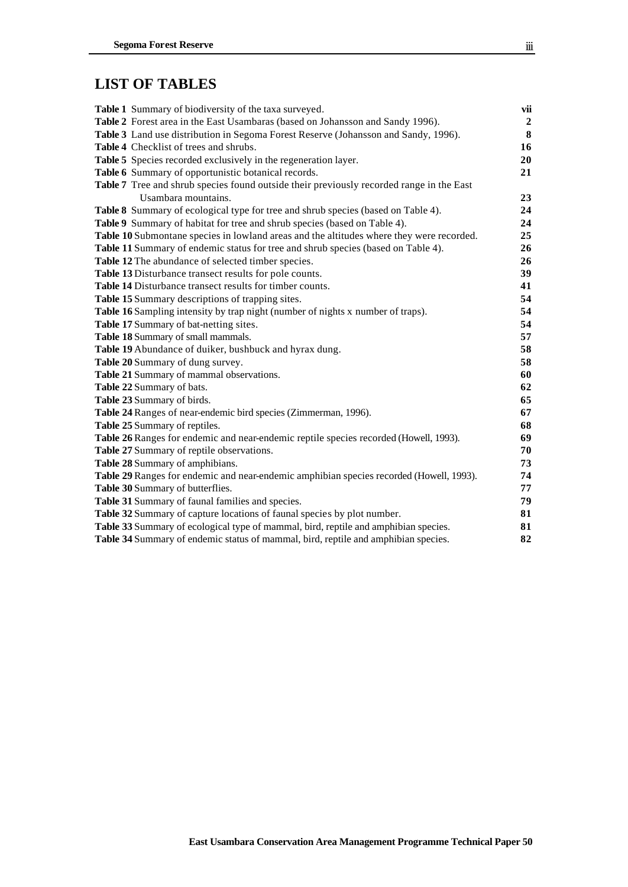## LIST OF TABLES

| | |
|---|---|
| **Table 1** Summary of biodiversity of the taxa surveyed. | **vii** |
| **Table 2** Forest area in the East Usambaras (based on Johansson and Sandy 1996). | **2** |
| **Table 3** Land use distribution in Segoma Forest Reserve (Johansson and Sandy, 1996). | **8** |
| **Table 4** Checklist of trees and shrubs. | **16** |
| **Table 5** Species recorded exclusively in the regeneration layer. | **20** |
| **Table 6** Summary of opportunistic botanical records. | **21** |
| **Table 7** Tree and shrub species found outside their previously recorded range in the East Usambara mountains. | **23** |
| **Table 8** Summary of ecological type for tree and shrub species (based on Table 4). | **24** |
| **Table 9** Summary of habitat for tree and shrub species (based on Table 4). | **24** |
| **Table 10** Submontane species in lowland areas and the altitudes where they were recorded. | **25** |
| **Table 11** Summary of endemic status for tree and shrub species (based on Table 4). | **26** |
| **Table 12** The abundance of selected timber species. | **26** |
| **Table 13** Disturbance transect results for pole counts. | **39** |
| **Table 14** Disturbance transect results for timber counts. | **41** |
| **Table 15** Summary descriptions of trapping sites. | **54** |
| **Table 16** Sampling intensity by trap night (number of nights x number of traps). | **54** |
| **Table 17** Summary of bat-netting sites. | **54** |
| **Table 18** Summary of small mammals. | **57** |
| **Table 19** Abundance of duiker, bushbuck and hyrax dung. | **58** |
| **Table 20** Summary of dung survey. | **58** |
| **Table 21** Summary of mammal observations. | **60** |
| **Table 22** Summary of bats. | **62** |
| **Table 23** Summary of birds. | **65** |
| **Table 24** Ranges of near-endemic bird species (Zimmerman, 1996). | **67** |
| **Table 25** Summary of reptiles. | **68** |
| **Table 26** Ranges for endemic and near-endemic reptile species recorded (Howell, 1993). | **69** |
| **Table 27** Summary of reptile observations. | **70** |
| **Table 28** Summary of amphibians. | **73** |
| **Table 29** Ranges for endemic and near-endemic amphibian species recorded (Howell, 1993). | **74** |
| **Table 30** Summary of butterflies. | **77** |
| **Table 31** Summary of faunal families and species. | **79** |
| **Table 32** Summary of capture locations of faunal species by plot number. | **81** |
| **Table 33** Summary of ecological type of mammal, bird, reptile and amphibian species. | **81** |
| **Table 34** Summary of endemic status of mammal, bird, reptile and amphibian species. | **82** |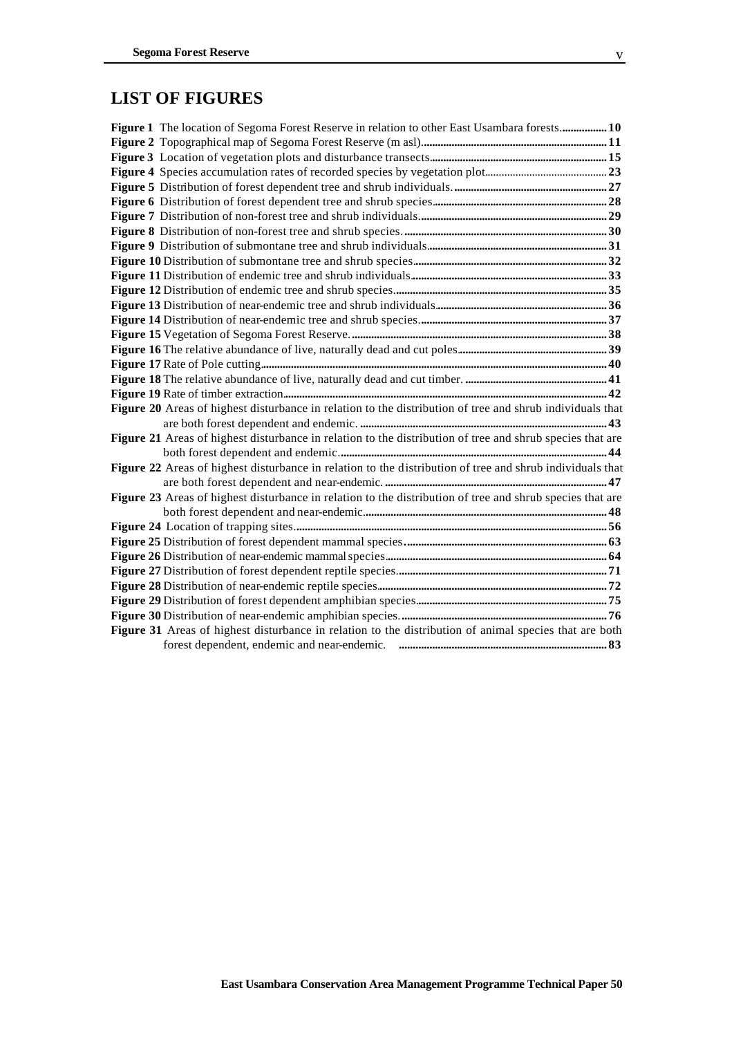## LIST OF FIGURES

**Figure 1** The location of Segoma Forest Reserve in relation to other East Usambara forests................ **10**
**Figure 2** Topographical map of Segoma Forest Reserve (m asl)................................................................ **11**
**Figure 3** Location of vegetation plots and disturbance transects............................................................... **15**
**Figure 4** Species accumulation rates of recorded species by vegetation plot............................................ **23**
**Figure 5** Distribution of forest dependent tree and shrub individuals......................................................... **27**
**Figure 6** Distribution of forest dependent tree and shrub species.............................................................. **28**
**Figure 7** Distribution of non-forest tree and shrub individuals.................................................................... **29**
**Figure 8** Distribution of non-forest tree and shrub species......................................................................... **30**
**Figure 9** Distribution of submontane tree and shrub individuals................................................................ **31**
**Figure 10** Distribution of submontane tree and shrub species.................................................................... **32**
**Figure 11** Distribution of endemic tree and shrub individuals..................................................................... **33**
**Figure 12** Distribution of endemic tree and shrub species........................................................................... **35**
**Figure 13** Distribution of near-endemic tree and shrub individuals............................................................ **36**
**Figure 14** Distribution of near-endemic tree and shrub species.................................................................. **37**
**Figure 15** Vegetation of Segoma Forest Reserve.......................................................................................... **38**
**Figure 16** The relative abundance of live, naturally dead and cut poles..................................................... **39**
**Figure 17** Rate of Pole cutting........................................................................................................................ **40**
**Figure 18** The relative abundance of live, naturally dead and cut timber.................................................... **41**
**Figure 19** Rate of timber extraction................................................................................................................ **42**
**Figure 20** Areas of highest disturbance in relation to the distribution of tree and shrub individuals that are both forest dependent and endemic.......................................................................................... **43**
**Figure 21** Areas of highest disturbance in relation to the distribution of tree and shrub species that are both forest dependent and endemic............................................................................................... **44**
**Figure 22** Areas of highest disturbance in relation to the distribution of tree and shrub individuals that are both forest dependent and near-endemic................................................................................. **47**
**Figure 23** Areas of highest disturbance in relation to the distribution of tree and shrub species that are both forest dependent and near-endemic...................................................................................... **48**
**Figure 24** Location of trapping sites.............................................................................................................. **56**
**Figure 25** Distribution of forest dependent mammal species....................................................................... **63**
**Figure 26** Distribution of near-endemic mammal species............................................................................ **64**
**Figure 27** Distribution of forest dependent reptile species........................................................................... **71**
**Figure 28** Distribution of near-endemic reptile species................................................................................. **72**
**Figure 29** Distribution of forest dependent amphibian species.................................................................... **75**
**Figure 30** Distribution of near-endemic amphibian species.......................................................................... **76**
**Figure 31** Areas of highest disturbance in relation to the distribution of animal species that are both forest dependent, endemic and near-endemic. ........................................................................... **83**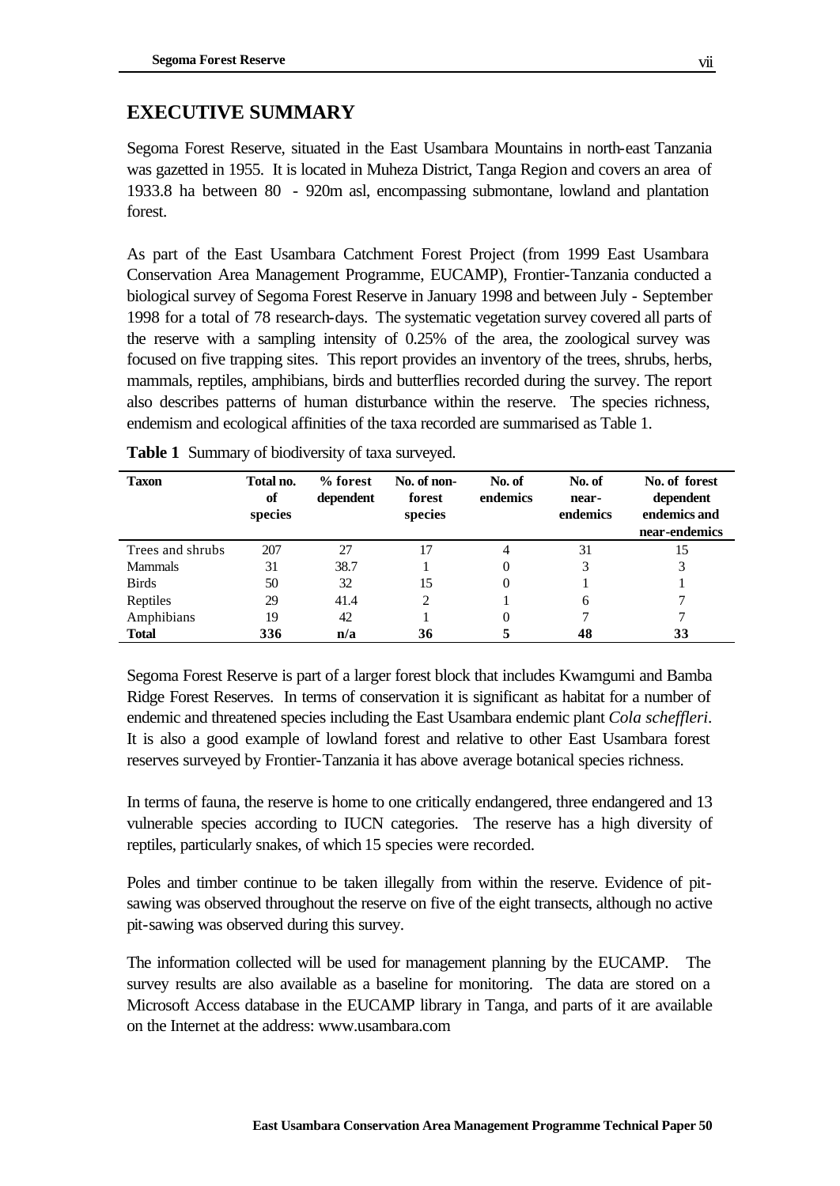## EXECUTIVE SUMMARY

Segoma Forest Reserve, situated in the East Usambara Mountains in north-east Tanzania was gazetted in 1955. It is located in Muheza District, Tanga Region and covers an area of 1933.8 ha between 80 - 920m asl, encompassing submontane, lowland and plantation forest.

As part of the East Usambara Catchment Forest Project (from 1999 East Usambara Conservation Area Management Programme, EUCAMP), Frontier-Tanzania conducted a biological survey of Segoma Forest Reserve in January 1998 and between July - September 1998 for a total of 78 research-days. The systematic vegetation survey covered all parts of the reserve with a sampling intensity of 0.25% of the area, the zoological survey was focused on five trapping sites. This report provides an inventory of the trees, shrubs, herbs, mammals, reptiles, amphibians, birds and butterflies recorded during the survey. The report also describes patterns of human disturbance within the reserve. The species richness, endemism and ecological affinities of the taxa recorded are summarised as Table 1.

**Table 1** Summary of biodiversity of taxa surveyed.

| Taxon | Total no. of species | % forest dependent | No. of non-forest species | No. of endemics | No. of near-endemics | No. of forest dependent endemics and near-endemics |
|---|---|---|---|---|---|---|
| Trees and shrubs | 207 | 27 | 17 | 4 | 31 | 15 |
| Mammals | 31 | 38.7 | 1 | 0 | 3 | 3 |
| Birds | 50 | 32 | 15 | 0 | 1 | 1 |
| Reptiles | 29 | 41.4 | 2 | 1 | 6 | 7 |
| Amphibians | 19 | 42 | 1 | 0 | 7 | 7 |
| **Total** | **336** | **n/a** | **36** | **5** | **48** | **33** |

Segoma Forest Reserve is part of a larger forest block that includes Kwamgumi and Bamba Ridge Forest Reserves. In terms of conservation it is significant as habitat for a number of endemic and threatened species including the East Usambara endemic plant *Cola scheffleri*. It is also a good example of lowland forest and relative to other East Usambara forest reserves surveyed by Frontier-Tanzania it has above average botanical species richness.

In terms of fauna, the reserve is home to one critically endangered, three endangered and 13 vulnerable species according to IUCN categories. The reserve has a high diversity of reptiles, particularly snakes, of which 15 species were recorded.

Poles and timber continue to be taken illegally from within the reserve. Evidence of pit-sawing was observed throughout the reserve on five of the eight transects, although no active pit-sawing was observed during this survey.

The information collected will be used for management planning by the EUCAMP. The survey results are also available as a baseline for monitoring. The data are stored on a Microsoft Access database in the EUCAMP library in Tanga, and parts of it are available on the Internet at the address: www.usambara.com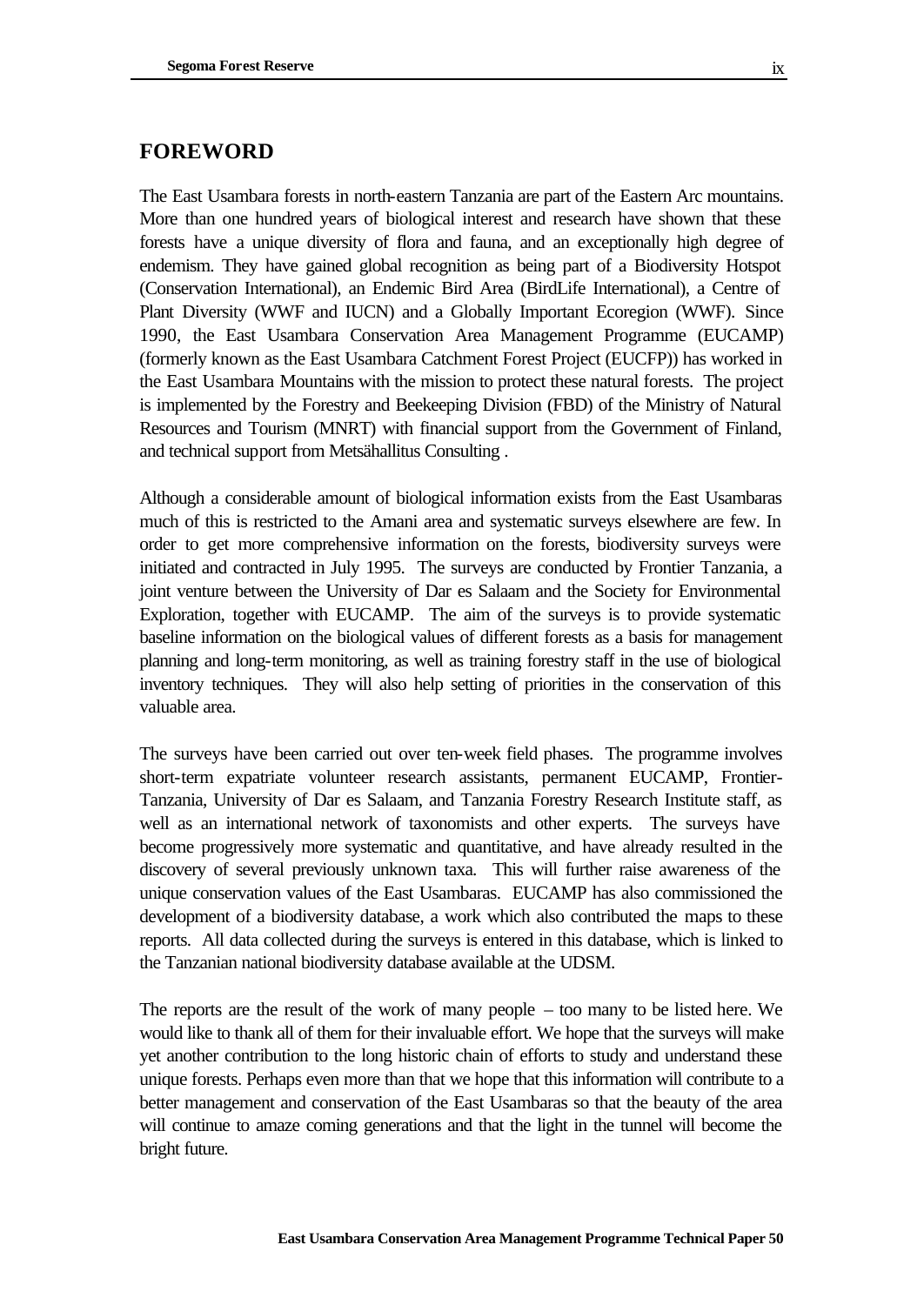## FOREWORD

The East Usambara forests in north-eastern Tanzania are part of the Eastern Arc mountains. More than one hundred years of biological interest and research have shown that these forests have a unique diversity of flora and fauna, and an exceptionally high degree of endemism. They have gained global recognition as being part of a Biodiversity Hotspot (Conservation International), an Endemic Bird Area (BirdLife International), a Centre of Plant Diversity (WWF and IUCN) and a Globally Important Ecoregion (WWF). Since 1990, the East Usambara Conservation Area Management Programme (EUCAMP) (formerly known as the East Usambara Catchment Forest Project (EUCFP)) has worked in the East Usambara Mountains with the mission to protect these natural forests. The project is implemented by the Forestry and Beekeeping Division (FBD) of the Ministry of Natural Resources and Tourism (MNRT) with financial support from the Government of Finland, and technical support from Metsähallitus Consulting .

Although a considerable amount of biological information exists from the East Usambaras much of this is restricted to the Amani area and systematic surveys elsewhere are few. In order to get more comprehensive information on the forests, biodiversity surveys were initiated and contracted in July 1995. The surveys are conducted by Frontier Tanzania, a joint venture between the University of Dar es Salaam and the Society for Environmental Exploration, together with EUCAMP. The aim of the surveys is to provide systematic baseline information on the biological values of different forests as a basis for management planning and long-term monitoring, as well as training forestry staff in the use of biological inventory techniques. They will also help setting of priorities in the conservation of this valuable area.

The surveys have been carried out over ten-week field phases. The programme involves short-term expatriate volunteer research assistants, permanent EUCAMP, Frontier-Tanzania, University of Dar es Salaam, and Tanzania Forestry Research Institute staff, as well as an international network of taxonomists and other experts. The surveys have become progressively more systematic and quantitative, and have already resulted in the discovery of several previously unknown taxa. This will further raise awareness of the unique conservation values of the East Usambaras. EUCAMP has also commissioned the development of a biodiversity database, a work which also contributed the maps to these reports. All data collected during the surveys is entered in this database, which is linked to the Tanzanian national biodiversity database available at the UDSM.

The reports are the result of the work of many people – too many to be listed here. We would like to thank all of them for their invaluable effort. We hope that the surveys will make yet another contribution to the long historic chain of efforts to study and understand these unique forests. Perhaps even more than that we hope that this information will contribute to a better management and conservation of the East Usambaras so that the beauty of the area will continue to amaze coming generations and that the light in the tunnel will become the bright future.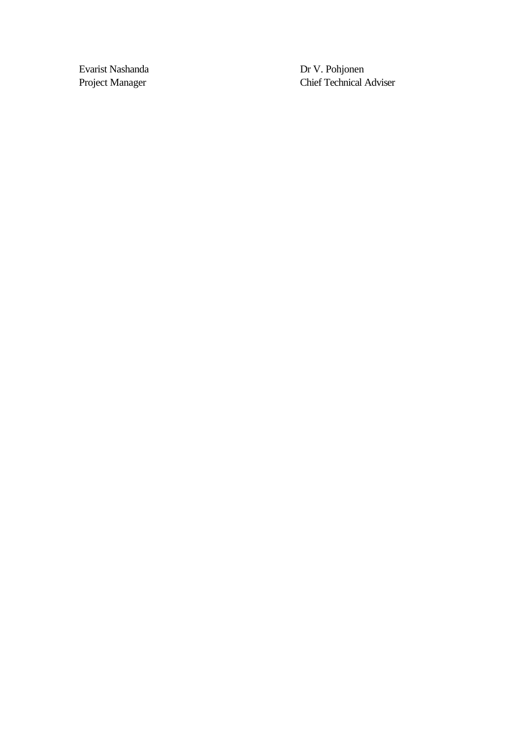Evarist Nashanda
Project Manager

Dr V. Pohjonen
Chief Technical Adviser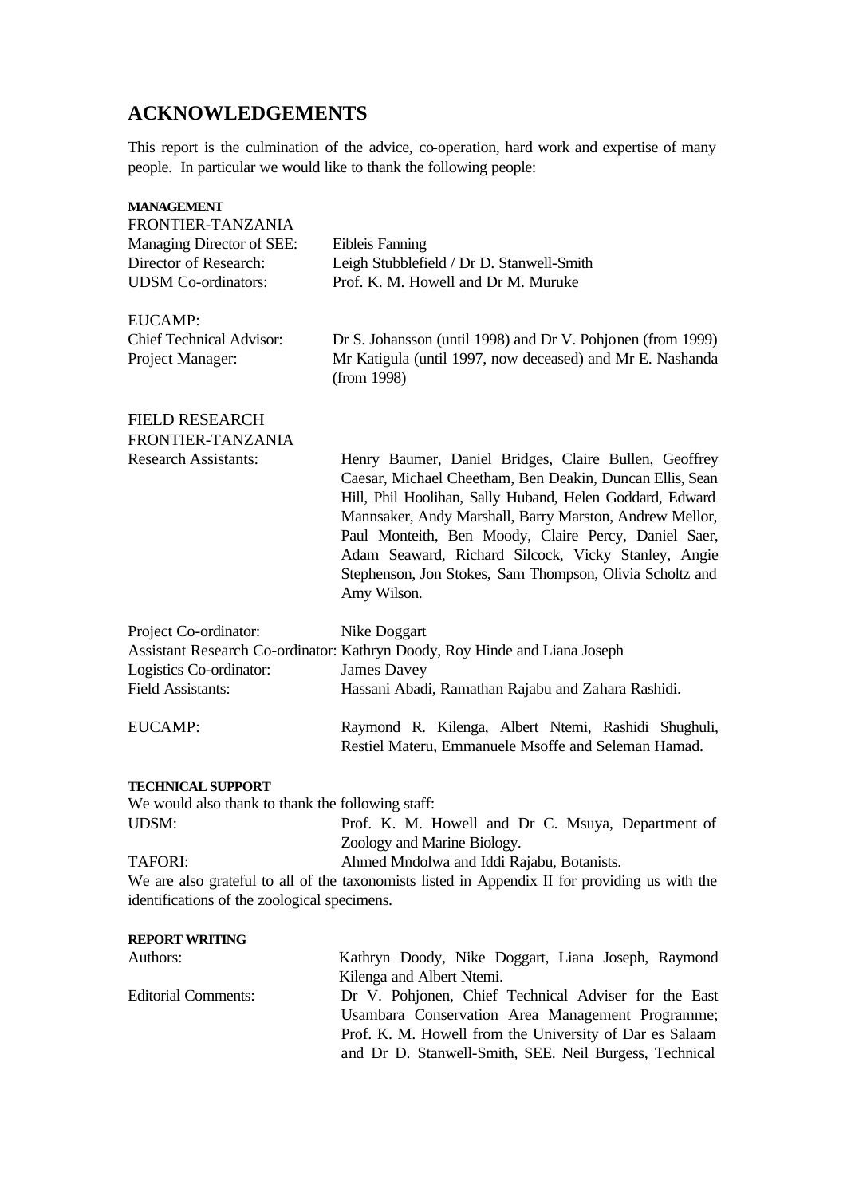# ACKNOWLEDGEMENTS

This report is the culmination of the advice, co-operation, hard work and expertise of many people. In particular we would like to thank the following people:

**MANAGEMENT**

FRONTIER-TANZANIA

| | |
|---|---|
| Managing Director of SEE: | Eibleis Fanning |
| Director of Research: | Leigh Stubblefield / Dr D. Stanwell-Smith |
| UDSM Co-ordinators: | Prof. K. M. Howell and Dr M. Muruke |

EUCAMP:

| | |
|---|---|
| Chief Technical Advisor: | Dr S. Johansson (until 1998) and Dr V. Pohjonen (from 1999) |
| Project Manager: | Mr Katigula (until 1997, now deceased) and Mr E. Nashanda (from 1998) |

FIELD RESEARCH

FRONTIER-TANZANIA

| | |
|---|---|
| Research Assistants: | Henry Baumer, Daniel Bridges, Claire Bullen, Geoffrey Caesar, Michael Cheetham, Ben Deakin, Duncan Ellis, Sean Hill, Phil Hoolihan, Sally Huband, Helen Goddard, Edward Mannsaker, Andy Marshall, Barry Marston, Andrew Mellor, Paul Monteith, Ben Moody, Claire Percy, Daniel Saer, Adam Seaward, Richard Silcock, Vicky Stanley, Angie Stephenson, Jon Stokes, Sam Thompson, Olivia Scholtz and Amy Wilson. |
| Project Co-ordinator: | Nike Doggart |
| Assistant Research Co-ordinator: | Kathryn Doody, Roy Hinde and Liana Joseph |
| Logistics Co-ordinator: | James Davey |
| Field Assistants: | Hassani Abadi, Ramathan Rajabu and Zahara Rashidi. |
| EUCAMP: | Raymond R. Kilenga, Albert Ntemi, Rashidi Shughuli, Restiel Materu, Emmanuele Msoffe and Seleman Hamad. |

**TECHNICAL SUPPORT**

We would also thank to thank the following staff:

| | |
|---|---|
| UDSM: | Prof. K. M. Howell and Dr C. Msuya, Department of Zoology and Marine Biology. |
| TAFORI: | Ahmed Mndolwa and Iddi Rajabu, Botanists. |

We are also grateful to all of the taxonomists listed in Appendix II for providing us with the identifications of the zoological specimens.

**REPORT WRITING**

| | |
|---|---|
| Authors: | Kathryn Doody, Nike Doggart, Liana Joseph, Raymond Kilenga and Albert Ntemi. |
| Editorial Comments: | Dr V. Pohjonen, Chief Technical Adviser for the East Usambara Conservation Area Management Programme; Prof. K. M. Howell from the University of Dar es Salaam and Dr D. Stanwell-Smith, SEE. Neil Burgess, Technical |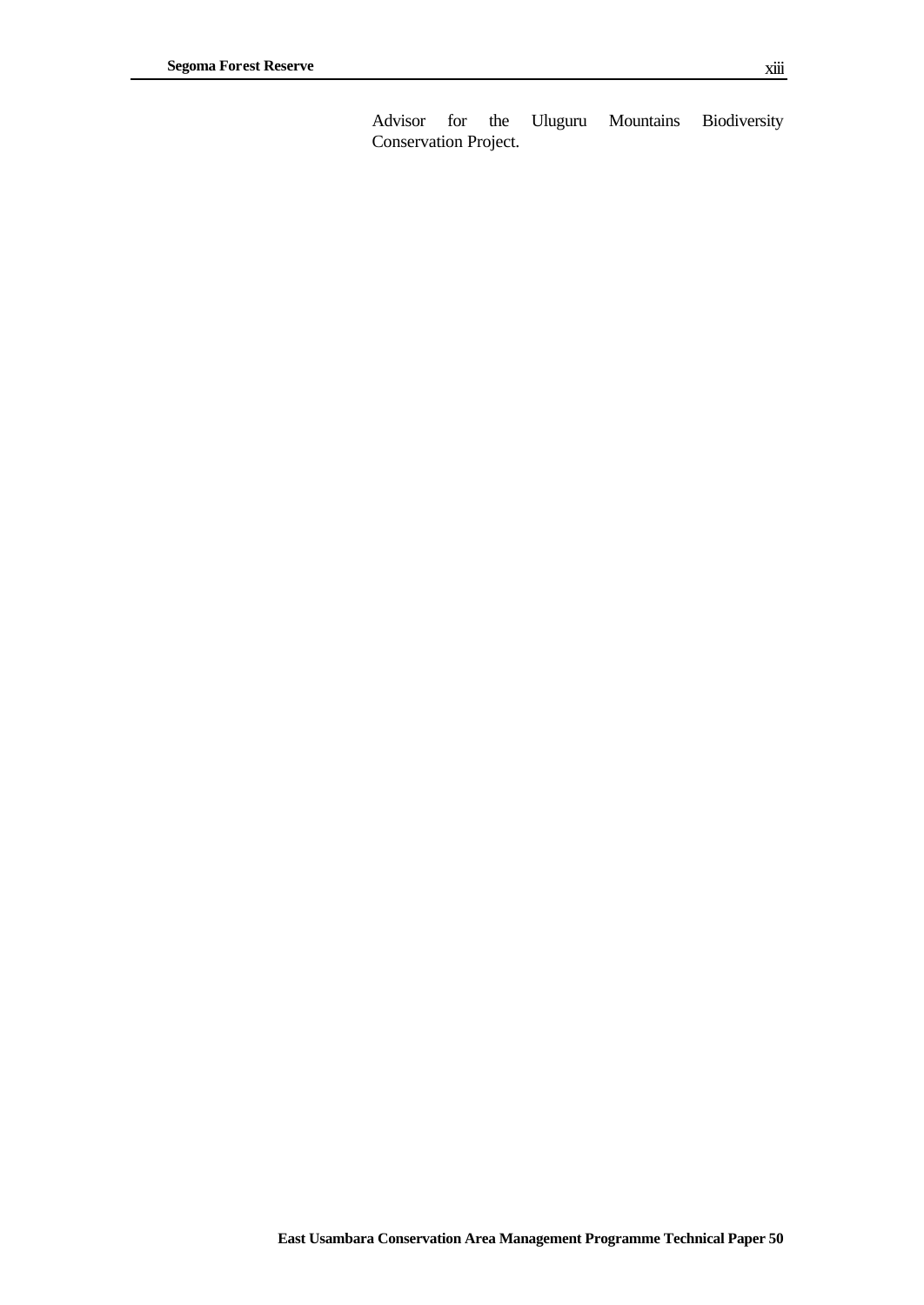Advisor for the Uluguru Mountains Biodiversity Conservation Project.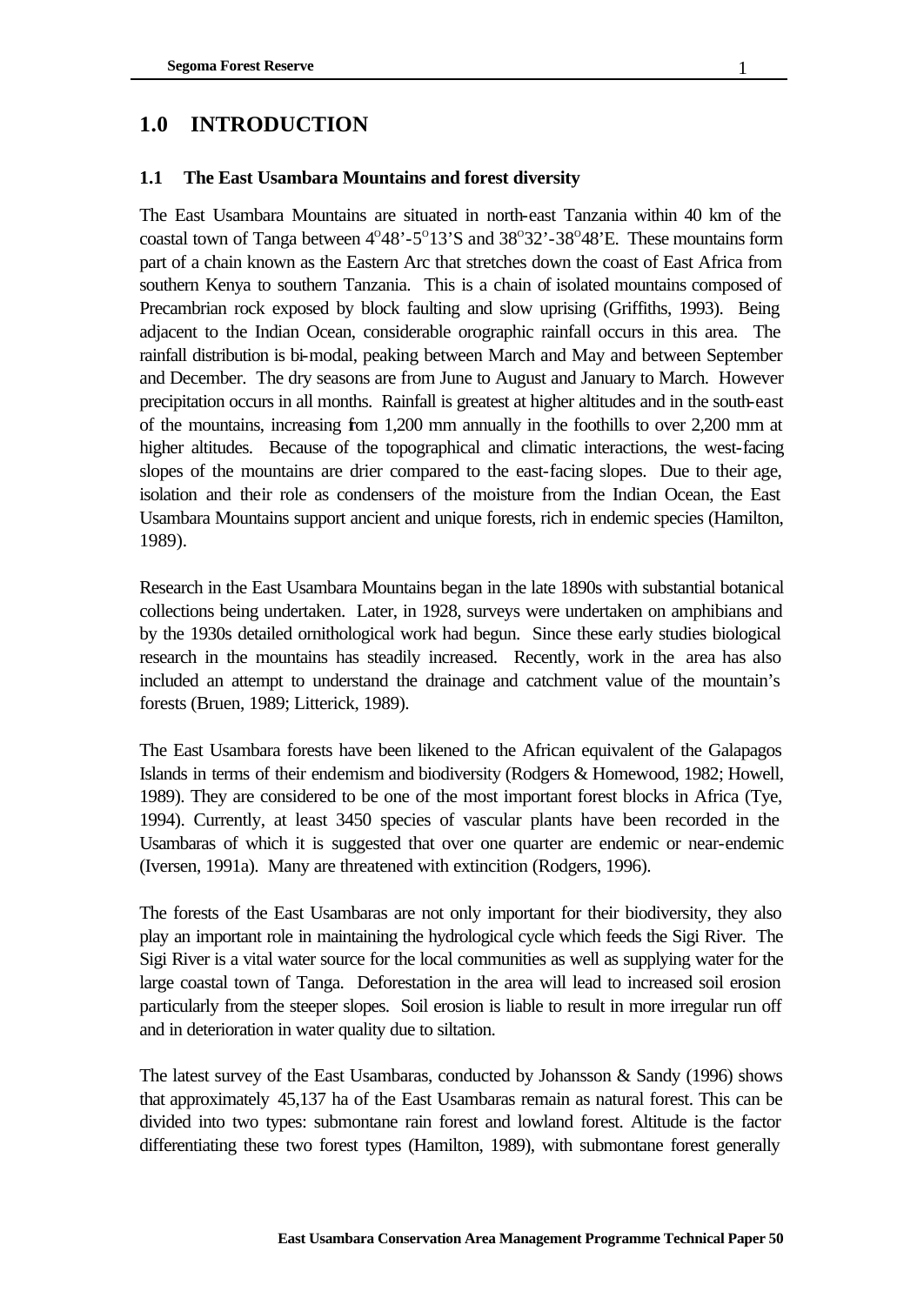# 1.0 INTRODUCTION

## 1.1 The East Usambara Mountains and forest diversity

The East Usambara Mountains are situated in north-east Tanzania within 40 km of the coastal town of Tanga between 4°48'-5°13'S and 38°32'-38°48'E. These mountains form part of a chain known as the Eastern Arc that stretches down the coast of East Africa from southern Kenya to southern Tanzania. This is a chain of isolated mountains composed of Precambrian rock exposed by block faulting and slow uprising (Griffiths, 1993). Being adjacent to the Indian Ocean, considerable orographic rainfall occurs in this area. The rainfall distribution is bi-modal, peaking between March and May and between September and December. The dry seasons are from June to August and January to March. However precipitation occurs in all months. Rainfall is greatest at higher altitudes and in the south-east of the mountains, increasing from 1,200 mm annually in the foothills to over 2,200 mm at higher altitudes. Because of the topographical and climatic interactions, the west-facing slopes of the mountains are drier compared to the east-facing slopes. Due to their age, isolation and their role as condensers of the moisture from the Indian Ocean, the East Usambara Mountains support ancient and unique forests, rich in endemic species (Hamilton, 1989).

Research in the East Usambara Mountains began in the late 1890s with substantial botanical collections being undertaken. Later, in 1928, surveys were undertaken on amphibians and by the 1930s detailed ornithological work had begun. Since these early studies biological research in the mountains has steadily increased. Recently, work in the area has also included an attempt to understand the drainage and catchment value of the mountain's forests (Bruen, 1989; Litterick, 1989).

The East Usambara forests have been likened to the African equivalent of the Galapagos Islands in terms of their endemism and biodiversity (Rodgers & Homewood, 1982; Howell, 1989). They are considered to be one of the most important forest blocks in Africa (Tye, 1994). Currently, at least 3450 species of vascular plants have been recorded in the Usambaras of which it is suggested that over one quarter are endemic or near-endemic (Iversen, 1991a). Many are threatened with extincition (Rodgers, 1996).

The forests of the East Usambaras are not only important for their biodiversity, they also play an important role in maintaining the hydrological cycle which feeds the Sigi River. The Sigi River is a vital water source for the local communities as well as supplying water for the large coastal town of Tanga. Deforestation in the area will lead to increased soil erosion particularly from the steeper slopes. Soil erosion is liable to result in more irregular run off and in deterioration in water quality due to siltation.

The latest survey of the East Usambaras, conducted by Johansson & Sandy (1996) shows that approximately 45,137 ha of the East Usambaras remain as natural forest. This can be divided into two types: submontane rain forest and lowland forest. Altitude is the factor differentiating these two forest types (Hamilton, 1989), with submontane forest generally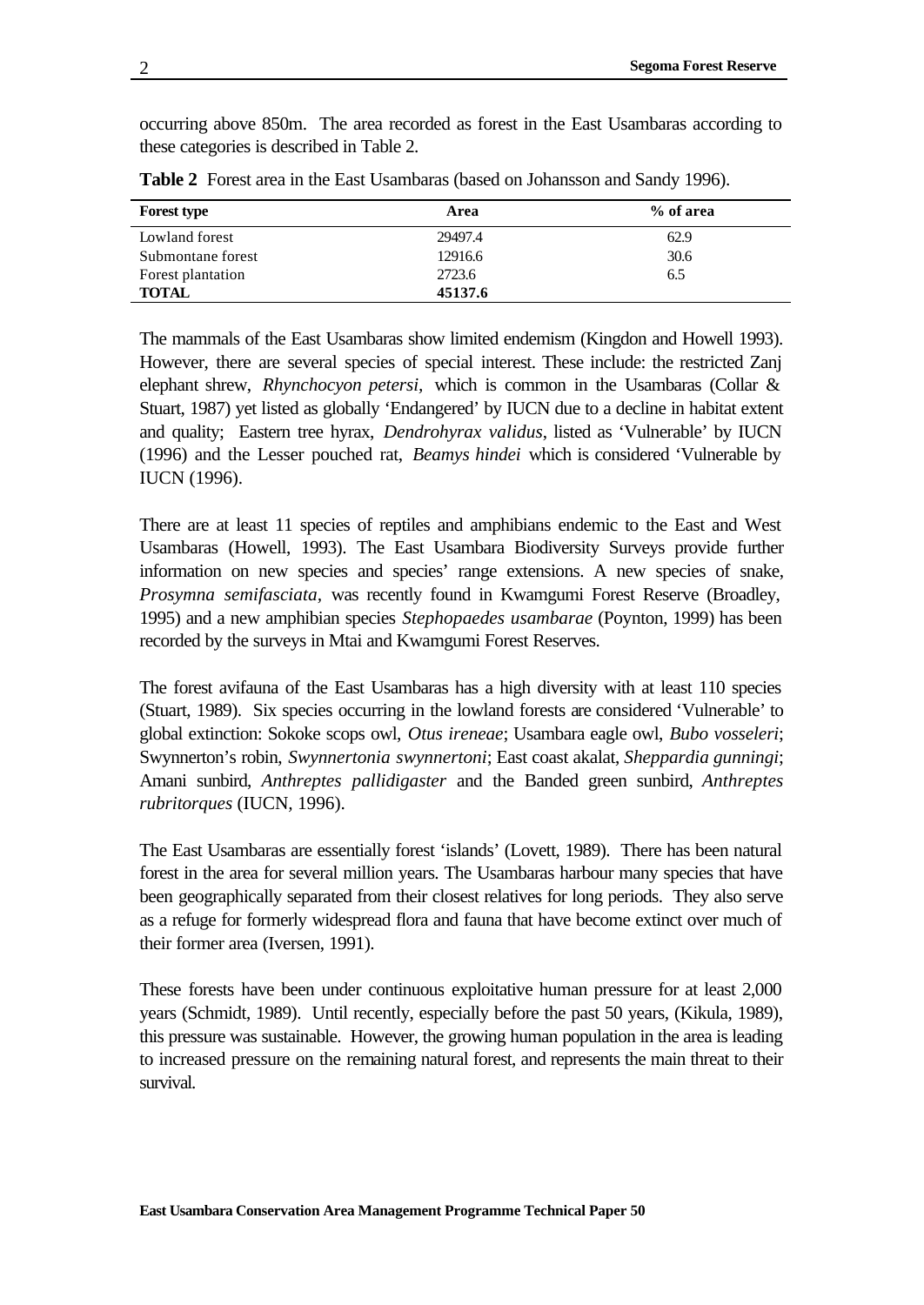occurring above 850m. The area recorded as forest in the East Usambaras according to these categories is described in Table 2.

**Table 2** Forest area in the East Usambaras (based on Johansson and Sandy 1996).

| Forest type | Area | % of area |
|---|---|---|
| Lowland forest | 29497.4 | 62.9 |
| Submontane forest | 12916.6 | 30.6 |
| Forest plantation | 2723.6 | 6.5 |
| **TOTAL** | **45137.6** | |

The mammals of the East Usambaras show limited endemism (Kingdon and Howell 1993). However, there are several species of special interest. These include: the restricted Zanj elephant shrew, *Rhynchocyon petersi*, which is common in the Usambaras (Collar & Stuart, 1987) yet listed as globally 'Endangered' by IUCN due to a decline in habitat extent and quality; Eastern tree hyrax, *Dendrohyrax validus*, listed as 'Vulnerable' by IUCN (1996) and the Lesser pouched rat, *Beamys hindei* which is considered 'Vulnerable by IUCN (1996).

There are at least 11 species of reptiles and amphibians endemic to the East and West Usambaras (Howell, 1993). The East Usambara Biodiversity Surveys provide further information on new species and species' range extensions. A new species of snake, *Prosymna semifasciata*, was recently found in Kwamgumi Forest Reserve (Broadley, 1995) and a new amphibian species *Stephopaedes usambarae* (Poynton, 1999) has been recorded by the surveys in Mtai and Kwamgumi Forest Reserves.

The forest avifauna of the East Usambaras has a high diversity with at least 110 species (Stuart, 1989). Six species occurring in the lowland forests are considered 'Vulnerable' to global extinction: Sokoke scops owl, *Otus ireneae*; Usambara eagle owl, *Bubo vosseleri*; Swynnerton's robin, *Swynnertonia swynnertoni*; East coast akalat, *Sheppardia gunningi*; Amani sunbird, *Anthreptes pallidigaster* and the Banded green sunbird, *Anthreptes rubritorques* (IUCN, 1996).

The East Usambaras are essentially forest 'islands' (Lovett, 1989). There has been natural forest in the area for several million years. The Usambaras harbour many species that have been geographically separated from their closest relatives for long periods. They also serve as a refuge for formerly widespread flora and fauna that have become extinct over much of their former area (Iversen, 1991).

These forests have been under continuous exploitative human pressure for at least 2,000 years (Schmidt, 1989). Until recently, especially before the past 50 years, (Kikula, 1989), this pressure was sustainable. However, the growing human population in the area is leading to increased pressure on the remaining natural forest, and represents the main threat to their survival.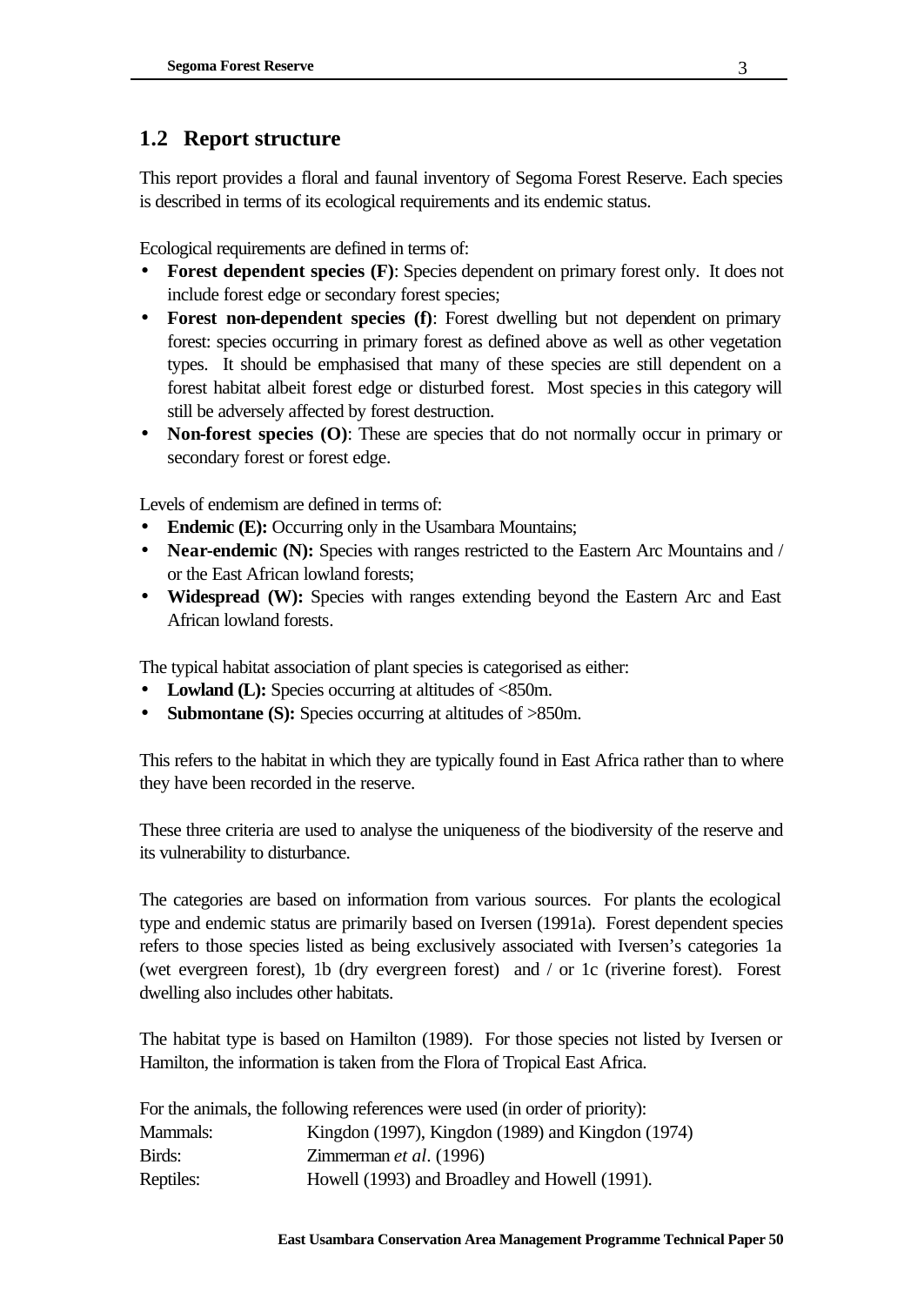## 1.2 Report structure

This report provides a floral and faunal inventory of Segoma Forest Reserve. Each species is described in terms of its ecological requirements and its endemic status.

Ecological requirements are defined in terms of:

- **Forest dependent species (F)**: Species dependent on primary forest only. It does not include forest edge or secondary forest species;
- **Forest non-dependent species (f)**: Forest dwelling but not dependent on primary forest: species occurring in primary forest as defined above as well as other vegetation types. It should be emphasised that many of these species are still dependent on a forest habitat albeit forest edge or disturbed forest. Most species in this category will still be adversely affected by forest destruction.
- **Non-forest species (O)**: These are species that do not normally occur in primary or secondary forest or forest edge.

Levels of endemism are defined in terms of:

- **Endemic (E):** Occurring only in the Usambara Mountains;
- **Near-endemic (N):** Species with ranges restricted to the Eastern Arc Mountains and / or the East African lowland forests;
- **Widespread (W):** Species with ranges extending beyond the Eastern Arc and East African lowland forests.

The typical habitat association of plant species is categorised as either:

- **Lowland (L):** Species occurring at altitudes of <850m.
- **Submontane (S):** Species occurring at altitudes of >850m.

This refers to the habitat in which they are typically found in East Africa rather than to where they have been recorded in the reserve.

These three criteria are used to analyse the uniqueness of the biodiversity of the reserve and its vulnerability to disturbance.

The categories are based on information from various sources. For plants the ecological type and endemic status are primarily based on Iversen (1991a). Forest dependent species refers to those species listed as being exclusively associated with Iversen's categories 1a (wet evergreen forest), 1b (dry evergreen forest) and / or 1c (riverine forest). Forest dwelling also includes other habitats.

The habitat type is based on Hamilton (1989). For those species not listed by Iversen or Hamilton, the information is taken from the Flora of Tropical East Africa.

For the animals, the following references were used (in order of priority):

| | |
|---|---|
| Mammals: | Kingdon (1997), Kingdon (1989) and Kingdon (1974) |
| Birds: | Zimmerman *et al*. (1996) |
| Reptiles: | Howell (1993) and Broadley and Howell (1991). |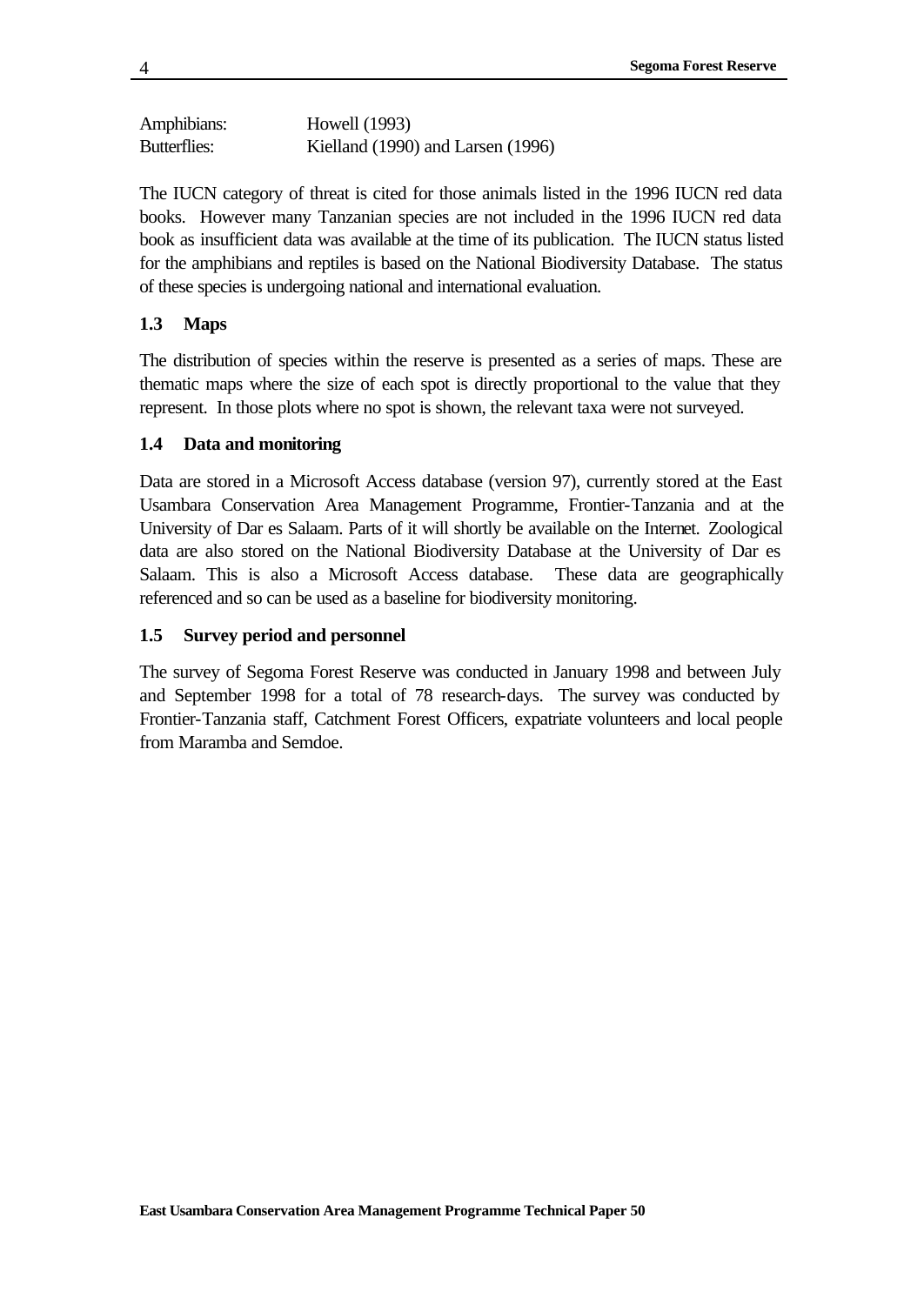| | |
|---|---|
| Amphibians: | Howell (1993) |
| Butterflies: | Kielland (1990) and Larsen (1996) |

The IUCN category of threat is cited for those animals listed in the 1996 IUCN red data books. However many Tanzanian species are not included in the 1996 IUCN red data book as insufficient data was available at the time of its publication. The IUCN status listed for the amphibians and reptiles is based on the National Biodiversity Database. The status of these species is undergoing national and international evaluation.

### 1.3 Maps

The distribution of species within the reserve is presented as a series of maps. These are thematic maps where the size of each spot is directly proportional to the value that they represent. In those plots where no spot is shown, the relevant taxa were not surveyed.

### 1.4 Data and monitoring

Data are stored in a Microsoft Access database (version 97), currently stored at the East Usambara Conservation Area Management Programme, Frontier-Tanzania and at the University of Dar es Salaam. Parts of it will shortly be available on the Internet. Zoological data are also stored on the National Biodiversity Database at the University of Dar es Salaam. This is also a Microsoft Access database. These data are geographically referenced and so can be used as a baseline for biodiversity monitoring.

### 1.5 Survey period and personnel

The survey of Segoma Forest Reserve was conducted in January 1998 and between July and September 1998 for a total of 78 research-days. The survey was conducted by Frontier-Tanzania staff, Catchment Forest Officers, expatriate volunteers and local people from Maramba and Semdoe.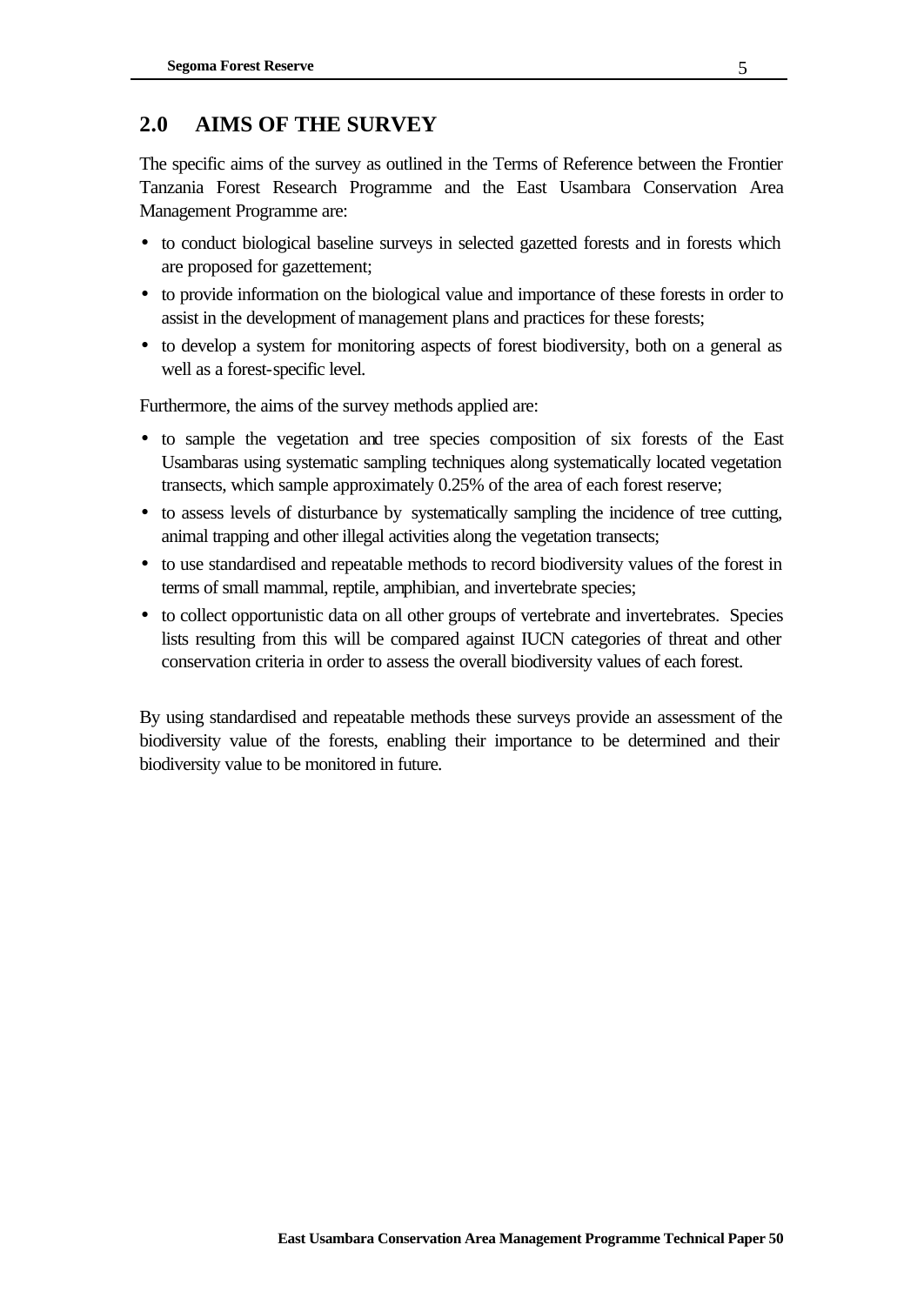## 2.0 AIMS OF THE SURVEY

The specific aims of the survey as outlined in the Terms of Reference between the Frontier Tanzania Forest Research Programme and the East Usambara Conservation Area Management Programme are:

- to conduct biological baseline surveys in selected gazetted forests and in forests which are proposed for gazettement;
- to provide information on the biological value and importance of these forests in order to assist in the development of management plans and practices for these forests;
- to develop a system for monitoring aspects of forest biodiversity, both on a general as well as a forest-specific level.

Furthermore, the aims of the survey methods applied are:

- to sample the vegetation and tree species composition of six forests of the East Usambaras using systematic sampling techniques along systematically located vegetation transects, which sample approximately 0.25% of the area of each forest reserve;
- to assess levels of disturbance by systematically sampling the incidence of tree cutting, animal trapping and other illegal activities along the vegetation transects;
- to use standardised and repeatable methods to record biodiversity values of the forest in terms of small mammal, reptile, amphibian, and invertebrate species;
- to collect opportunistic data on all other groups of vertebrate and invertebrates. Species lists resulting from this will be compared against IUCN categories of threat and other conservation criteria in order to assess the overall biodiversity values of each forest.

By using standardised and repeatable methods these surveys provide an assessment of the biodiversity value of the forests, enabling their importance to be determined and their biodiversity value to be monitored in future.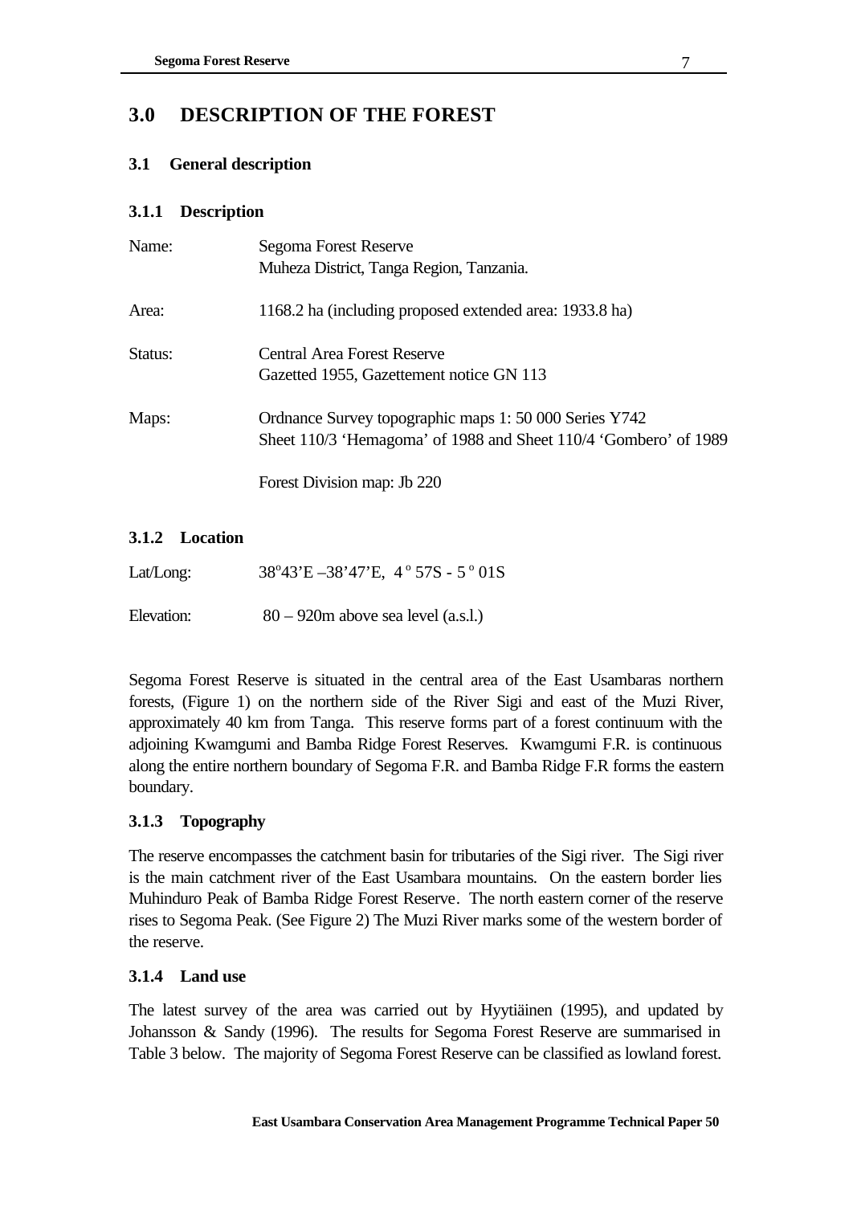# 3.0 DESCRIPTION OF THE FOREST

## 3.1 General description

### 3.1.1 Description

Name: Segoma Forest Reserve
Muheza District, Tanga Region, Tanzania.

Area: 1168.2 ha (including proposed extended area: 1933.8 ha)

Status: Central Area Forest Reserve
Gazetted 1955, Gazettement notice GN 113

Maps: Ordnance Survey topographic maps 1: 50 000 Series Y742
Sheet 110/3 'Hemagoma' of 1988 and Sheet 110/4 'Gombero' of 1989

Forest Division map: Jb 220

### 3.1.2 Location

Lat/Long: 38°43'E –38'47'E, 4° 57S - 5° 01S

Elevation: 80 – 920m above sea level (a.s.l.)

Segoma Forest Reserve is situated in the central area of the East Usambaras northern forests, (Figure 1) on the northern side of the River Sigi and east of the Muzi River, approximately 40 km from Tanga. This reserve forms part of a forest continuum with the adjoining Kwamgumi and Bamba Ridge Forest Reserves. Kwamgumi F.R. is continuous along the entire northern boundary of Segoma F.R. and Bamba Ridge F.R forms the eastern boundary.

### 3.1.3 Topography

The reserve encompasses the catchment basin for tributaries of the Sigi river. The Sigi river is the main catchment river of the East Usambara mountains. On the eastern border lies Muhinduro Peak of Bamba Ridge Forest Reserve. The north eastern corner of the reserve rises to Segoma Peak. (See Figure 2) The Muzi River marks some of the western border of the reserve.

### 3.1.4 Land use

The latest survey of the area was carried out by Hyytiäinen (1995), and updated by Johansson & Sandy (1996). The results for Segoma Forest Reserve are summarised in Table 3 below. The majority of Segoma Forest Reserve can be classified as lowland forest.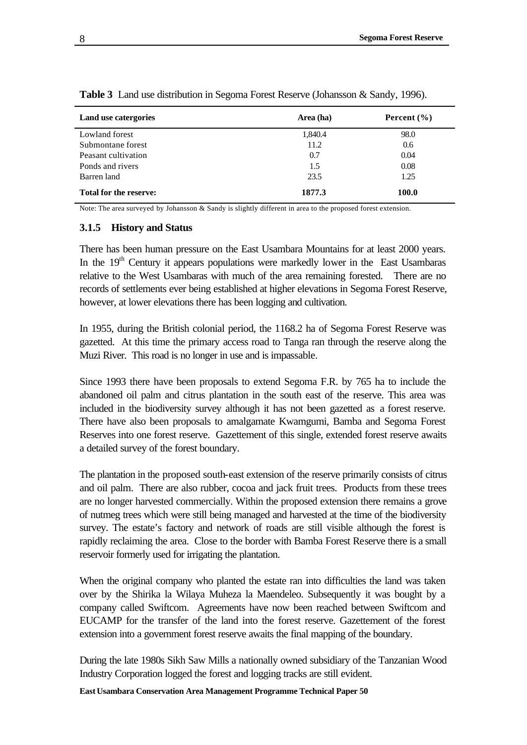**Table 3** Land use distribution in Segoma Forest Reserve (Johansson & Sandy, 1996).

| Land use catergories | Area (ha) | Percent (%) |
|---|---|---|
| Lowland forest | 1,840.4 | 98.0 |
| Submontane forest | 11.2 | 0.6 |
| Peasant cultivation | 0.7 | 0.04 |
| Ponds and rivers | 1.5 | 0.08 |
| Barren land | 23.5 | 1.25 |
| **Total for the reserve:** | **1877.3** | **100.0** |

Note: The area surveyed by Johansson & Sandy is slightly different in area to the proposed forest extension.

### 3.1.5 History and Status

There has been human pressure on the East Usambara Mountains for at least 2000 years. In the 19th Century it appears populations were markedly lower in the East Usambaras relative to the West Usambaras with much of the area remaining forested. There are no records of settlements ever being established at higher elevations in Segoma Forest Reserve, however, at lower elevations there has been logging and cultivation.

In 1955, during the British colonial period, the 1168.2 ha of Segoma Forest Reserve was gazetted. At this time the primary access road to Tanga ran through the reserve along the Muzi River. This road is no longer in use and is impassable.

Since 1993 there have been proposals to extend Segoma F.R. by 765 ha to include the abandoned oil palm and citrus plantation in the south east of the reserve. This area was included in the biodiversity survey although it has not been gazetted as a forest reserve. There have also been proposals to amalgamate Kwamgumi, Bamba and Segoma Forest Reserves into one forest reserve. Gazettement of this single, extended forest reserve awaits a detailed survey of the forest boundary.

The plantation in the proposed south-east extension of the reserve primarily consists of citrus and oil palm. There are also rubber, cocoa and jack fruit trees. Products from these trees are no longer harvested commercially. Within the proposed extension there remains a grove of nutmeg trees which were still being managed and harvested at the time of the biodiversity survey. The estate's factory and network of roads are still visible although the forest is rapidly reclaiming the area. Close to the border with Bamba Forest Reserve there is a small reservoir formerly used for irrigating the plantation.

When the original company who planted the estate ran into difficulties the land was taken over by the Shirika la Wilaya Muheza la Maendeleo. Subsequently it was bought by a company called Swiftcom. Agreements have now been reached between Swiftcom and EUCAMP for the transfer of the land into the forest reserve. Gazettement of the forest extension into a government forest reserve awaits the final mapping of the boundary.

During the late 1980s Sikh Saw Mills a nationally owned subsidiary of the Tanzanian Wood Industry Corporation logged the forest and logging tracks are still evident.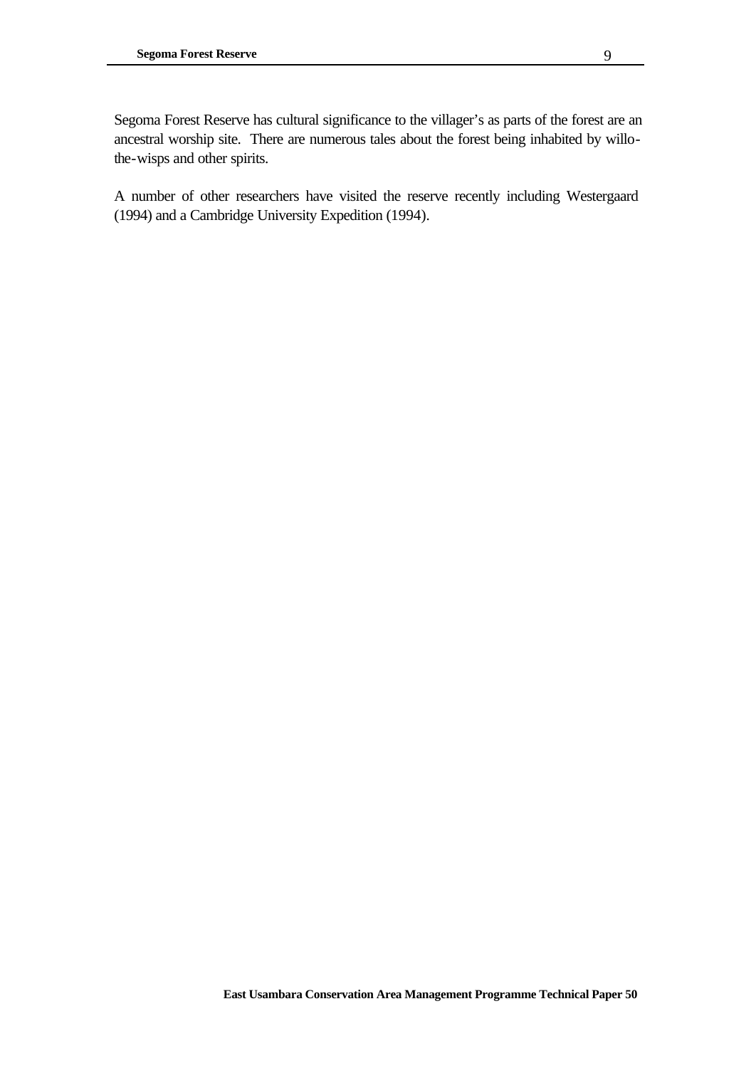Segoma Forest Reserve has cultural significance to the villager's as parts of the forest are an ancestral worship site. There are numerous tales about the forest being inhabited by willo-the-wisps and other spirits.

A number of other researchers have visited the reserve recently including Westergaard (1994) and a Cambridge University Expedition (1994).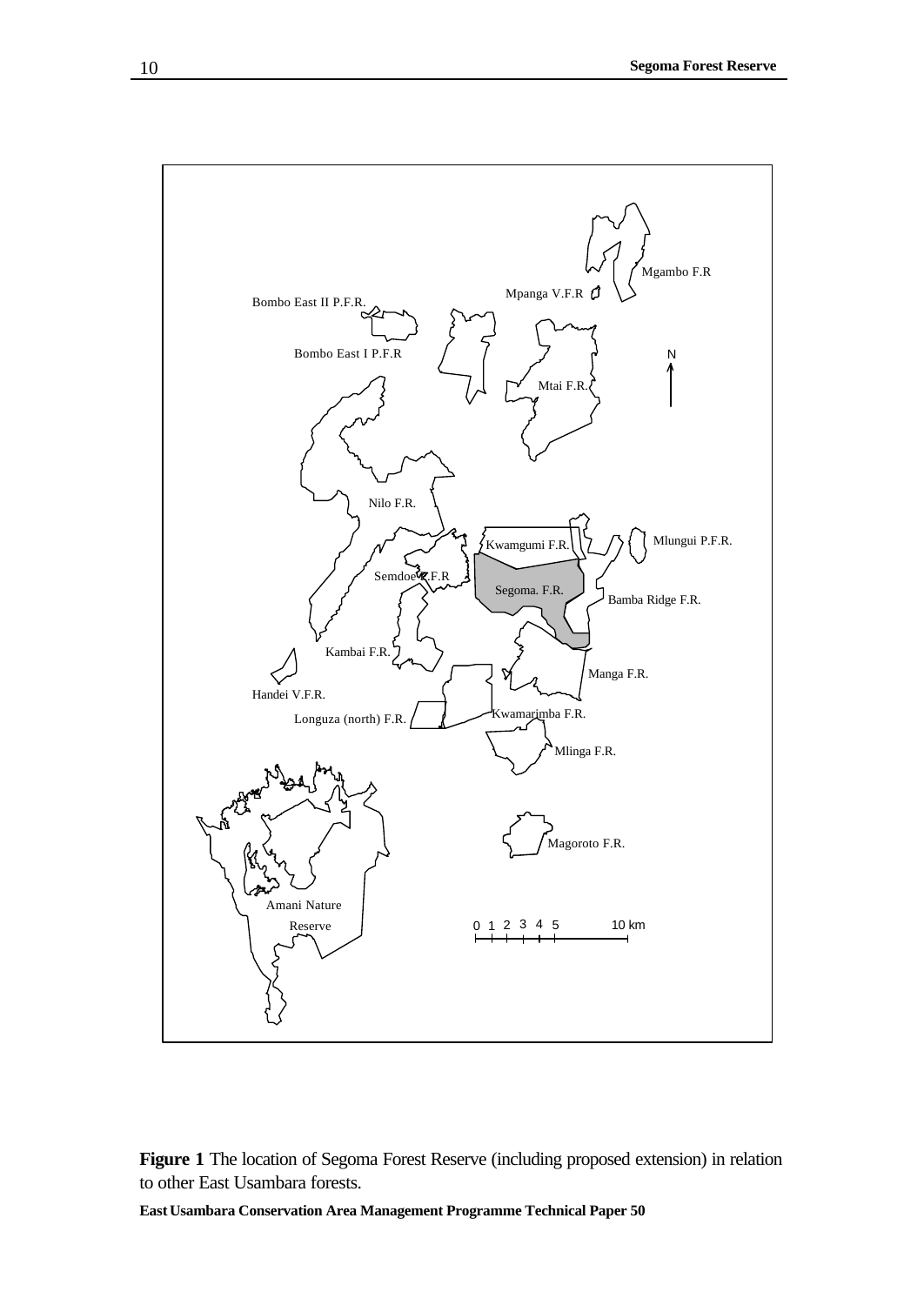**Figure 1** The location of Segoma Forest Reserve (including proposed extension) in relation to other East Usambara forests.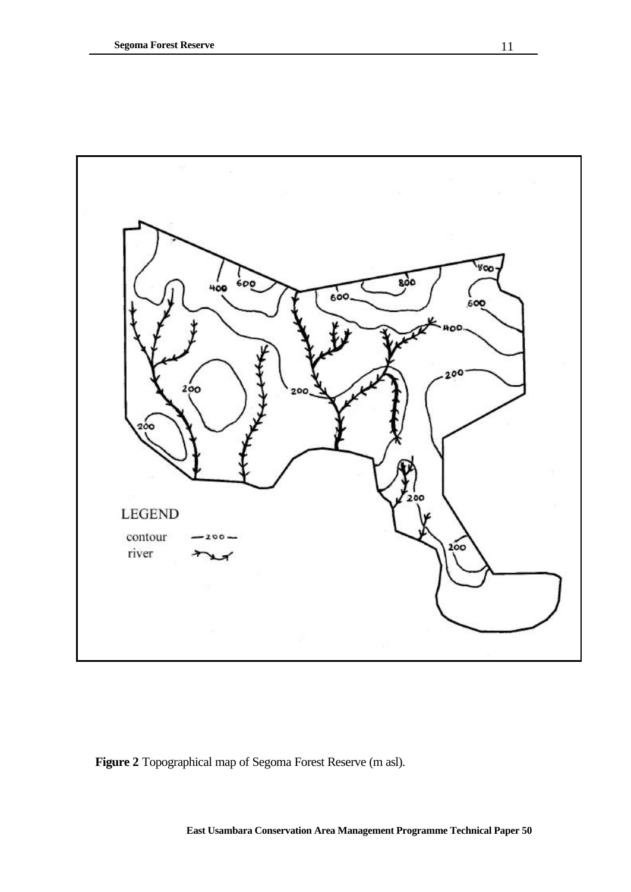**Figure 2** Topographical map of Segoma Forest Reserve (m asl).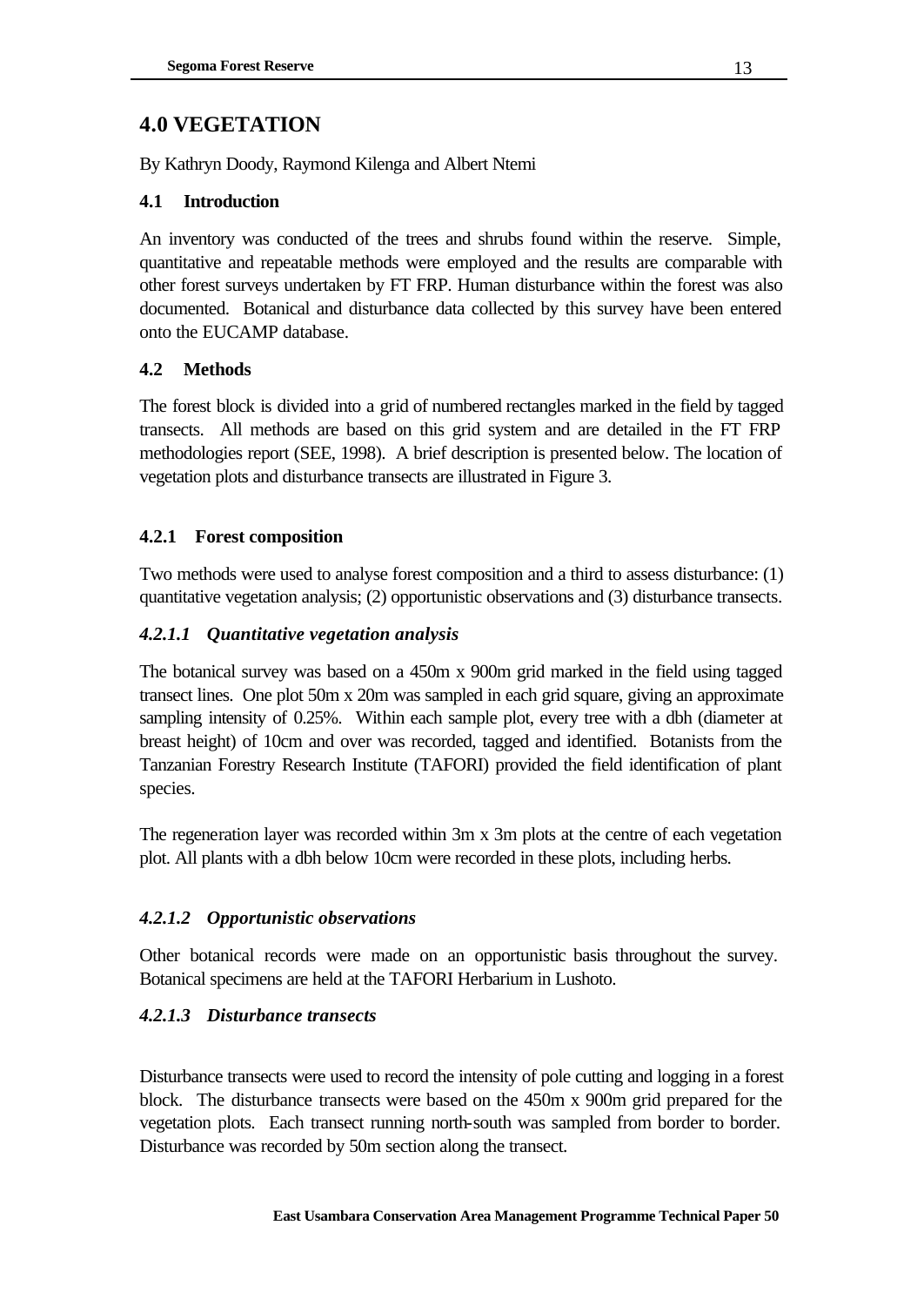## 4.0 VEGETATION

By Kathryn Doody, Raymond Kilenga and Albert Ntemi

### 4.1 Introduction

An inventory was conducted of the trees and shrubs found within the reserve. Simple, quantitative and repeatable methods were employed and the results are comparable with other forest surveys undertaken by FT FRP. Human disturbance within the forest was also documented. Botanical and disturbance data collected by this survey have been entered onto the EUCAMP database.

### 4.2 Methods

The forest block is divided into a grid of numbered rectangles marked in the field by tagged transects. All methods are based on this grid system and are detailed in the FT FRP methodologies report (SEE, 1998). A brief description is presented below. The location of vegetation plots and disturbance transects are illustrated in Figure 3.

#### 4.2.1 Forest composition

Two methods were used to analyse forest composition and a third to assess disturbance: (1) quantitative vegetation analysis; (2) opportunistic observations and (3) disturbance transects.

#### *4.2.1.1 Quantitative vegetation analysis*

The botanical survey was based on a 450m x 900m grid marked in the field using tagged transect lines. One plot 50m x 20m was sampled in each grid square, giving an approximate sampling intensity of 0.25%. Within each sample plot, every tree with a dbh (diameter at breast height) of 10cm and over was recorded, tagged and identified. Botanists from the Tanzanian Forestry Research Institute (TAFORI) provided the field identification of plant species.

The regeneration layer was recorded within 3m x 3m plots at the centre of each vegetation plot. All plants with a dbh below 10cm were recorded in these plots, including herbs.

#### *4.2.1.2 Opportunistic observations*

Other botanical records were made on an opportunistic basis throughout the survey. Botanical specimens are held at the TAFORI Herbarium in Lushoto.

#### *4.2.1.3 Disturbance transects*

Disturbance transects were used to record the intensity of pole cutting and logging in a forest block. The disturbance transects were based on the 450m x 900m grid prepared for the vegetation plots. Each transect running north-south was sampled from border to border. Disturbance was recorded by 50m section along the transect.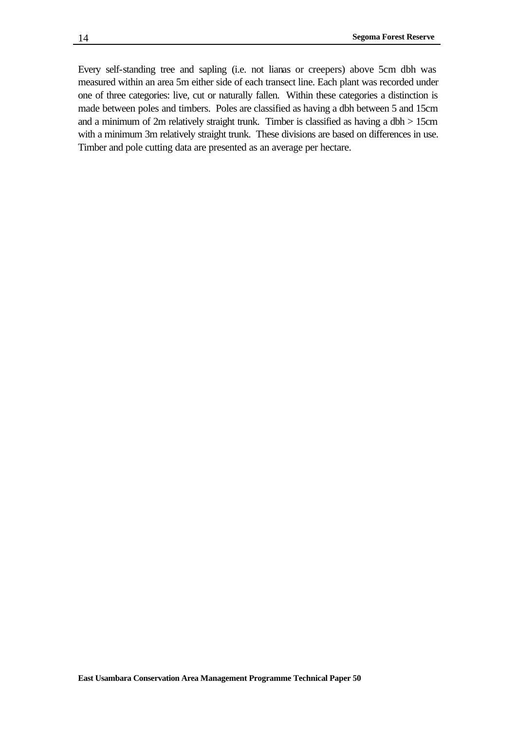Every self-standing tree and sapling (i.e. not lianas or creepers) above 5cm dbh was measured within an area 5m either side of each transect line. Each plant was recorded under one of three categories: live, cut or naturally fallen. Within these categories a distinction is made between poles and timbers. Poles are classified as having a dbh between 5 and 15cm and a minimum of 2m relatively straight trunk. Timber is classified as having a dbh > 15cm with a minimum 3m relatively straight trunk. These divisions are based on differences in use. Timber and pole cutting data are presented as an average per hectare.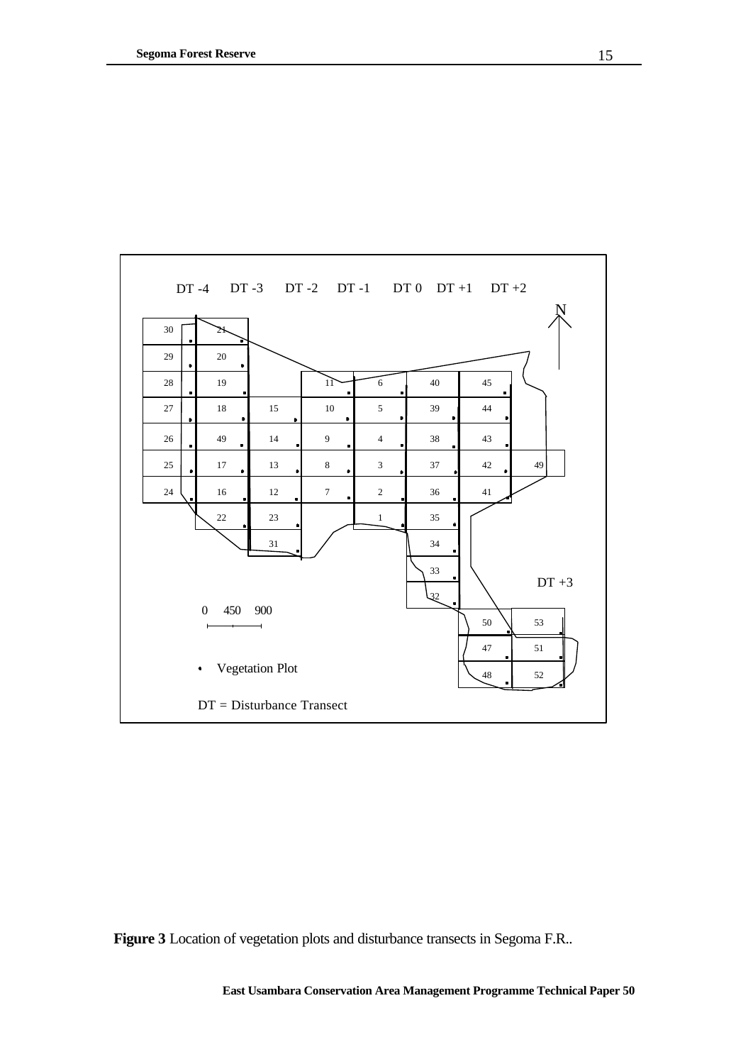DT -4 DT -3 DT -2 DT -1 DT 0 DT +1 DT +2

N

DT +3

0 450 900

• Vegetation Plot

DT = Disturbance Transect

**Figure 3** Location of vegetation plots and disturbance transects in Segoma F.R..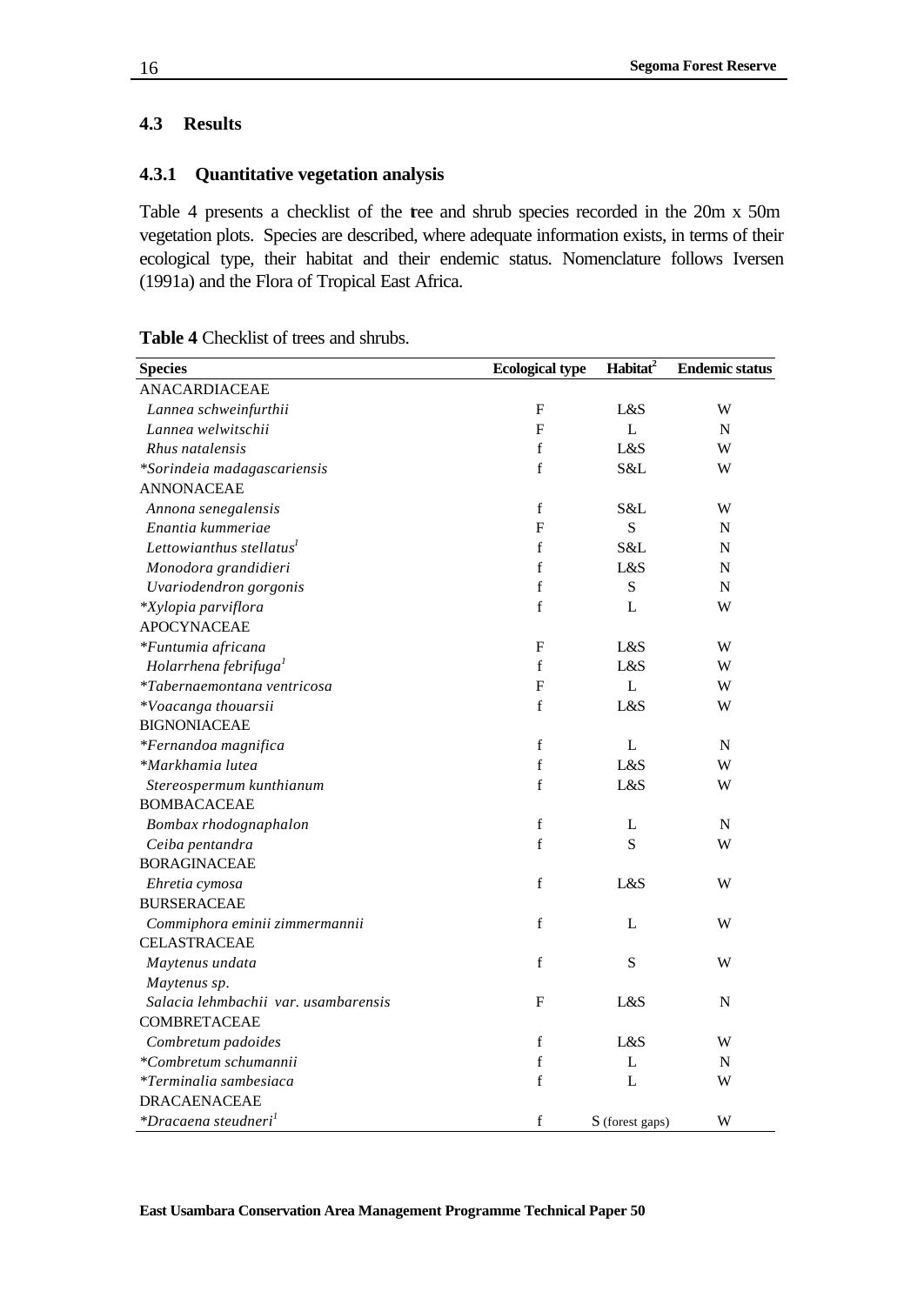## 4.3 Results

### 4.3.1 Quantitative vegetation analysis

Table 4 presents a checklist of the tree and shrub species recorded in the 20m x 50m vegetation plots. Species are described, where adequate information exists, in terms of their ecological type, their habitat and their endemic status. Nomenclature follows Iversen (1991a) and the Flora of Tropical East Africa.

**Table 4** Checklist of trees and shrubs.

| Species | Ecological type | Habitat[2] | Endemic status |
|---|---|---|---|
| ANACARDIACEAE | | | |
| *Lannea schweinfurthii* | F | L&S | W |
| *Lannea welwitschii* | F | L | N |
| *Rhus natalensis* | f | L&S | W |
| **Sorindeia madagascariensis* | f | S&L | W |
| ANNONACEAE | | | |
| *Annona senegalensis* | f | S&L | W |
| *Enantia kummeriae* | F | S | N |
| *Lettowianthus stellatus*[1] | f | S&L | N |
| *Monodora grandidieri* | f | L&S | N |
| *Uvariodendron gorgonis* | f | S | N |
| **Xylopia parviflora* | f | L | W |
| APOCYNACEAE | | | |
| **Funtumia africana* | F | L&S | W |
| *Holarrhena febrifuga*[1] | f | L&S | W |
| **Tabernaemontana ventricosa* | F | L | W |
| **Voacanga thouarsii* | f | L&S | W |
| BIGNONIACEAE | | | |
| **Fernandoa magnifica* | f | L | N |
| **Markhamia lutea* | f | L&S | W |
| *Stereospermum kunthianum* | f | L&S | W |
| BOMBACACEAE | | | |
| *Bombax rhodognaphalon* | f | L | N |
| *Ceiba pentandra* | f | S | W |
| BORAGINACEAE | | | |
| *Ehretia cymosa* | f | L&S | W |
| BURSERACEAE | | | |
| *Commiphora eminii zimmermannii* | f | L | W |
| CELASTRACEAE | | | |
| *Maytenus undata* | f | S | W |
| *Maytenus sp.* | | | |
| *Salacia lehmbachii var. usambarensis* | F | L&S | N |
| COMBRETACEAE | | | |
| *Combretum padoides* | f | L&S | W |
| **Combretum schumannii* | f | L | N |
| **Terminalia sambesiaca* | f | L | W |
| DRACAENACEAE | | | |
| **Dracaena steudneri*[1] | f | S (forest gaps) | W |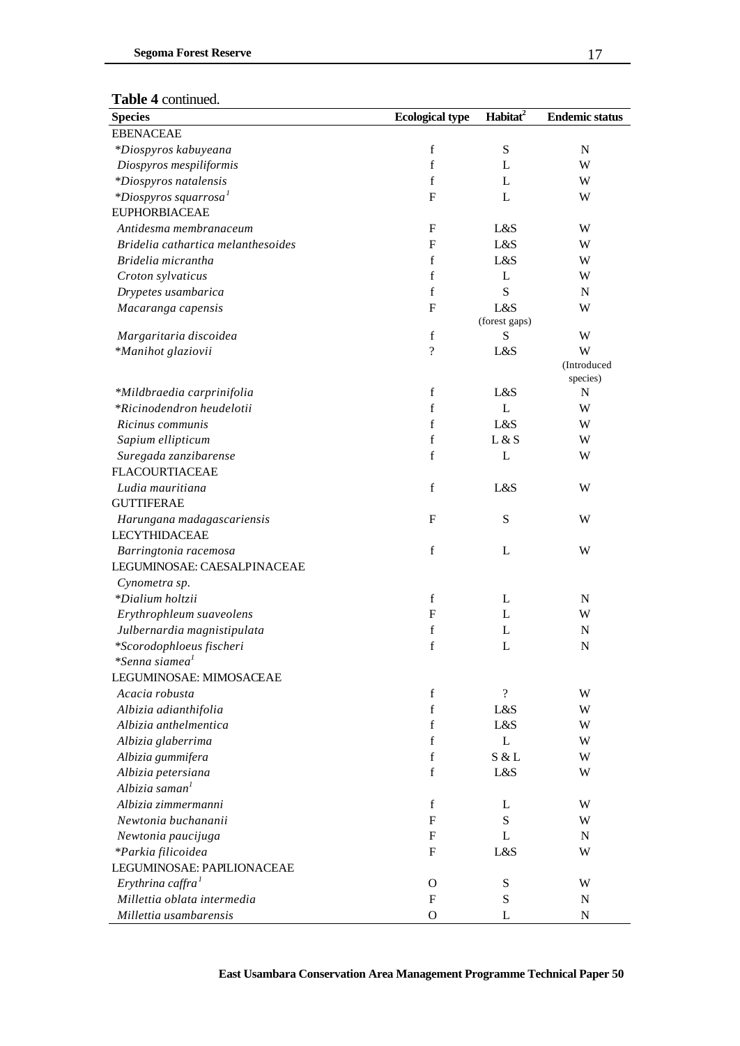**Table 4** continued.

| Species | Ecological type | Habitat[2] | Endemic status |
|---|---|---|---|
| EBENACEAE | | | |
| *\*Diospyros kabuyeana* | f | S | N |
| *Diospyros mespiliformis* | f | L | W |
| *\*Diospyros natalensis* | f | L | W |
| *\*Diospyros squarrosa*[1] | F | L | W |
| EUPHORBIACEAE | | | |
| *Antidesma membranaceum* | F | L&S | W |
| *Bridelia cathartica melanthesoides* | F | L&S | W |
| *Bridelia micrantha* | f | L&S | W |
| *Croton sylvaticus* | f | L | W |
| *Drypetes usambarica* | f | S | N |
| *Macaranga capensis* | F | L&S (forest gaps) | W |
| *Margaritaria discoidea* | f | S | W |
| *\*Manihot glaziovii* | ? | L&S | W (Introduced species) |
| *\*Mildbraedia carprinifolia* | f | L&S | N |
| *\*Ricinodendron heudelotii* | f | L | W |
| *Ricinus communis* | f | L&S | W |
| *Sapium ellipticum* | f | L & S | W |
| *Suregada zanzibarense* | f | L | W |
| FLACOURTIACEAE | | | |
| *Ludia mauritiana* | f | L&S | W |
| GUTTIFERAE | | | |
| *Harungana madagascariensis* | F | S | W |
| LECYTHIDACEAE | | | |
| *Barringtonia racemosa* | f | L | W |
| LEGUMINOSAE: CAESALPINACEAE | | | |
| *Cynometra sp.* | | | |
| *\*Dialium holtzii* | f | L | N |
| *Erythrophleum suaveolens* | F | L | W |
| *Julbernardia magnistipulata* | f | L | N |
| *\*Scorodophloeus fischeri* | f | L | N |
| *\*Senna siamea*[1] | | | |
| LEGUMINOSAE: MIMOSACEAE | | | |
| *Acacia robusta* | f | ? | W |
| *Albizia adianthifolia* | f | L&S | W |
| *Albizia anthelmentica* | f | L&S | W |
| *Albizia glaberrima* | f | L | W |
| *Albizia gummifera* | f | S & L | W |
| *Albizia petersiana* | f | L&S | W |
| *Albizia saman*[1] | | | |
| *Albizia zimmermanni* | f | L | W |
| *Newtonia buchananii* | F | S | W |
| *Newtonia paucijuga* | F | L | N |
| *\*Parkia filicoidea* | F | L&S | W |
| LEGUMINOSAE: PAPILIONACEAE | | | |
| *Erythrina caffra*[1] | O | S | W |
| *Millettia oblata intermedia* | F | S | N |
| *Millettia usambarensis* | O | L | N |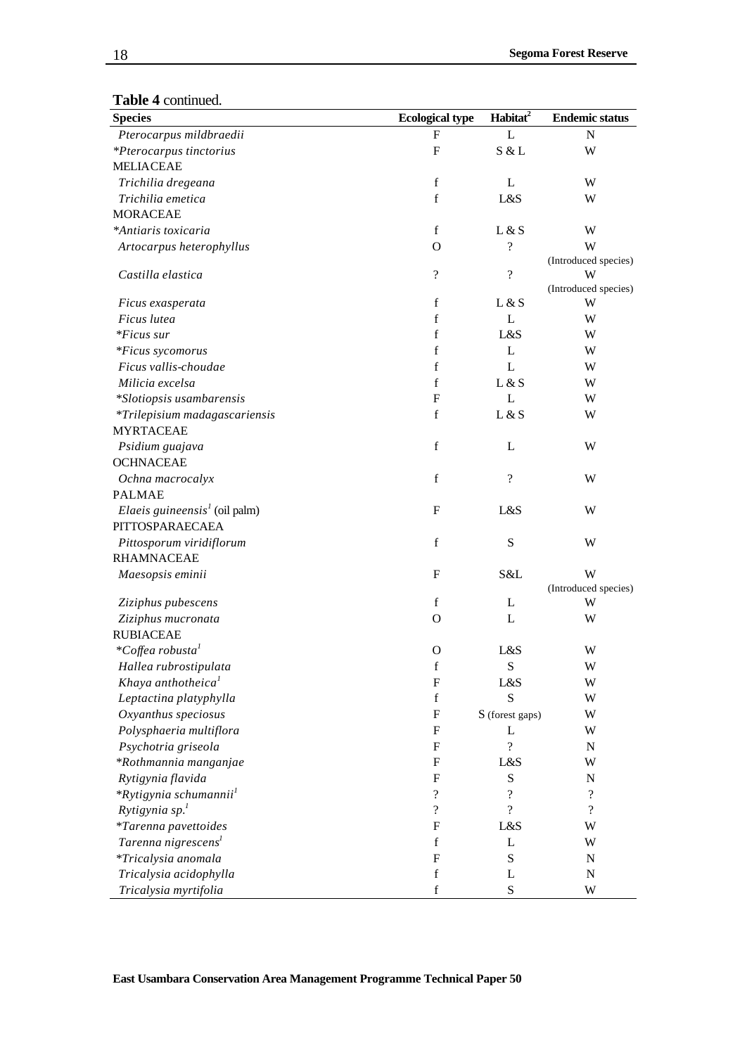**Table 4** continued.

| Species | Ecological type | Habitat[2] | Endemic status |
|---|---|---|---|
| *Pterocarpus mildbraedii* | F | L | N |
| *\*Pterocarpus tinctorius* | F | S & L | W |
| MELIACEAE | | | |
| *Trichilia dregeana* | f | L | W |
| *Trichilia emetica* | f | L&S | W |
| MORACEAE | | | |
| *\*Antiaris toxicaria* | f | L & S | W |
| *Artocarpus heterophyllus* | O | ? | W (Introduced species) |
| *Castilla elastica* | ? | ? | W (Introduced species) |
| *Ficus exasperata* | f | L & S | W |
| *Ficus lutea* | f | L | W |
| *\*Ficus sur* | f | L&S | W |
| *\*Ficus sycomorus* | f | L | W |
| *Ficus vallis-choudae* | f | L | W |
| *Milicia excelsa* | f | L & S | W |
| *\*Slotiopsis usambarensis* | F | L | W |
| *\*Trilepisium madagascariensis* | f | L & S | W |
| MYRTACEAE | | | |
| *Psidium guajava* | f | L | W |
| OCHNACEAE | | | |
| *Ochna macrocalyx* | f | ? | W |
| PALMAE | | | |
| *Elaeis guineensis*[1] (oil palm) | F | L&S | W |
| PITTOSPARAECAEA | | | |
| *Pittosporum viridiflorum* | f | S | W |
| RHAMNACEAE | | | |
| *Maesopsis eminii* | F | S&L | W (Introduced species) |
| *Ziziphus pubescens* | f | L | W |
| *Ziziphus mucronata* | O | L | W |
| RUBIACEAE | | | |
| *\*Coffea robusta*[1] | O | L&S | W |
| *Hallea rubrostipulata* | f | S | W |
| *Khaya anthotheica*[1] | F | L&S | W |
| *Leptactina platyphylla* | f | S | W |
| *Oxyanthus speciosus* | F | S (forest gaps) | W |
| *Polysphaeria multiflora* | F | L | W |
| *Psychotria griseola* | F | ? | N |
| *\*Rothmannia manganjae* | F | L&S | W |
| *Rytigynia flavida* | F | S | N |
| *\*Rytigynia schumannii*[1] | ? | ? | ? |
| *Rytigynia sp.*[1] | ? | ? | ? |
| *\*Tarenna pavettoides* | F | L&S | W |
| *Tarenna nigrescens*[1] | f | L | W |
| *\*Tricalysia anomala* | F | S | N |
| *Tricalysia acidophylla* | f | L | N |
| *Tricalysia myrtifolia* | f | S | W |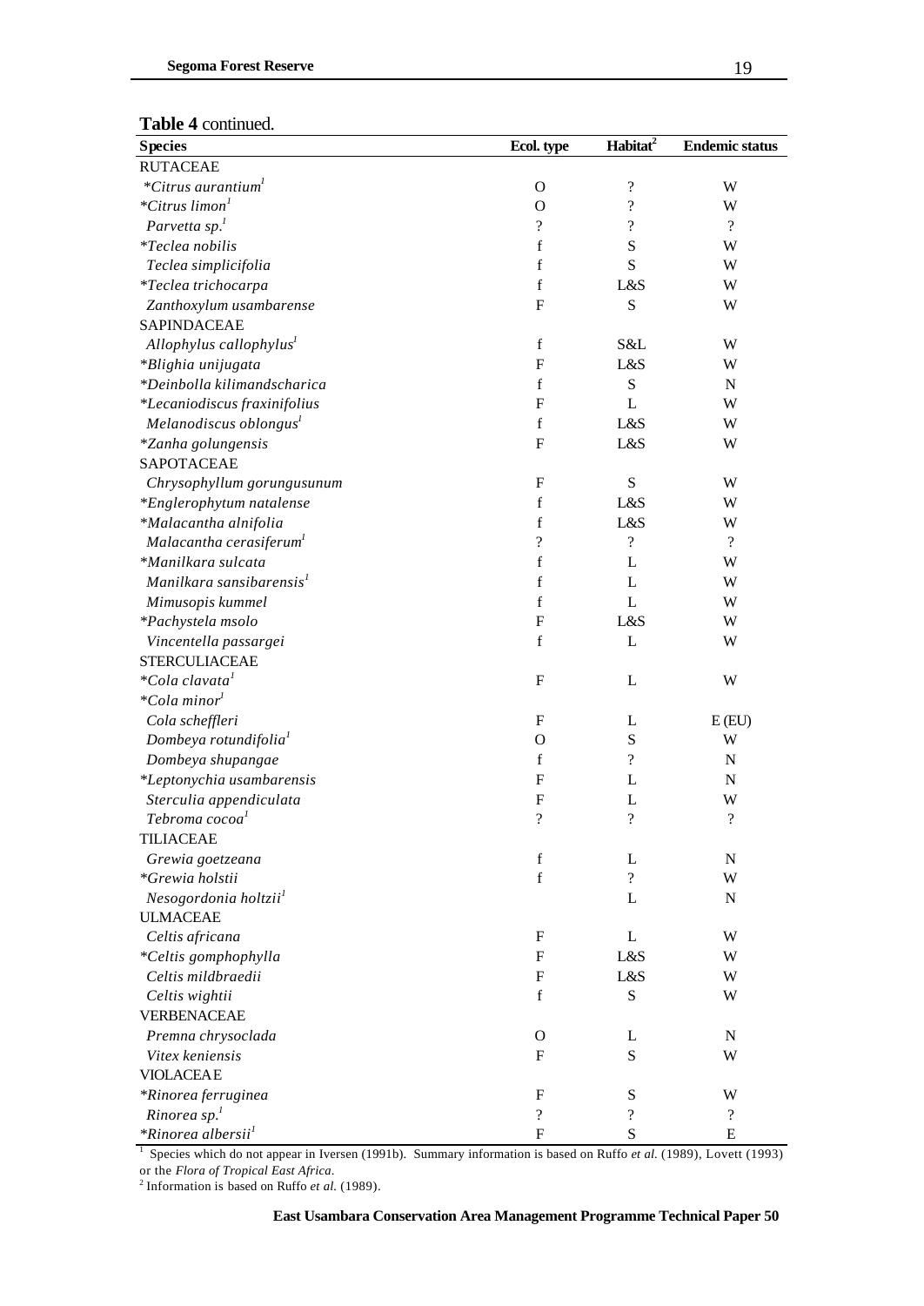**Table 4** continued.

| Species | Ecol. type | Habitat[2] | Endemic status |
|---|---|---|---|
| RUTACEAE | | | |
| *\*Citrus aurantium*[1] | O | ? | W |
| *\*Citrus limon*[1] | O | ? | W |
| *Parvetta sp.*[1] | ? | ? | ? |
| *\*Teclea nobilis* | f | S | W |
| *Teclea simplicifolia* | f | S | W |
| *\*Teclea trichocarpa* | f | L&S | W |
| *Zanthoxylum usambarense* | F | S | W |
| SAPINDACEAE | | | |
| *Allophylus callophylus*[1] | f | S&L | W |
| *\*Blighia unijugata* | F | L&S | W |
| *\*Deinbolla kilimandscharica* | f | S | N |
| *\*Lecaniodiscus fraxinifolius* | F | L | W |
| *Melanodiscus oblongus*[1] | f | L&S | W |
| *\*Zanha golungensis* | F | L&S | W |
| SAPOTACEAE | | | |
| *Chrysophyllum gorungusunum* | F | S | W |
| *\*Englerophytum natalense* | f | L&S | W |
| *\*Malacantha alnifolia* | f | L&S | W |
| *Malacantha cerasiferum*[1] | ? | ? | ? |
| *\*Manilkara sulcata* | f | L | W |
| *Manilkara sansibarensis*[1] | f | L | W |
| *Mimusopis kummel* | f | L | W |
| *\*Pachystela msolo* | F | L&S | W |
| *Vincentella passargei* | f | L | W |
| STERCULIACEAE | | | |
| *\*Cola clavata*[1] | F | L | W |
| *\*Cola minor*[1] | | | |
| *Cola scheffleri* | F | L | E (EU) |
| *Dombeya rotundifolia*[1] | O | S | W |
| *Dombeya shupangae* | f | ? | N |
| *\*Leptonychia usambarensis* | F | L | N |
| *Sterculia appendiculata* | F | L | W |
| *Tebroma cocoa*[1] | ? | ? | ? |
| TILIACEAE | | | |
| *Grewia goetzeana* | f | L | N |
| *\*Grewia holstii* | f | ? | W |
| *Nesogordonia holtzii*[1] | | L | N |
| ULMACEAE | | | |
| *Celtis africana* | F | L | W |
| *\*Celtis gomphophylla* | F | L&S | W |
| *Celtis mildbraedii* | F | L&S | W |
| *Celtis wightii* | f | S | W |
| VERBENACEAE | | | |
| *Premna chrysoclada* | O | L | N |
| *Vitex keniensis* | F | S | W |
| VIOLACEAE | | | |
| *\*Rinorea ferruginea* | F | S | W |
| *Rinorea sp.*[1] | ? | ? | ? |
| *\*Rinorea albersii*[1] | F | S | E |

[1] Species which do not appear in Iversen (1991b). Summary information is based on Ruffo *et al.* (1989), Lovett (1993) or the *Flora of Tropical East Africa*.
[2] Information is based on Ruffo *et al.* (1989).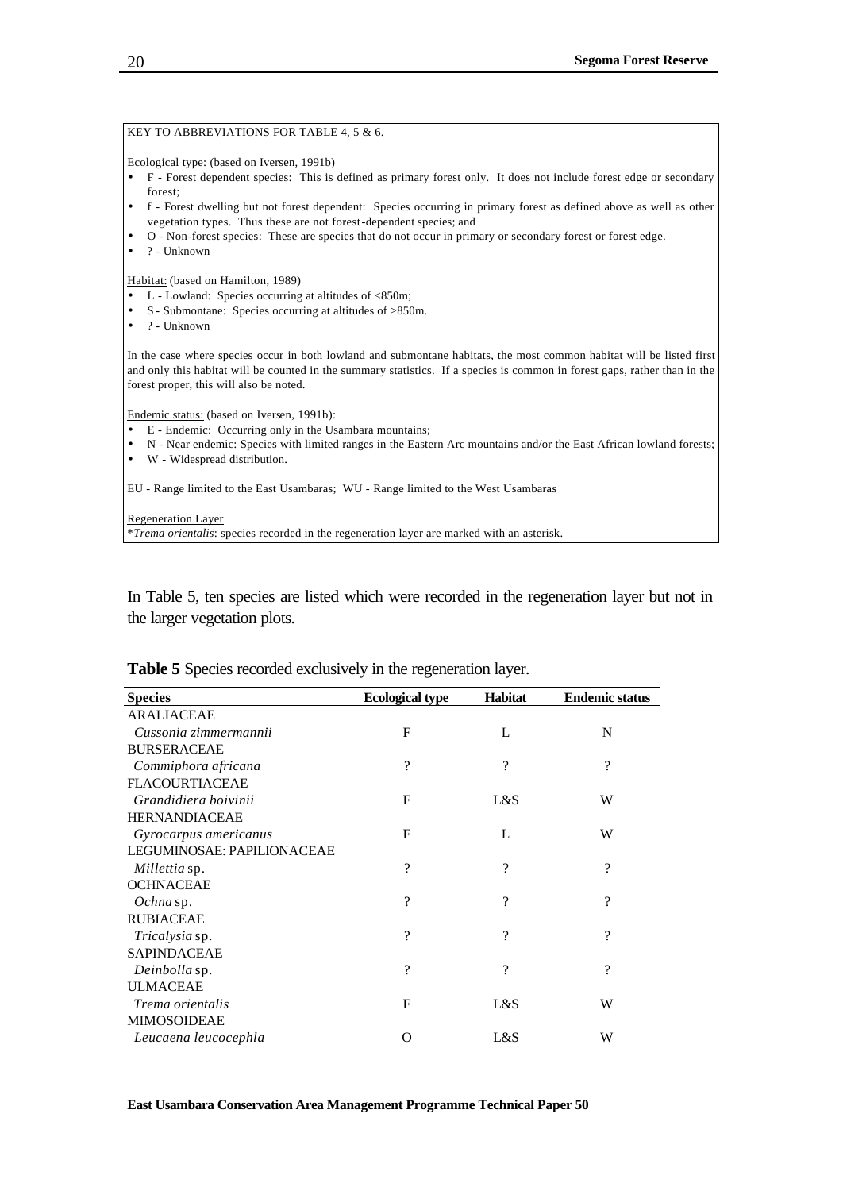KEY TO ABBREVIATIONS FOR TABLE 4, 5 & 6.

Ecological type: (based on Iversen, 1991b)

- F - Forest dependent species: This is defined as primary forest only. It does not include forest edge or secondary forest;
- f - Forest dwelling but not forest dependent: Species occurring in primary forest as defined above as well as other vegetation types. Thus these are not forest-dependent species; and
- O - Non-forest species: These are species that do not occur in primary or secondary forest or forest edge.
- ? - Unknown

Habitat: (based on Hamilton, 1989)

- L - Lowland: Species occurring at altitudes of <850m;
- S - Submontane: Species occurring at altitudes of >850m.
- ? - Unknown

In the case where species occur in both lowland and submontane habitats, the most common habitat will be listed first and only this habitat will be counted in the summary statistics. If a species is common in forest gaps, rather than in the forest proper, this will also be noted.

Endemic status: (based on Iversen, 1991b):

- E - Endemic: Occurring only in the Usambara mountains;
- N - Near endemic: Species with limited ranges in the Eastern Arc mountains and/or the East African lowland forests;
- W - Widespread distribution.

EU - Range limited to the East Usambaras; WU - Range limited to the West Usambaras

Regeneration Layer

\**Trema orientalis*: species recorded in the regeneration layer are marked with an asterisk.

In Table 5, ten species are listed which were recorded in the regeneration layer but not in the larger vegetation plots.

**Table 5** Species recorded exclusively in the regeneration layer.

| Species | Ecological type | Habitat | Endemic status |
|---|---|---|---|
| ARALIACEAE | | | |
| *Cussonia zimmermannii* | F | L | N |
| BURSERACEAE | | | |
| *Commiphora africana* | ? | ? | ? |
| FLACOURTIACEAE | | | |
| *Grandidiera boivinii* | F | L&S | W |
| HERNANDIACEAE | | | |
| *Gyrocarpus americanus* | F | L | W |
| LEGUMINOSAE: PAPILIONACEAE | | | |
| *Millettia* sp. | ? | ? | ? |
| OCHNACEAE | | | |
| *Ochna* sp. | ? | ? | ? |
| RUBIACEAE | | | |
| *Tricalysia* sp. | ? | ? | ? |
| SAPINDACEAE | | | |
| *Deinbolla* sp. | ? | ? | ? |
| ULMACEAE | | | |
| *Trema orientalis* | F | L&S | W |
| MIMOSOIDEAE | | | |
| *Leucaena leucocephla* | O | L&S | W |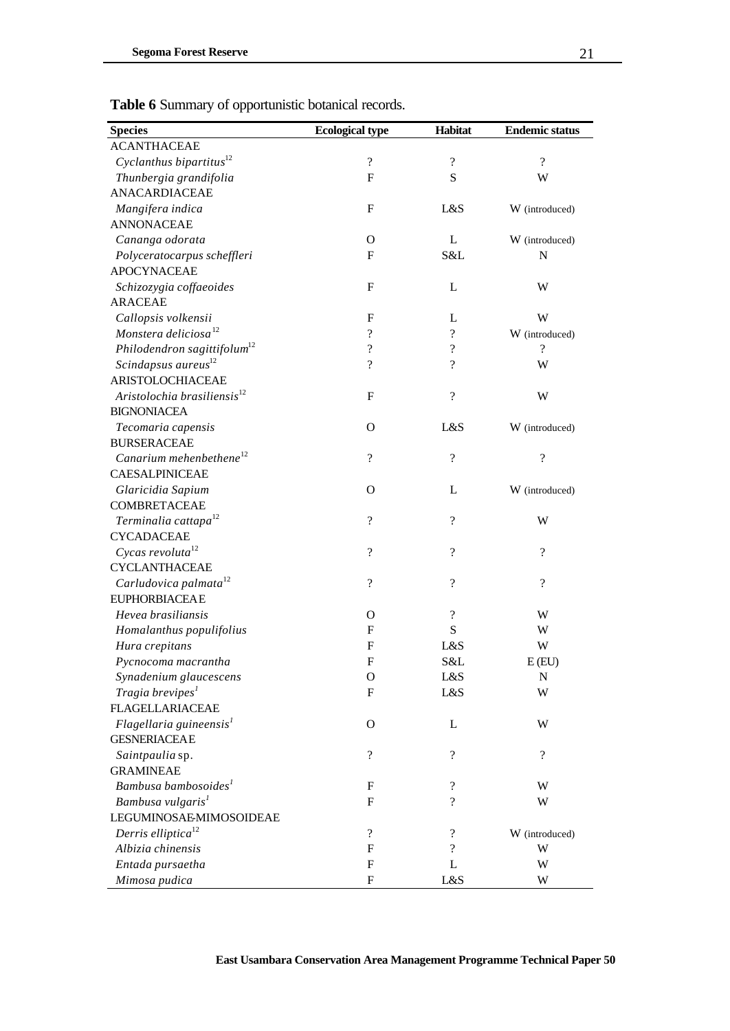**Table 6** Summary of opportunistic botanical records.

| Species | Ecological type | Habitat | Endemic status |
|---|---|---|---|
| ACANTHACEAE | | | |
| *Cyclanthus bipartitus*[12] | ? | ? | ? |
| *Thunbergia grandifolia* | F | S | W |
| ANACARDIACEAE | | | |
| *Mangifera indica* | F | L&S | W (introduced) |
| ANNONACEAE | | | |
| *Cananga odorata* | O | L | W (introduced) |
| *Polyceratocarpus scheffleri* | F | S&L | N |
| APOCYNACEAE | | | |
| *Schizozygia coffaeoides* | F | L | W |
| ARACEAE | | | |
| *Callopsis volkensii* | F | L | W |
| *Monstera deliciosa*[12] | ? | ? | W (introduced) |
| *Philodendron sagittifolum*[12] | ? | ? | ? |
| *Scindapsus aureus*[12] | ? | ? | W |
| ARISTOLOCHIACEAE | | | |
| *Aristolochia brasiliensis*[12] | F | ? | W |
| BIGNONIACEA | | | |
| *Tecomaria capensis* | O | L&S | W (introduced) |
| BURSERACEAE | | | |
| *Canarium mehenbethene*[12] | ? | ? | ? |
| CAESALPINICEAE | | | |
| *Glaricidia Sapium* | O | L | W (introduced) |
| COMBRETACEAE | | | |
| *Terminalia cattapa*[12] | ? | ? | W |
| CYCADACEAE | | | |
| *Cycas revoluta*[12] | ? | ? | ? |
| CYCLANTHACEAE | | | |
| *Carludovica palmata*[12] | ? | ? | ? |
| EUPHORBIACEAE | | | |
| *Hevea brasiliansis* | O | ? | W |
| *Homalanthus populifolius* | F | S | W |
| *Hura crepitans* | F | L&S | W |
| *Pycnocoma macrantha* | F | S&L | E (EU) |
| *Synadenium glaucescens* | O | L&S | N |
| *Tragia brevipes*[1] | F | L&S | W |
| FLAGELLARIACEAE | | | |
| *Flagellaria guineensis*[1] | O | L | W |
| GESNERIACEAE | | | |
| *Saintpaulia* sp. | ? | ? | ? |
| GRAMINEAE | | | |
| *Bambusa bambosoides*[1] | F | ? | W |
| *Bambusa vulgaris*[1] | F | ? | W |
| LEGUMINOSAE-MIMOSOIDEAE | | | |
| *Derris elliptica*[12] | ? | ? | W (introduced) |
| *Albizia chinensis* | F | ? | W |
| *Entada pursaetha* | F | L | W |
| *Mimosa pudica* | F | L&S | W |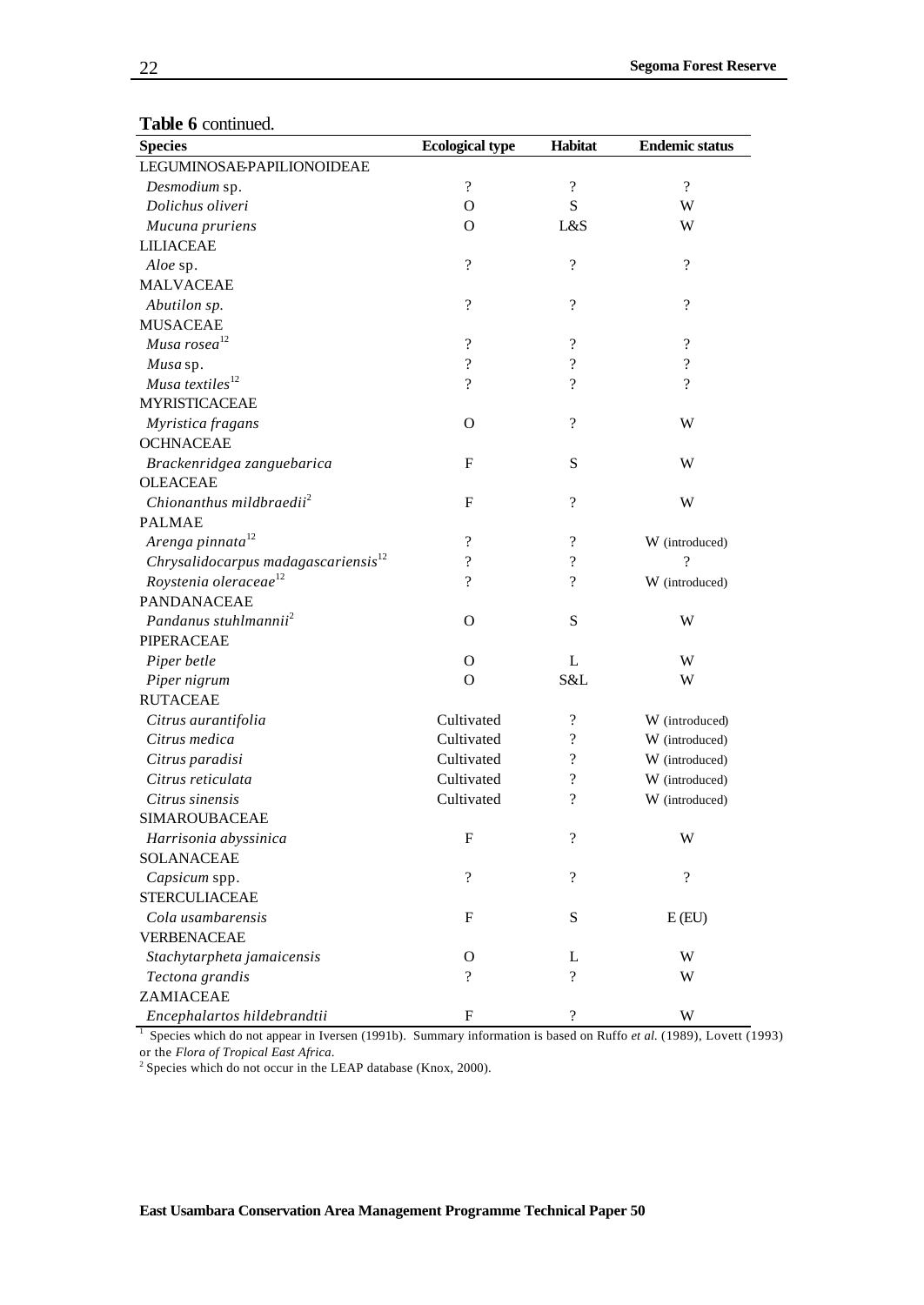**Table 6** continued.

| Species | Ecological type | Habitat | Endemic status |
|---|---|---|---|
| LEGUMINOSAE-PAPILIONOIDEAE | | | |
| *Desmodium* sp. | ? | ? | ? |
| *Dolichus oliveri* | O | S | W |
| *Mucuna pruriens* | O | L&S | W |
| LILIACEAE | | | |
| *Aloe* sp. | ? | ? | ? |
| MALVACEAE | | | |
| *Abutilon sp.* | ? | ? | ? |
| MUSACEAE | | | |
| *Musa rosea*[12] | ? | ? | ? |
| *Musa* sp. | ? | ? | ? |
| *Musa textiles*[12] | ? | ? | ? |
| MYRISTICACEAE | | | |
| *Myristica fragans* | O | ? | W |
| OCHNACEAE | | | |
| *Brackenridgea zanguebarica* | F | S | W |
| OLEACEAE | | | |
| *Chionanthus mildbraedii*[2] | F | ? | W |
| PALMAE | | | |
| *Arenga pinnata*[12] | ? | ? | W (introduced) |
| *Chrysalidocarpus madagascariensis*[12] | ? | ? | ? |
| *Roystenia oleraceae*[12] | ? | ? | W (introduced) |
| PANDANACEAE | | | |
| *Pandanus stuhlmannii*[2] | O | S | W |
| PIPERACEAE | | | |
| *Piper betle* | O | L | W |
| *Piper nigrum* | O | S&L | W |
| RUTACEAE | | | |
| *Citrus aurantifolia* | Cultivated | ? | W (introduced) |
| *Citrus medica* | Cultivated | ? | W (introduced) |
| *Citrus paradisi* | Cultivated | ? | W (introduced) |
| *Citrus reticulata* | Cultivated | ? | W (introduced) |
| *Citrus sinensis* | Cultivated | ? | W (introduced) |
| SIMAROUBACEAE | | | |
| *Harrisonia abyssinica* | F | ? | W |
| SOLANACEAE | | | |
| *Capsicum* spp. | ? | ? | ? |
| STERCULIACEAE | | | |
| *Cola usambarensis* | F | S | E (EU) |
| VERBENACEAE | | | |
| *Stachytarpheta jamaicensis* | O | L | W |
| *Tectona grandis* | ? | ? | W |
| ZAMIACEAE | | | |
| *Encephalartos hildebrandtii* | F | ? | W |

[1] Species which do not appear in Iversen (1991b). Summary information is based on Ruffo *et al.* (1989), Lovett (1993) or the *Flora of Tropical East Africa*.

[2] Species which do not occur in the LEAP database (Knox, 2000).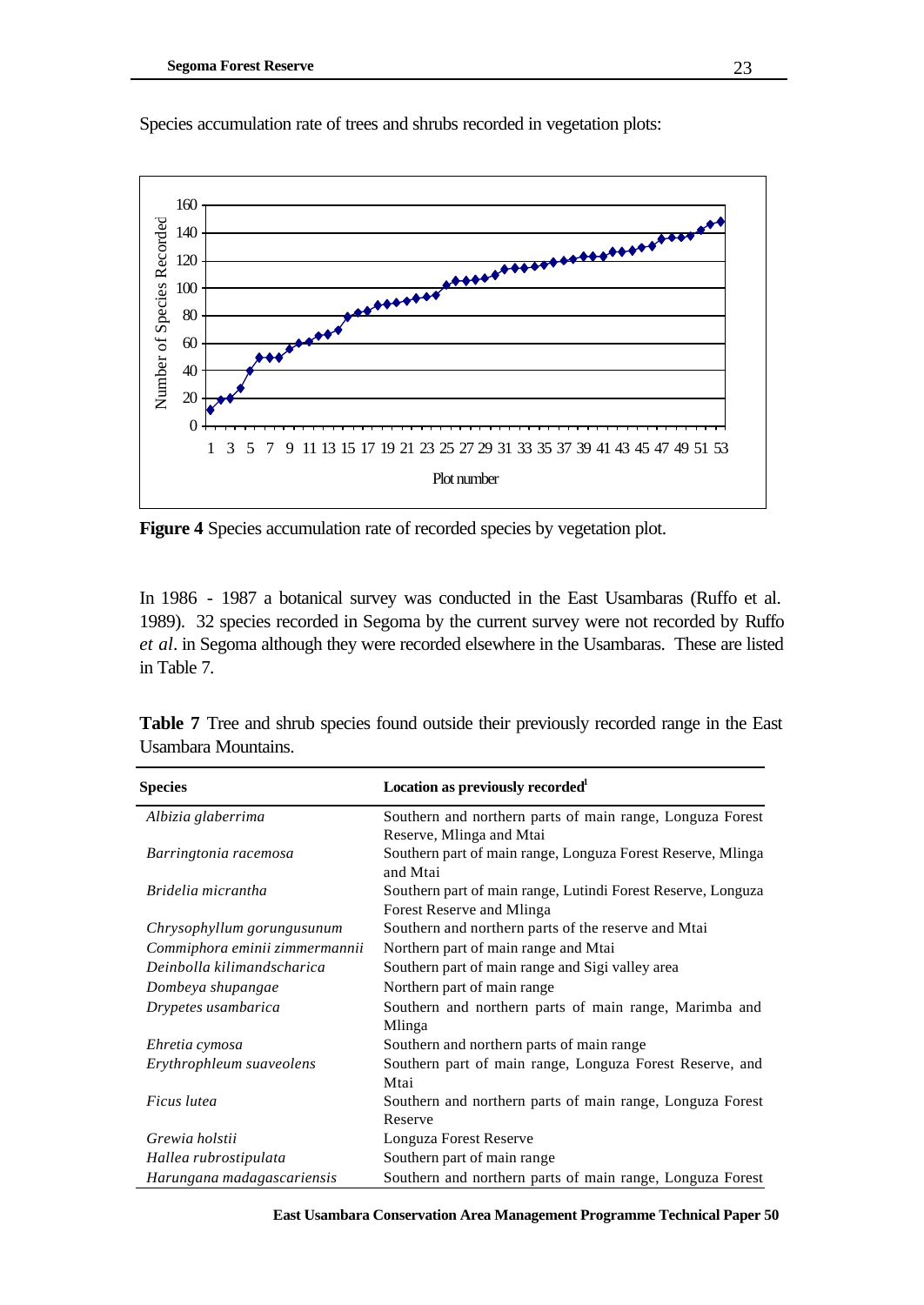Species accumulation rate of trees and shrubs recorded in vegetation plots:

**Figure 4** Species accumulation rate of recorded species by vegetation plot.

In 1986 - 1987 a botanical survey was conducted in the East Usambaras (Ruffo et al. 1989). 32 species recorded in Segoma by the current survey were not recorded by Ruffo *et al*. in Segoma although they were recorded elsewhere in the Usambaras. These are listed in Table 7.

**Table 7** Tree and shrub species found outside their previously recorded range in the East Usambara Mountains.

| Species | Location as previously recorded[1] |
|---|---|
| *Albizia glaberrima* | Southern and northern parts of main range, Longuza Forest Reserve, Mlinga and Mtai |
| *Barringtonia racemosa* | Southern part of main range, Longuza Forest Reserve, Mlinga and Mtai |
| *Bridelia micrantha* | Southern part of main range, Lutindi Forest Reserve, Longuza Forest Reserve and Mlinga |
| *Chrysophyllum gorungusunum* | Southern and northern parts of the reserve and Mtai |
| *Commiphora eminii zimmermannii* | Northern part of main range and Mtai |
| *Deinbolla kilimandscharica* | Southern part of main range and Sigi valley area |
| *Dombeya shupangae* | Northern part of main range |
| *Drypetes usambarica* | Southern and northern parts of main range, Marimba and Mlinga |
| *Ehretia cymosa* | Southern and northern parts of main range |
| *Erythrophleum suaveolens* | Southern part of main range, Longuza Forest Reserve, and Mtai |
| *Ficus lutea* | Southern and northern parts of main range, Longuza Forest Reserve |
| *Grewia holstii* | Longuza Forest Reserve |
| *Hallea rubrostipulata* | Southern part of main range |
| *Harungana madagascariensis* | Southern and northern parts of main range, Longuza Forest |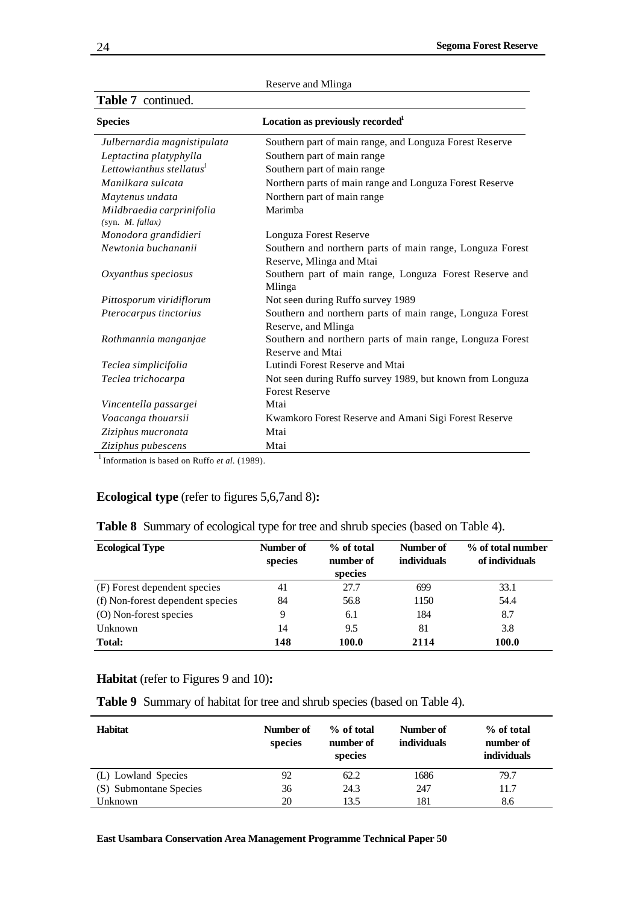Reserve and Mlinga

**Table 7** continued.

| Species | Location as previously recorded[1] |
|---|---|
| *Julbernardia magnistipulata* | Southern part of main range, and Longuza Forest Reserve |
| *Leptactina platyphylla* | Southern part of main range |
| *Lettowianthus stellatus*[1] | Southern part of main range |
| *Manilkara sulcata* | Northern parts of main range and Longuza Forest Reserve |
| *Maytenus undata* | Northern part of main range |
| *Mildbraedia carprinifolia* (syn. *M. fallax*) | Marimba |
| *Monodora grandidieri* | Longuza Forest Reserve |
| *Newtonia buchananii* | Southern and northern parts of main range, Longuza Forest Reserve, Mlinga and Mtai |
| *Oxyanthus speciosus* | Southern part of main range, Longuza Forest Reserve and Mlinga |
| *Pittosporum viridiflorum* | Not seen during Ruffo survey 1989 |
| *Pterocarpus tinctorius* | Southern and northern parts of main range, Longuza Forest Reserve, and Mlinga |
| *Rothmannia manganjae* | Southern and northern parts of main range, Longuza Forest Reserve and Mtai |
| *Teclea simplicifolia* | Lutindi Forest Reserve and Mtai |
| *Teclea trichocarpa* | Not seen during Ruffo survey 1989, but known from Longuza Forest Reserve |
| *Vincentella passargei* | Mtai |
| *Voacanga thouarsii* | Kwamkoro Forest Reserve and Amani Sigi Forest Reserve |
| *Ziziphus mucronata* | Mtai |
| *Ziziphus pubescens* | Mtai |

[1] Information is based on Ruffo *et al.* (1989).

**Ecological type** (refer to figures 5,6,7and 8)**:**

**Table 8** Summary of ecological type for tree and shrub species (based on Table 4).

| Ecological Type | Number of species | % of total number of species | Number of individuals | % of total number of individuals |
|---|---|---|---|---|
| (F) Forest dependent species | 41 | 27.7 | 699 | 33.1 |
| (f) Non-forest dependent species | 84 | 56.8 | 1150 | 54.4 |
| (O) Non-forest species | 9 | 6.1 | 184 | 8.7 |
| Unknown | 14 | 9.5 | 81 | 3.8 |
| **Total:** | **148** | **100.0** | **2114** | **100.0** |

**Habitat** (refer to Figures 9 and 10)**:**

**Table 9** Summary of habitat for tree and shrub species (based on Table 4).

| Habitat | Number of species | % of total number of species | Number of individuals | % of total number of individuals |
|---|---|---|---|---|
| (L) Lowland Species | 92 | 62.2 | 1686 | 79.7 |
| (S) Submontane Species | 36 | 24.3 | 247 | 11.7 |
| Unknown | 20 | 13.5 | 181 | 8.6 |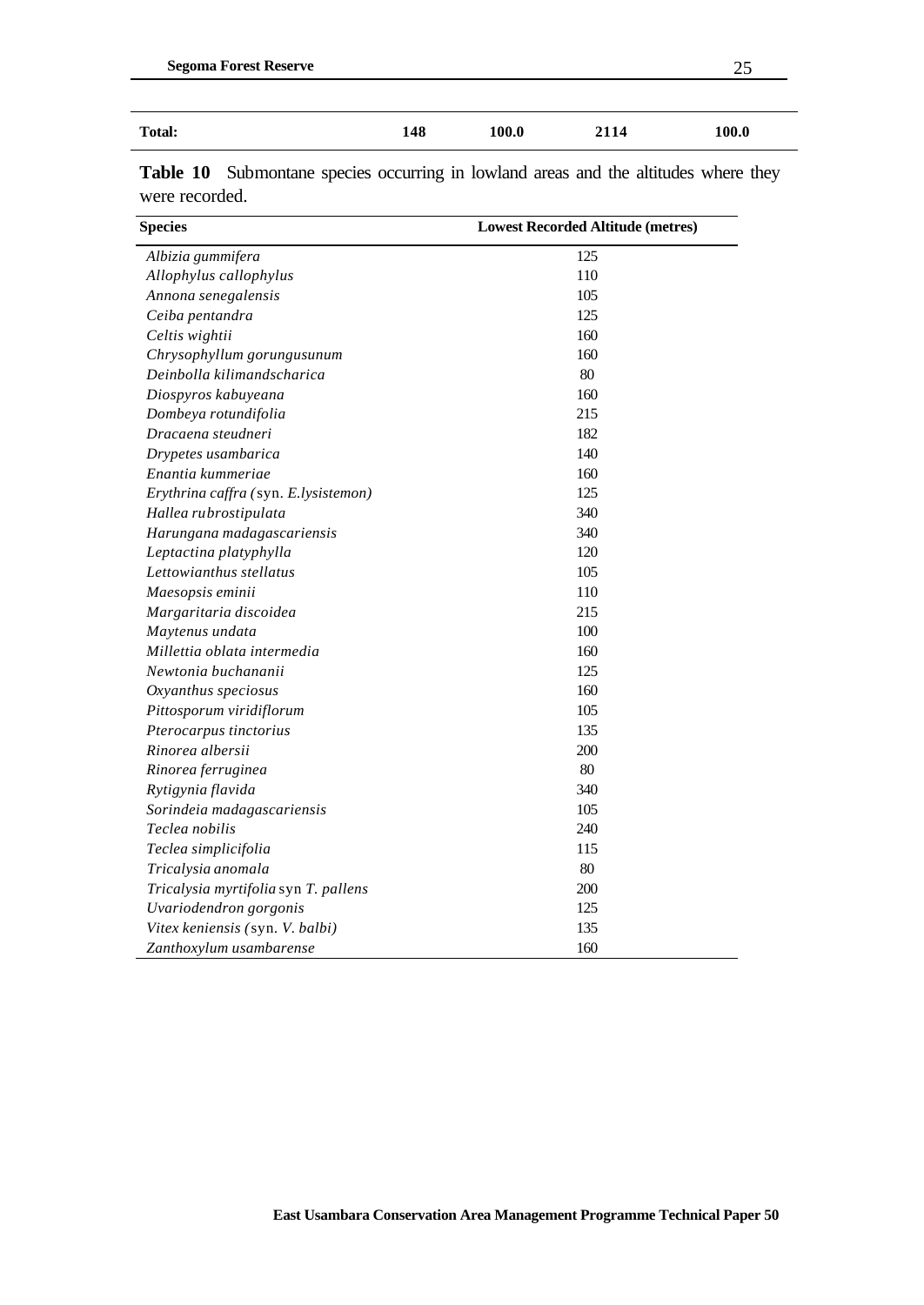| Total: | 148 | 100.0 | 2114 | 100.0 |
|---|---|---|---|---|

**Table 10** Submontane species occurring in lowland areas and the altitudes where they were recorded.

| Species | Lowest Recorded Altitude (metres) |
|---|---|
| *Albizia gummifera* | 125 |
| *Allophylus callophylus* | 110 |
| *Annona senegalensis* | 105 |
| *Ceiba pentandra* | 125 |
| *Celtis wightii* | 160 |
| *Chrysophyllum gorungusunum* | 160 |
| *Deinbolla kilimandscharica* | 80 |
| *Diospyros kabuyeana* | 160 |
| *Dombeya rotundifolia* | 215 |
| *Dracaena steudneri* | 182 |
| *Drypetes usambarica* | 140 |
| *Enantia kummeriae* | 160 |
| *Erythrina caffra* (syn. *E.lysistemon)* | 125 |
| *Hallea rubrostipulata* | 340 |
| *Harungana madagascariensis* | 340 |
| *Leptactina platyphylla* | 120 |
| *Lettowianthus stellatus* | 105 |
| *Maesopsis eminii* | 110 |
| *Margaritaria discoidea* | 215 |
| *Maytenus undata* | 100 |
| *Millettia oblata intermedia* | 160 |
| *Newtonia buchananii* | 125 |
| *Oxyanthus speciosus* | 160 |
| *Pittosporum viridiflorum* | 105 |
| *Pterocarpus tinctorius* | 135 |
| *Rinorea albersii* | 200 |
| *Rinorea ferruginea* | 80 |
| *Rytigynia flavida* | 340 |
| *Sorindeia madagascariensis* | 105 |
| *Teclea nobilis* | 240 |
| *Teclea simplicifolia* | 115 |
| *Tricalysia anomala* | 80 |
| *Tricalysia myrtifolia* syn *T. pallens* | 200 |
| *Uvariodendron gorgonis* | 125 |
| *Vitex keniensis* (syn. *V. balbi)* | 135 |
| *Zanthoxylum usambarense* | 160 |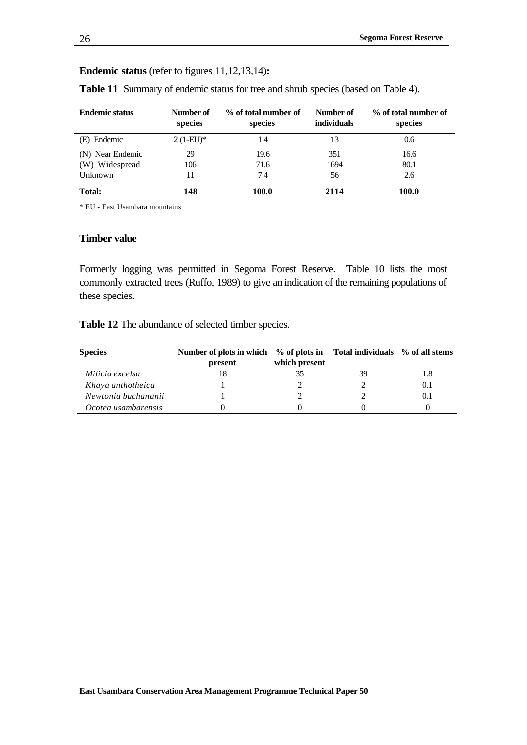**Endemic status** (refer to figures 11,12,13,14)**:**

**Table 11** Summary of endemic status for tree and shrub species (based on Table 4).

| Endemic status | Number of species | % of total number of species | Number of individuals | % of total number of species |
|---|---|---|---|---|
| (E) Endemic | 2 (1-EU)* | 1.4 | 13 | 0.6 |
| (N) Near Endemic | 29 | 19.6 | 351 | 16.6 |
| (W) Widespread | 106 | 71.6 | 1694 | 80.1 |
| Unknown | 11 | 7.4 | 56 | 2.6 |
| **Total:** | **148** | **100.0** | **2114** | **100.0** |

* EU - East Usambara mountains

### Timber value

Formerly logging was permitted in Segoma Forest Reserve. Table 10 lists the most commonly extracted trees (Ruffo, 1989) to give an indication of the remaining populations of these species.

**Table 12** The abundance of selected timber species.

| Species | Number of plots in which present | % of plots in which present | Total individuals | % of all stems |
|---|---|---|---|---|
| *Milicia excelsa* | 18 | 35 | 39 | 1.8 |
| *Khaya anthotheica* | 1 | 2 | 2 | 0.1 |
| *Newtonia buchananii* | 1 | 2 | 2 | 0.1 |
| *Ocotea usambarensis* | 0 | 0 | 0 | 0 |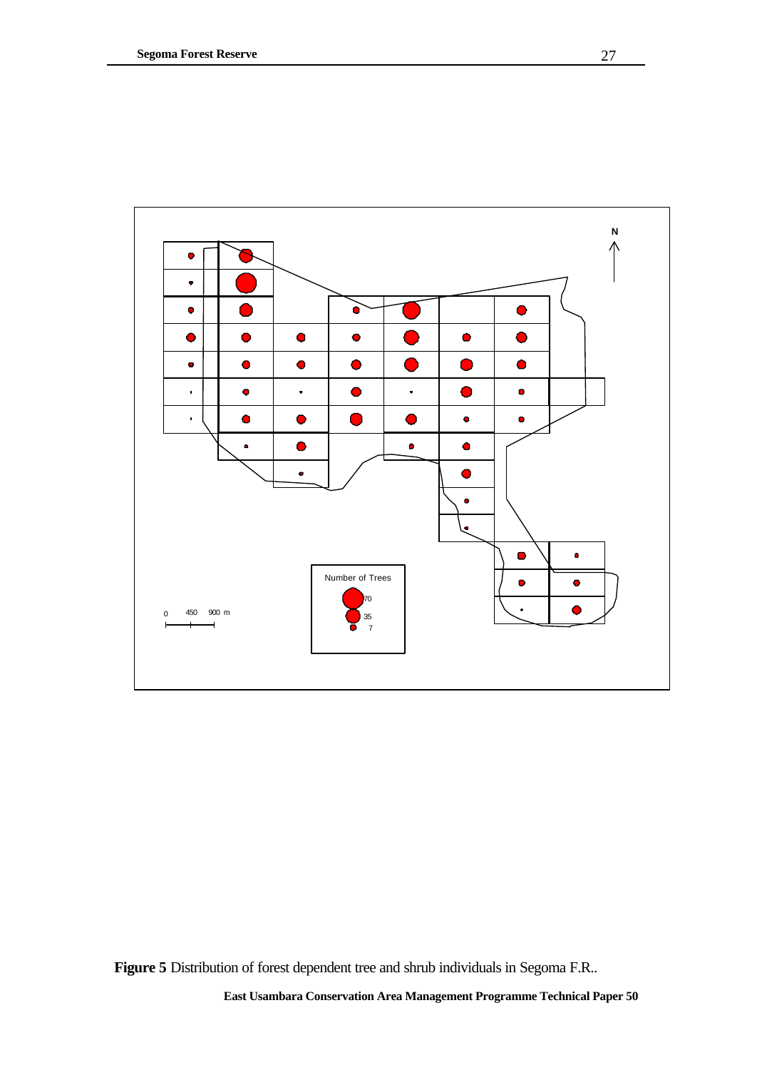**Figure 5** Distribution of forest dependent tree and shrub individuals in Segoma F.R..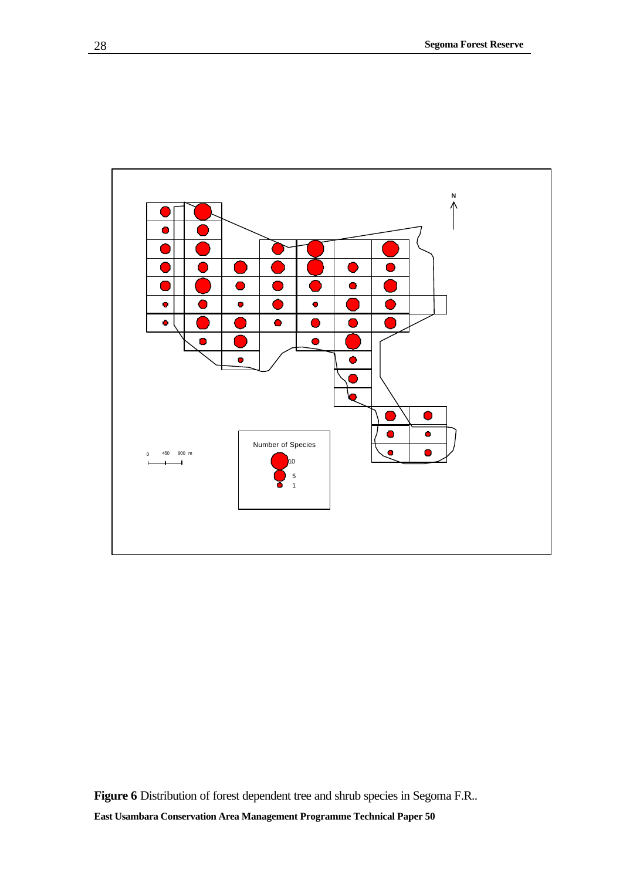**Figure 6** Distribution of forest dependent tree and shrub species in Segoma F.R..

**East Usambara Conservation Area Management Programme Technical Paper 50**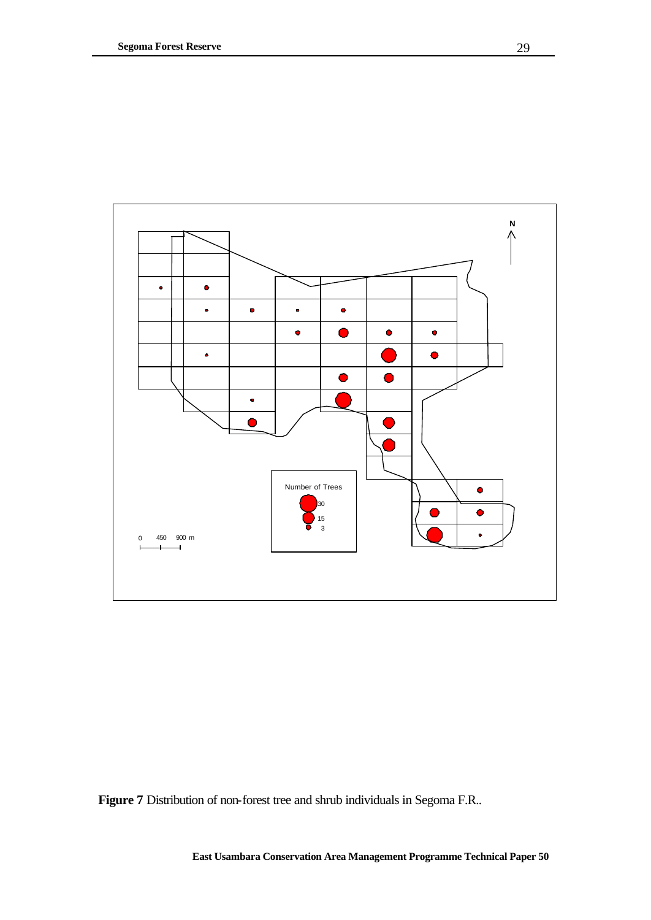**Figure 7** Distribution of non-forest tree and shrub individuals in Segoma F.R..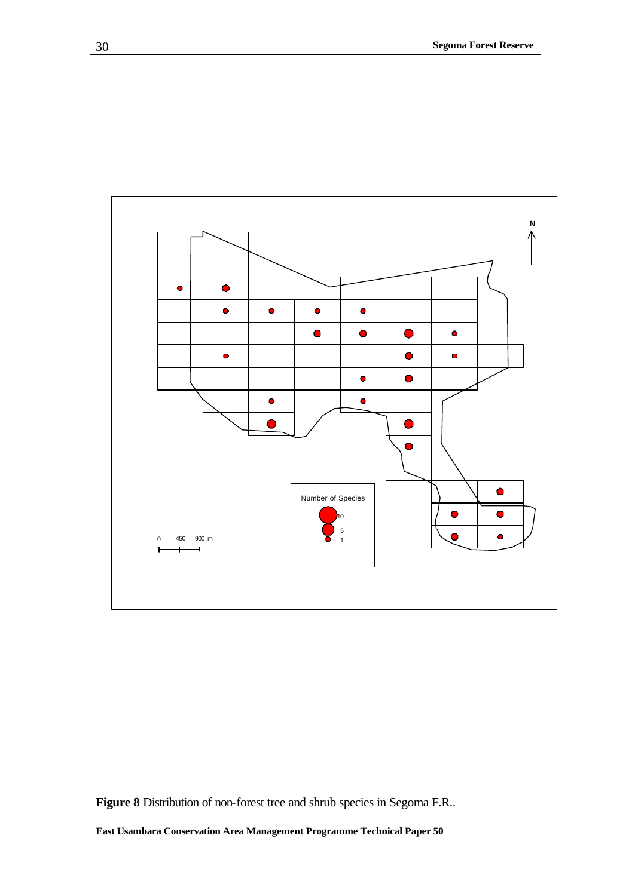**Figure 8** Distribution of non-forest tree and shrub species in Segoma F.R..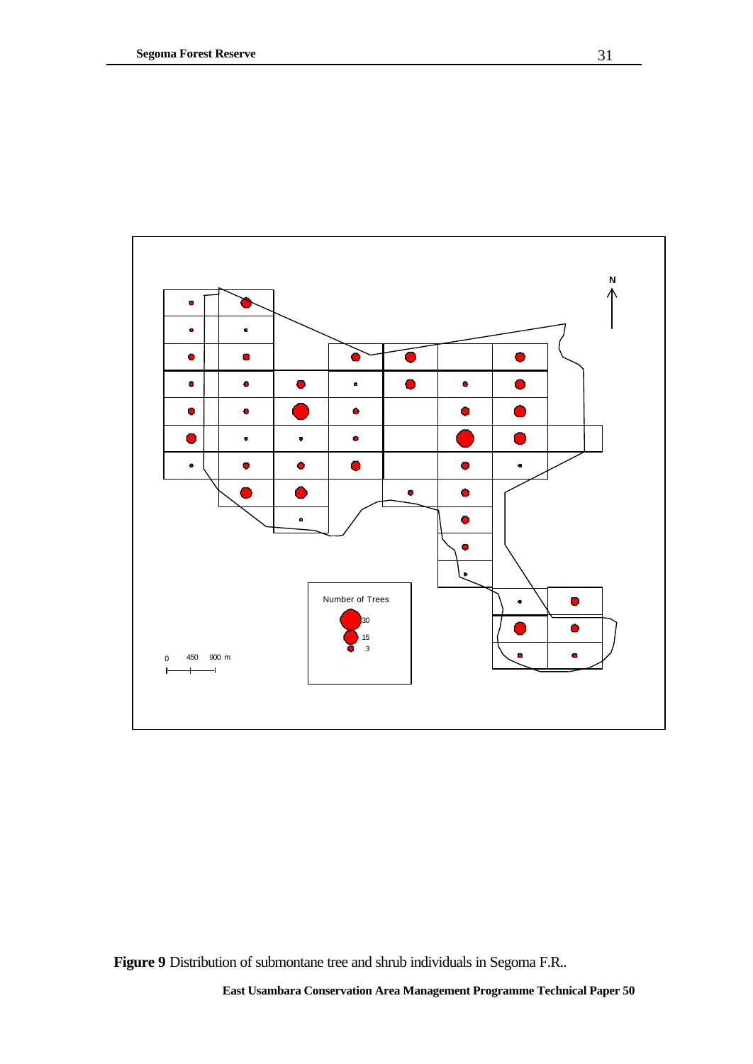N

Number of Trees

30

15

3

0 450 900 m

**Figure 9** Distribution of submontane tree and shrub individuals in Segoma F.R..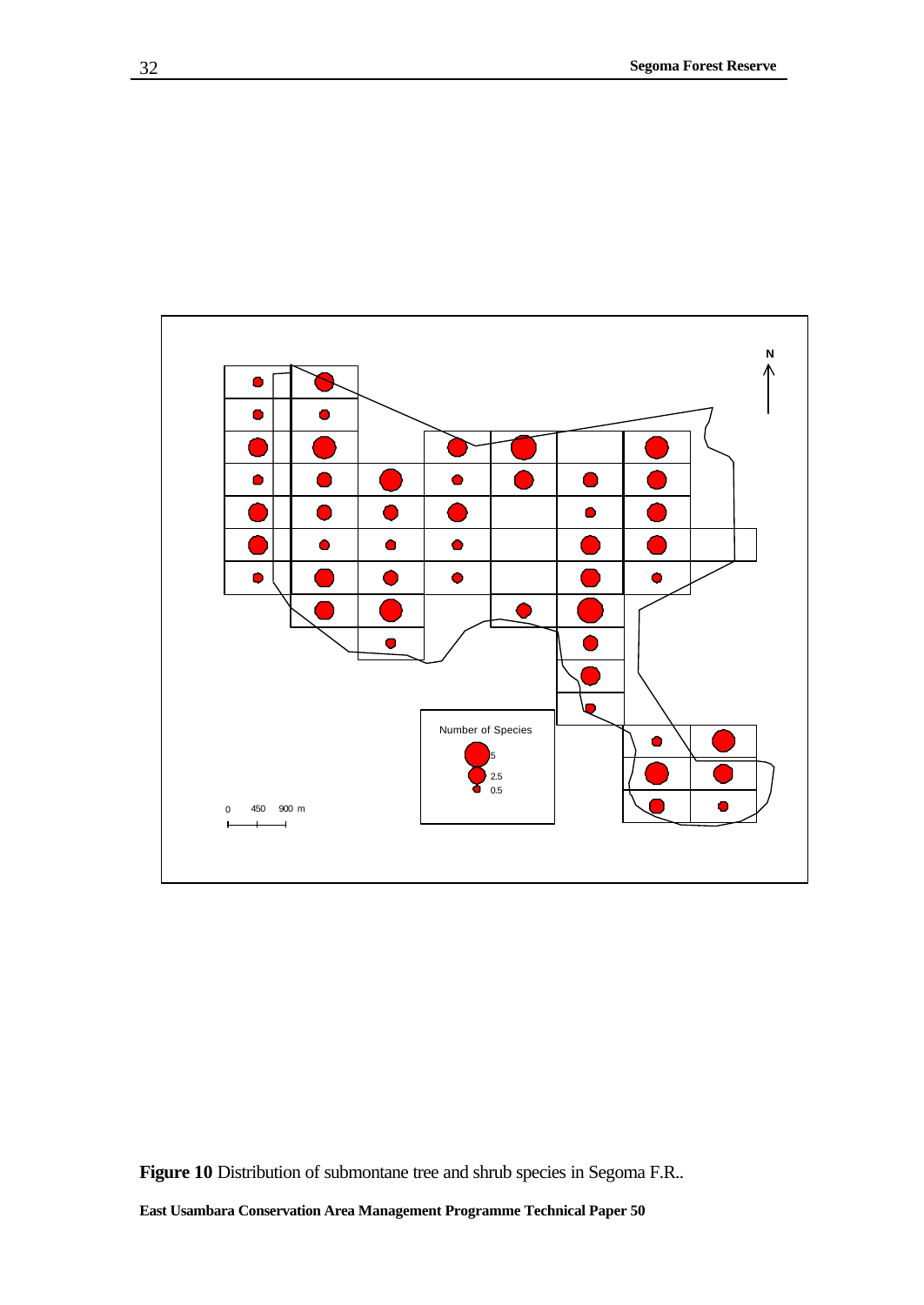**Figure 10** Distribution of submontane tree and shrub species in Segoma F.R..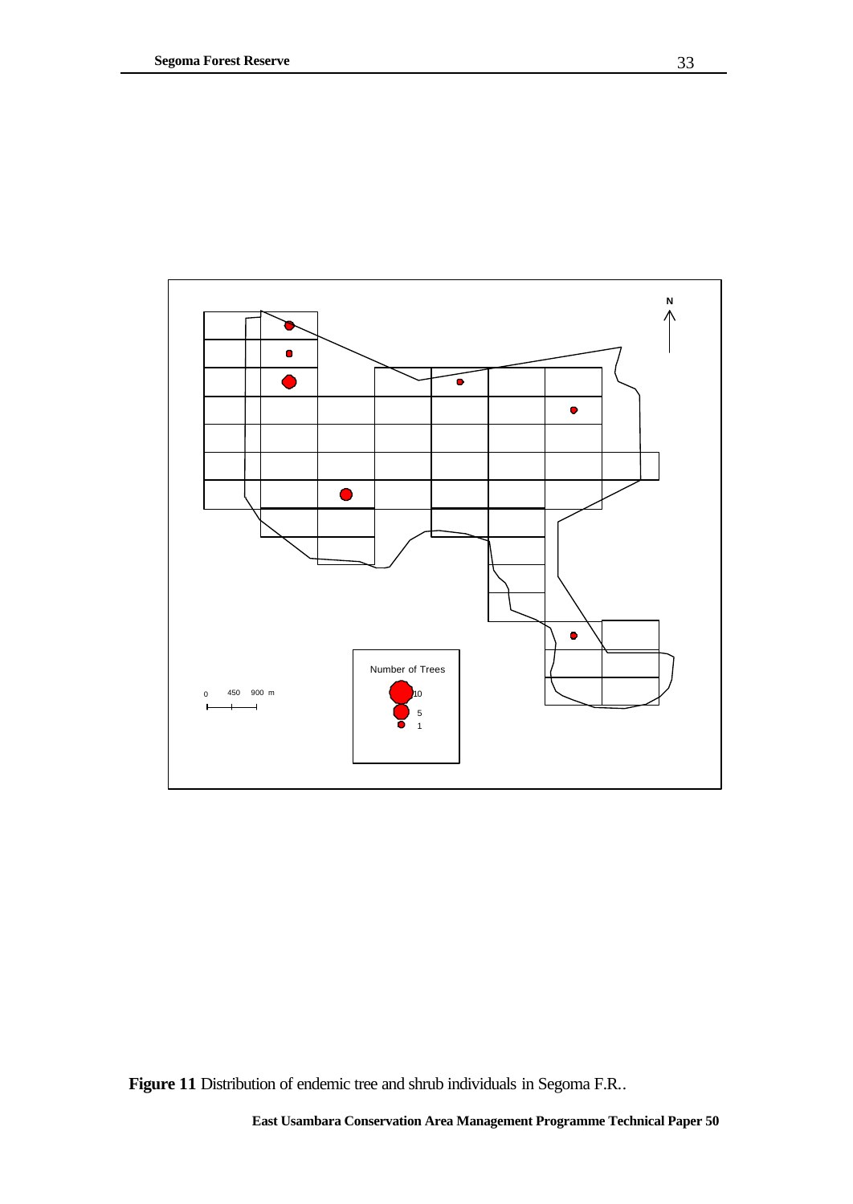**Figure 11** Distribution of endemic tree and shrub individuals in Segoma F.R..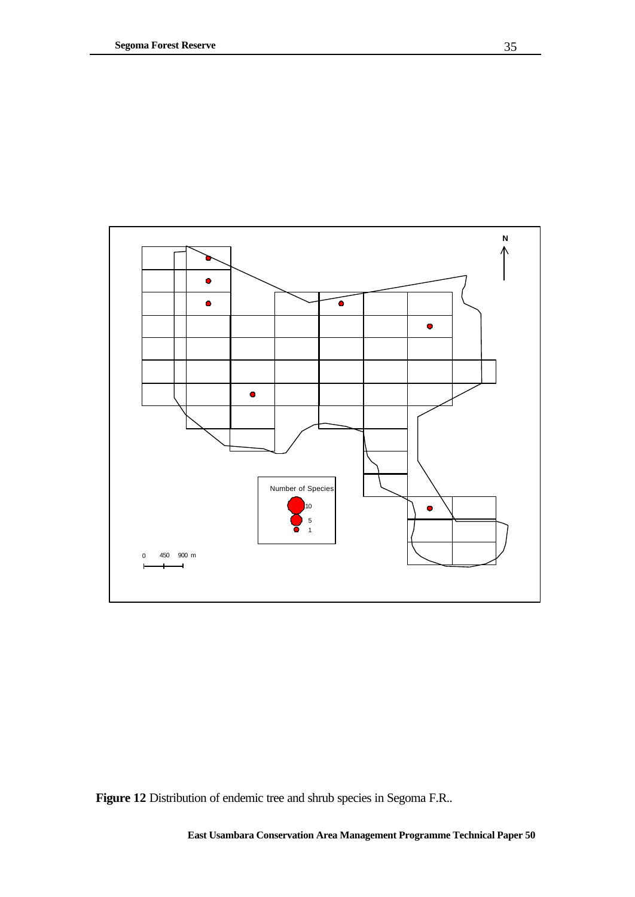**Figure 12** Distribution of endemic tree and shrub species in Segoma F.R..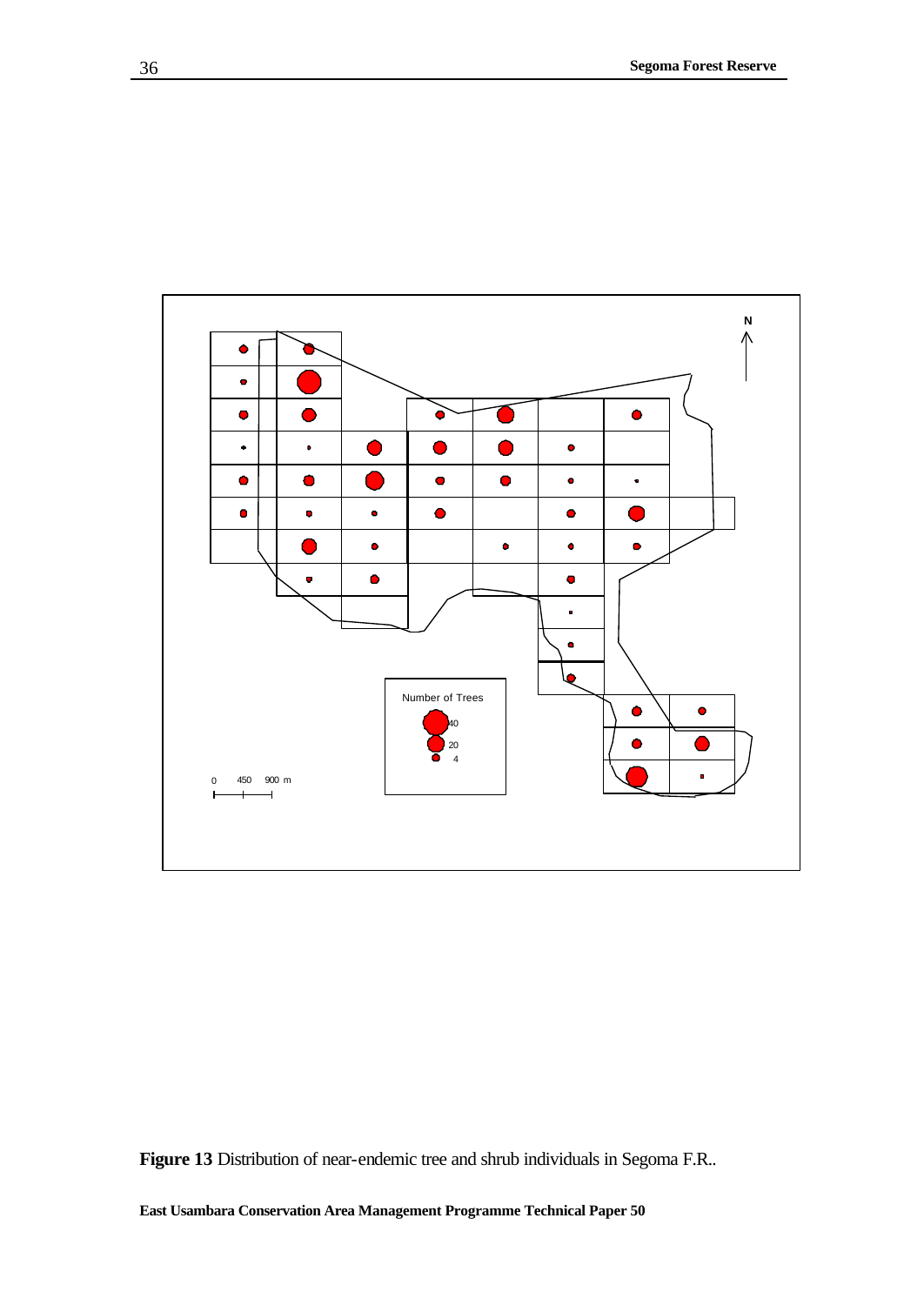Figure 13 Distribution of near-endemic tree and shrub individuals in Segoma F.R..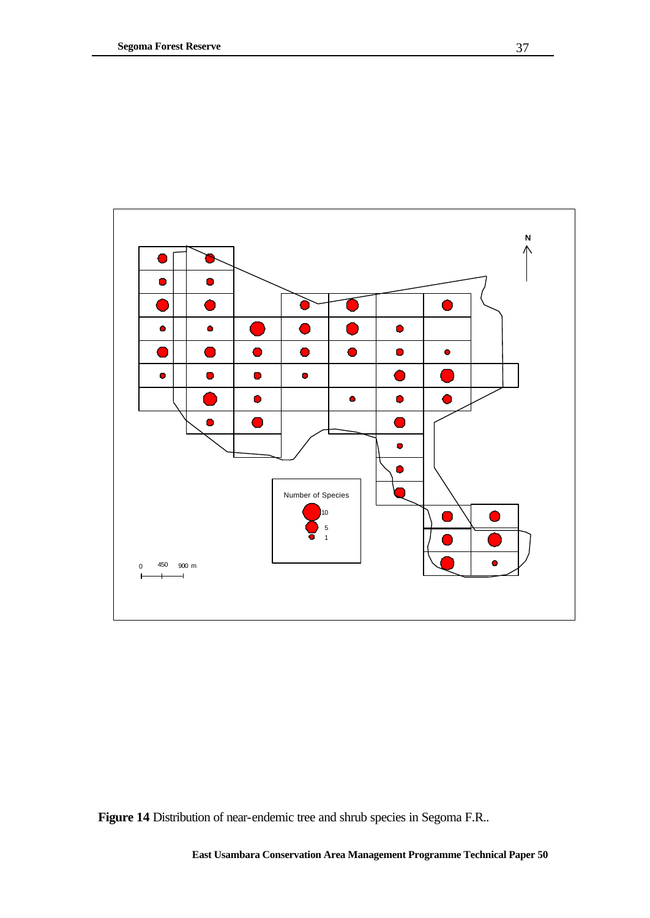**Figure 14** Distribution of near-endemic tree and shrub species in Segoma F.R..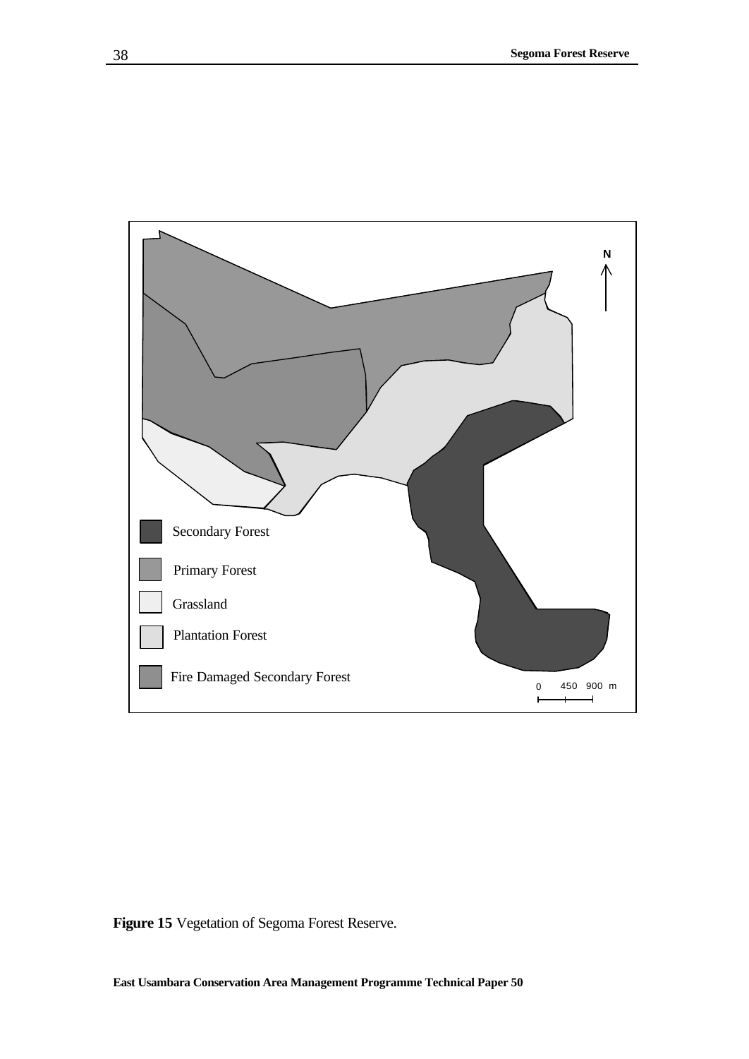**Figure 15** Vegetation of Segoma Forest Reserve.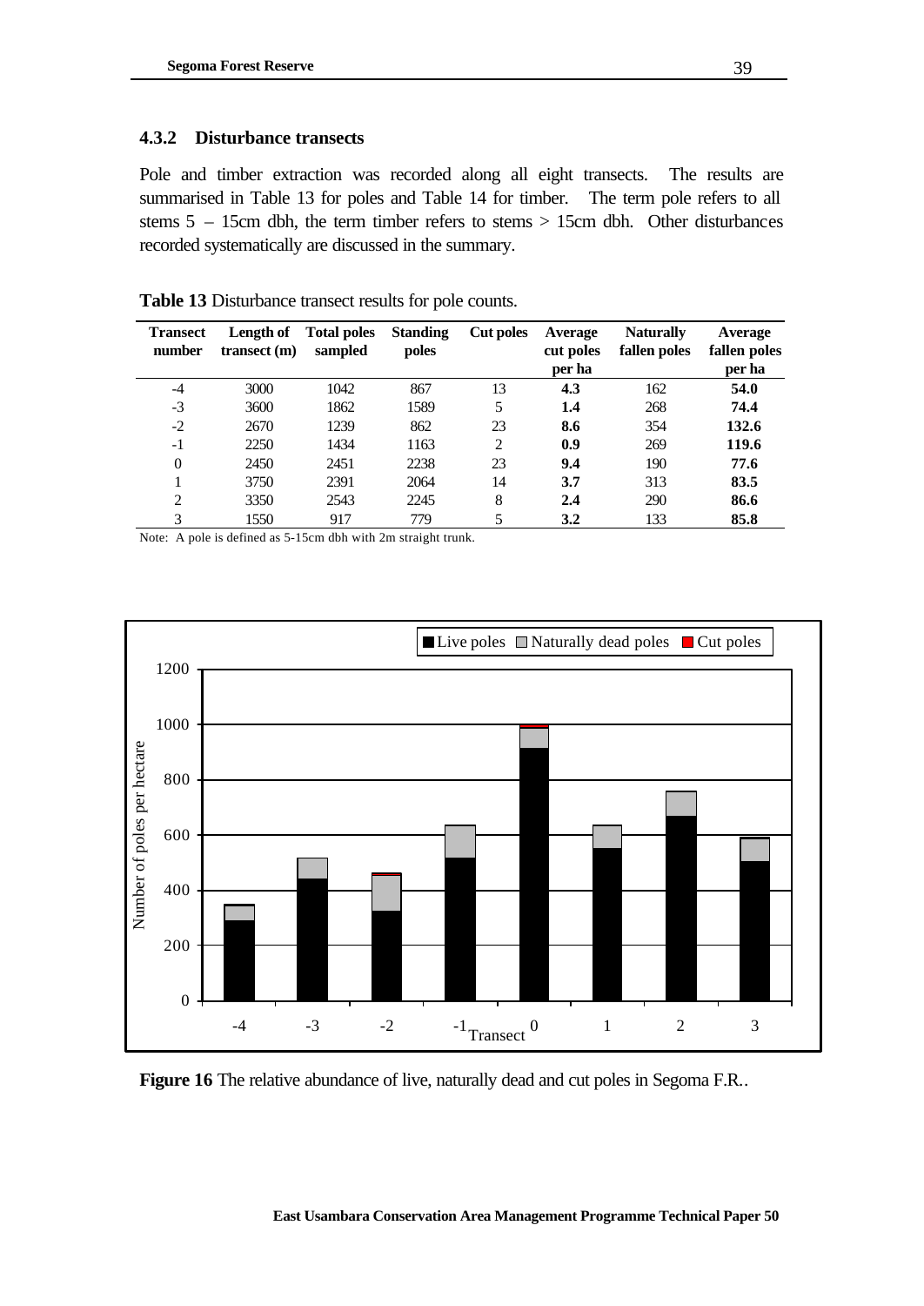### 4.3.2 Disturbance transects

Pole and timber extraction was recorded along all eight transects. The results are summarised in Table 13 for poles and Table 14 for timber. The term pole refers to all stems 5 – 15cm dbh, the term timber refers to stems > 15cm dbh. Other disturbances recorded systematically are discussed in the summary.

**Table 13** Disturbance transect results for pole counts.

| Transect number | Length of transect (m) | Total poles sampled | Standing poles | Cut poles | Average cut poles per ha | Naturally fallen poles | Average fallen poles per ha |
|---|---|---|---|---|---|---|---|
| -4 | 3000 | 1042 | 867 | 13 | **4.3** | 162 | **54.0** |
| -3 | 3600 | 1862 | 1589 | 5 | **1.4** | 268 | **74.4** |
| -2 | 2670 | 1239 | 862 | 23 | **8.6** | 354 | **132.6** |
| -1 | 2250 | 1434 | 1163 | 2 | **0.9** | 269 | **119.6** |
| 0 | 2450 | 2451 | 2238 | 23 | **9.4** | 190 | **77.6** |
| 1 | 3750 | 2391 | 2064 | 14 | **3.7** | 313 | **83.5** |
| 2 | 3350 | 2543 | 2245 | 8 | **2.4** | 290 | **86.6** |
| 3 | 1550 | 917 | 779 | 5 | **3.2** | 133 | **85.8** |

Note: A pole is defined as 5-15cm dbh with 2m straight trunk.

**Figure 16** The relative abundance of live, naturally dead and cut poles in Segoma F.R..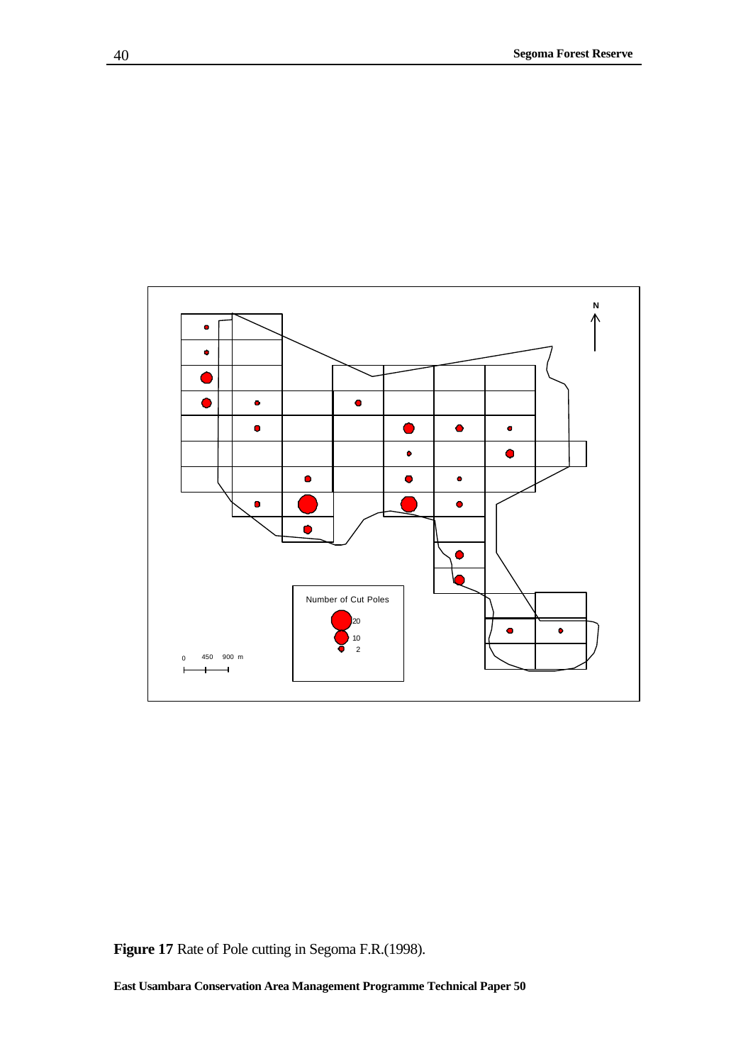Figure 17 Rate of Pole cutting in Segoma F.R.(1998).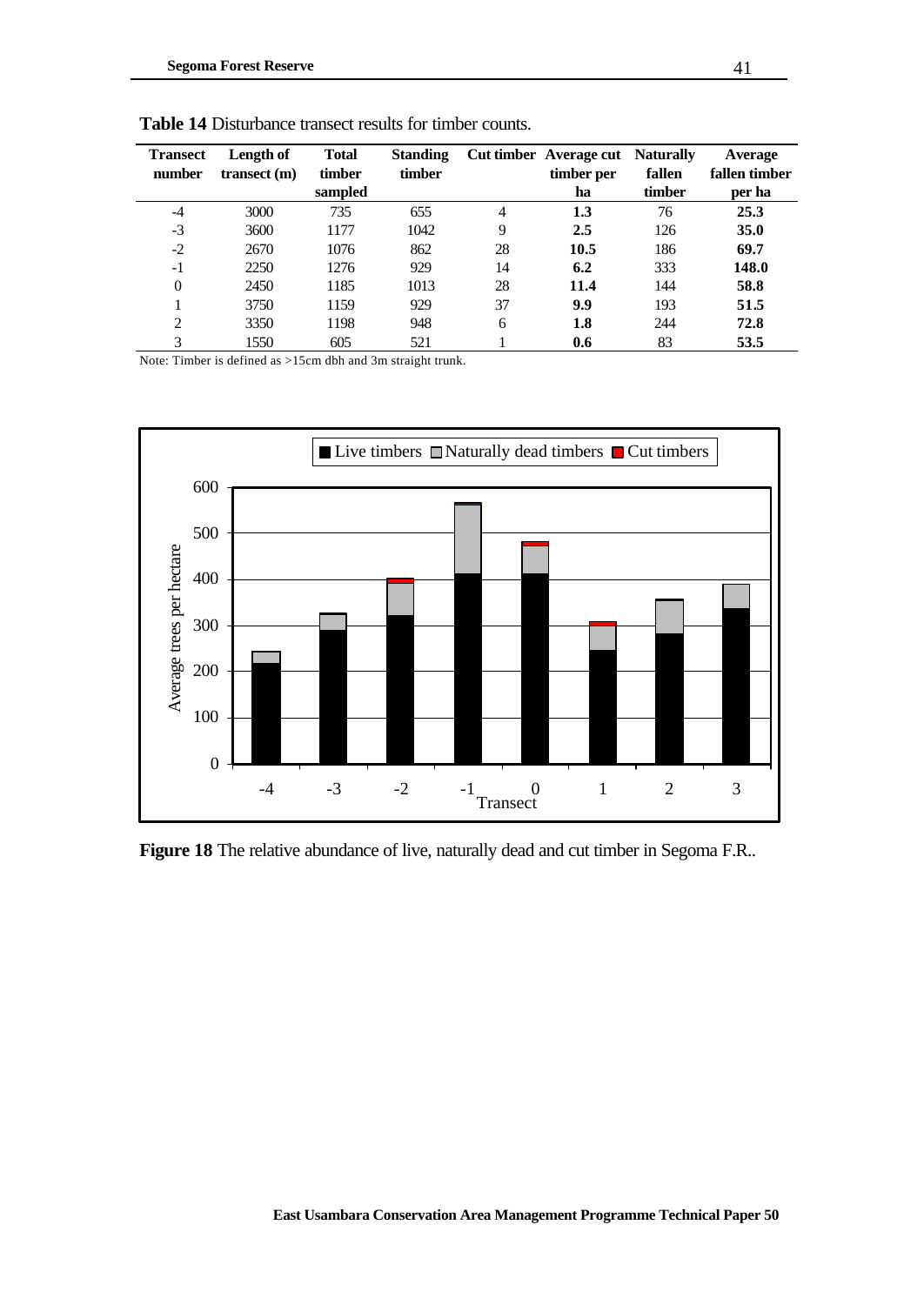**Table 14** Disturbance transect results for timber counts.

| Transect number | Length of transect (m) | Total timber sampled | Standing timber | Cut timber | Average cut timber per ha | Naturally fallen timber | Average fallen timber per ha |
|---|---|---|---|---|---|---|---|
| -4 | 3000 | 735 | 655 | 4 | **1.3** | 76 | **25.3** |
| -3 | 3600 | 1177 | 1042 | 9 | **2.5** | 126 | **35.0** |
| -2 | 2670 | 1076 | 862 | 28 | **10.5** | 186 | **69.7** |
| -1 | 2250 | 1276 | 929 | 14 | **6.2** | 333 | **148.0** |
| 0 | 2450 | 1185 | 1013 | 28 | **11.4** | 144 | **58.8** |
| 1 | 3750 | 1159 | 929 | 37 | **9.9** | 193 | **51.5** |
| 2 | 3350 | 1198 | 948 | 6 | **1.8** | 244 | **72.8** |
| 3 | 1550 | 605 | 521 | 1 | **0.6** | 83 | **53.5** |

Note: Timber is defined as >15cm dbh and 3m straight trunk.

**Figure 18** The relative abundance of live, naturally dead and cut timber in Segoma F.R..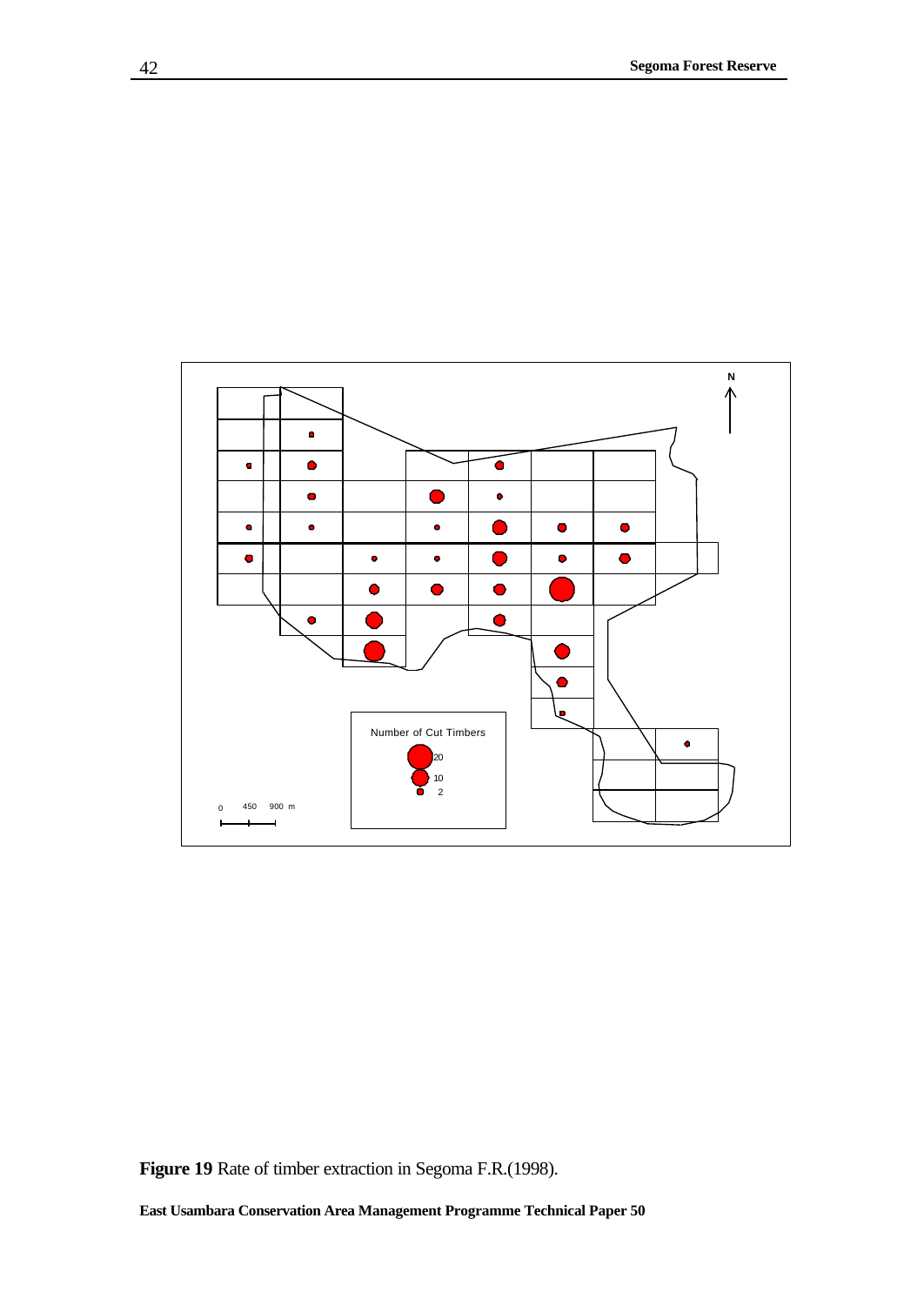Number of Cut Timbers

20

10

2

0 450 900 m

N

**Figure 19** Rate of timber extraction in Segoma F.R.(1998).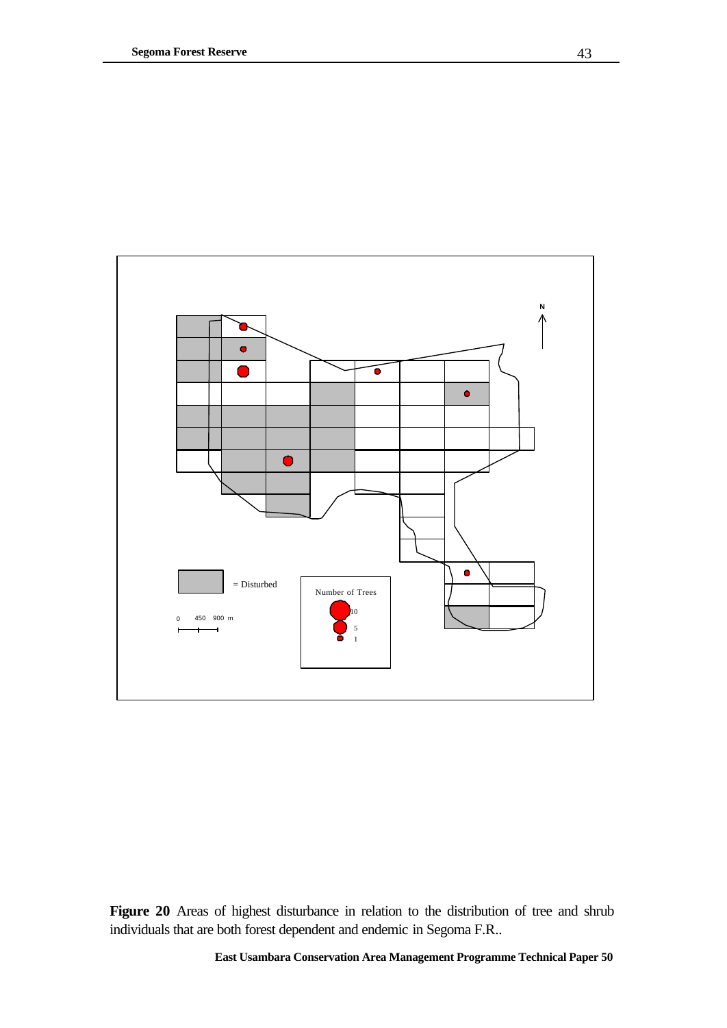**Figure 20** Areas of highest disturbance in relation to the distribution of tree and shrub individuals that are both forest dependent and endemic in Segoma F.R..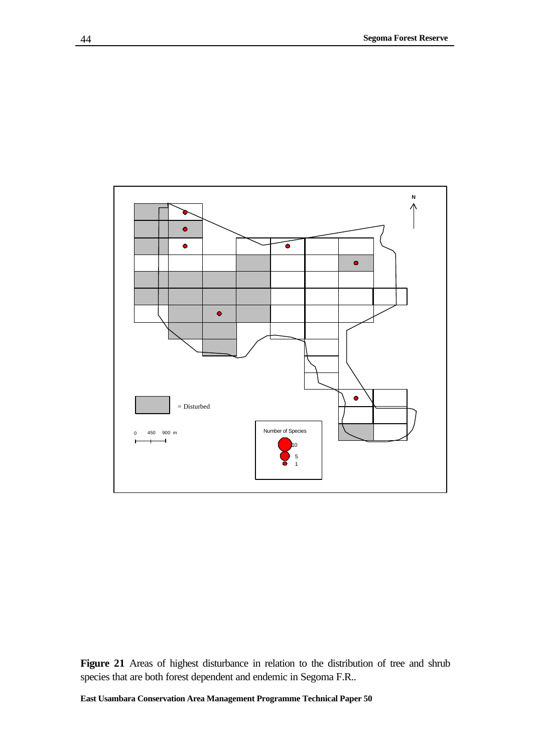**Figure 21** Areas of highest disturbance in relation to the distribution of tree and shrub species that are both forest dependent and endemic in Segoma F.R..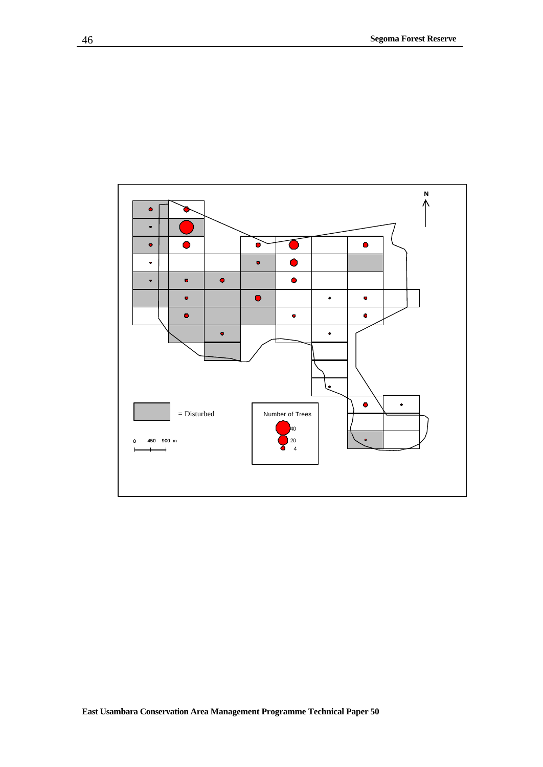N

= Disturbed

Number of Trees

40

20

4

0 450 900 m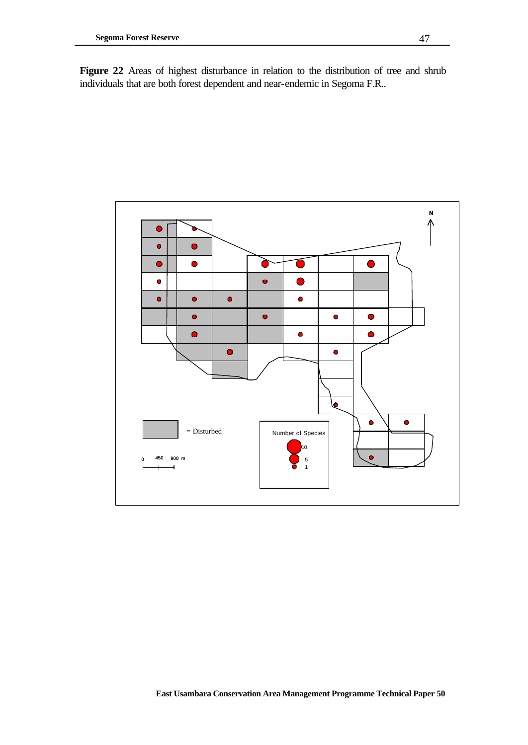**Figure 22** Areas of highest disturbance in relation to the distribution of tree and shrub individuals that are both forest dependent and near-endemic in Segoma F.R..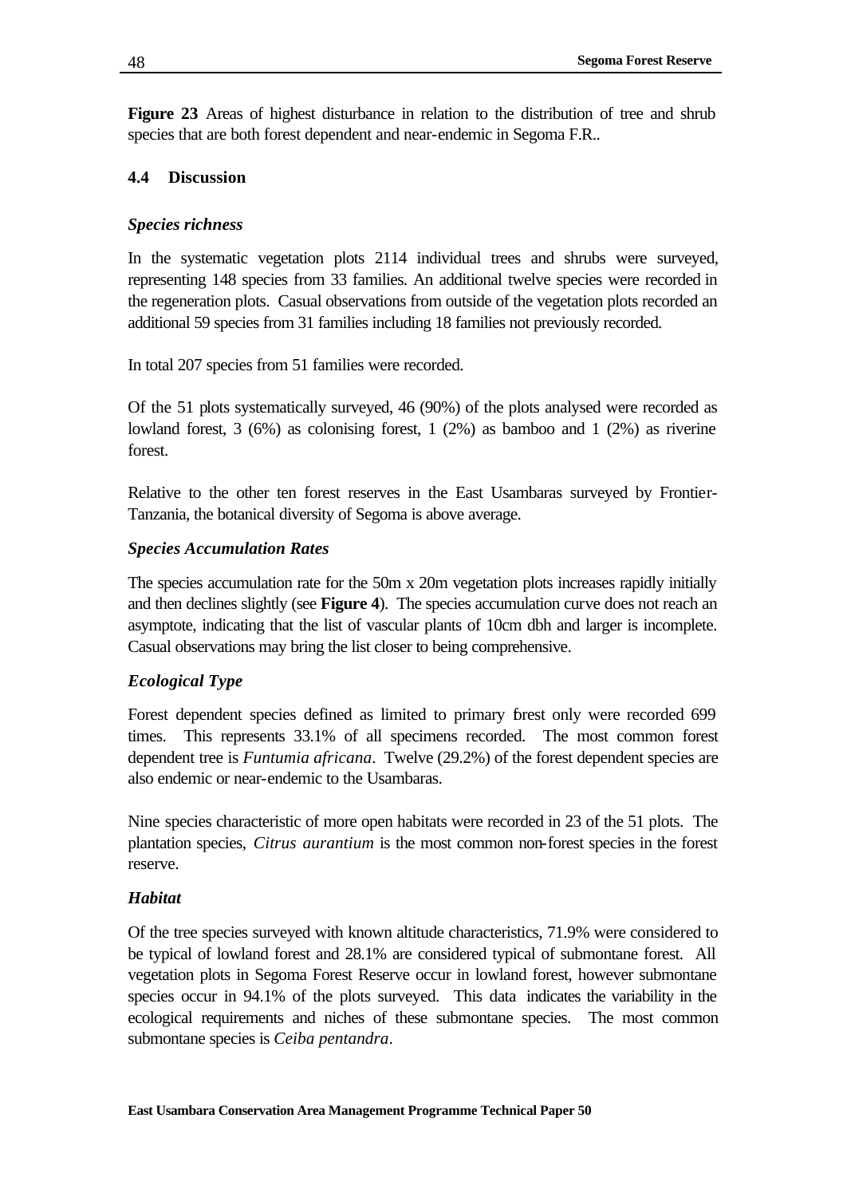**Figure 23** Areas of highest disturbance in relation to the distribution of tree and shrub species that are both forest dependent and near-endemic in Segoma F.R..

### 4.4 Discussion

#### *Species richness*

In the systematic vegetation plots 2114 individual trees and shrubs were surveyed, representing 148 species from 33 families. An additional twelve species were recorded in the regeneration plots. Casual observations from outside of the vegetation plots recorded an additional 59 species from 31 families including 18 families not previously recorded.

In total 207 species from 51 families were recorded.

Of the 51 plots systematically surveyed, 46 (90%) of the plots analysed were recorded as lowland forest, 3 (6%) as colonising forest, 1 (2%) as bamboo and 1 (2%) as riverine forest.

Relative to the other ten forest reserves in the East Usambaras surveyed by Frontier-Tanzania, the botanical diversity of Segoma is above average.

#### *Species Accumulation Rates*

The species accumulation rate for the 50m x 20m vegetation plots increases rapidly initially and then declines slightly (see **Figure 4**). The species accumulation curve does not reach an asymptote, indicating that the list of vascular plants of 10cm dbh and larger is incomplete. Casual observations may bring the list closer to being comprehensive.

#### *Ecological Type*

Forest dependent species defined as limited to primary forest only were recorded 699 times. This represents 33.1% of all specimens recorded. The most common forest dependent tree is *Funtumia africana*. Twelve (29.2%) of the forest dependent species are also endemic or near-endemic to the Usambaras.

Nine species characteristic of more open habitats were recorded in 23 of the 51 plots. The plantation species, *Citrus aurantium* is the most common non-forest species in the forest reserve.

#### *Habitat*

Of the tree species surveyed with known altitude characteristics, 71.9% were considered to be typical of lowland forest and 28.1% are considered typical of submontane forest. All vegetation plots in Segoma Forest Reserve occur in lowland forest, however submontane species occur in 94.1% of the plots surveyed. This data indicates the variability in the ecological requirements and niches of these submontane species. The most common submontane species is *Ceiba pentandra*.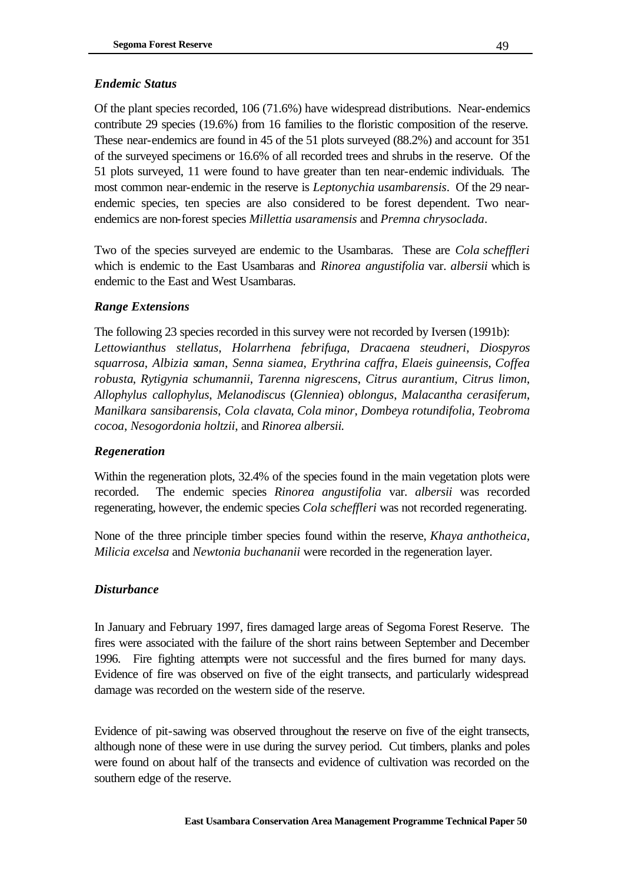### *Endemic Status*

Of the plant species recorded, 106 (71.6%) have widespread distributions. Near-endemics contribute 29 species (19.6%) from 16 families to the floristic composition of the reserve. These near-endemics are found in 45 of the 51 plots surveyed (88.2%) and account for 351 of the surveyed specimens or 16.6% of all recorded trees and shrubs in the reserve. Of the 51 plots surveyed, 11 were found to have greater than ten near-endemic individuals. The most common near-endemic in the reserve is *Leptonychia usambarensis*. Of the 29 near-endemic species, ten species are also considered to be forest dependent. Two near-endemics are non-forest species *Millettia usaramensis* and *Premna chrysoclada*.

Two of the species surveyed are endemic to the Usambaras. These are *Cola scheffleri* which is endemic to the East Usambaras and *Rinorea angustifolia* var. *albersii* which is endemic to the East and West Usambaras.

### *Range Extensions*

The following 23 species recorded in this survey were not recorded by Iversen (1991b): *Lettowianthus stellatus*, *Holarrhena febrifuga*, *Dracaena steudneri*, *Diospyros squarrosa*, *Albizia saman*, *Senna siamea*, *Erythrina caffra*, *Elaeis guineensis*, *Coffea robusta*, *Rytigynia schumannii*, *Tarenna nigrescens*, *Citrus aurantium*, *Citrus limon*, *Allophylus callophylus*, *Melanodiscus* (*Glenniea*) *oblongus*, *Malacantha cerasiferum*, *Manilkara sansibarensis*, *Cola clavata*, *Cola minor*, *Dombeya rotundifolia*, *Teobroma cocoa*, *Nesogordonia holtzii*, and *Rinorea albersii.*

### *Regeneration*

Within the regeneration plots, 32.4% of the species found in the main vegetation plots were recorded. The endemic species *Rinorea angustifolia* var. *albersii* was recorded regenerating, however, the endemic species *Cola scheffleri* was not recorded regenerating.

None of the three principle timber species found within the reserve, *Khaya anthotheica*, *Milicia excelsa* and *Newtonia buchananii* were recorded in the regeneration layer.

### *Disturbance*

In January and February 1997, fires damaged large areas of Segoma Forest Reserve. The fires were associated with the failure of the short rains between September and December 1996. Fire fighting attempts were not successful and the fires burned for many days. Evidence of fire was observed on five of the eight transects, and particularly widespread damage was recorded on the western side of the reserve.

Evidence of pit-sawing was observed throughout the reserve on five of the eight transects, although none of these were in use during the survey period. Cut timbers, planks and poles were found on about half of the transects and evidence of cultivation was recorded on the southern edge of the reserve.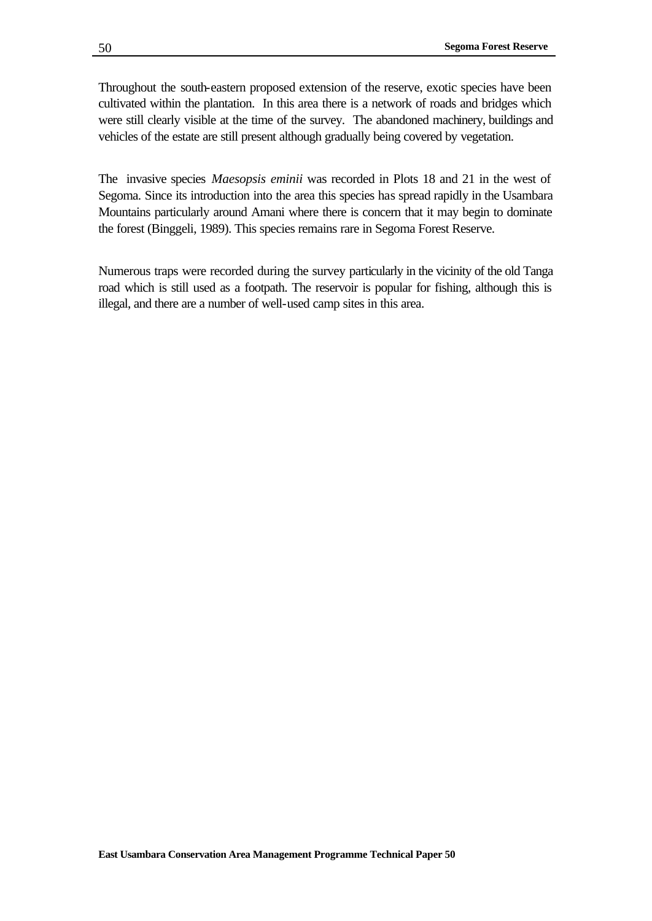Throughout the south-eastern proposed extension of the reserve, exotic species have been cultivated within the plantation. In this area there is a network of roads and bridges which were still clearly visible at the time of the survey. The abandoned machinery, buildings and vehicles of the estate are still present although gradually being covered by vegetation.

The invasive species *Maesopsis eminii* was recorded in Plots 18 and 21 in the west of Segoma. Since its introduction into the area this species has spread rapidly in the Usambara Mountains particularly around Amani where there is concern that it may begin to dominate the forest (Binggeli, 1989). This species remains rare in Segoma Forest Reserve.

Numerous traps were recorded during the survey particularly in the vicinity of the old Tanga road which is still used as a footpath. The reservoir is popular for fishing, although this is illegal, and there are a number of well-used camp sites in this area.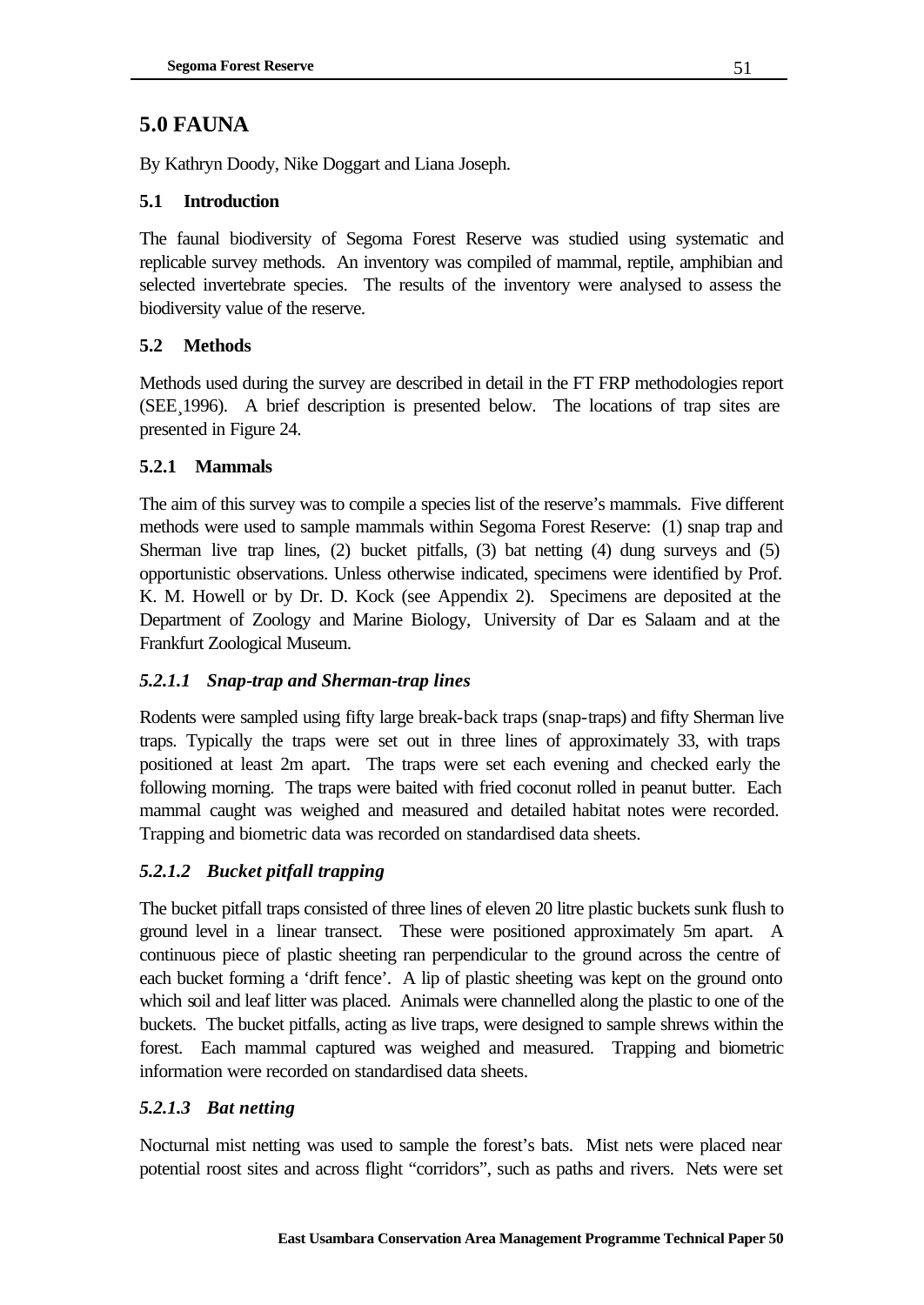# 5.0 FAUNA

By Kathryn Doody, Nike Doggart and Liana Joseph.

## 5.1 Introduction

The faunal biodiversity of Segoma Forest Reserve was studied using systematic and replicable survey methods. An inventory was compiled of mammal, reptile, amphibian and selected invertebrate species. The results of the inventory were analysed to assess the biodiversity value of the reserve.

## 5.2 Methods

Methods used during the survey are described in detail in the FT FRP methodologies report (SEE¸1996). A brief description is presented below. The locations of trap sites are presented in Figure 24.

### 5.2.1 Mammals

The aim of this survey was to compile a species list of the reserve's mammals. Five different methods were used to sample mammals within Segoma Forest Reserve: (1) snap trap and Sherman live trap lines, (2) bucket pitfalls, (3) bat netting (4) dung surveys and (5) opportunistic observations. Unless otherwise indicated, specimens were identified by Prof. K. M. Howell or by Dr. D. Kock (see Appendix 2). Specimens are deposited at the Department of Zoology and Marine Biology, University of Dar es Salaam and at the Frankfurt Zoological Museum.

#### *5.2.1.1 Snap-trap and Sherman-trap lines*

Rodents were sampled using fifty large break-back traps (snap-traps) and fifty Sherman live traps. Typically the traps were set out in three lines of approximately 33, with traps positioned at least 2m apart. The traps were set each evening and checked early the following morning. The traps were baited with fried coconut rolled in peanut butter. Each mammal caught was weighed and measured and detailed habitat notes were recorded. Trapping and biometric data was recorded on standardised data sheets.

#### *5.2.1.2 Bucket pitfall trapping*

The bucket pitfall traps consisted of three lines of eleven 20 litre plastic buckets sunk flush to ground level in a linear transect. These were positioned approximately 5m apart. A continuous piece of plastic sheeting ran perpendicular to the ground across the centre of each bucket forming a 'drift fence'. A lip of plastic sheeting was kept on the ground onto which soil and leaf litter was placed. Animals were channelled along the plastic to one of the buckets. The bucket pitfalls, acting as live traps, were designed to sample shrews within the forest. Each mammal captured was weighed and measured. Trapping and biometric information were recorded on standardised data sheets.

#### *5.2.1.3 Bat netting*

Nocturnal mist netting was used to sample the forest's bats. Mist nets were placed near potential roost sites and across flight "corridors", such as paths and rivers. Nets were set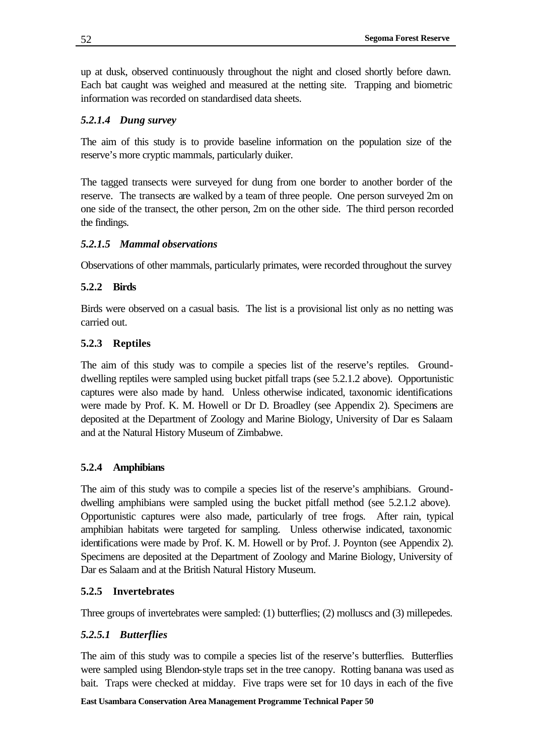up at dusk, observed continuously throughout the night and closed shortly before dawn. Each bat caught was weighed and measured at the netting site. Trapping and biometric information was recorded on standardised data sheets.

#### *5.2.1.4 Dung survey*

The aim of this study is to provide baseline information on the population size of the reserve's more cryptic mammals, particularly duiker.

The tagged transects were surveyed for dung from one border to another border of the reserve. The transects are walked by a team of three people. One person surveyed 2m on one side of the transect, the other person, 2m on the other side. The third person recorded the findings.

#### *5.2.1.5 Mammal observations*

Observations of other mammals, particularly primates, were recorded throughout the survey

### 5.2.2 Birds

Birds were observed on a casual basis. The list is a provisional list only as no netting was carried out.

### 5.2.3 Reptiles

The aim of this study was to compile a species list of the reserve's reptiles. Ground-dwelling reptiles were sampled using bucket pitfall traps (see 5.2.1.2 above). Opportunistic captures were also made by hand. Unless otherwise indicated, taxonomic identifications were made by Prof. K. M. Howell or Dr D. Broadley (see Appendix 2). Specimens are deposited at the Department of Zoology and Marine Biology, University of Dar es Salaam and at the Natural History Museum of Zimbabwe.

### 5.2.4 Amphibians

The aim of this study was to compile a species list of the reserve's amphibians. Ground-dwelling amphibians were sampled using the bucket pitfall method (see 5.2.1.2 above). Opportunistic captures were also made, particularly of tree frogs. After rain, typical amphibian habitats were targeted for sampling. Unless otherwise indicated, taxonomic identifications were made by Prof. K. M. Howell or by Prof. J. Poynton (see Appendix 2). Specimens are deposited at the Department of Zoology and Marine Biology, University of Dar es Salaam and at the British Natural History Museum.

### 5.2.5 Invertebrates

Three groups of invertebrates were sampled: (1) butterflies; (2) molluscs and (3) millepedes.

#### *5.2.5.1 Butterflies*

The aim of this study was to compile a species list of the reserve's butterflies. Butterflies were sampled using Blendon-style traps set in the tree canopy. Rotting banana was used as bait. Traps were checked at midday. Five traps were set for 10 days in each of the five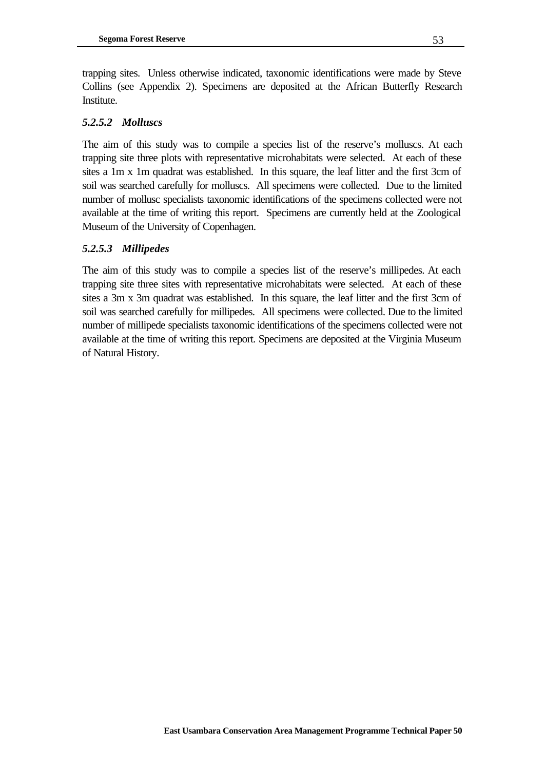trapping sites. Unless otherwise indicated, taxonomic identifications were made by Steve Collins (see Appendix 2). Specimens are deposited at the African Butterfly Research Institute.

#### *5.2.5.2 Molluscs*

The aim of this study was to compile a species list of the reserve's molluscs. At each trapping site three plots with representative microhabitats were selected. At each of these sites a 1m x 1m quadrat was established. In this square, the leaf litter and the first 3cm of soil was searched carefully for molluscs. All specimens were collected. Due to the limited number of mollusc specialists taxonomic identifications of the specimens collected were not available at the time of writing this report. Specimens are currently held at the Zoological Museum of the University of Copenhagen.

#### *5.2.5.3 Millipedes*

The aim of this study was to compile a species list of the reserve's millipedes. At each trapping site three sites with representative microhabitats were selected. At each of these sites a 3m x 3m quadrat was established. In this square, the leaf litter and the first 3cm of soil was searched carefully for millipedes. All specimens were collected. Due to the limited number of millipede specialists taxonomic identifications of the specimens collected were not available at the time of writing this report. Specimens are deposited at the Virginia Museum of Natural History.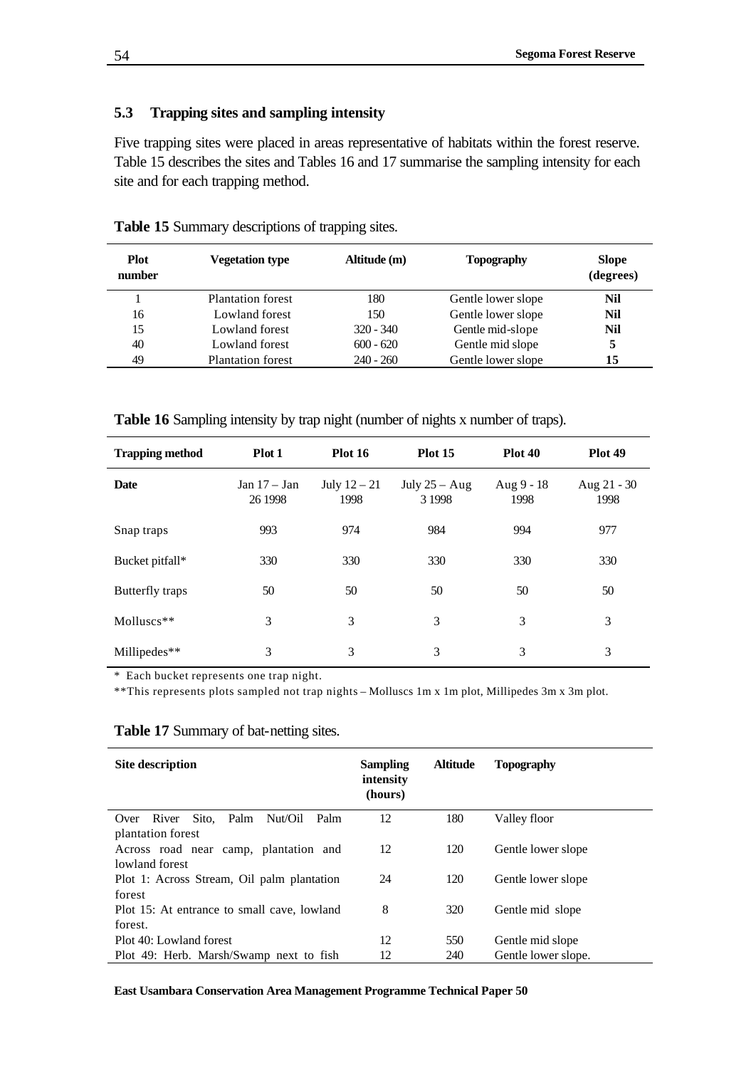## 5.3 Trapping sites and sampling intensity

Five trapping sites were placed in areas representative of habitats within the forest reserve. Table 15 describes the sites and Tables 16 and 17 summarise the sampling intensity for each site and for each trapping method.

**Table 15** Summary descriptions of trapping sites.

| Plot number | Vegetation type | Altitude (m) | Topography | Slope (degrees) |
|---|---|---|---|---|
| 1 | Plantation forest | 180 | Gentle lower slope | **Nil** |
| 16 | Lowland forest | 150 | Gentle lower slope | **Nil** |
| 15 | Lowland forest | 320 - 340 | Gentle mid-slope | **Nil** |
| 40 | Lowland forest | 600 - 620 | Gentle mid slope | **5** |
| 49 | Plantation forest | 240 - 260 | Gentle lower slope | **15** |

**Table 16** Sampling intensity by trap night (number of nights x number of traps).

| Trapping method | Plot 1 | Plot 16 | Plot 15 | Plot 40 | Plot 49 |
|---|---|---|---|---|---|
| **Date** | Jan 17 – Jan 26 1998 | July 12 – 21 1998 | July 25 – Aug 3 1998 | Aug 9 - 18 1998 | Aug 21 - 30 1998 |
| Snap traps | 993 | 974 | 984 | 994 | 977 |
| Bucket pitfall* | 330 | 330 | 330 | 330 | 330 |
| Butterfly traps | 50 | 50 | 50 | 50 | 50 |
| Molluscs** | 3 | 3 | 3 | 3 | 3 |
| Millipedes** | 3 | 3 | 3 | 3 | 3 |

\* Each bucket represents one trap night.

\*\*This represents plots sampled not trap nights – Molluscs 1m x 1m plot, Millipedes 3m x 3m plot.

**Table 17** Summary of bat-netting sites.

| Site description | Sampling intensity (hours) | Altitude | Topography |
|---|---|---|---|
| Over River Sito, Palm Nut/Oil Palm plantation forest | 12 | 180 | Valley floor |
| Across road near camp, plantation and lowland forest | 12 | 120 | Gentle lower slope |
| Plot 1: Across Stream, Oil palm plantation forest | 24 | 120 | Gentle lower slope |
| Plot 15: At entrance to small cave, lowland forest. | 8 | 320 | Gentle mid slope |
| Plot 40: Lowland forest | 12 | 550 | Gentle mid slope |
| Plot 49: Herb. Marsh/Swamp next to fish | 12 | 240 | Gentle lower slope. |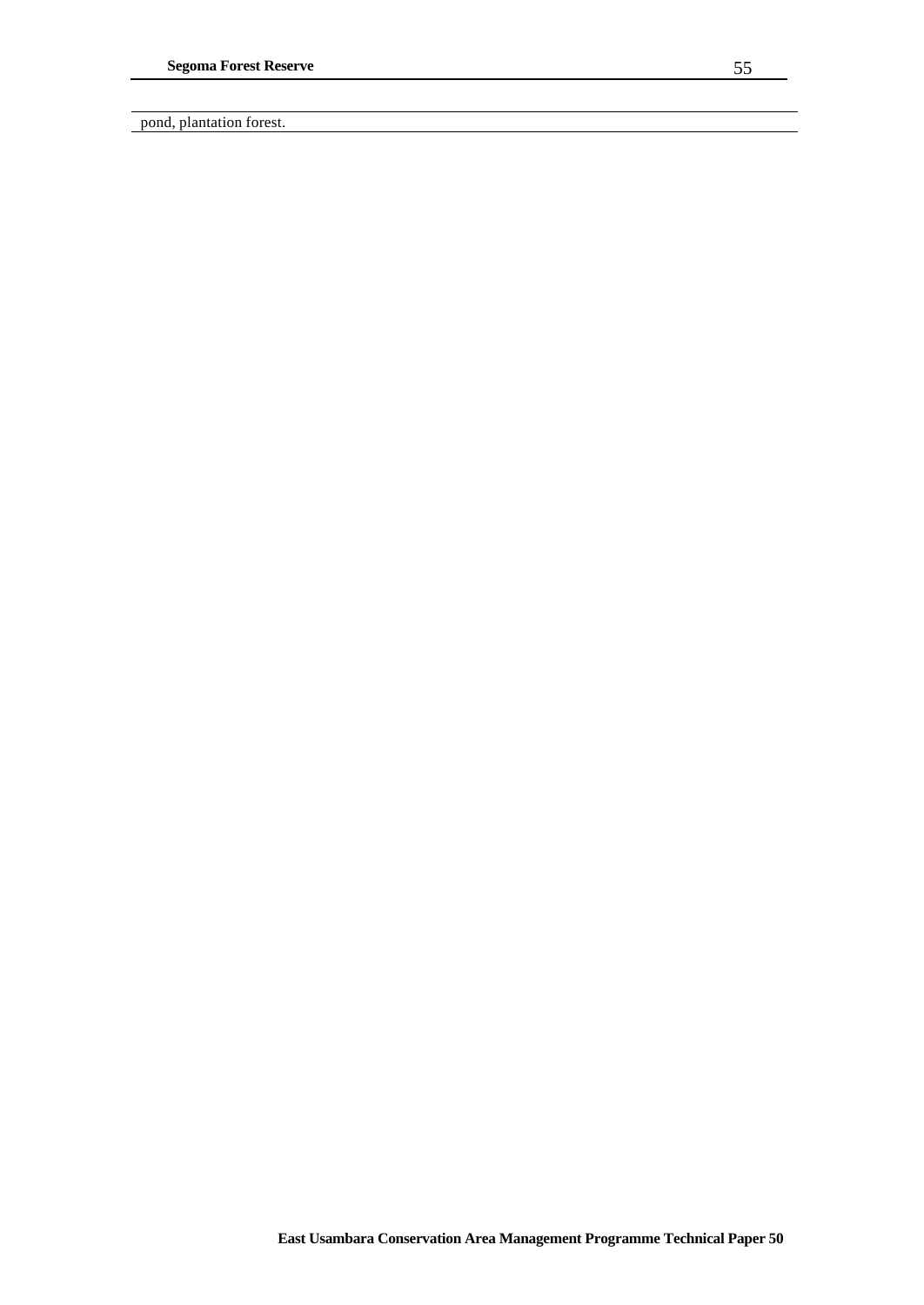pond, plantation forest.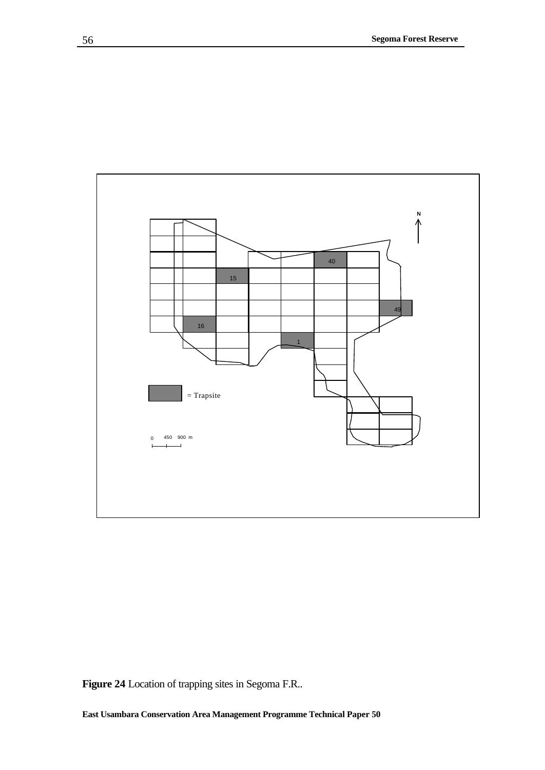Figure 24 Location of trapping sites in Segoma F.R..

**Figure 24** Location of trapping sites in Segoma F.R..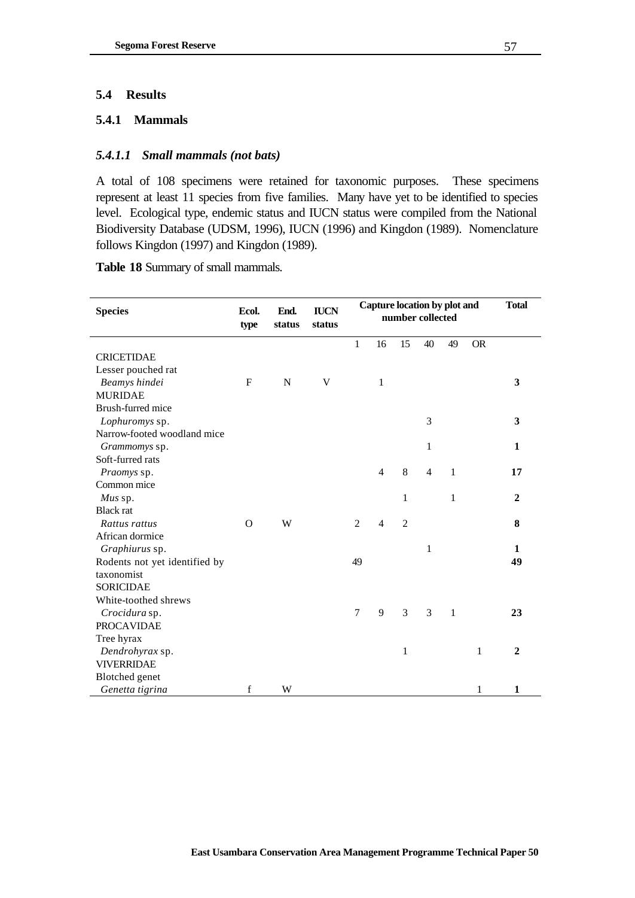## 5.4 Results

### 5.4.1 Mammals

#### *5.4.1.1 Small mammals (not bats)*

A total of 108 specimens were retained for taxonomic purposes. These specimens represent at least 11 species from five families. Many have yet to be identified to species level. Ecological type, endemic status and IUCN status were compiled from the National Biodiversity Database (UDSM, 1996), IUCN (1996) and Kingdon (1989). Nomenclature follows Kingdon (1997) and Kingdon (1989).

**Table 18** Summary of small mammals.

| Species | Ecol. type | End. status | IUCN status | Capture location by plot and number collected | | | | | | Total |
|---|---|---|---|---|---|---|---|---|---|---|
| | | | | 1 | 16 | 15 | 40 | 49 | OR | |
| CRICETIDAE | | | | | | | | | | |
| Lesser pouched rat | | | | | | | | | | |
| *Beamys hindei* | F | N | V | | 1 | | | | | **3** |
| MURIDAE | | | | | | | | | | |
| Brush-furred mice | | | | | | | | | | |
| *Lophuromys* sp. | | | | | | | 3 | | | **3** |
| Narrow-footed woodland mice | | | | | | | | | | |
| *Grammomys* sp. | | | | | | | 1 | | | **1** |
| Soft-furred rats | | | | | | | | | | |
| *Praomys* sp. | | | | | 4 | 8 | 4 | 1 | | **17** |
| Common mice | | | | | | | | | | |
| *Mus* sp. | | | | | | 1 | | 1 | | **2** |
| Black rat | | | | | | | | | | |
| *Rattus rattus* | O | W | | 2 | 4 | 2 | | | | **8** |
| African dormice | | | | | | | | | | |
| *Graphiurus* sp. | | | | | | | 1 | | | **1** |
| Rodents not yet identified by taxonomist | | | | 49 | | | | | | **49** |
| SORICIDAE | | | | | | | | | | |
| White-toothed shrews | | | | | | | | | | |
| *Crocidura* sp. | | | | 7 | 9 | 3 | 3 | 1 | | **23** |
| PROCAVIDAE | | | | | | | | | | |
| Tree hyrax | | | | | | | | | | |
| *Dendrohyrax* sp. | | | | | | 1 | | | 1 | **2** |
| VIVERRIDAE | | | | | | | | | | |
| Blotched genet | | | | | | | | | | |
| *Genetta tigrina* | f | W | | | | | | | 1 | **1** |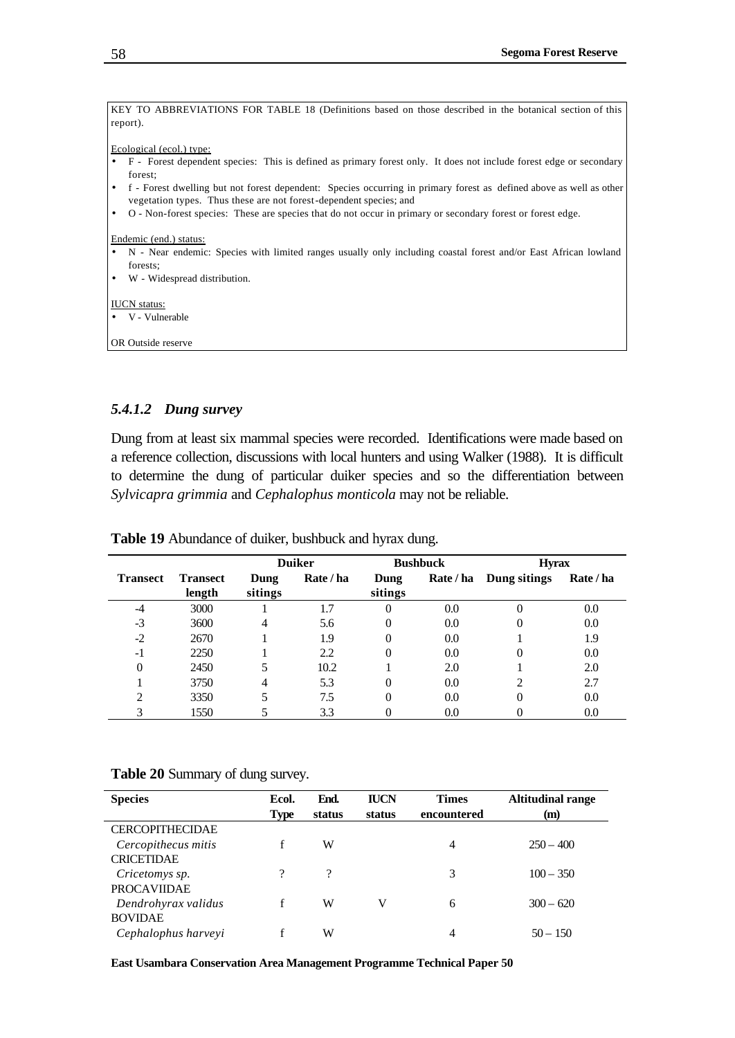KEY TO ABBREVIATIONS FOR TABLE 18 (Definitions based on those described in the botanical section of this report).

Ecological (ecol.) type:

- F - Forest dependent species: This is defined as primary forest only. It does not include forest edge or secondary forest;
- f - Forest dwelling but not forest dependent: Species occurring in primary forest as defined above as well as other vegetation types. Thus these are not forest-dependent species; and
- O - Non-forest species: These are species that do not occur in primary or secondary forest or forest edge.

Endemic (end.) status:

- N - Near endemic: Species with limited ranges usually only including coastal forest and/or East African lowland forests;
- W - Widespread distribution.

IUCN status:

- V - Vulnerable

OR Outside reserve

#### *5.4.1.2 Dung survey*

Dung from at least six mammal species were recorded. Identifications were made based on a reference collection, discussions with local hunters and using Walker (1988). It is difficult to determine the dung of particular duiker species and so the differentiation between *Sylvicapra grimmia* and *Cephalophus monticola* may not be reliable.

**Table 19** Abundance of duiker, bushbuck and hyrax dung.

| | | Duiker | | Bushbuck | | Hyrax | |
|---|---|---|---|---|---|---|---|
| **Transect** | **Transect length** | **Dung sitings** | **Rate / ha** | **Dung sitings** | **Rate / ha** | **Dung sitings** | **Rate / ha** |
| -4 | 3000 | 1 | 1.7 | 0 | 0.0 | 0 | 0.0 |
| -3 | 3600 | 4 | 5.6 | 0 | 0.0 | 0 | 0.0 |
| -2 | 2670 | 1 | 1.9 | 0 | 0.0 | 1 | 1.9 |
| -1 | 2250 | 1 | 2.2 | 0 | 0.0 | 0 | 0.0 |
| 0 | 2450 | 5 | 10.2 | 1 | 2.0 | 1 | 2.0 |
| 1 | 3750 | 4 | 5.3 | 0 | 0.0 | 2 | 2.7 |
| 2 | 3350 | 5 | 7.5 | 0 | 0.0 | 0 | 0.0 |
| 3 | 1550 | 5 | 3.3 | 0 | 0.0 | 0 | 0.0 |

**Table 20** Summary of dung survey.

| Species | Ecol. Type | End. status | IUCN status | Times encountered | Altitudinal range (m) |
|---|---|---|---|---|---|
| CERCOPITHECIDAE | | | | | |
| *Cercopithecus mitis* | f | W | | 4 | 250 – 400 |
| CRICETIDAE | | | | | |
| *Cricetomys sp.* | ? | ? | | 3 | 100 – 350 |
| PROCAVIIDAE | | | | | |
| *Dendrohyrax validus* | f | W | V | 6 | 300 – 620 |
| BOVIDAE | | | | | |
| *Cephalophus harveyi* | f | W | | 4 | 50 – 150 |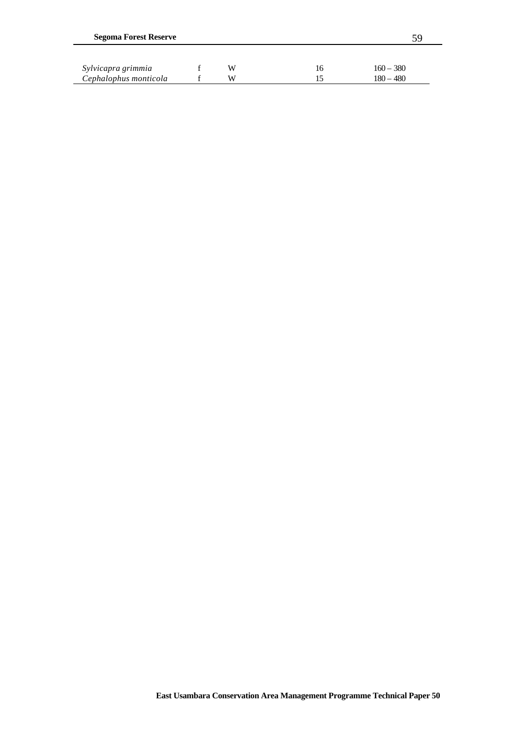| | | | | |
|---|---|---|---|---|
| *Sylvicapra grimmia* | f | W | 16 | 160 – 380 |
| *Cephalophus monticola* | f | W | 15 | 180 – 480 |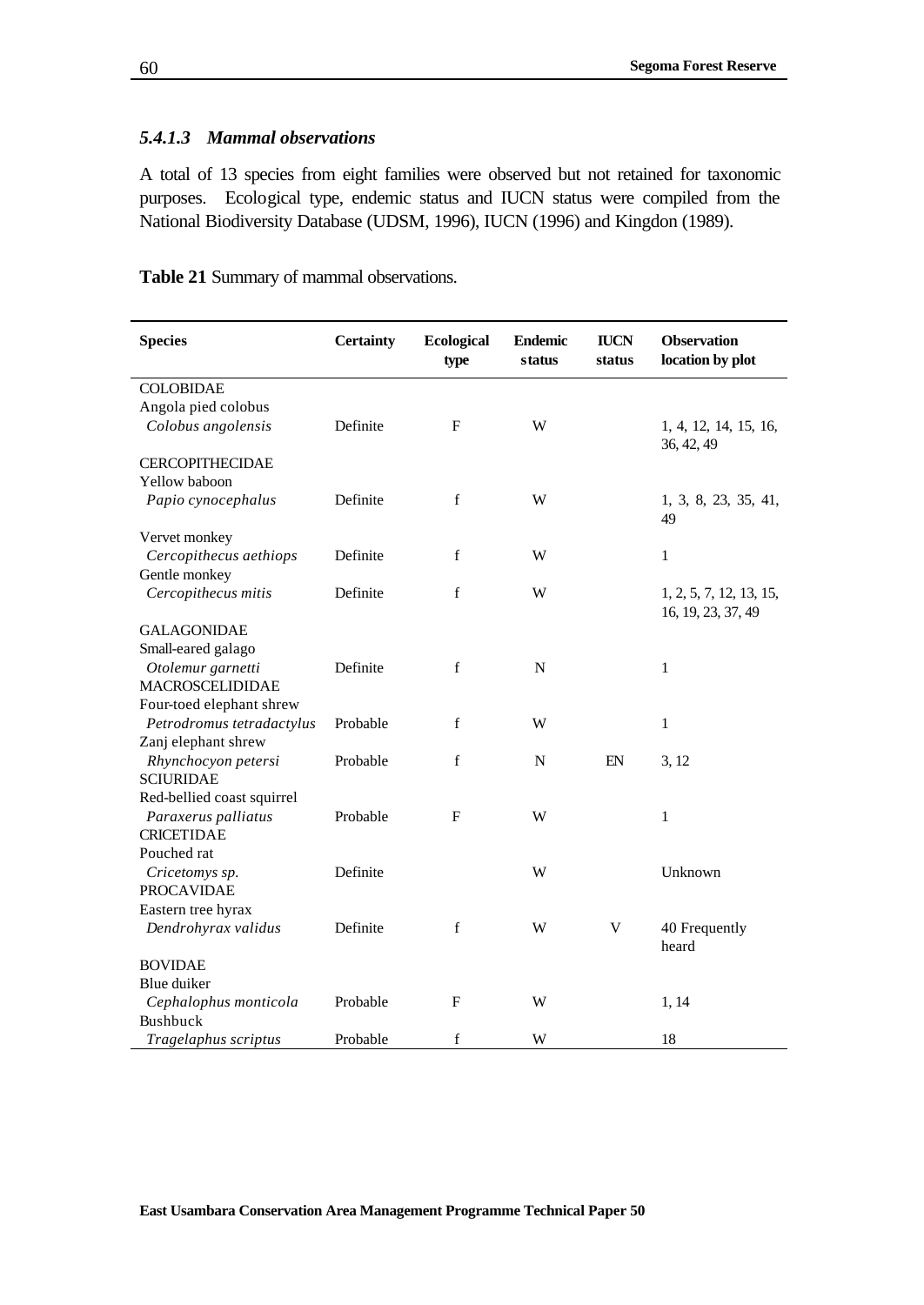#### *5.4.1.3 Mammal observations*

A total of 13 species from eight families were observed but not retained for taxonomic purposes. Ecological type, endemic status and IUCN status were compiled from the National Biodiversity Database (UDSM, 1996), IUCN (1996) and Kingdon (1989).

**Table 21** Summary of mammal observations.

| Species | Certainty | Ecological type | Endemic status | IUCN status | Observation location by plot |
|---|---|---|---|---|---|
| COLOBIDAE | | | | | |
| Angola pied colobus | | | | | |
| *Colobus angolensis* | Definite | F | W | | 1, 4, 12, 14, 15, 16, 36, 42, 49 |
| CERCOPITHECIDAE | | | | | |
| Yellow baboon | | | | | |
| *Papio cynocephalus* | Definite | f | W | | 1, 3, 8, 23, 35, 41, 49 |
| Vervet monkey | | | | | |
| *Cercopithecus aethiops* | Definite | f | W | | 1 |
| Gentle monkey | | | | | |
| *Cercopithecus mitis* | Definite | f | W | | 1, 2, 5, 7, 12, 13, 15, 16, 19, 23, 37, 49 |
| GALAGONIDAE | | | | | |
| Small-eared galago | | | | | |
| *Otolemur garnetti* | Definite | f | N | | 1 |
| MACROSCELIDIDAE | | | | | |
| Four-toed elephant shrew | | | | | |
| *Petrodromus tetradactylus* | Probable | f | W | | 1 |
| Zanj elephant shrew | | | | | |
| *Rhynchocyon petersi* | Probable | f | N | EN | 3, 12 |
| SCIURIDAE | | | | | |
| Red-bellied coast squirrel | | | | | |
| *Paraxerus palliatus* | Probable | F | W | | 1 |
| CRICETIDAE | | | | | |
| Pouched rat | | | | | |
| *Cricetomys sp.* | Definite | | W | | Unknown |
| PROCAVIDAE | | | | | |
| Eastern tree hyrax | | | | | |
| *Dendrohyrax validus* | Definite | f | W | V | 40 Frequently heard |
| BOVIDAE | | | | | |
| Blue duiker | | | | | |
| *Cephalophus monticola* | Probable | F | W | | 1, 14 |
| Bushbuck | | | | | |
| *Tragelaphus scriptus* | Probable | f | W | | 18 |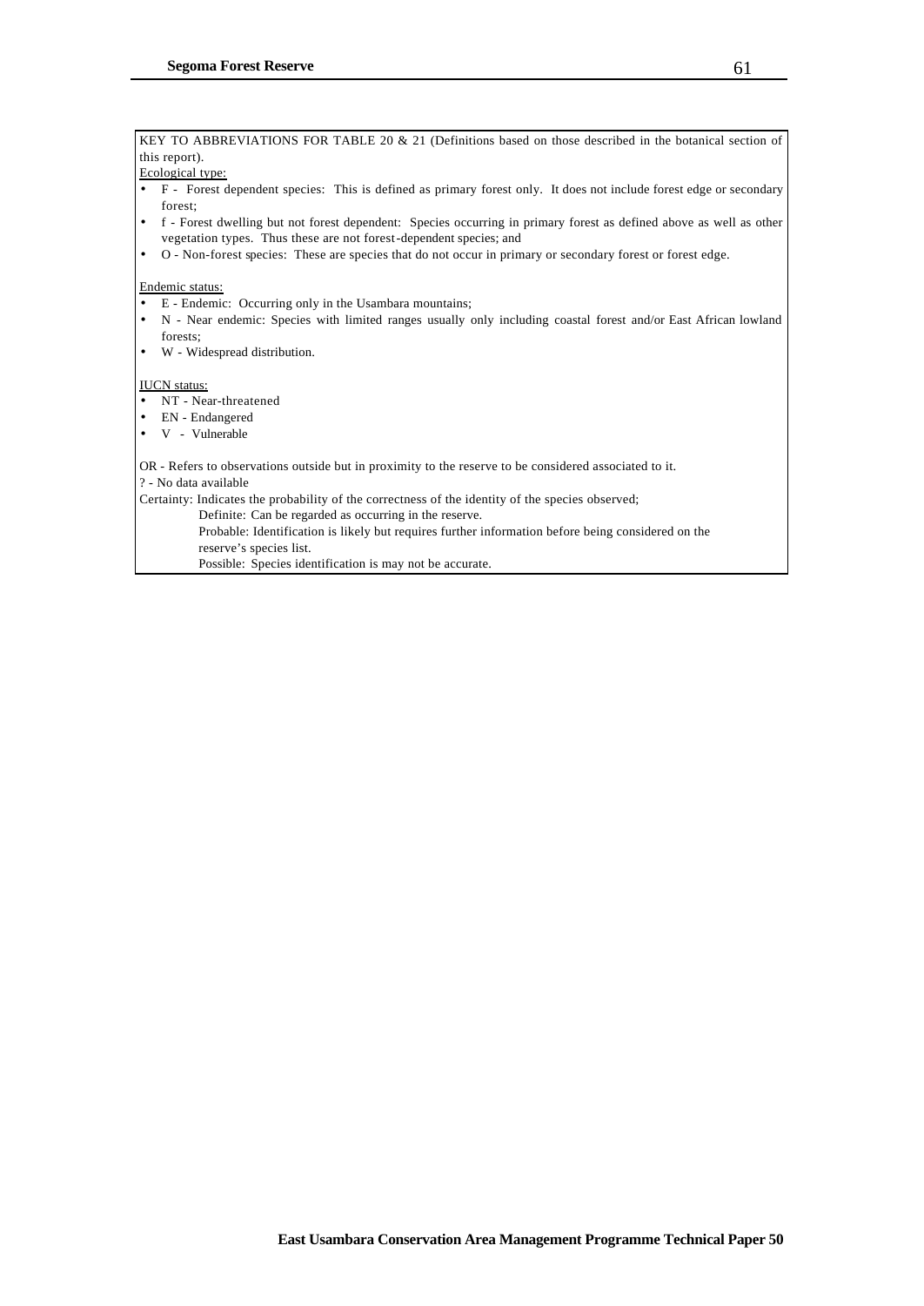KEY TO ABBREVIATIONS FOR TABLE 20 & 21 (Definitions based on those described in the botanical section of this report).

Ecological type:

- F - Forest dependent species: This is defined as primary forest only. It does not include forest edge or secondary forest;
- f - Forest dwelling but not forest dependent: Species occurring in primary forest as defined above as well as other vegetation types. Thus these are not forest-dependent species; and
- O - Non-forest species: These are species that do not occur in primary or secondary forest or forest edge.

Endemic status:

- E - Endemic: Occurring only in the Usambara mountains;
- N - Near endemic: Species with limited ranges usually only including coastal forest and/or East African lowland forests;
- W - Widespread distribution.

IUCN status:

- NT - Near-threatened
- EN - Endangered
- V - Vulnerable

OR - Refers to observations outside but in proximity to the reserve to be considered associated to it.

? - No data available

Certainty: Indicates the probability of the correctness of the identity of the species observed;

Definite: Can be regarded as occurring in the reserve.

Probable: Identification is likely but requires further information before being considered on the reserve's species list.

Possible: Species identification is may not be accurate.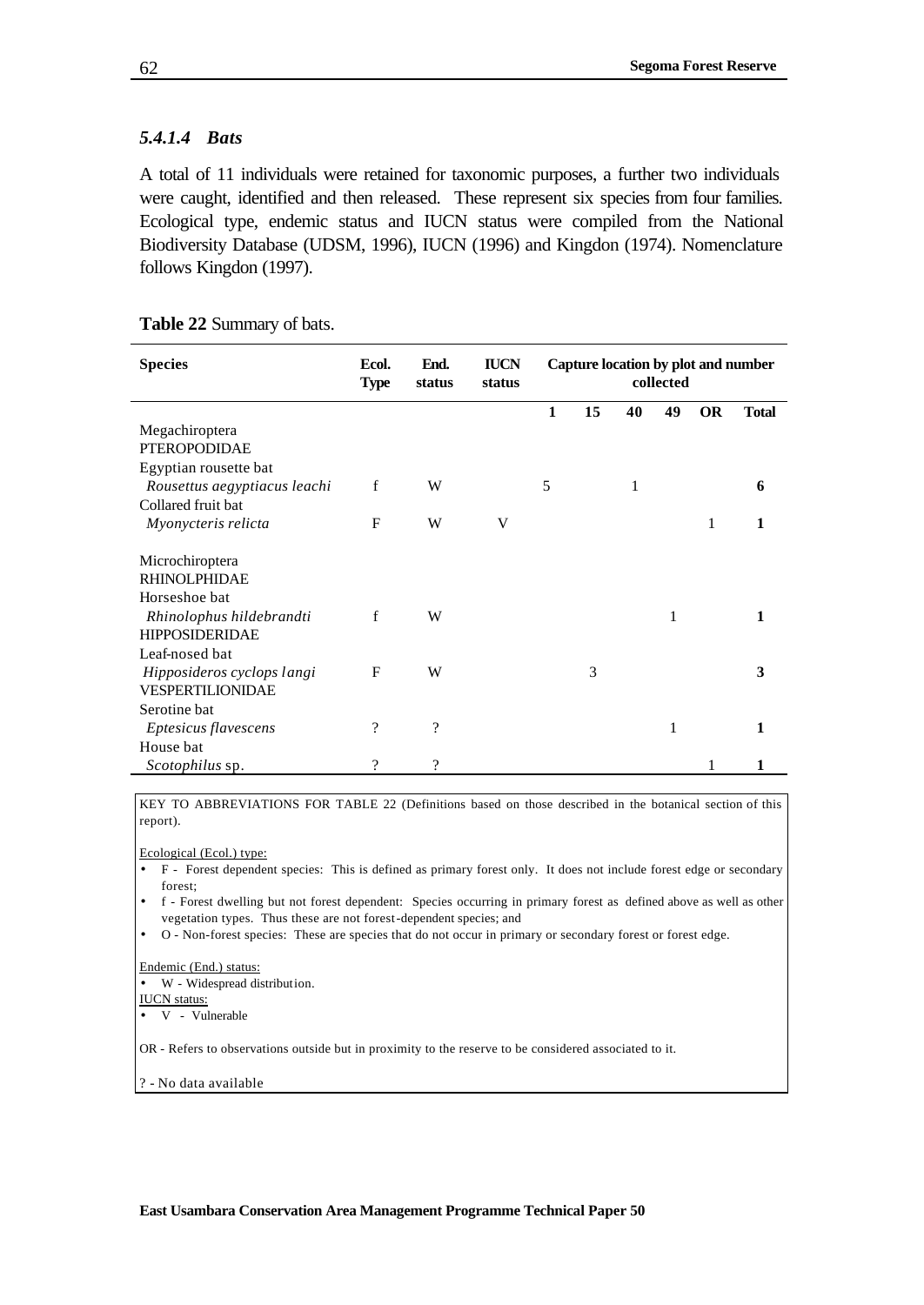#### *5.4.1.4 Bats*

A total of 11 individuals were retained for taxonomic purposes, a further two individuals were caught, identified and then released. These represent six species from four families. Ecological type, endemic status and IUCN status were compiled from the National Biodiversity Database (UDSM, 1996), IUCN (1996) and Kingdon (1974). Nomenclature follows Kingdon (1997).

**Table 22** Summary of bats.

| Species | Ecol. Type | End. status | IUCN status | Capture location by plot and number collected | | | | | |
|---|---|---|---|---|---|---|---|---|---|
| | | | | **1** | **15** | **40** | **49** | **OR** | **Total** |
| Megachiroptera | | | | | | | | | |
| PTEROPODIDAE | | | | | | | | | |
| Egyptian rousette bat | | | | | | | | | |
| *Rousettus aegyptiacus leachi* | f | W | | 5 | | 1 | | | **6** |
| Collared fruit bat | | | | | | | | | |
| *Myonycteris relicta* | F | W | V | | | | | 1 | **1** |
| Microchiroptera | | | | | | | | | |
| RHINOLPHIDAE | | | | | | | | | |
| Horseshoe bat | | | | | | | | | |
| *Rhinolophus hildebrandti* | f | W | | | | | 1 | | **1** |
| HIPPOSIDERIDAE | | | | | | | | | |
| Leaf-nosed bat | | | | | | | | | |
| *Hipposideros cyclops langi* | F | W | | | 3 | | | | **3** |
| VESPERTILIONIDAE | | | | | | | | | |
| Serotine bat | | | | | | | | | |
| *Eptesicus flavescens* | ? | ? | | | | | 1 | | **1** |
| House bat | | | | | | | | | |
| *Scotophilus* sp. | ? | ? | | | | | | 1 | **1** |

KEY TO ABBREVIATIONS FOR TABLE 22 (Definitions based on those described in the botanical section of this report).

Ecological (Ecol.) type:

- F - Forest dependent species: This is defined as primary forest only. It does not include forest edge or secondary forest;
- f - Forest dwelling but not forest dependent: Species occurring in primary forest as defined above as well as other vegetation types. Thus these are not forest-dependent species; and
- O - Non-forest species: These are species that do not occur in primary or secondary forest or forest edge.

Endemic (End.) status:

- W - Widespread distribution.

IUCN status:

- V - Vulnerable

OR - Refers to observations outside but in proximity to the reserve to be considered associated to it.

? - No data available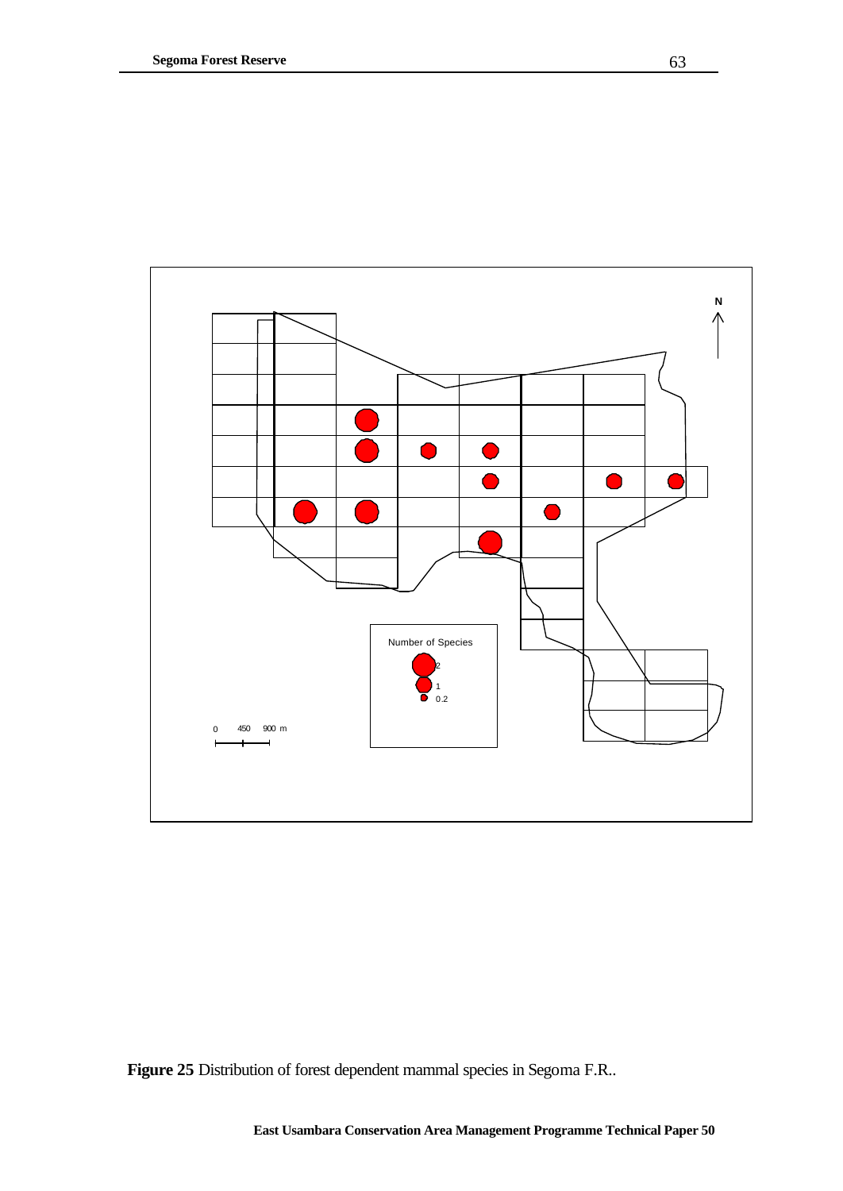**Figure 25** Distribution of forest dependent mammal species in Segoma F.R..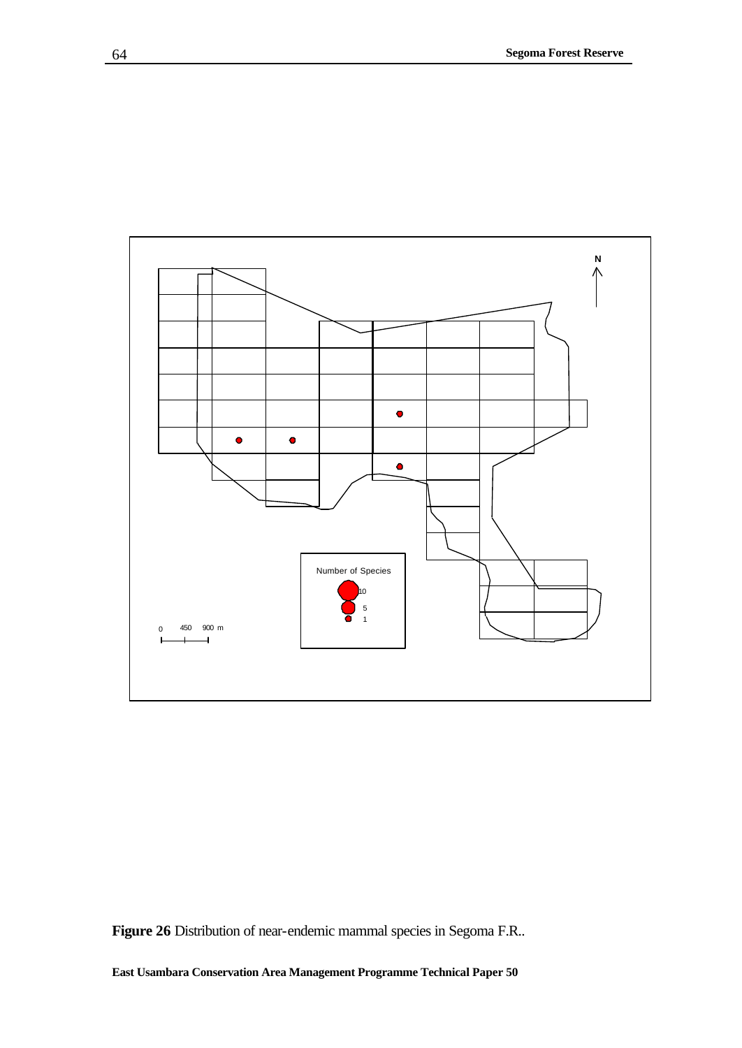Number of Species

10

5

1

0 450 900 m

N

**Figure 26** Distribution of near-endemic mammal species in Segoma F.R..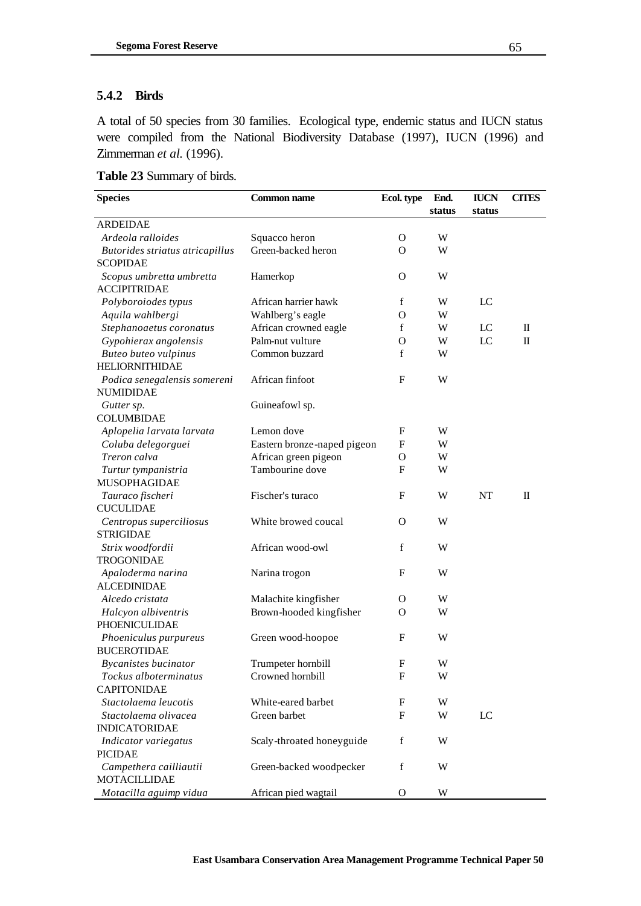### 5.4.2 Birds

A total of 50 species from 30 families. Ecological type, endemic status and IUCN status were compiled from the National Biodiversity Database (1997), IUCN (1996) and Zimmerman *et al.* (1996).

**Table 23** Summary of birds.

| Species | Common name | Ecol. type | End. status | IUCN status | CITES |
|---|---|---|---|---|---|
| ARDEIDAE | | | | | |
| *Ardeola ralloides* | Squacco heron | O | W | | |
| *Butorides striatus atricapillus* | Green-backed heron | O | W | | |
| SCOPIDAE | | | | | |
| *Scopus umbretta umbretta* | Hamerkop | O | W | | |
| ACCIPITRIDAE | | | | | |
| *Polyboroiodes typus* | African harrier hawk | f | W | LC | |
| *Aquila wahlbergi* | Wahlberg's eagle | O | W | | |
| *Stephanoaetus coronatus* | African crowned eagle | f | W | LC | II |
| *Gypohierax angolensis* | Palm-nut vulture | O | W | LC | II |
| *Buteo buteo vulpinus* | Common buzzard | f | W | | |
| HELIORNITHIDAE | | | | | |
| *Podica senegalensis somereni* | African finfoot | F | W | | |
| NUMIDIDAE | | | | | |
| *Gutter sp.* | Guineafowl sp. | | | | |
| COLUMBIDAE | | | | | |
| *Aplopelia larvata larvata* | Lemon dove | F | W | | |
| *Coluba delegorguei* | Eastern bronze-naped pigeon | F | W | | |
| *Treron calva* | African green pigeon | O | W | | |
| *Turtur tympanistria* | Tambourine dove | F | W | | |
| MUSOPHAGIDAE | | | | | |
| *Tauraco fischeri* | Fischer's turaco | F | W | NT | II |
| CUCULIDAE | | | | | |
| *Centropus superciliosus* | White browed coucal | O | W | | |
| STRIGIDAE | | | | | |
| *Strix woodfordii* | African wood-owl | f | W | | |
| TROGONIDAE | | | | | |
| *Apaloderma narina* | Narina trogon | F | W | | |
| ALCEDINIDAE | | | | | |
| *Alcedo cristata* | Malachite kingfisher | O | W | | |
| *Halcyon albiventris* | Brown-hooded kingfisher | O | W | | |
| PHOENICULIDAE | | | | | |
| *Phoeniculus purpureus* | Green wood-hoopoe | F | W | | |
| BUCEROTIDAE | | | | | |
| *Bycanistes bucinator* | Trumpeter hornbill | F | W | | |
| *Tockus alboterminatus* | Crowned hornbill | F | W | | |
| CAPITONIDAE | | | | | |
| *Stactolaema leucotis* | White-eared barbet | F | W | | |
| *Stactolaema olivacea* | Green barbet | F | W | LC | |
| INDICATORIDAE | | | | | |
| *Indicator variegatus* | Scaly-throated honeyguide | f | W | | |
| PICIDAE | | | | | |
| *Campethera cailliautii* | Green-backed woodpecker | f | W | | |
| MOTACILLIDAE | | | | | |
| *Motacilla aguimp vidua* | African pied wagtail | O | W | | |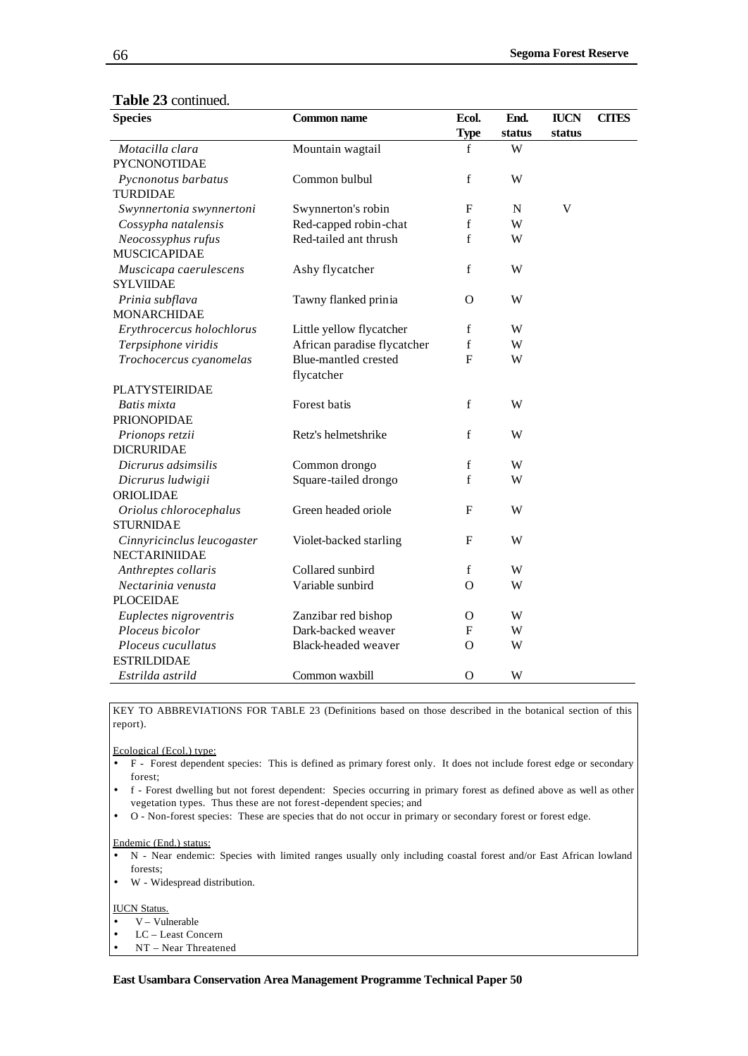**Table 23** continued.

| Species | Common name | Ecol. Type | End. status | IUCN status | CITES |
|---|---|---|---|---|---|
| *Motacilla clara* | Mountain wagtail | f | W | | |
| PYCNONOTIDAE | | | | | |
| *Pycnonotus barbatus* | Common bulbul | f | W | | |
| TURDIDAE | | | | | |
| *Swynnertonia swynnertoni* | Swynnerton's robin | F | N | V | |
| *Cossypha natalensis* | Red-capped robin-chat | f | W | | |
| *Neocossyphus rufus* | Red-tailed ant thrush | f | W | | |
| MUSCICAPIDAE | | | | | |
| *Muscicapa caerulescens* | Ashy flycatcher | f | W | | |
| SYLVIIDAE | | | | | |
| *Prinia subflava* | Tawny flanked prinia | O | W | | |
| MONARCHIDAE | | | | | |
| *Erythrocercus holochlorus* | Little yellow flycatcher | f | W | | |
| *Terpsiphone viridis* | African paradise flycatcher | f | W | | |
| *Trochocercus cyanomelas* | Blue-mantled crested flycatcher | F | W | | |
| PLATYSTEIRIDAE | | | | | |
| *Batis mixta* | Forest batis | f | W | | |
| PRIONOPIDAE | | | | | |
| *Prionops retzii* | Retz's helmetshrike | f | W | | |
| DICRURIDAE | | | | | |
| *Dicrurus adsimsilis* | Common drongo | f | W | | |
| *Dicrurus ludwigii* | Square-tailed drongo | f | W | | |
| ORIOLIDAE | | | | | |
| *Oriolus chlorocephalus* | Green headed oriole | F | W | | |
| STURNIDAE | | | | | |
| *Cinnyricinclus leucogaster* | Violet-backed starling | F | W | | |
| NECTARINIIDAE | | | | | |
| *Anthreptes collaris* | Collared sunbird | f | W | | |
| *Nectarinia venusta* | Variable sunbird | O | W | | |
| PLOCEIDAE | | | | | |
| *Euplectes nigroventris* | Zanzibar red bishop | O | W | | |
| *Ploceus bicolor* | Dark-backed weaver | F | W | | |
| *Ploceus cucullatus* | Black-headed weaver | O | W | | |
| ESTRILDIDAE | | | | | |
| *Estrilda astrild* | Common waxbill | O | W | | |

KEY TO ABBREVIATIONS FOR TABLE 23 (Definitions based on those described in the botanical section of this report).

Ecological (Ecol.) type:

- F - Forest dependent species: This is defined as primary forest only. It does not include forest edge or secondary forest;
- f - Forest dwelling but not forest dependent: Species occurring in primary forest as defined above as well as other vegetation types. Thus these are not forest-dependent species; and
- O - Non-forest species: These are species that do not occur in primary or secondary forest or forest edge.

Endemic (End.) status:

- N - Near endemic: Species with limited ranges usually only including coastal forest and/or East African lowland forests;
- W - Widespread distribution.

IUCN Status.

- V – Vulnerable
- LC – Least Concern
- NT – Near Threatened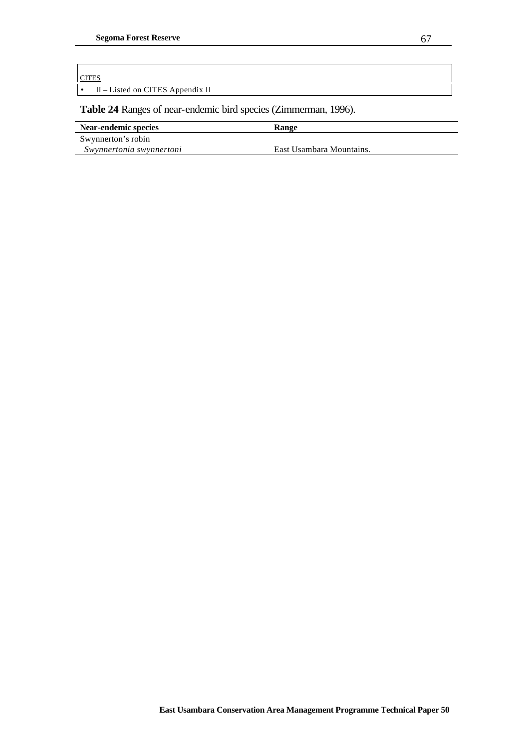<u>CITES</u>

- II – Listed on CITES Appendix II

**Table 24** Ranges of near-endemic bird species (Zimmerman, 1996).

| Near-endemic species | Range |
|---|---|
| Swynnerton's robin *Swynnertonia swynnertoni* | East Usambara Mountains. |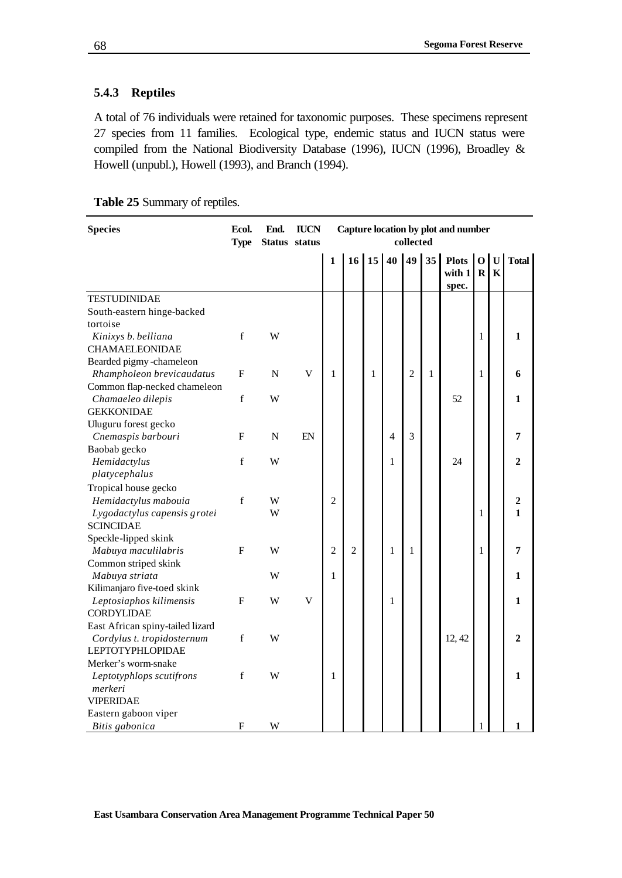### 5.4.3 Reptiles

A total of 76 individuals were retained for taxonomic purposes. These specimens represent 27 species from 11 families. Ecological type, endemic status and IUCN status were compiled from the National Biodiversity Database (1996), IUCN (1996), Broadley & Howell (unpubl.), Howell (1993), and Branch (1994).

**Table 25** Summary of reptiles.

| Species | Ecol. Type | End. Status | IUCN status | Capture location by plot and number collected | | | | | | | | | |
|---|---|---|---|---|---|---|---|---|---|---|---|---|---|
| | | | | 1 | 16 | 15 | 40 | 49 | 35 | Plots with 1 spec. | OR | UK | Total |
| TESTUDINIDAE | | | | | | | | | | | | | |
| South-eastern hinge-backed tortoise | | | | | | | | | | | | | |
| *Kinixys b. belliana* | f | W | | | | | | | | | 1 | | **1** |
| CHAMAELEONIDAE | | | | | | | | | | | | | |
| Bearded pigmy-chameleon | | | | | | | | | | | | | |
| *Rhampholeon brevicaudatus* | F | N | V | 1 | | 1 | | 2 | 1 | | 1 | | **6** |
| Common flap-necked chameleon | | | | | | | | | | | | | |
| *Chamaeleo dilepis* | f | W | | | | | | | | 52 | | | **1** |
| GEKKONIDAE | | | | | | | | | | | | | |
| Uluguru forest gecko | | | | | | | | | | | | | |
| *Cnemaspis barbouri* | F | N | EN | | | | 4 | 3 | | | | | **7** |
| Baobab gecko | | | | | | | | | | | | | |
| *Hemidactylus platycephalus* | f | W | | | | | 1 | | | 24 | | | **2** |
| Tropical house gecko | | | | | | | | | | | | | |
| *Hemidactylus mabouia* | f | W | | 2 | | | | | | | | | **2** |
| *Lygodactylus capensis grotei* | | W | | | | | | | | | 1 | | **1** |
| SCINCIDAE | | | | | | | | | | | | | |
| Speckle-lipped skink | | | | | | | | | | | | | |
| *Mabuya maculilabris* | F | W | | 2 | 2 | | 1 | 1 | | | 1 | | **7** |
| Common striped skink | | | | | | | | | | | | | |
| *Mabuya striata* | | W | | 1 | | | | | | | | | **1** |
| Kilimanjaro five-toed skink | | | | | | | | | | | | | |
| *Leptosiaphos kilimensis* | F | W | V | | | | 1 | | | | | | **1** |
| CORDYLIDAE | | | | | | | | | | | | | |
| East African spiny-tailed lizard | | | | | | | | | | | | | |
| *Cordylus t. tropidosternum* | f | W | | | | | | | | 12, 42 | | | **2** |
| LEPTOTYPHLOPIDAE | | | | | | | | | | | | | |
| Merker's worm-snake | | | | | | | | | | | | | |
| *Leptotyphlops scutifrons merkeri* | f | W | | 1 | | | | | | | | | **1** |
| VIPERIDAE | | | | | | | | | | | | | |
| Eastern gaboon viper | | | | | | | | | | | | | |
| *Bitis gabonica* | F | W | | | | | | | | | 1 | | **1** |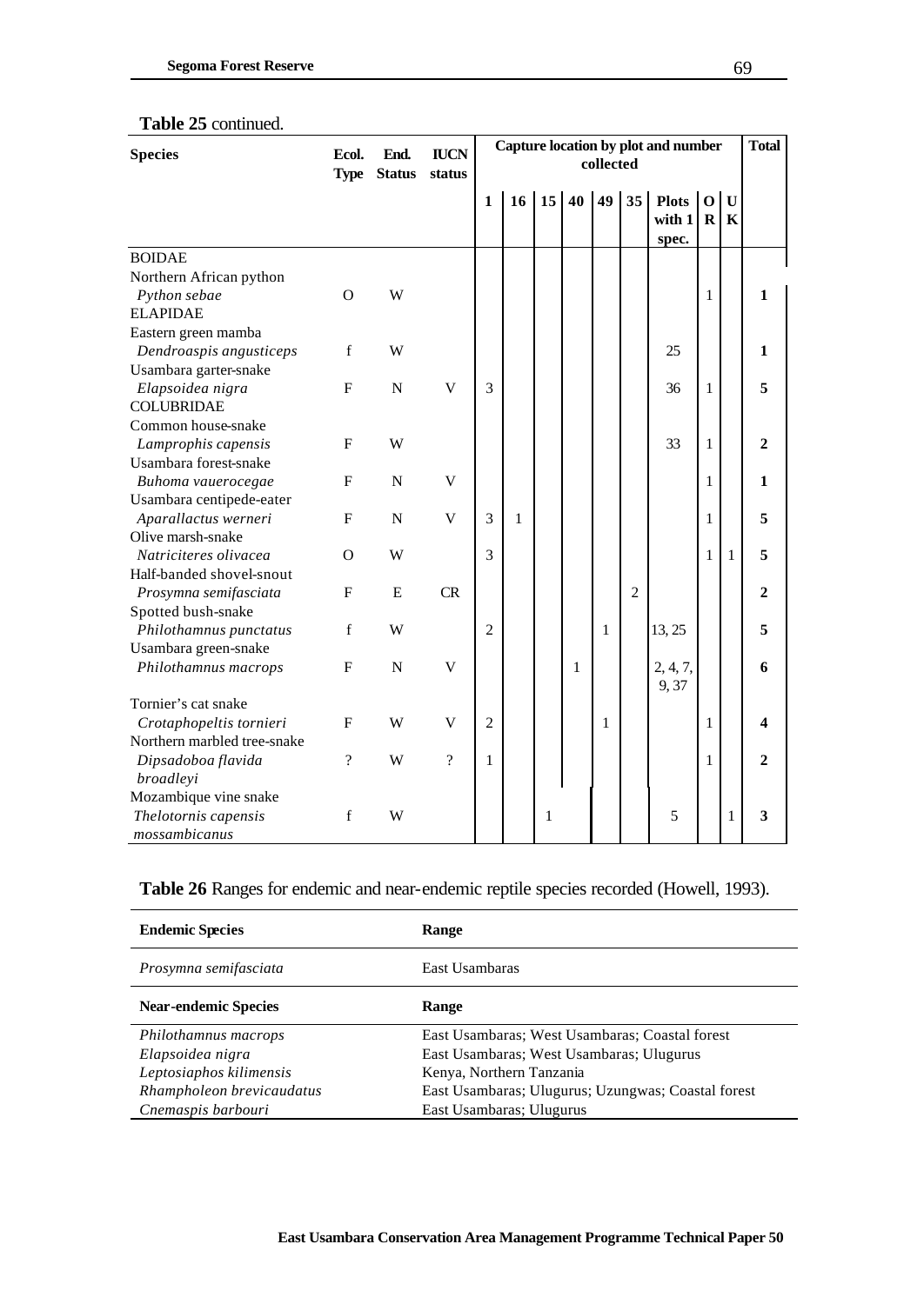**Table 25** continued.

| Species | Ecol. Type | End. Status | IUCN status | Capture location by plot and number collected | | | | | | | | | Total |
|---|---|---|---|---|---|---|---|---|---|---|---|---|---|
| | | | | 1 | 16 | 15 | 40 | 49 | 35 | Plots with 1 spec. | OR | UK | |
| BOIDAE | | | | | | | | | | | | | |
| Northern African python *Python sebae* | O | W | | | | | | | | | 1 | | **1** |
| ELAPIDAE | | | | | | | | | | | | | |
| Eastern green mamba *Dendroaspis angusticeps* | f | W | | | | | | | | 25 | | | **1** |
| Usambara garter-snake *Elapsoidea nigra* | F | N | V | 3 | | | | | | 36 | 1 | | **5** |
| COLUBRIDAE | | | | | | | | | | | | | |
| Common house-snake *Lamprophis capensis* | F | W | | | | | | | | 33 | 1 | | **2** |
| Usambara forest-snake *Buhoma vauerocegae* | F | N | V | | | | | | | | 1 | | **1** |
| Usambara centipede-eater *Aparallactus werneri* | F | N | V | 3 | 1 | | | | | | 1 | | **5** |
| Olive marsh-snake *Natriciteres olivacea* | O | W | | 3 | | | | | | | 1 | 1 | **5** |
| Half-banded shovel-snout *Prosymna semifasciata* | F | E | CR | | | | | | 2 | | | | **2** |
| Spotted bush-snake *Philothamnus punctatus* | f | W | | 2 | | | | 1 | | 13, 25 | | | **5** |
| Usambara green-snake *Philothamnus macrops* | F | N | V | | | | 1 | | | 2, 4, 7, 9, 37 | | | **6** |
| Tornier's cat snake *Crotaphopeltis tornieri* | F | W | V | 2 | | | | 1 | | | 1 | | **4** |
| Northern marbled tree-snake *Dipsadoboa flavida broadleyi* | ? | W | ? | 1 | | | | | | | 1 | | **2** |
| Mozambique vine snake *Thelotornis capensis mossambicanus* | f | W | | | | 1 | | | | 5 | | 1 | **3** |

**Table 26** Ranges for endemic and near-endemic reptile species recorded (Howell, 1993).

| Endemic Species | Range |
|---|---|
| *Prosymna semifasciata* | East Usambaras |
| **Near-endemic Species** | **Range** |
| *Philothamnus macrops* | East Usambaras; West Usambaras; Coastal forest |
| *Elapsoidea nigra* | East Usambaras; West Usambaras; Ulugurus |
| *Leptosiaphos kilimensis* | Kenya, Northern Tanzania |
| *Rhampholeon brevicaudatus* | East Usambaras; Ulugurus; Uzungwas; Coastal forest |
| *Cnemaspis barbouri* | East Usambaras; Ulugurus |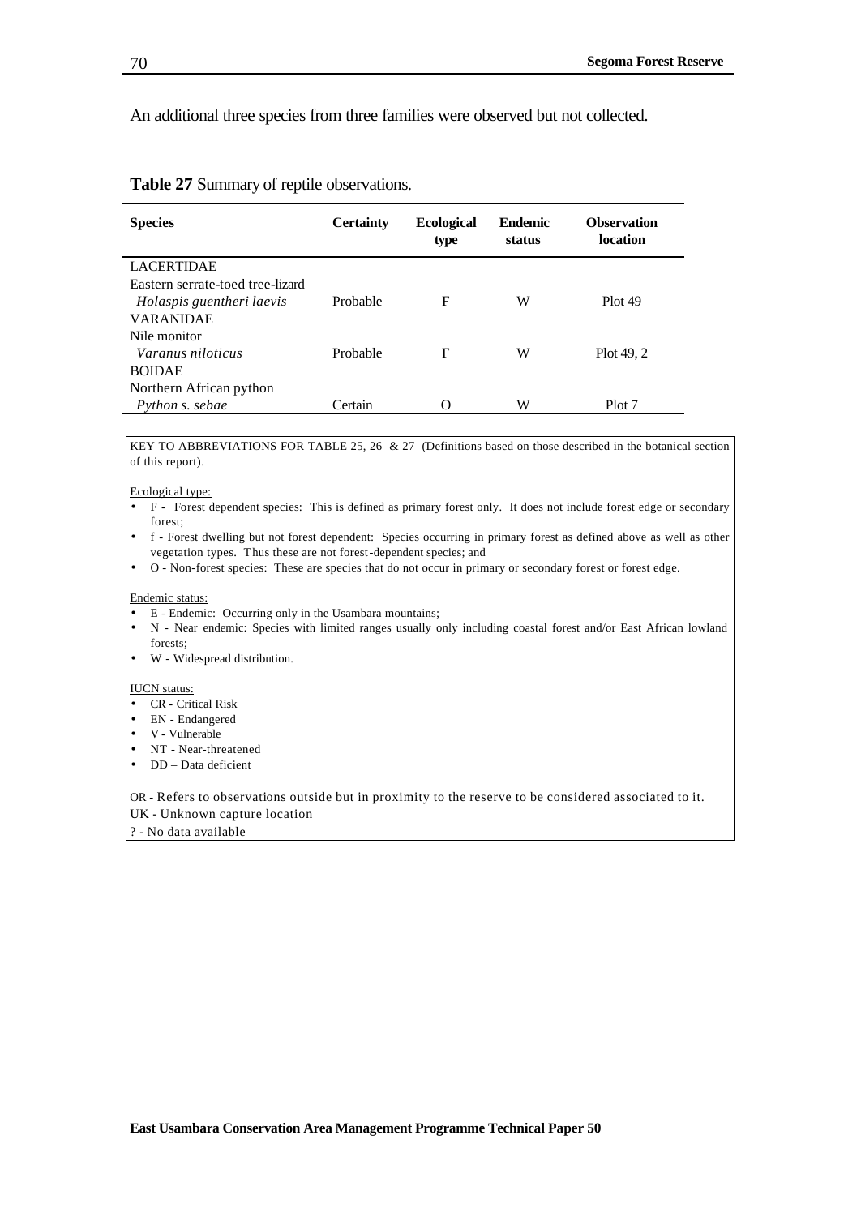An additional three species from three families were observed but not collected.

**Table 27** Summary of reptile observations.

| Species | Certainty | Ecological type | Endemic status | Observation location |
|---|---|---|---|---|
| LACERTIDAE | | | | |
| Eastern serrate-toed tree-lizard | | | | |
| *Holaspis guentheri laevis* | Probable | F | W | Plot 49 |
| VARANIDAE | | | | |
| Nile monitor | | | | |
| *Varanus niloticus* | Probable | F | W | Plot 49, 2 |
| BOIDAE | | | | |
| Northern African python | | | | |
| *Python s. sebae* | Certain | O | W | Plot 7 |

KEY TO ABBREVIATIONS FOR TABLE 25, 26 & 27 (Definitions based on those described in the botanical section of this report).

Ecological type:

- F - Forest dependent species: This is defined as primary forest only. It does not include forest edge or secondary forest;
- f - Forest dwelling but not forest dependent: Species occurring in primary forest as defined above as well as other vegetation types. Thus these are not forest-dependent species; and
- O - Non-forest species: These are species that do not occur in primary or secondary forest or forest edge.

Endemic status:

- E - Endemic: Occurring only in the Usambara mountains;
- N - Near endemic: Species with limited ranges usually only including coastal forest and/or East African lowland forests;
- W - Widespread distribution.

IUCN status:

- CR - Critical Risk
- EN - Endangered
- V - Vulnerable
- NT - Near-threatened
- DD – Data deficient

OR - Refers to observations outside but in proximity to the reserve to be considered associated to it.
UK - Unknown capture location
? - No data available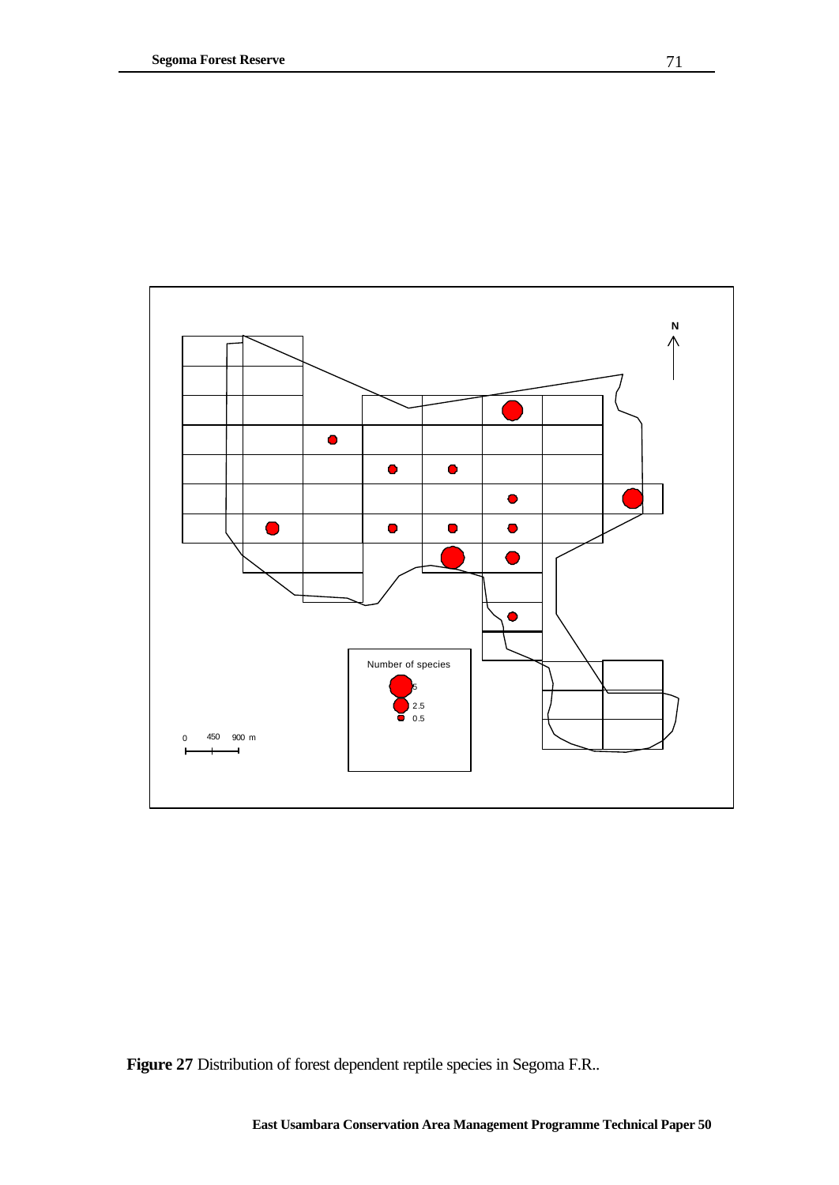**Figure 27** Distribution of forest dependent reptile species in Segoma F.R..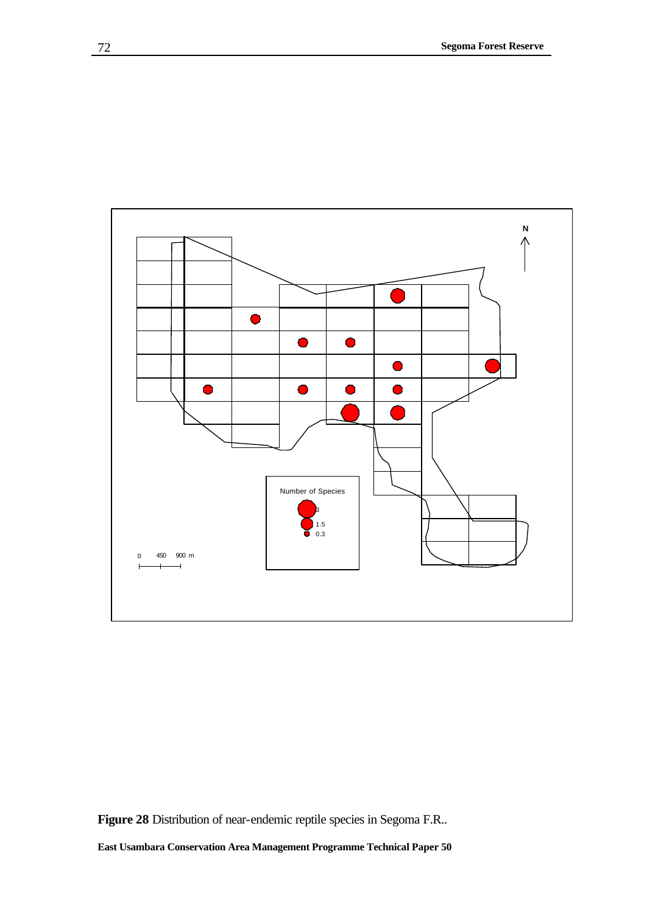Number of Species

3

1.5

0.3

0 450 900 m

N

**Figure 28** Distribution of near-endemic reptile species in Segoma F.R..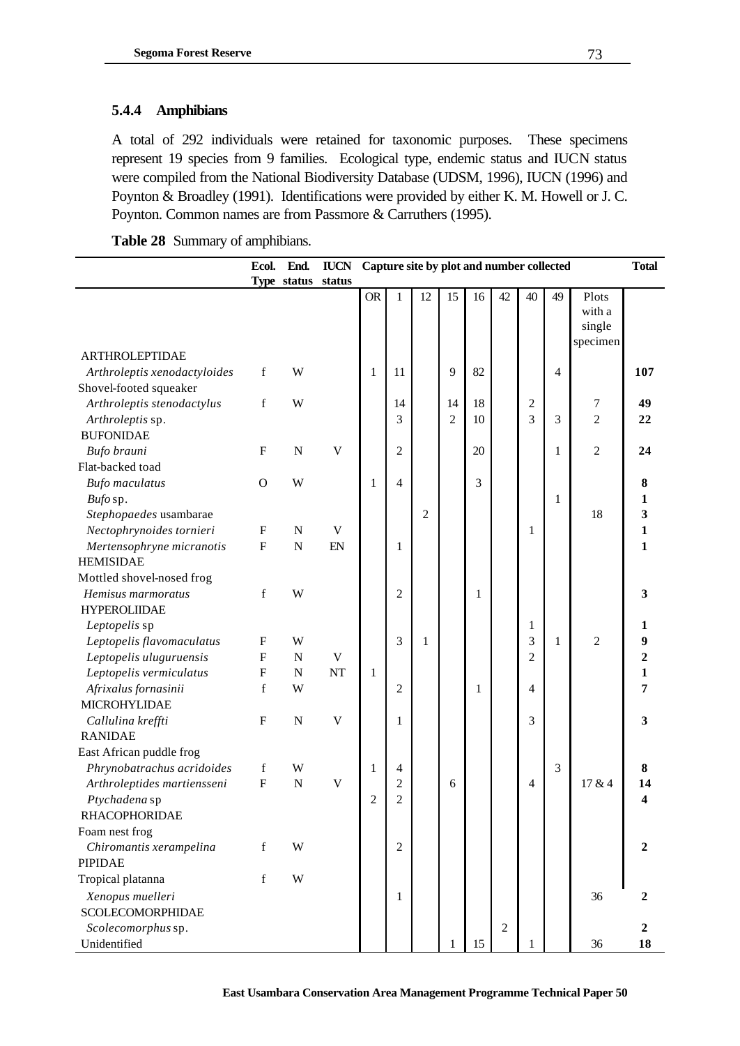### 5.4.4 Amphibians

A total of 292 individuals were retained for taxonomic purposes. These specimens represent 19 species from 9 families. Ecological type, endemic status and IUCN status were compiled from the National Biodiversity Database (UDSM, 1996), IUCN (1996) and Poynton & Broadley (1991). Identifications were provided by either K. M. Howell or J. C. Poynton. Common names are from Passmore & Carruthers (1995).

**Table 28** Summary of amphibians.

| | Ecol. Type | End. status | IUCN status | Capture site by plot and number collected | | | | | | | | | Total |
|---|---|---|---|---|---|---|---|---|---|---|---|---|---|
| | | | | OR | 1 | 12 | 15 | 16 | 42 | 40 | 49 | Plots with a single specimen | |
| ARTHROLEPTIDAE | | | | | | | | | | | | | |
| *Arthroleptis xenodactyloides* | f | W | | 1 | 11 | | 9 | 82 | | | 4 | | **107** |
| Shovel-footed squeaker | | | | | | | | | | | | | |
| *Arthroleptis stenodactylus* | f | W | | | 14 | | 14 | 18 | | 2 | | 7 | **49** |
| *Arthroleptis* sp. | | | | | 3 | | 2 | 10 | | 3 | 3 | 2 | **22** |
| BUFONIDAE | | | | | | | | | | | | | |
| *Bufo brauni* | F | N | V | | 2 | | | 20 | | | 1 | 2 | **24** |
| Flat-backed toad | | | | | | | | | | | | | |
| *Bufo maculatus* | O | W | | 1 | 4 | | | 3 | | | | | **8** |
| *Bufo* sp. | | | | | | | | | | | 1 | | **1** |
| *Stephopaedes* usambarae | | | | | | 2 | | | | | | 18 | **3** |
| *Nectophrynoides tornieri* | F | N | V | | | | | | | 1 | | | **1** |
| *Mertensophryne micranotis* | F | N | EN | | 1 | | | | | | | | **1** |
| HEMISIDAE | | | | | | | | | | | | | |
| Mottled shovel-nosed frog | | | | | | | | | | | | | |
| *Hemisus marmoratus* | f | W | | | 2 | | | 1 | | | | | **3** |
| HYPEROLIIDAE | | | | | | | | | | | | | |
| *Leptopelis* sp | | | | | | | | | | 1 | | | **1** |
| *Leptopelis flavomaculatus* | F | W | | | 3 | 1 | | | | 3 | 1 | 2 | **9** |
| *Leptopelis uluguruensis* | F | N | V | | | | | | | 2 | | | **2** |
| *Leptopelis vermiculatus* | F | N | NT | 1 | | | | | | | | | **1** |
| *Afrixalus fornasinii* | f | W | | | 2 | | | 1 | | 4 | | | **7** |
| MICROHYLIDAE | | | | | | | | | | | | | |
| *Callulina kreffti* | F | N | V | | 1 | | | | | 3 | | | **3** |
| RANIDAE | | | | | | | | | | | | | |
| East African puddle frog | | | | | | | | | | | | | |
| *Phrynobatrachus acridoides* | f | W | | 1 | 4 | | | | | | 3 | | **8** |
| *Arthroleptides martiensseni* | F | N | V | | 2 | | 6 | | | 4 | | 17 & 4 | **14** |
| *Ptychadena* sp | | | | 2 | 2 | | | | | | | | **4** |
| RHACOPHORIDAE | | | | | | | | | | | | | |
| Foam nest frog | | | | | | | | | | | | | |
| *Chiromantis xerampelina* | f | W | | | 2 | | | | | | | | **2** |
| PIPIDAE | | | | | | | | | | | | | |
| Tropical platanna | f | W | | | | | | | | | | | |
| *Xenopus muelleri* | | | | | 1 | | | | | | | 36 | **2** |
| SCOLECOMORPHIDAE | | | | | | | | | | | | | |
| *Scolecomorphus* sp. | | | | | | | | | 2 | | | | **2** |
| Unidentified | | | | | | | 1 | 15 | | 1 | | 36 | **18** |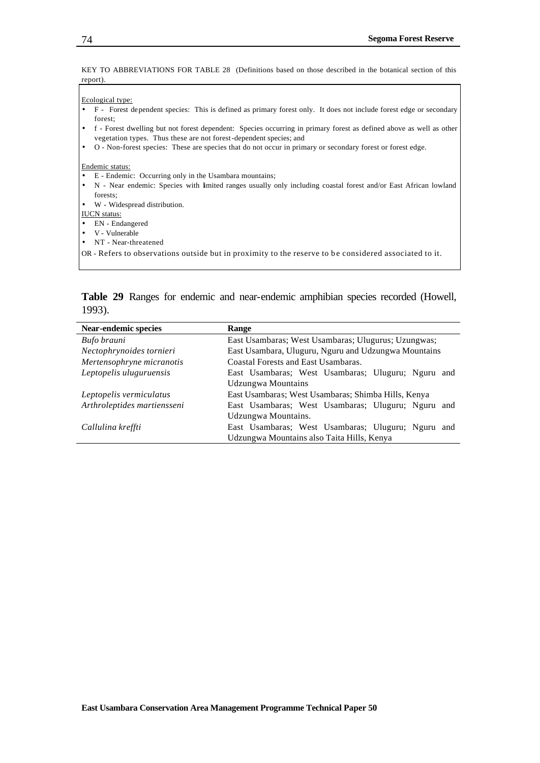KEY TO ABBREVIATIONS FOR TABLE 28 (Definitions based on those described in the botanical section of this report).

Ecological type:

- F - Forest dependent species: This is defined as primary forest only. It does not include forest edge or secondary forest;
- f - Forest dwelling but not forest dependent: Species occurring in primary forest as defined above as well as other vegetation types. Thus these are not forest-dependent species; and
- O - Non-forest species: These are species that do not occur in primary or secondary forest or forest edge.

Endemic status:

- E - Endemic: Occurring only in the Usambara mountains;
- N - Near endemic: Species with limited ranges usually only including coastal forest and/or East African lowland forests;
- W - Widespread distribution.

IUCN status:

- EN - Endangered
- V - Vulnerable
- NT - Near-threatened

OR - Refers to observations outside but in proximity to the reserve to be considered associated to it.

**Table 29** Ranges for endemic and near-endemic amphibian species recorded (Howell, 1993).

| Near-endemic species | Range |
|---|---|
| *Bufo brauni* | East Usambaras; West Usambaras; Ulugurus; Uzungwas; |
| *Nectophrynoides tornieri* | East Usambara, Uluguru, Nguru and Udzungwa Mountains |
| *Mertensophryne micranotis* | Coastal Forests and East Usambaras. |
| *Leptopelis uluguruensis* | East Usambaras; West Usambaras; Uluguru; Nguru and Udzungwa Mountains |
| *Leptopelis vermiculatus* | East Usambaras; West Usambaras; Shimba Hills, Kenya |
| *Arthroleptides martiensseni* | East Usambaras; West Usambaras; Uluguru; Nguru and Udzungwa Mountains. |
| *Callulina kreffti* | East Usambaras; West Usambaras; Uluguru; Nguru and Udzungwa Mountains also Taita Hills, Kenya |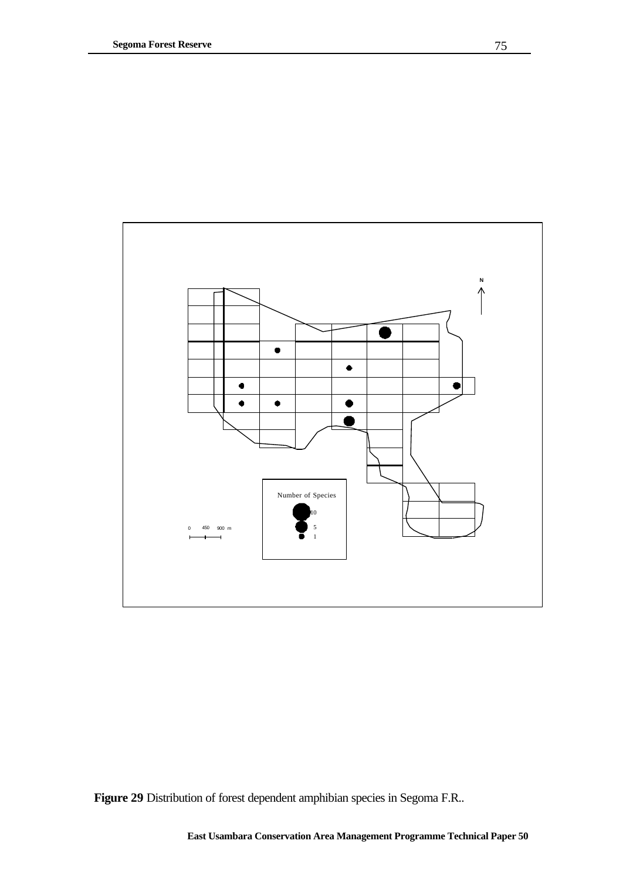**Figure 29** Distribution of forest dependent amphibian species in Segoma F.R..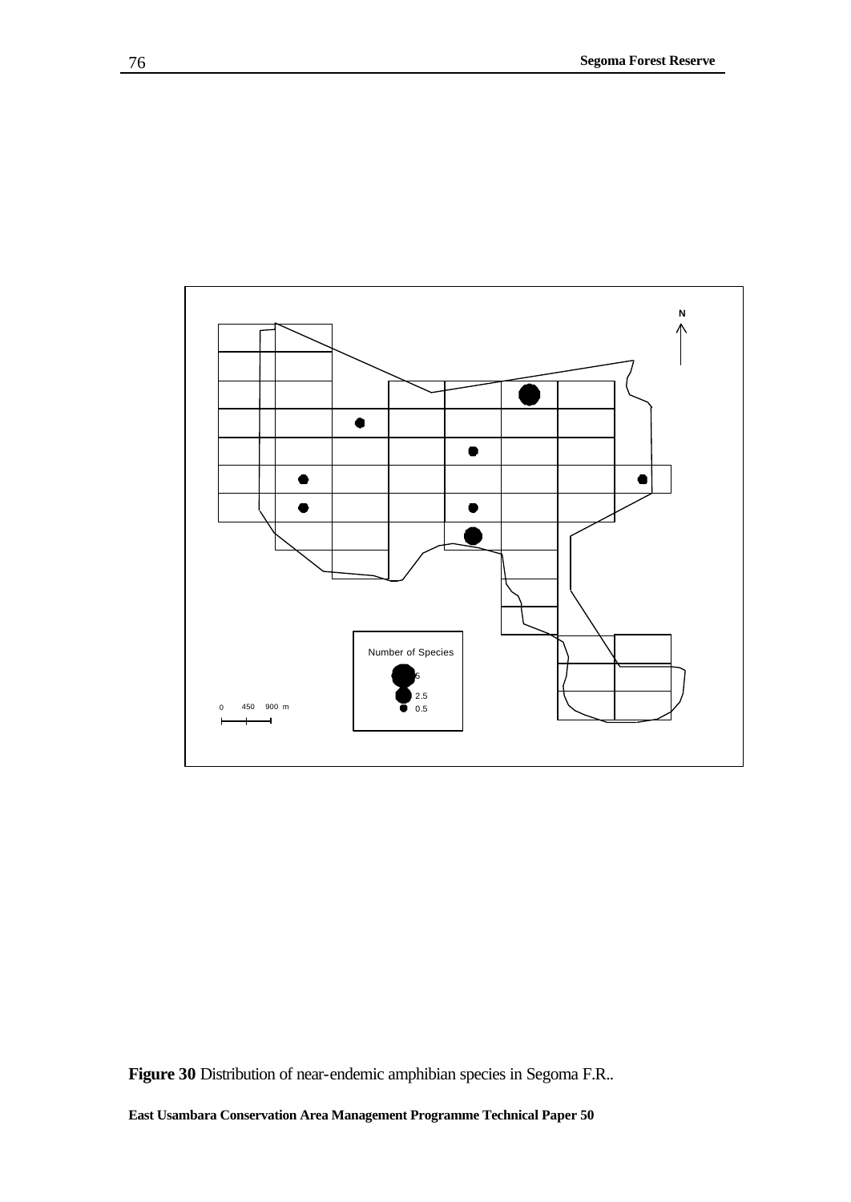Figure 30 Distribution of near-endemic amphibian species in Segoma F.R..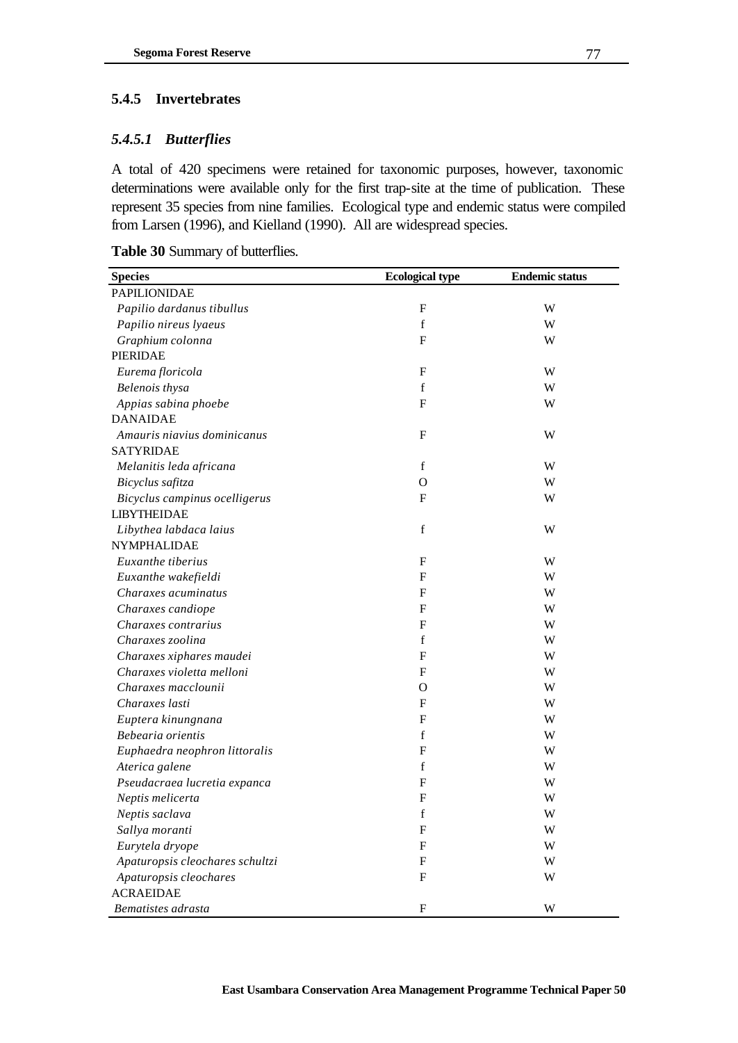### 5.4.5 Invertebrates

#### *5.4.5.1 Butterflies*

A total of 420 specimens were retained for taxonomic purposes, however, taxonomic determinations were available only for the first trap-site at the time of publication. These represent 35 species from nine families. Ecological type and endemic status were compiled from Larsen (1996), and Kielland (1990). All are widespread species.

**Table 30** Summary of butterflies.

| Species | Ecological type | Endemic status |
|---|---|---|
| PAPILIONIDAE | | |
| *Papilio dardanus tibullus* | F | W |
| *Papilio nireus lyaeus* | f | W |
| *Graphium colonna* | F | W |
| PIERIDAE | | |
| *Eurema floricola* | F | W |
| *Belenois thysa* | f | W |
| *Appias sabina phoebe* | F | W |
| DANAIDAE | | |
| *Amauris niavius dominicanus* | F | W |
| SATYRIDAE | | |
| *Melanitis leda africana* | f | W |
| *Bicyclus safitza* | O | W |
| *Bicyclus campinus ocelligerus* | F | W |
| LIBYTHEIDAE | | |
| *Libythea labdaca laius* | f | W |
| NYMPHALIDAE | | |
| *Euxanthe tiberius* | F | W |
| *Euxanthe wakefieldi* | F | W |
| *Charaxes acuminatus* | F | W |
| *Charaxes candiope* | F | W |
| *Charaxes contrarius* | F | W |
| *Charaxes zoolina* | f | W |
| *Charaxes xiphares maudei* | F | W |
| *Charaxes violetta melloni* | F | W |
| *Charaxes macclounii* | O | W |
| *Charaxes lasti* | F | W |
| *Euptera kinungnana* | F | W |
| *Bebearia orientis* | f | W |
| *Euphaedra neophron littoralis* | F | W |
| *Aterica galene* | f | W |
| *Pseudacraea lucretia expanca* | F | W |
| *Neptis melicerta* | F | W |
| *Neptis saclava* | f | W |
| *Sallya moranti* | F | W |
| *Eurytela dryope* | F | W |
| *Apaturopsis cleochares schultzi* | F | W |
| *Apaturopsis cleochares* | F | W |
| ACRAEIDAE | | |
| *Bematistes adrasta* | F | W |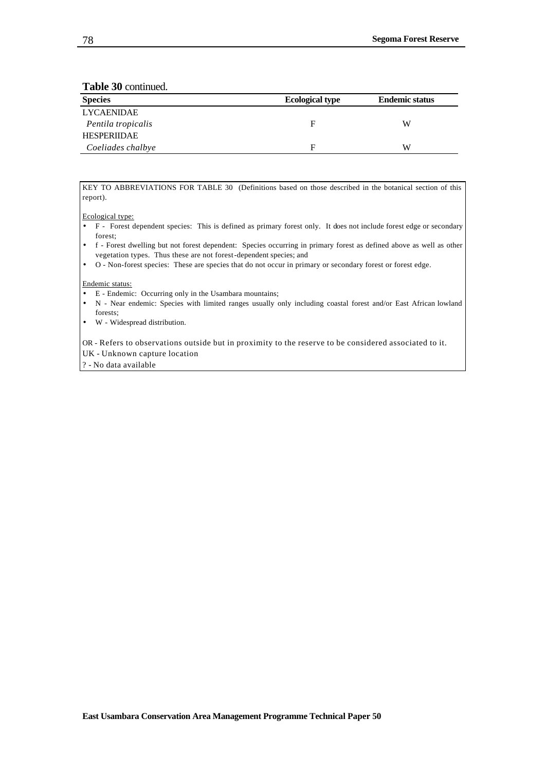**Table 30** continued.

| Species | Ecological type | Endemic status |
|---|---|---|
| LYCAENIDAE | | |
| *Pentila tropicalis* | F | W |
| HESPERIIDAE | | |
| *Coeliades chalbye* | F | W |

KEY TO ABBREVIATIONS FOR TABLE 30 (Definitions based on those described in the botanical section of this report).

Ecological type:

- F - Forest dependent species: This is defined as primary forest only. It does not include forest edge or secondary forest;
- f - Forest dwelling but not forest dependent: Species occurring in primary forest as defined above as well as other vegetation types. Thus these are not forest-dependent species; and
- O - Non-forest species: These are species that do not occur in primary or secondary forest or forest edge.

Endemic status:

- E - Endemic: Occurring only in the Usambara mountains;
- N - Near endemic: Species with limited ranges usually only including coastal forest and/or East African lowland forests;
- W - Widespread distribution.

OR - Refers to observations outside but in proximity to the reserve to be considered associated to it.
UK - Unknown capture location
? - No data available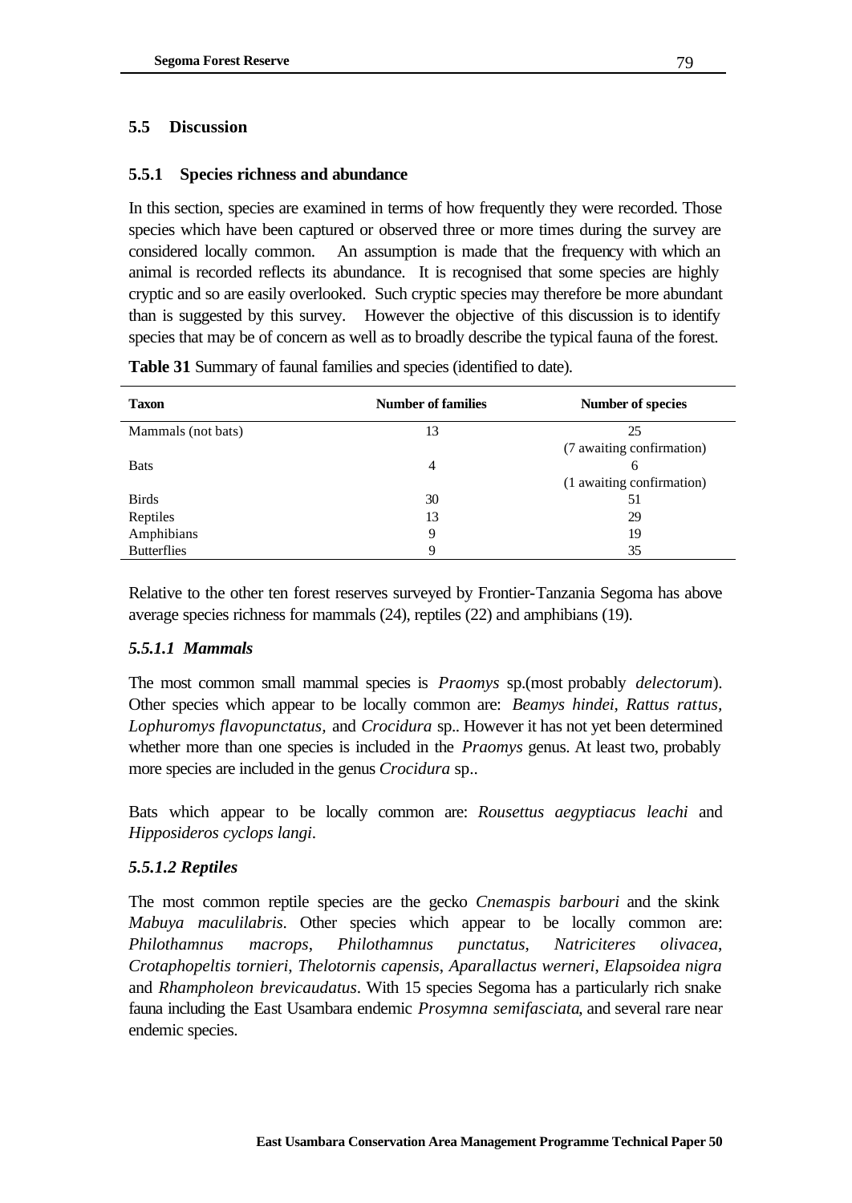## 5.5 Discussion

### 5.5.1 Species richness and abundance

In this section, species are examined in terms of how frequently they were recorded. Those species which have been captured or observed three or more times during the survey are considered locally common. An assumption is made that the frequency with which an animal is recorded reflects its abundance. It is recognised that some species are highly cryptic and so are easily overlooked. Such cryptic species may therefore be more abundant than is suggested by this survey. However the objective of this discussion is to identify species that may be of concern as well as to broadly describe the typical fauna of the forest.

**Table 31** Summary of faunal families and species (identified to date).

| Taxon | Number of families | Number of species |
|---|---|---|
| Mammals (not bats) | 13 | 25 (7 awaiting confirmation) |
| Bats | 4 | 6 (1 awaiting confirmation) |
| Birds | 30 | 51 |
| Reptiles | 13 | 29 |
| Amphibians | 9 | 19 |
| Butterflies | 9 | 35 |

Relative to the other ten forest reserves surveyed by Frontier-Tanzania Segoma has above average species richness for mammals (24), reptiles (22) and amphibians (19).

#### *5.5.1.1 Mammals*

The most common small mammal species is *Praomys* sp.(most probably *delectorum*). Other species which appear to be locally common are: *Beamys hindei*, *Rattus rattus*, *Lophuromys flavopunctatus*, and *Crocidura* sp.. However it has not yet been determined whether more than one species is included in the *Praomys* genus. At least two, probably more species are included in the genus *Crocidura* sp..

Bats which appear to be locally common are: *Rousettus aegyptiacus leachi* and *Hipposideros cyclops langi*.

#### *5.5.1.2 Reptiles*

The most common reptile species are the gecko *Cnemaspis barbouri* and the skink *Mabuya maculilabris*. Other species which appear to be locally common are: *Philothamnus macrops*, *Philothamnus punctatus*, *Natriciteres olivacea*, *Crotaphopeltis tornieri*, *Thelotornis capensis*, *Aparallactus werneri*, *Elapsoidea nigra* and *Rhampholeon brevicaudatus*. With 15 species Segoma has a particularly rich snake fauna including the East Usambara endemic *Prosymna semifasciata*, and several rare near endemic species.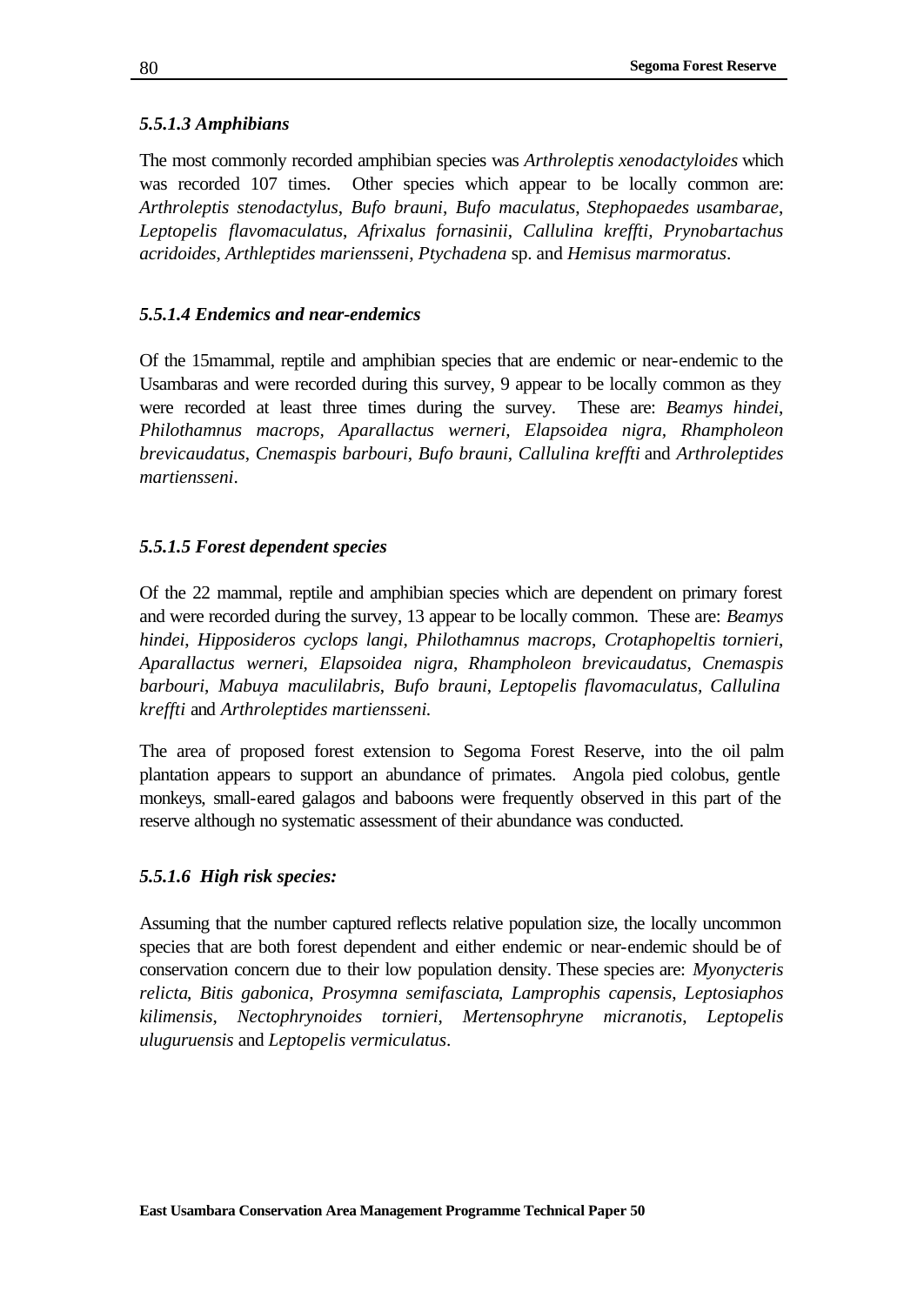### *5.5.1.3 Amphibians*

The most commonly recorded amphibian species was *Arthroleptis xenodactyloides* which was recorded 107 times. Other species which appear to be locally common are: *Arthroleptis stenodactylus*, *Bufo brauni*, *Bufo maculatus*, *Stephopaedes usambarae*, *Leptopelis flavomaculatus*, *Afrixalus fornasinii*, *Callulina kreffti*, *Prynobartachus acridoides*, *Arthleptides mariensseni*, *Ptychadena* sp. and *Hemisus marmoratus*.

### *5.5.1.4 Endemics and near-endemics*

Of the 15mammal, reptile and amphibian species that are endemic or near-endemic to the Usambaras and were recorded during this survey, 9 appear to be locally common as they were recorded at least three times during the survey. These are: *Beamys hindei*, *Philothamnus macrops*, *Aparallactus werneri*, *Elapsoidea nigra*, *Rhampholeon brevicaudatus*, *Cnemaspis barbouri*, *Bufo brauni*, *Callulina kreffti* and *Arthroleptides martiensseni*.

### *5.5.1.5 Forest dependent species*

Of the 22 mammal, reptile and amphibian species which are dependent on primary forest and were recorded during the survey, 13 appear to be locally common. These are: *Beamys hindei*, *Hipposideros cyclops langi*, *Philothamnus macrops*, *Crotaphopeltis tornieri*, *Aparallactus werneri*, *Elapsoidea nigra*, *Rhampholeon brevicaudatus*, *Cnemaspis barbouri*, *Mabuya maculilabris*, *Bufo brauni*, *Leptopelis flavomaculatus*, *Callulina kreffti* and *Arthroleptides martiensseni.*

The area of proposed forest extension to Segoma Forest Reserve, into the oil palm plantation appears to support an abundance of primates. Angola pied colobus, gentle monkeys, small-eared galagos and baboons were frequently observed in this part of the reserve although no systematic assessment of their abundance was conducted.

### *5.5.1.6 High risk species:*

Assuming that the number captured reflects relative population size, the locally uncommon species that are both forest dependent and either endemic or near-endemic should be of conservation concern due to their low population density. These species are: *Myonycteris relicta*, *Bitis gabonica*, *Prosymna semifasciata*, *Lamprophis capensis*, *Leptosiaphos kilimensis*, *Nectophrynoides tornieri*, *Mertensophryne micranotis*, *Leptopelis uluguruensis* and *Leptopelis vermiculatus*.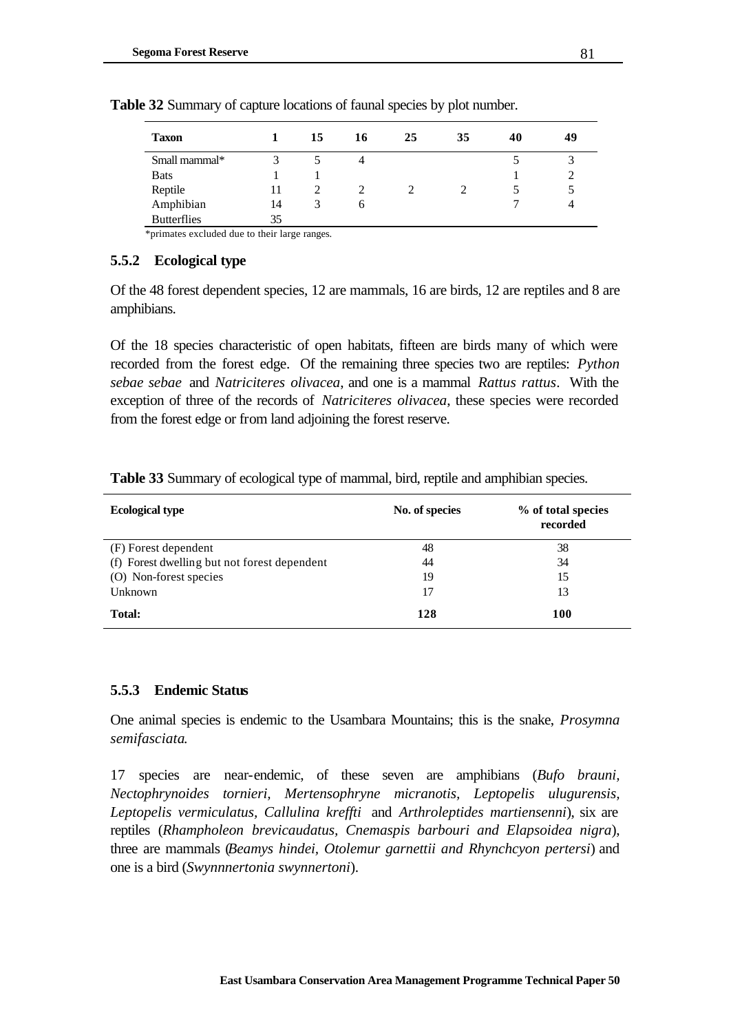**Table 32** Summary of capture locations of faunal species by plot number.

| Taxon | 1 | 15 | 16 | 25 | 35 | 40 | 49 |
|---|---|---|---|---|---|---|---|
| Small mammal* | 3 | 5 | 4 | | | 5 | 3 |
| Bats | 1 | 1 | | | | 1 | 2 |
| Reptile | 11 | 2 | 2 | 2 | 2 | 5 | 5 |
| Amphibian | 14 | 3 | 6 | | | 7 | 4 |
| Butterflies | 35 | | | | | | |

*primates excluded due to their large ranges.

### 5.5.2 Ecological type

Of the 48 forest dependent species, 12 are mammals, 16 are birds, 12 are reptiles and 8 are amphibians.

Of the 18 species characteristic of open habitats, fifteen are birds many of which were recorded from the forest edge. Of the remaining three species two are reptiles: *Python sebae sebae* and *Natriciteres olivacea*, and one is a mammal *Rattus rattus*. With the exception of three of the records of *Natriciteres olivacea*, these species were recorded from the forest edge or from land adjoining the forest reserve.

**Table 33** Summary of ecological type of mammal, bird, reptile and amphibian species.

| Ecological type | No. of species | % of total species recorded |
|---|---|---|
| (F) Forest dependent | 48 | 38 |
| (f) Forest dwelling but not forest dependent | 44 | 34 |
| (O) Non-forest species | 19 | 15 |
| Unknown | 17 | 13 |
| **Total:** | **128** | **100** |

### 5.5.3 Endemic Status

One animal species is endemic to the Usambara Mountains; this is the snake, *Prosymna semifasciata*.

17 species are near-endemic, of these seven are amphibians (*Bufo brauni, Nectophrynoides tornieri, Mertensophryne micranotis, Leptopelis ulugurensis, Leptopelis vermiculatus, Callulina kreffti* and *Arthroleptides martiensenni*), six are reptiles (*Rhampholeon brevicaudatus, Cnemaspis barbouri and Elapsoidea nigra*), three are mammals (*Beamys hindei, Otolemur garnettii and Rhynchcyon pertersi*) and one is a bird (*Swynnnertonia swynnertoni*).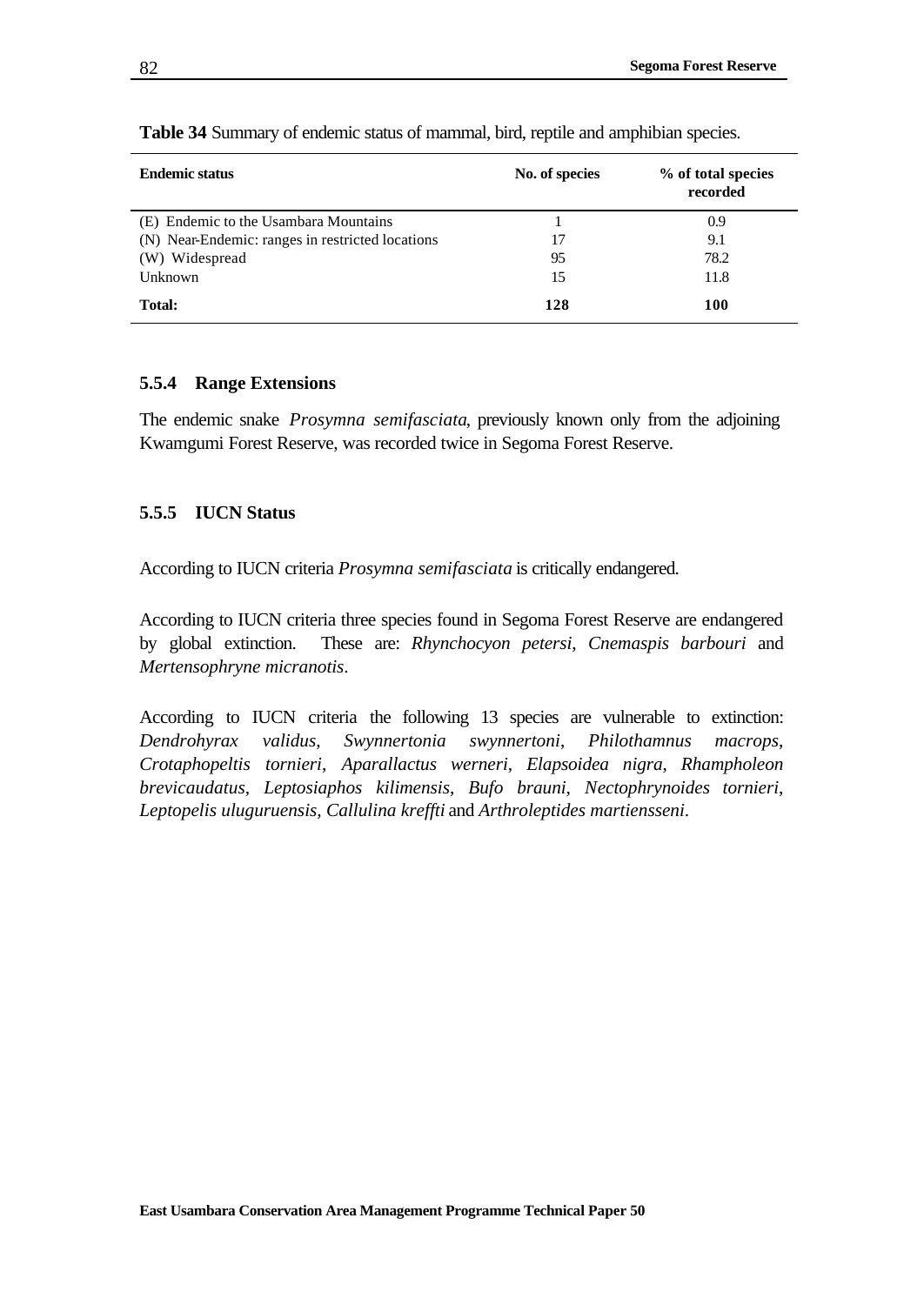**Table 34** Summary of endemic status of mammal, bird, reptile and amphibian species.

| Endemic status | No. of species | % of total species recorded |
|---|---|---|
| (E) Endemic to the Usambara Mountains | 1 | 0.9 |
| (N) Near-Endemic: ranges in restricted locations | 17 | 9.1 |
| (W) Widespread | 95 | 78.2 |
| Unknown | 15 | 11.8 |
| **Total:** | **128** | **100** |

### 5.5.4 Range Extensions

The endemic snake *Prosymna semifasciata*, previously known only from the adjoining Kwamgumi Forest Reserve, was recorded twice in Segoma Forest Reserve.

### 5.5.5 IUCN Status

According to IUCN criteria *Prosymna semifasciata* is critically endangered.

According to IUCN criteria three species found in Segoma Forest Reserve are endangered by global extinction. These are: *Rhynchocyon petersi*, *Cnemaspis barbouri* and *Mertensophryne micranotis*.

According to IUCN criteria the following 13 species are vulnerable to extinction: *Dendrohyrax validus*, *Swynnertonia swynnertoni*, *Philothamnus macrops*, *Crotaphopeltis tornieri*, *Aparallactus werneri*, *Elapsoidea nigra*, *Rhampholeon brevicaudatus*, *Leptosiaphos kilimensis*, *Bufo brauni*, *Nectophrynoides tornieri*, *Leptopelis uluguruensis*, *Callulina kreffti* and *Arthroleptides martiensseni*.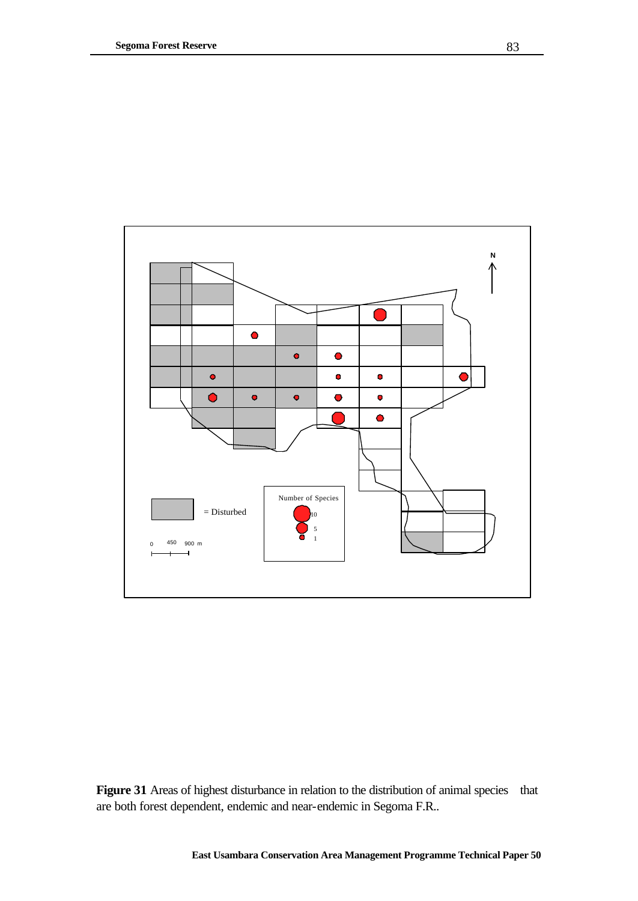**Figure 31** Areas of highest disturbance in relation to the distribution of animal species that are both forest dependent, endemic and near-endemic in Segoma F.R..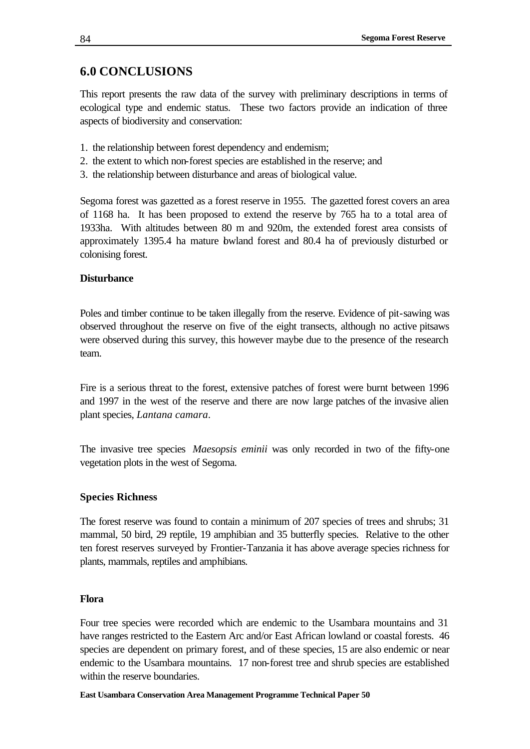## 6.0 CONCLUSIONS

This report presents the raw data of the survey with preliminary descriptions in terms of ecological type and endemic status. These two factors provide an indication of three aspects of biodiversity and conservation:

1. the relationship between forest dependency and endemism;
2. the extent to which non-forest species are established in the reserve; and
3. the relationship between disturbance and areas of biological value.

Segoma forest was gazetted as a forest reserve in 1955. The gazetted forest covers an area of 1168 ha. It has been proposed to extend the reserve by 765 ha to a total area of 1933ha. With altitudes between 80 m and 920m, the extended forest area consists of approximately 1395.4 ha mature lowland forest and 80.4 ha of previously disturbed or colonising forest.

### Disturbance

Poles and timber continue to be taken illegally from the reserve. Evidence of pit-sawing was observed throughout the reserve on five of the eight transects, although no active pitsaws were observed during this survey, this however maybe due to the presence of the research team.

Fire is a serious threat to the forest, extensive patches of forest were burnt between 1996 and 1997 in the west of the reserve and there are now large patches of the invasive alien plant species, *Lantana camara*.

The invasive tree species *Maesopsis eminii* was only recorded in two of the fifty-one vegetation plots in the west of Segoma.

### Species Richness

The forest reserve was found to contain a minimum of 207 species of trees and shrubs; 31 mammal, 50 bird, 29 reptile, 19 amphibian and 35 butterfly species. Relative to the other ten forest reserves surveyed by Frontier-Tanzania it has above average species richness for plants, mammals, reptiles and amphibians.

### Flora

Four tree species were recorded which are endemic to the Usambara mountains and 31 have ranges restricted to the Eastern Arc and/or East African lowland or coastal forests. 46 species are dependent on primary forest, and of these species, 15 are also endemic or near endemic to the Usambara mountains. 17 non-forest tree and shrub species are established within the reserve boundaries.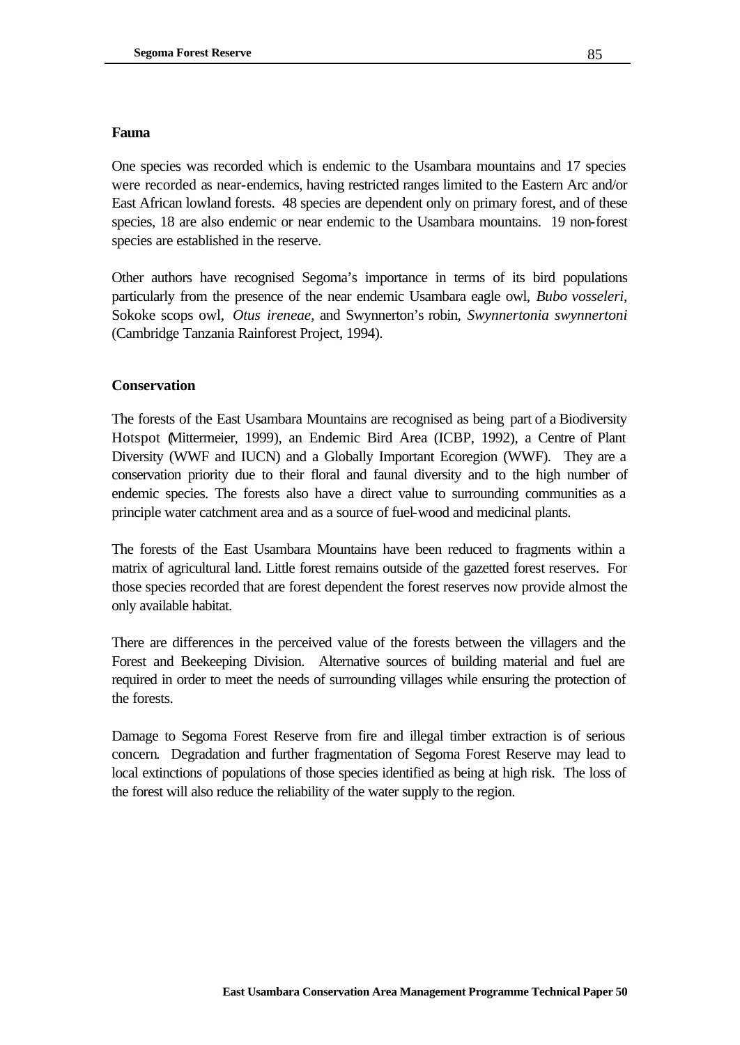### Fauna

One species was recorded which is endemic to the Usambara mountains and 17 species were recorded as near-endemics, having restricted ranges limited to the Eastern Arc and/or East African lowland forests. 48 species are dependent only on primary forest, and of these species, 18 are also endemic or near endemic to the Usambara mountains. 19 non-forest species are established in the reserve.

Other authors have recognised Segoma's importance in terms of its bird populations particularly from the presence of the near endemic Usambara eagle owl, *Bubo vosseleri*, Sokoke scops owl, *Otus ireneae*, and Swynnerton's robin, *Swynnertonia swynnertoni* (Cambridge Tanzania Rainforest Project, 1994).

### Conservation

The forests of the East Usambara Mountains are recognised as being part of a Biodiversity Hotspot (Mittermeier, 1999), an Endemic Bird Area (ICBP, 1992), a Centre of Plant Diversity (WWF and IUCN) and a Globally Important Ecoregion (WWF). They are a conservation priority due to their floral and faunal diversity and to the high number of endemic species. The forests also have a direct value to surrounding communities as a principle water catchment area and as a source of fuel-wood and medicinal plants.

The forests of the East Usambara Mountains have been reduced to fragments within a matrix of agricultural land. Little forest remains outside of the gazetted forest reserves. For those species recorded that are forest dependent the forest reserves now provide almost the only available habitat.

There are differences in the perceived value of the forests between the villagers and the Forest and Beekeeping Division. Alternative sources of building material and fuel are required in order to meet the needs of surrounding villages while ensuring the protection of the forests.

Damage to Segoma Forest Reserve from fire and illegal timber extraction is of serious concern. Degradation and further fragmentation of Segoma Forest Reserve may lead to local extinctions of populations of those species identified as being at high risk. The loss of the forest will also reduce the reliability of the water supply to the region.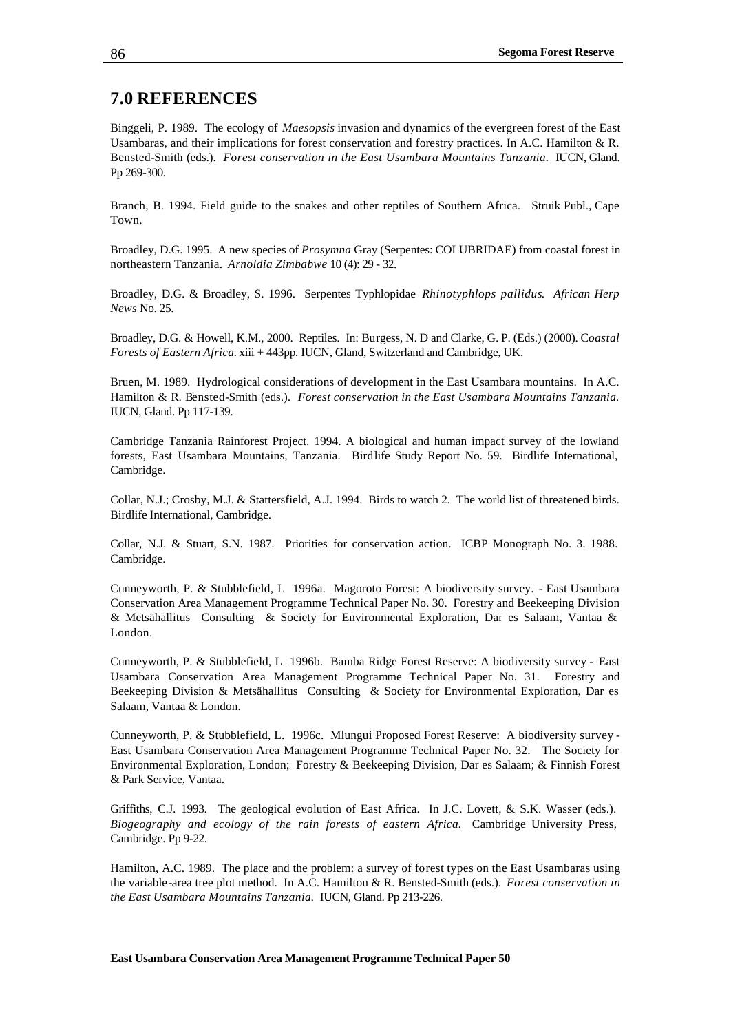## 7.0 REFERENCES

Binggeli, P. 1989. The ecology of *Maesopsis* invasion and dynamics of the evergreen forest of the East Usambaras, and their implications for forest conservation and forestry practices. In A.C. Hamilton & R. Bensted-Smith (eds.). *Forest conservation in the East Usambara Mountains Tanzania.* IUCN, Gland. Pp 269-300.

Branch, B. 1994. Field guide to the snakes and other reptiles of Southern Africa. Struik Publ., Cape Town.

Broadley, D.G. 1995. A new species of *Prosymna* Gray (Serpentes: COLUBRIDAE) from coastal forest in northeastern Tanzania. *Arnoldia Zimbabwe* 10 (4): 29 - 32.

Broadley, D.G. & Broadley, S. 1996. Serpentes Typhlopidae *Rhinotyphlops pallidus. African Herp News* No. 25.

Broadley, D.G. & Howell, K.M., 2000. Reptiles. In: Burgess, N. D and Clarke, G. P. (Eds.) (2000). *Coastal Forests of Eastern Africa.* xiii + 443pp. IUCN, Gland, Switzerland and Cambridge, UK.

Bruen, M. 1989. Hydrological considerations of development in the East Usambara mountains. In A.C. Hamilton & R. Bensted-Smith (eds.). *Forest conservation in the East Usambara Mountains Tanzania.* IUCN, Gland. Pp 117-139.

Cambridge Tanzania Rainforest Project. 1994. A biological and human impact survey of the lowland forests, East Usambara Mountains, Tanzania. Birdlife Study Report No. 59. Birdlife International, Cambridge.

Collar, N.J.; Crosby, M.J. & Stattersfield, A.J. 1994. Birds to watch 2. The world list of threatened birds. Birdlife International, Cambridge.

Collar, N.J. & Stuart, S.N. 1987. Priorities for conservation action. ICBP Monograph No. 3. 1988. Cambridge.

Cunneyworth, P. & Stubblefield, L 1996a. Magoroto Forest: A biodiversity survey. - East Usambara Conservation Area Management Programme Technical Paper No. 30. Forestry and Beekeeping Division & Metsähallitus Consulting & Society for Environmental Exploration, Dar es Salaam, Vantaa & London.

Cunneyworth, P. & Stubblefield, L 1996b. Bamba Ridge Forest Reserve: A biodiversity survey - East Usambara Conservation Area Management Programme Technical Paper No. 31. Forestry and Beekeeping Division & Metsähallitus Consulting & Society for Environmental Exploration, Dar es Salaam, Vantaa & London.

Cunneyworth, P. & Stubblefield, L. 1996c. Mlungui Proposed Forest Reserve: A biodiversity survey - East Usambara Conservation Area Management Programme Technical Paper No. 32. The Society for Environmental Exploration, London; Forestry & Beekeeping Division, Dar es Salaam; & Finnish Forest & Park Service, Vantaa.

Griffiths, C.J. 1993. The geological evolution of East Africa. In J.C. Lovett, & S.K. Wasser (eds.). *Biogeography and ecology of the rain forests of eastern Africa.* Cambridge University Press, Cambridge. Pp 9-22.

Hamilton, A.C. 1989. The place and the problem: a survey of forest types on the East Usambaras using the variable-area tree plot method. In A.C. Hamilton & R. Bensted-Smith (eds.). *Forest conservation in the East Usambara Mountains Tanzania.* IUCN, Gland. Pp 213-226.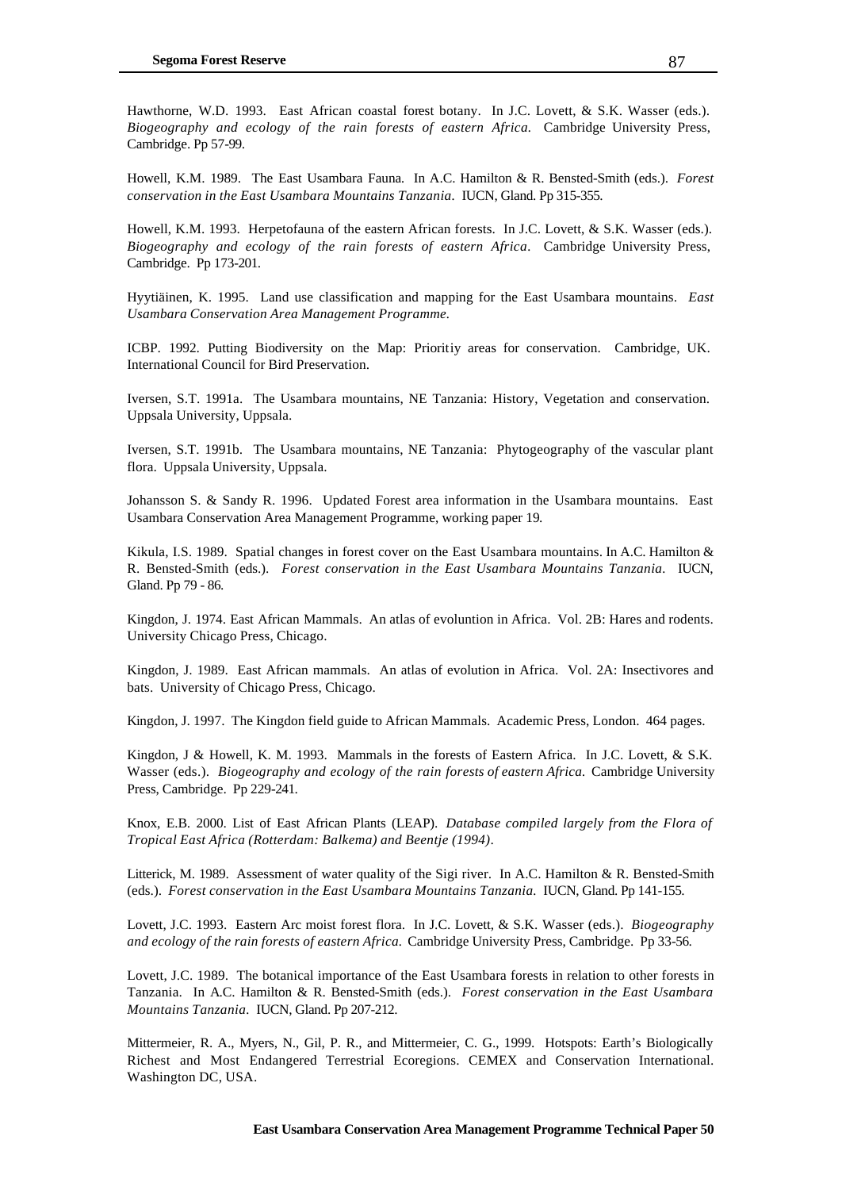Hawthorne, W.D. 1993. East African coastal forest botany. In J.C. Lovett, & S.K. Wasser (eds.). *Biogeography and ecology of the rain forests of eastern Africa.* Cambridge University Press, Cambridge. Pp 57-99.

Howell, K.M. 1989. The East Usambara Fauna. In A.C. Hamilton & R. Bensted-Smith (eds.). *Forest conservation in the East Usambara Mountains Tanzania*. IUCN, Gland. Pp 315-355.

Howell, K.M. 1993. Herpetofauna of the eastern African forests. In J.C. Lovett, & S.K. Wasser (eds.). *Biogeography and ecology of the rain forests of eastern Africa*. Cambridge University Press, Cambridge. Pp 173-201.

Hyytiäinen, K. 1995. Land use classification and mapping for the East Usambara mountains. *East Usambara Conservation Area Management Programme.*

ICBP. 1992. Putting Biodiversity on the Map: Prioritiy areas for conservation. Cambridge, UK. International Council for Bird Preservation.

Iversen, S.T. 1991a. The Usambara mountains, NE Tanzania: History, Vegetation and conservation. Uppsala University, Uppsala.

Iversen, S.T. 1991b. The Usambara mountains, NE Tanzania: Phytogeography of the vascular plant flora. Uppsala University, Uppsala.

Johansson S. & Sandy R. 1996. Updated Forest area information in the Usambara mountains. East Usambara Conservation Area Management Programme, working paper 19.

Kikula, I.S. 1989. Spatial changes in forest cover on the East Usambara mountains. In A.C. Hamilton & R. Bensted-Smith (eds.). *Forest conservation in the East Usambara Mountains Tanzania*. IUCN, Gland. Pp 79 - 86.

Kingdon, J. 1974. East African Mammals. An atlas of evoluntion in Africa. Vol. 2B: Hares and rodents. University Chicago Press, Chicago.

Kingdon, J. 1989. East African mammals. An atlas of evolution in Africa. Vol. 2A: Insectivores and bats. University of Chicago Press, Chicago.

Kingdon, J. 1997. The Kingdon field guide to African Mammals. Academic Press, London. 464 pages.

Kingdon, J & Howell, K. M. 1993. Mammals in the forests of Eastern Africa. In J.C. Lovett, & S.K. Wasser (eds.). *Biogeography and ecology of the rain forests of eastern Africa.* Cambridge University Press, Cambridge. Pp 229-241.

Knox, E.B. 2000. List of East African Plants (LEAP). *Database compiled largely from the Flora of Tropical East Africa (Rotterdam: Balkema) and Beentje (1994)*.

Litterick, M. 1989. Assessment of water quality of the Sigi river. In A.C. Hamilton & R. Bensted-Smith (eds.). *Forest conservation in the East Usambara Mountains Tanzania.* IUCN, Gland. Pp 141-155.

Lovett, J.C. 1993. Eastern Arc moist forest flora. In J.C. Lovett, & S.K. Wasser (eds.). *Biogeography and ecology of the rain forests of eastern Africa.* Cambridge University Press, Cambridge. Pp 33-56.

Lovett, J.C. 1989. The botanical importance of the East Usambara forests in relation to other forests in Tanzania. In A.C. Hamilton & R. Bensted-Smith (eds.). *Forest conservation in the East Usambara Mountains Tanzania*. IUCN, Gland. Pp 207-212.

Mittermeier, R. A., Myers, N., Gil, P. R., and Mittermeier, C. G., 1999. Hotspots: Earth's Biologically Richest and Most Endangered Terrestrial Ecoregions. CEMEX and Conservation International. Washington DC, USA.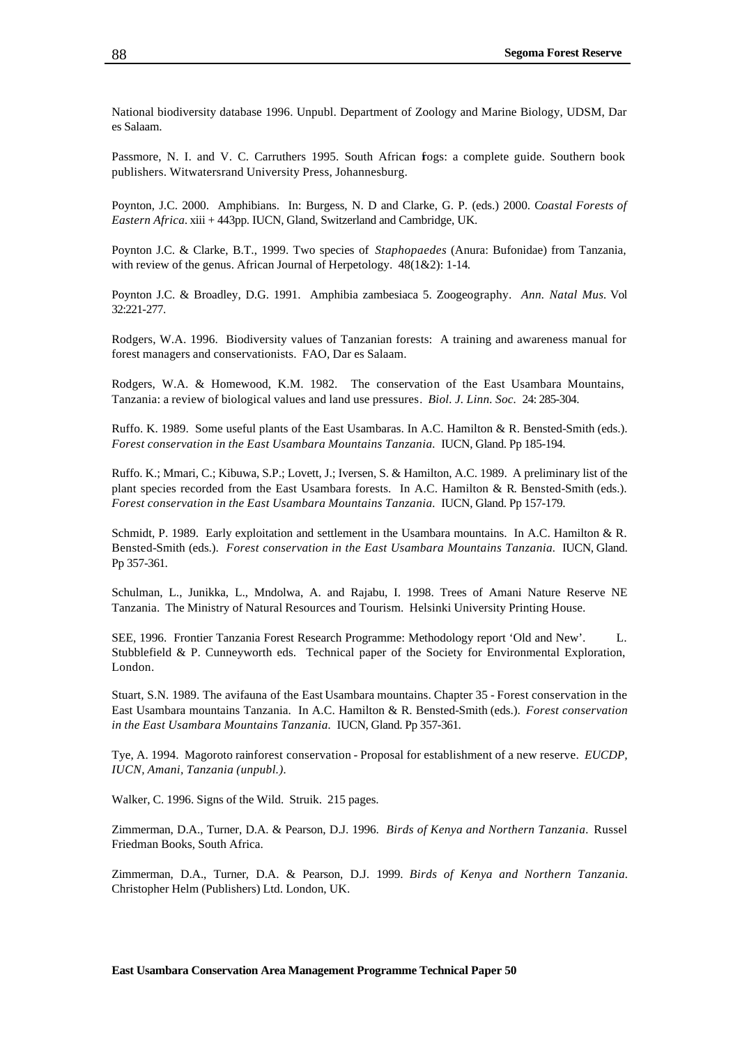National biodiversity database 1996. Unpubl. Department of Zoology and Marine Biology, UDSM, Dar es Salaam.

Passmore, N. I. and V. C. Carruthers 1995. South African frogs: a complete guide. Southern book publishers. Witwatersrand University Press, Johannesburg.

Poynton, J.C. 2000. Amphibians. In: Burgess, N. D and Clarke, G. P. (eds.) 2000. *Coastal Forests of Eastern Africa*. xiii + 443pp. IUCN, Gland, Switzerland and Cambridge, UK.

Poynton J.C. & Clarke, B.T., 1999. Two species of *Staphopaedes* (Anura: Bufonidae) from Tanzania, with review of the genus. African Journal of Herpetology. 48(1&2): 1-14.

Poynton J.C. & Broadley, D.G. 1991. Amphibia zambesiaca 5. Zoogeography. *Ann. Natal Mus.* Vol 32:221-277.

Rodgers, W.A. 1996. Biodiversity values of Tanzanian forests: A training and awareness manual for forest managers and conservationists. FAO, Dar es Salaam.

Rodgers, W.A. & Homewood, K.M. 1982. The conservation of the East Usambara Mountains, Tanzania: a review of biological values and land use pressures. *Biol. J. Linn. Soc.* 24: 285-304.

Ruffo. K. 1989. Some useful plants of the East Usambaras. In A.C. Hamilton & R. Bensted-Smith (eds.). *Forest conservation in the East Usambara Mountains Tanzania.* IUCN, Gland. Pp 185-194.

Ruffo. K.; Mmari, C.; Kibuwa, S.P.; Lovett, J.; Iversen, S. & Hamilton, A.C. 1989. A preliminary list of the plant species recorded from the East Usambara forests. In A.C. Hamilton & R. Bensted-Smith (eds.). *Forest conservation in the East Usambara Mountains Tanzania.* IUCN, Gland. Pp 157-179.

Schmidt, P. 1989. Early exploitation and settlement in the Usambara mountains. In A.C. Hamilton & R. Bensted-Smith (eds.). *Forest conservation in the East Usambara Mountains Tanzania.* IUCN, Gland. Pp 357-361.

Schulman, L., Junikka, L., Mndolwa, A. and Rajabu, I. 1998. Trees of Amani Nature Reserve NE Tanzania. The Ministry of Natural Resources and Tourism. Helsinki University Printing House.

SEE, 1996. Frontier Tanzania Forest Research Programme: Methodology report 'Old and New'. L. Stubblefield & P. Cunneyworth eds. Technical paper of the Society for Environmental Exploration, London.

Stuart, S.N. 1989. The avifauna of the East Usambara mountains. Chapter 35 - Forest conservation in the East Usambara mountains Tanzania. In A.C. Hamilton & R. Bensted-Smith (eds.). *Forest conservation in the East Usambara Mountains Tanzania.* IUCN, Gland. Pp 357-361.

Tye, A. 1994. Magoroto rainforest conservation - Proposal for establishment of a new reserve. *EUCDP, IUCN, Amani, Tanzania (unpubl.).*

Walker, C. 1996. Signs of the Wild. Struik. 215 pages.

Zimmerman, D.A., Turner, D.A. & Pearson, D.J. 1996. *Birds of Kenya and Northern Tanzania.* Russel Friedman Books, South Africa.

Zimmerman, D.A., Turner, D.A. & Pearson, D.J. 1999. *Birds of Kenya and Northern Tanzania.* Christopher Helm (Publishers) Ltd. London, UK.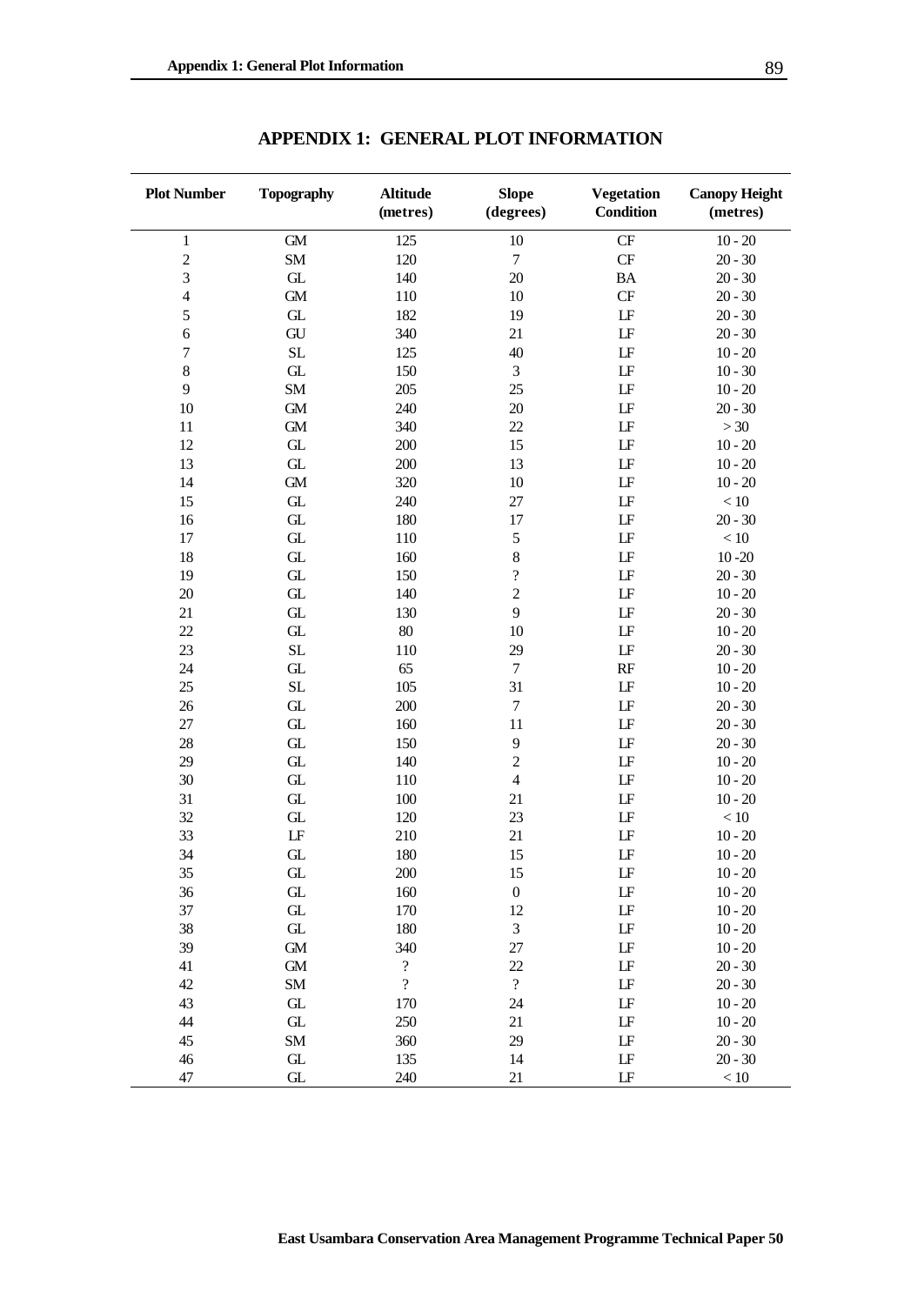# APPENDIX 1: GENERAL PLOT INFORMATION

| Plot Number | Topography | Altitude (metres) | Slope (degrees) | Vegetation Condition | Canopy Height (metres) |
|---|---|---|---|---|---|
| 1 | GM | 125 | 10 | CF | 10 - 20 |
| 2 | SM | 120 | 7 | CF | 20 - 30 |
| 3 | GL | 140 | 20 | BA | 20 - 30 |
| 4 | GM | 110 | 10 | CF | 20 - 30 |
| 5 | GL | 182 | 19 | LF | 20 - 30 |
| 6 | GU | 340 | 21 | LF | 20 - 30 |
| 7 | SL | 125 | 40 | LF | 10 - 20 |
| 8 | GL | 150 | 3 | LF | 10 - 30 |
| 9 | SM | 205 | 25 | LF | 10 - 20 |
| 10 | GM | 240 | 20 | LF | 20 - 30 |
| 11 | GM | 340 | 22 | LF | > 30 |
| 12 | GL | 200 | 15 | LF | 10 - 20 |
| 13 | GL | 200 | 13 | LF | 10 - 20 |
| 14 | GM | 320 | 10 | LF | 10 - 20 |
| 15 | GL | 240 | 27 | LF | < 10 |
| 16 | GL | 180 | 17 | LF | 20 - 30 |
| 17 | GL | 110 | 5 | LF | < 10 |
| 18 | GL | 160 | 8 | LF | 10 -20 |
| 19 | GL | 150 | ? | LF | 20 - 30 |
| 20 | GL | 140 | 2 | LF | 10 - 20 |
| 21 | GL | 130 | 9 | LF | 20 - 30 |
| 22 | GL | 80 | 10 | LF | 10 - 20 |
| 23 | SL | 110 | 29 | LF | 20 - 30 |
| 24 | GL | 65 | 7 | RF | 10 - 20 |
| 25 | SL | 105 | 31 | LF | 10 - 20 |
| 26 | GL | 200 | 7 | LF | 20 - 30 |
| 27 | GL | 160 | 11 | LF | 20 - 30 |
| 28 | GL | 150 | 9 | LF | 20 - 30 |
| 29 | GL | 140 | 2 | LF | 10 - 20 |
| 30 | GL | 110 | 4 | LF | 10 - 20 |
| 31 | GL | 100 | 21 | LF | 10 - 20 |
| 32 | GL | 120 | 23 | LF | < 10 |
| 33 | LF | 210 | 21 | LF | 10 - 20 |
| 34 | GL | 180 | 15 | LF | 10 - 20 |
| 35 | GL | 200 | 15 | LF | 10 - 20 |
| 36 | GL | 160 | 0 | LF | 10 - 20 |
| 37 | GL | 170 | 12 | LF | 10 - 20 |
| 38 | GL | 180 | 3 | LF | 10 - 20 |
| 39 | GM | 340 | 27 | LF | 10 - 20 |
| 41 | GM | ? | 22 | LF | 20 - 30 |
| 42 | SM | ? | ? | LF | 20 - 30 |
| 43 | GL | 170 | 24 | LF | 10 - 20 |
| 44 | GL | 250 | 21 | LF | 10 - 20 |
| 45 | SM | 360 | 29 | LF | 20 - 30 |
| 46 | GL | 135 | 14 | LF | 20 - 30 |
| 47 | GL | 240 | 21 | LF | < 10 |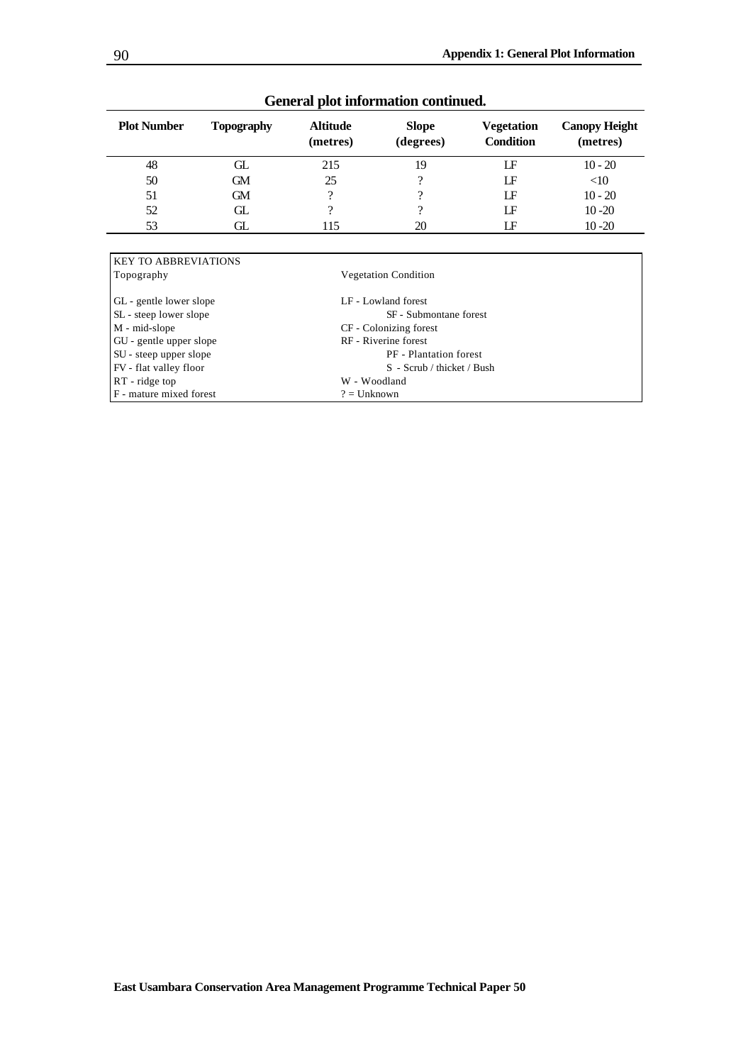## General plot information continued.

| Plot Number | Topography | Altitude (metres) | Slope (degrees) | Vegetation Condition | Canopy Height (metres) |
|---|---|---|---|---|---|
| 48 | GL | 215 | 19 | LF | 10 - 20 |
| 50 | GM | 25 | ? | LF | <10 |
| 51 | GM | ? | ? | LF | 10 - 20 |
| 52 | GL | ? | ? | LF | 10 -20 |
| 53 | GL | 115 | 20 | LF | 10 -20 |

| KEY TO ABBREVIATIONS | |
|---|---|
| Topography | Vegetation Condition |
| GL - gentle lower slope | LF - Lowland forest |
| SL - steep lower slope | SF - Submontane forest |
| M - mid-slope | CF - Colonizing forest |
| GU - gentle upper slope | RF - Riverine forest |
| SU - steep upper slope | PF - Plantation forest |
| FV - flat valley floor | S - Scrub / thicket / Bush |
| RT - ridge top | W - Woodland |
| F - mature mixed forest | ? = Unknown |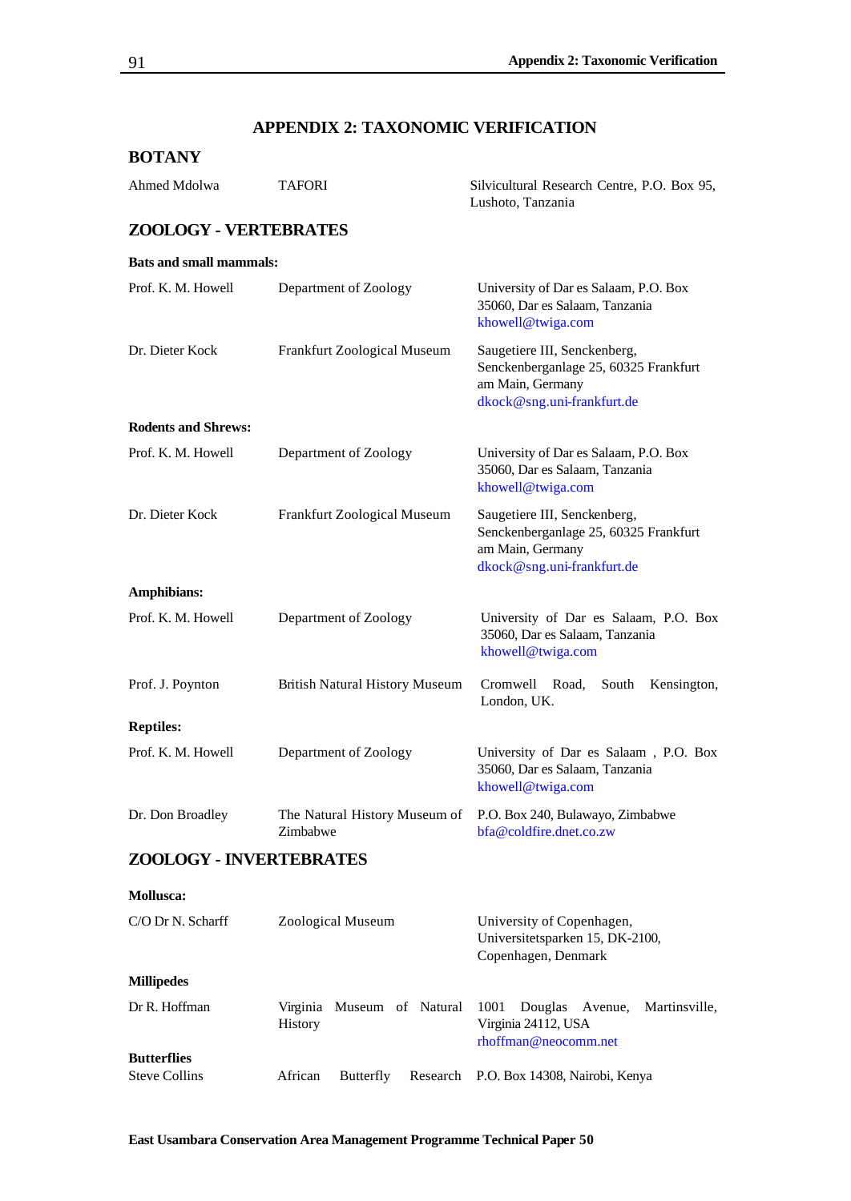# APPENDIX 2: TAXONOMIC VERIFICATION

## BOTANY

| | | |
|---|---|---|
| Ahmed Mdolwa | TAFORI | Silvicultural Research Centre, P.O. Box 95, Lushoto, Tanzania |

## ZOOLOGY - VERTEBRATES

**Bats and small mammals:**

| | | |
|---|---|---|
| Prof. K. M. Howell | Department of Zoology | University of Dar es Salaam, P.O. Box 35060, Dar es Salaam, Tanzania khowell@twiga.com |
| Dr. Dieter Kock | Frankfurt Zoological Museum | Saugetiere III, Senckenberg, Senckenberganlage 25, 60325 Frankfurt am Main, Germany dkock@sng.uni-frankfurt.de |

**Rodents and Shrews:**

| | | |
|---|---|---|
| Prof. K. M. Howell | Department of Zoology | University of Dar es Salaam, P.O. Box 35060, Dar es Salaam, Tanzania khowell@twiga.com |
| Dr. Dieter Kock | Frankfurt Zoological Museum | Saugetiere III, Senckenberg, Senckenberganlage 25, 60325 Frankfurt am Main, Germany dkock@sng.uni-frankfurt.de |

**Amphibians:**

| | | |
|---|---|---|
| Prof. K. M. Howell | Department of Zoology | University of Dar es Salaam, P.O. Box 35060, Dar es Salaam, Tanzania khowell@twiga.com |
| Prof. J. Poynton | British Natural History Museum | Cromwell Road, South Kensington, London, UK. |

**Reptiles:**

| | | |
|---|---|---|
| Prof. K. M. Howell | Department of Zoology | University of Dar es Salaam , P.O. Box 35060, Dar es Salaam, Tanzania khowell@twiga.com |
| Dr. Don Broadley | The Natural History Museum of Zimbabwe | P.O. Box 240, Bulawayo, Zimbabwe bfa@coldfire.dnet.co.zw |

## ZOOLOGY - INVERTEBRATES

**Mollusca:**

| | | |
|---|---|---|
| C/O Dr N. Scharff | Zoological Museum | University of Copenhagen, Universitetsparken 15, DK-2100, Copenhagen, Denmark |

**Millipedes**

| | | |
|---|---|---|
| Dr R. Hoffman | Virginia Museum of Natural History | 1001 Douglas Avenue, Martinsville, Virginia 24112, USA rhoffman@neocomm.net |

**Butterflies**

| | | |
|---|---|---|
| Steve Collins | African Butterfly Research | P.O. Box 14308, Nairobi, Kenya |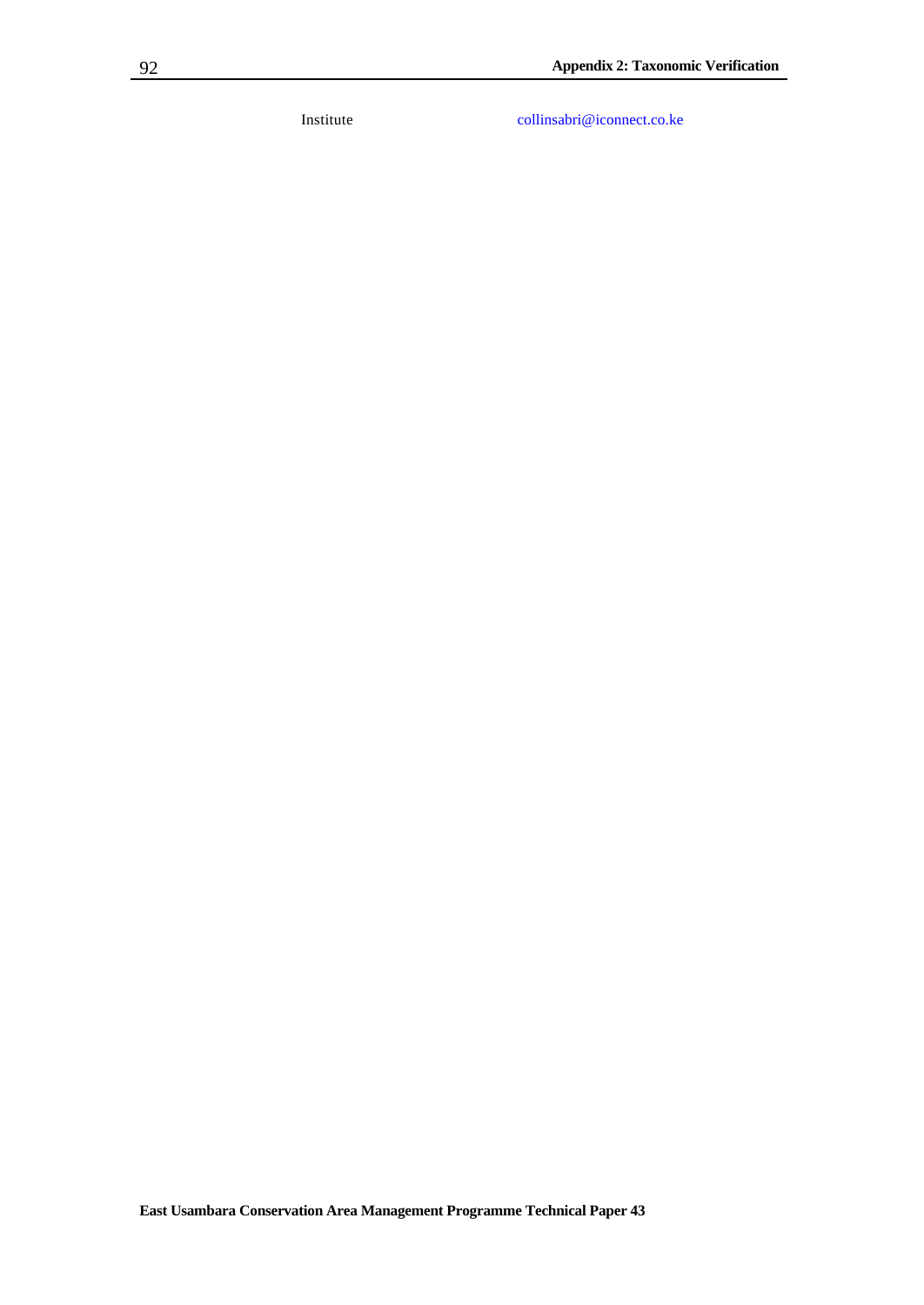| Institute | collinsabri@iconnect.co.ke |
|---|---|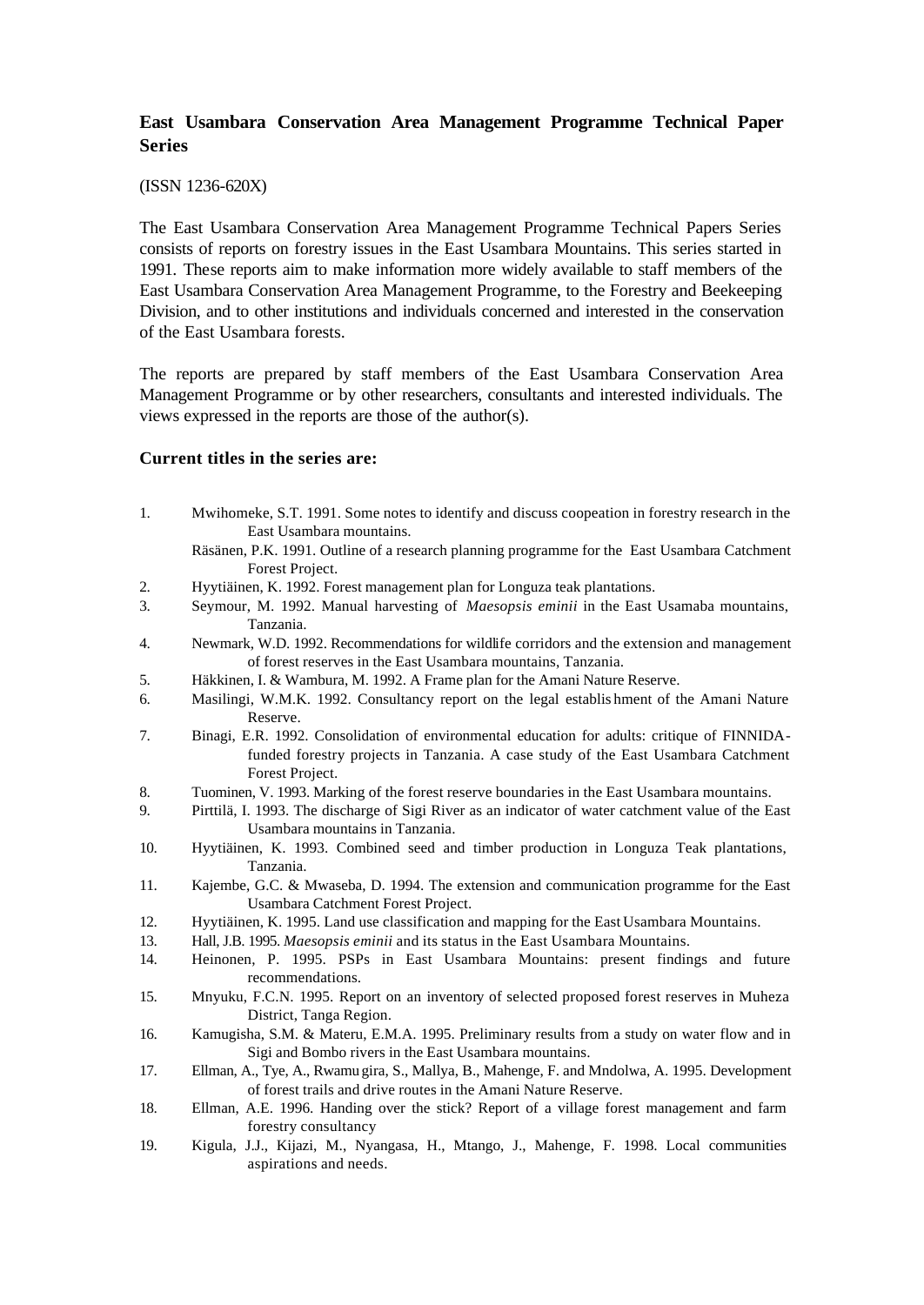**East Usambara Conservation Area Management Programme Technical Paper Series**

(ISSN 1236-620X)

The East Usambara Conservation Area Management Programme Technical Papers Series consists of reports on forestry issues in the East Usambara Mountains. This series started in 1991. These reports aim to make information more widely available to staff members of the East Usambara Conservation Area Management Programme, to the Forestry and Beekeeping Division, and to other institutions and individuals concerned and interested in the conservation of the East Usambara forests.

The reports are prepared by staff members of the East Usambara Conservation Area Management Programme or by other researchers, consultants and interested individuals. The views expressed in the reports are those of the author(s).

**Current titles in the series are:**

1. Mwihomeke, S.T. 1991. Some notes to identify and discuss coopeation in forestry research in the East Usambara mountains.
   Räsänen, P.K. 1991. Outline of a research planning programme for the East Usambara Catchment Forest Project.
2. Hyytiäinen, K. 1992. Forest management plan for Longuza teak plantations.
3. Seymour, M. 1992. Manual harvesting of *Maesopsis eminii* in the East Usamaba mountains, Tanzania.
4. Newmark, W.D. 1992. Recommendations for wildlife corridors and the extension and management of forest reserves in the East Usambara mountains, Tanzania.
5. Häkkinen, I. & Wambura, M. 1992. A Frame plan for the Amani Nature Reserve.
6. Masilingi, W.M.K. 1992. Consultancy report on the legal establishment of the Amani Nature Reserve.
7. Binagi, E.R. 1992. Consolidation of environmental education for adults: critique of FINNIDA-funded forestry projects in Tanzania. A case study of the East Usambara Catchment Forest Project.
8. Tuominen, V. 1993. Marking of the forest reserve boundaries in the East Usambara mountains.
9. Pirttilä, I. 1993. The discharge of Sigi River as an indicator of water catchment value of the East Usambara mountains in Tanzania.
10. Hyytiäinen, K. 1993. Combined seed and timber production in Longuza Teak plantations, Tanzania.
11. Kajembe, G.C. & Mwaseba, D. 1994. The extension and communication programme for the East Usambara Catchment Forest Project.
12. Hyytiäinen, K. 1995. Land use classification and mapping for the East Usambara Mountains.
13. Hall, J.B. 1995. *Maesopsis eminii* and its status in the East Usambara Mountains.
14. Heinonen, P. 1995. PSPs in East Usambara Mountains: present findings and future recommendations.
15. Mnyuku, F.C.N. 1995. Report on an inventory of selected proposed forest reserves in Muheza District, Tanga Region.
16. Kamugisha, S.M. & Materu, E.M.A. 1995. Preliminary results from a study on water flow and in Sigi and Bombo rivers in the East Usambara mountains.
17. Ellman, A., Tye, A., Rwamugira, S., Mallya, B., Mahenge, F. and Mndolwa, A. 1995. Development of forest trails and drive routes in the Amani Nature Reserve.
18. Ellman, A.E. 1996. Handing over the stick? Report of a village forest management and farm forestry consultancy
19. Kigula, J.J., Kijazi, M., Nyangasa, H., Mtango, J., Mahenge, F. 1998. Local communities aspirations and needs.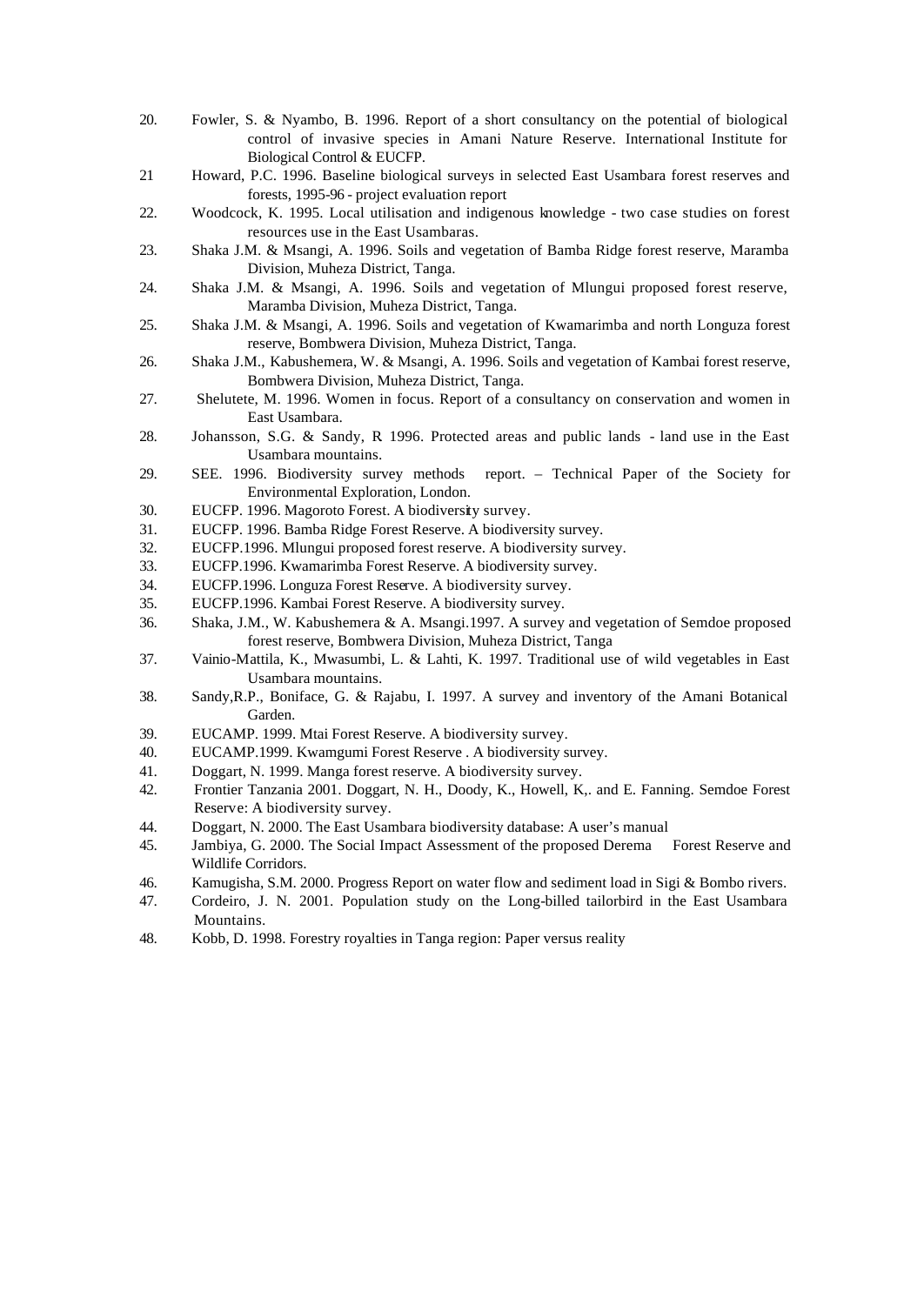20. Fowler, S. & Nyambo, B. 1996. Report of a short consultancy on the potential of biological control of invasive species in Amani Nature Reserve. International Institute for Biological Control & EUCFP.
21 Howard, P.C. 1996. Baseline biological surveys in selected East Usambara forest reserves and forests, 1995-96 - project evaluation report
22. Woodcock, K. 1995. Local utilisation and indigenous knowledge - two case studies on forest resources use in the East Usambaras.
23. Shaka J.M. & Msangi, A. 1996. Soils and vegetation of Bamba Ridge forest reserve, Maramba Division, Muheza District, Tanga.
24. Shaka J.M. & Msangi, A. 1996. Soils and vegetation of Mlungui proposed forest reserve, Maramba Division, Muheza District, Tanga.
25. Shaka J.M. & Msangi, A. 1996. Soils and vegetation of Kwamarimba and north Longuza forest reserve, Bombwera Division, Muheza District, Tanga.
26. Shaka J.M., Kabushemera, W. & Msangi, A. 1996. Soils and vegetation of Kambai forest reserve, Bombwera Division, Muheza District, Tanga.
27. Shelutete, M. 1996. Women in focus. Report of a consultancy on conservation and women in East Usambara.
28. Johansson, S.G. & Sandy, R 1996. Protected areas and public lands - land use in the East Usambara mountains.
29. SEE. 1996. Biodiversity survey methods report. – Technical Paper of the Society for Environmental Exploration, London.
30. EUCFP. 1996. Magoroto Forest. A biodiversity survey.
31. EUCFP. 1996. Bamba Ridge Forest Reserve. A biodiversity survey.
32. EUCFP.1996. Mlungui proposed forest reserve. A biodiversity survey.
33. EUCFP.1996. Kwamarimba Forest Reserve. A biodiversity survey.
34. EUCFP.1996. Longuza Forest Reserve. A biodiversity survey.
35. EUCFP.1996. Kambai Forest Reserve. A biodiversity survey.
36. Shaka, J.M., W. Kabushemera & A. Msangi.1997. A survey and vegetation of Semdoe proposed forest reserve, Bombwera Division, Muheza District, Tanga
37. Vainio-Mattila, K., Mwasumbi, L. & Lahti, K. 1997. Traditional use of wild vegetables in East Usambara mountains.
38. Sandy,R.P., Boniface, G. & Rajabu, I. 1997. A survey and inventory of the Amani Botanical Garden.
39. EUCAMP. 1999. Mtai Forest Reserve. A biodiversity survey.
40. EUCAMP.1999. Kwamgumi Forest Reserve . A biodiversity survey.
41. Doggart, N. 1999. Manga forest reserve. A biodiversity survey.
42. Frontier Tanzania 2001. Doggart, N. H., Doody, K., Howell, K,. and E. Fanning. Semdoe Forest Reserve: A biodiversity survey.
44. Doggart, N. 2000. The East Usambara biodiversity database: A user's manual
45. Jambiya, G. 2000. The Social Impact Assessment of the proposed Derema Forest Reserve and Wildlife Corridors.
46. Kamugisha, S.M. 2000. Progress Report on water flow and sediment load in Sigi & Bombo rivers.
47. Cordeiro, J. N. 2001. Population study on the Long-billed tailorbird in the East Usambara Mountains.
48. Kobb, D. 1998. Forestry royalties in Tanga region: Paper versus reality